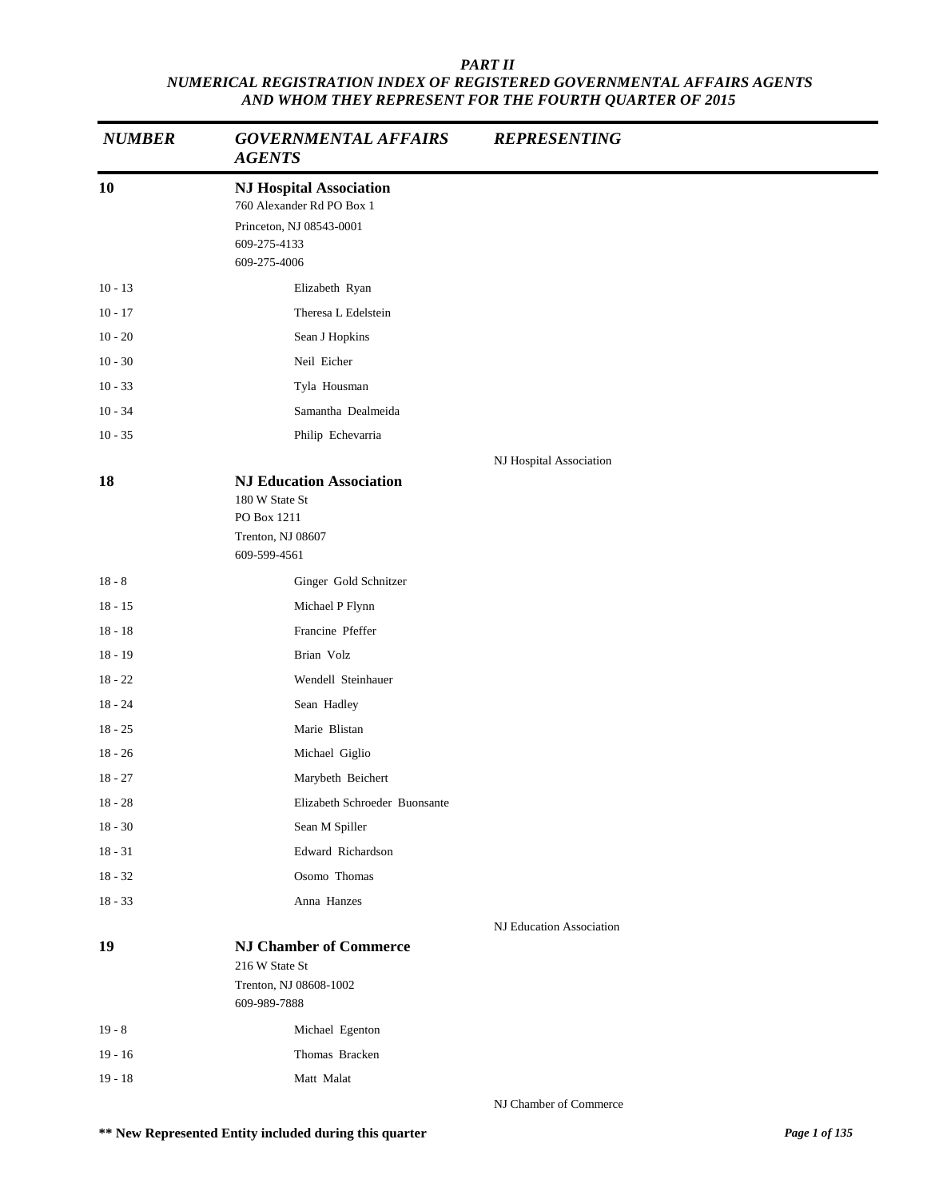## *PART II*
## *NUMERICAL REGISTRATION INDEX OF REGISTERED GOVERNMENTAL AFFAIRS AGENTS AND WHOM THEY REPRESENT FOR THE FOURTH QUARTER OF 2015*

| *NUMBER* | *GOVERNMENTAL AFFAIRS AGENTS* | *REPRESENTING* |
|---|---|---|
| **10** | **NJ Hospital Association**<br>760 Alexander Rd PO Box 1<br>Princeton, NJ 08543-0001<br>609-275-4133<br>609-275-4006 | |
| 10 - 13 | Elizabeth Ryan | |
| 10 - 17 | Theresa L Edelstein | |
| 10 - 20 | Sean J Hopkins | |
| 10 - 30 | Neil Eicher | |
| 10 - 33 | Tyla Housman | |
| 10 - 34 | Samantha Dealmeida | |
| 10 - 35 | Philip Echevarria | |
| | | NJ Hospital Association |
| **18** | **NJ Education Association**<br>180 W State St<br>PO Box 1211<br>Trenton, NJ 08607<br>609-599-4561 | |
| 18 - 8 | Ginger Gold Schnitzer | |
| 18 - 15 | Michael P Flynn | |
| 18 - 18 | Francine Pfeffer | |
| 18 - 19 | Brian Volz | |
| 18 - 22 | Wendell Steinhauer | |
| 18 - 24 | Sean Hadley | |
| 18 - 25 | Marie Blistan | |
| 18 - 26 | Michael Giglio | |
| 18 - 27 | Marybeth Beichert | |
| 18 - 28 | Elizabeth Schroeder Buonsante | |
| 18 - 30 | Sean M Spiller | |
| 18 - 31 | Edward Richardson | |
| 18 - 32 | Osomo Thomas | |
| 18 - 33 | Anna Hanzes | |
| | | NJ Education Association |
| **19** | **NJ Chamber of Commerce**<br>216 W State St<br>Trenton, NJ 08608-1002<br>609-989-7888 | |
| 19 - 8 | Michael Egenton | |
| 19 - 16 | Thomas Bracken | |
| 19 - 18 | Matt Malat | |
| | | NJ Chamber of Commerce |

**** New Represented Entity included during this quarter**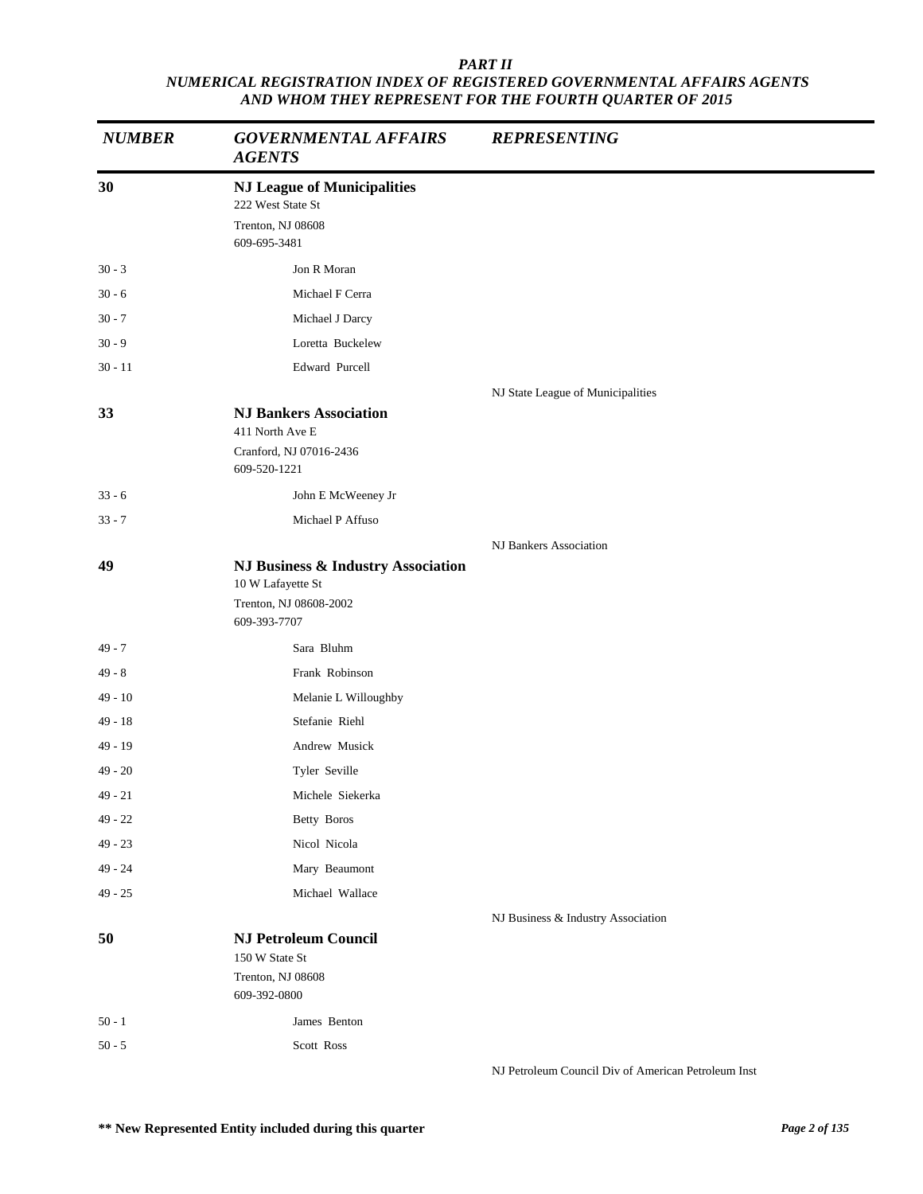# PART II

## NUMERICAL REGISTRATION INDEX OF REGISTERED GOVERNMENTAL AFFAIRS AGENTS AND WHOM THEY REPRESENT FOR THE FOURTH QUARTER OF 2015

| *NUMBER* | *GOVERNMENTAL AFFAIRS AGENTS* | *REPRESENTING* |
|---|---|---|
| **30** | **NJ League of Municipalities**<br>222 West State St<br>Trenton, NJ 08608<br>609-695-3481 | |
| 30 - 3 | Jon R Moran | |
| 30 - 6 | Michael F Cerra | |
| 30 - 7 | Michael J Darcy | |
| 30 - 9 | Loretta Buckelew | |
| 30 - 11 | Edward Purcell | |
| | | NJ State League of Municipalities |
| **33** | **NJ Bankers Association**<br>411 North Ave E<br>Cranford, NJ 07016-2436<br>609-520-1221 | |
| 33 - 6 | John E McWeeney Jr | |
| 33 - 7 | Michael P Affuso | |
| | | NJ Bankers Association |
| **49** | **NJ Business & Industry Association**<br>10 W Lafayette St<br>Trenton, NJ 08608-2002<br>609-393-7707 | |
| 49 - 7 | Sara Bluhm | |
| 49 - 8 | Frank Robinson | |
| 49 - 10 | Melanie L Willoughby | |
| 49 - 18 | Stefanie Riehl | |
| 49 - 19 | Andrew Musick | |
| 49 - 20 | Tyler Seville | |
| 49 - 21 | Michele Siekerka | |
| 49 - 22 | Betty Boros | |
| 49 - 23 | Nicol Nicola | |
| 49 - 24 | Mary Beaumont | |
| 49 - 25 | Michael Wallace | |
| | | NJ Business & Industry Association |
| **50** | **NJ Petroleum Council**<br>150 W State St<br>Trenton, NJ 08608<br>609-392-0800 | |
| 50 - 1 | James Benton | |
| 50 - 5 | Scott Ross | |
| | | NJ Petroleum Council Div of American Petroleum Inst |

**\*\* New Represented Entity included during this quarter**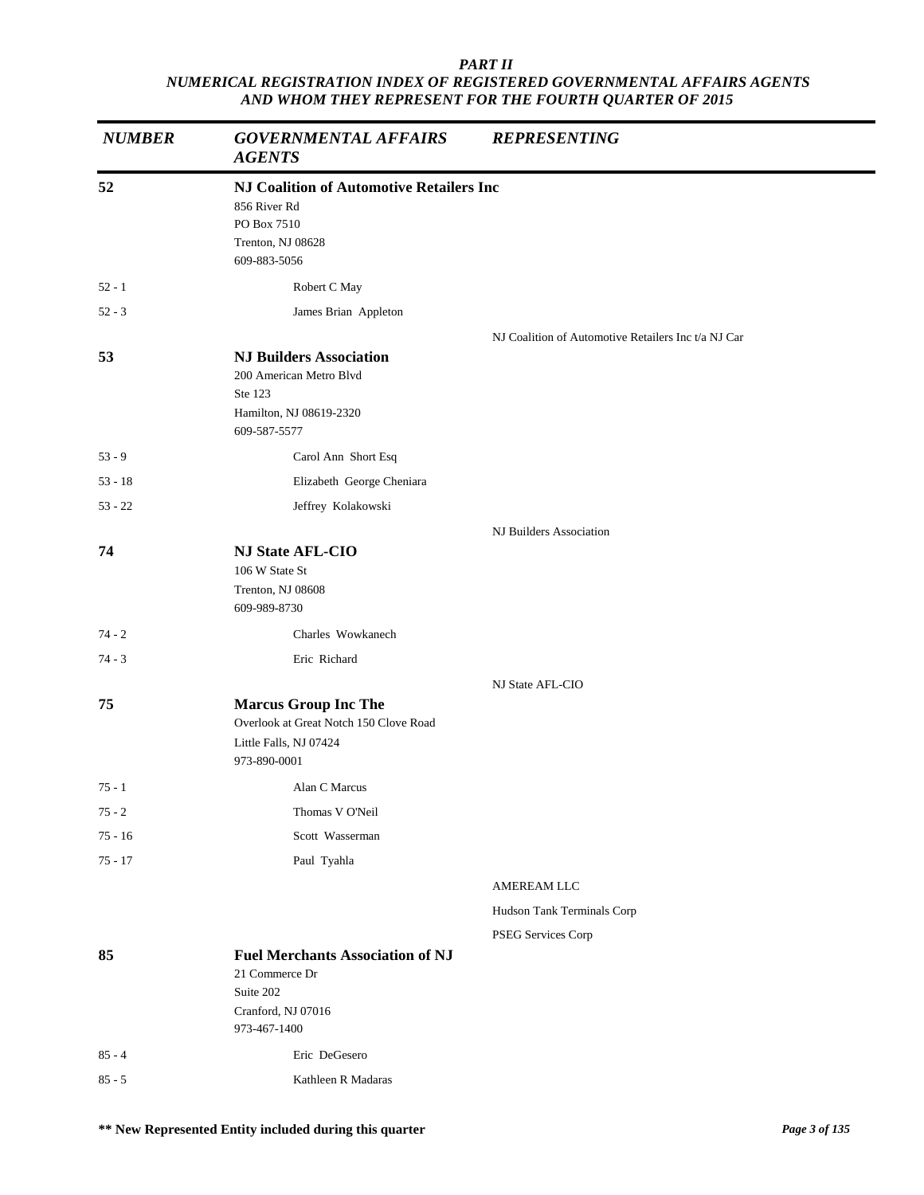# PART II

## NUMERICAL REGISTRATION INDEX OF REGISTERED GOVERNMENTAL AFFAIRS AGENTS AND WHOM THEY REPRESENT FOR THE FOURTH QUARTER OF 2015

| NUMBER | GOVERNMENTAL AFFAIRS AGENTS | REPRESENTING |
|---|---|---|
| **52** | **NJ Coalition of Automotive Retailers Inc**<br>856 River Rd<br>PO Box 7510<br>Trenton, NJ 08628<br>609-883-5056 | |
| 52 - 1 | Robert C May | |
| 52 - 3 | James Brian Appleton | |
| | | NJ Coalition of Automotive Retailers Inc t/a NJ Car |
| **53** | **NJ Builders Association**<br>200 American Metro Blvd<br>Ste 123<br>Hamilton, NJ 08619-2320<br>609-587-5577 | |
| 53 - 9 | Carol Ann Short Esq | |
| 53 - 18 | Elizabeth George Cheniara | |
| 53 - 22 | Jeffrey Kolakowski | |
| | | NJ Builders Association |
| **74** | **NJ State AFL-CIO**<br>106 W State St<br>Trenton, NJ 08608<br>609-989-8730 | |
| 74 - 2 | Charles Wowkanech | |
| 74 - 3 | Eric Richard | |
| | | NJ State AFL-CIO |
| **75** | **Marcus Group Inc The**<br>Overlook at Great Notch 150 Clove Road<br>Little Falls, NJ 07424<br>973-890-0001 | |
| 75 - 1 | Alan C Marcus | |
| 75 - 2 | Thomas V O'Neil | |
| 75 - 16 | Scott Wasserman | |
| 75 - 17 | Paul Tyahla | |
| | | AMEREAM LLC |
| | | Hudson Tank Terminals Corp |
| | | PSEG Services Corp |
| **85** | **Fuel Merchants Association of NJ**<br>21 Commerce Dr<br>Suite 202<br>Cranford, NJ 07016<br>973-467-1400 | |
| 85 - 4 | Eric DeGesero | |
| 85 - 5 | Kathleen R Madaras | |

**\*\* New Represented Entity included during this quarter**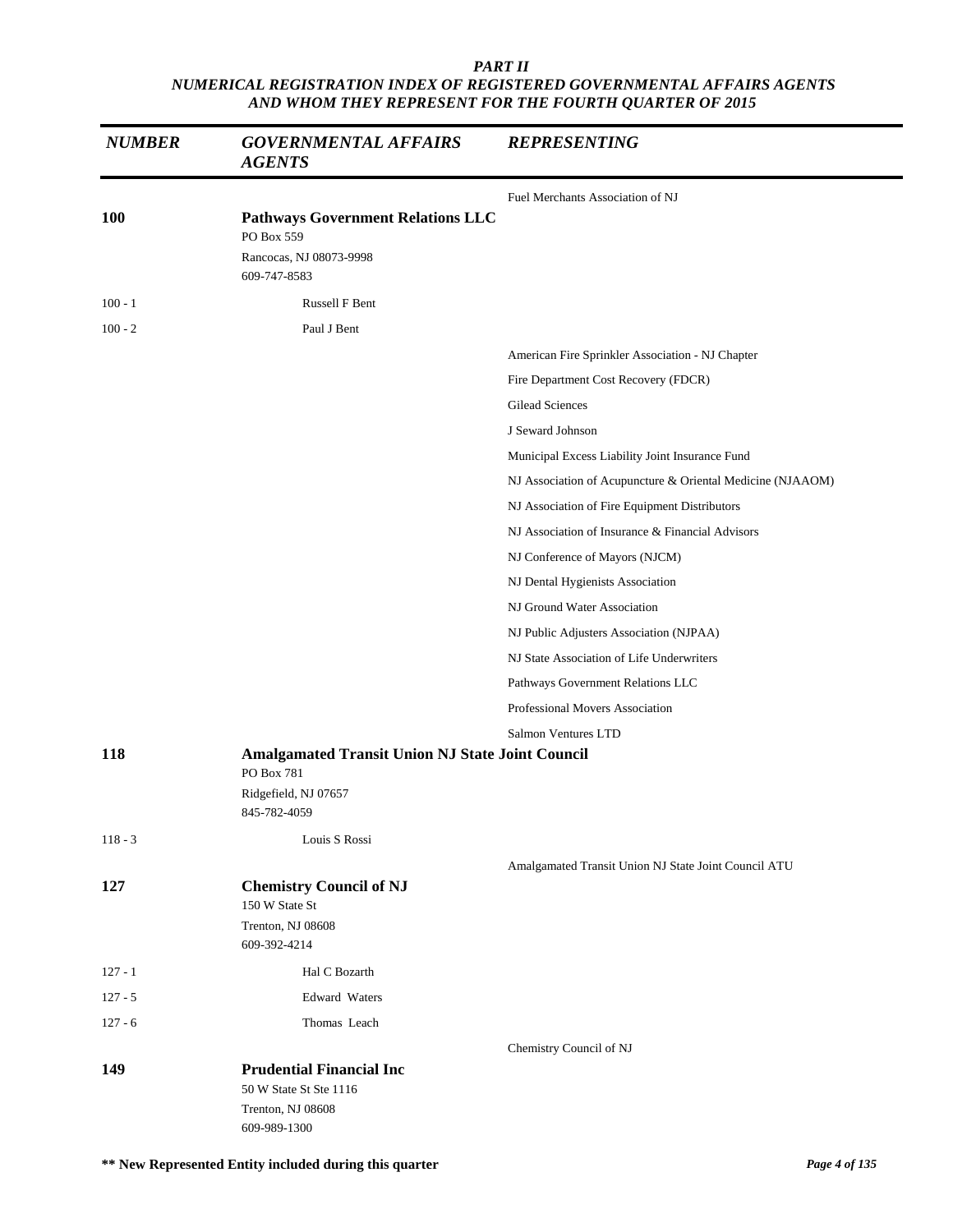*PART II*
*NUMERICAL REGISTRATION INDEX OF REGISTERED GOVERNMENTAL AFFAIRS AGENTS AND WHOM THEY REPRESENT FOR THE FOURTH QUARTER OF 2015*

| *NUMBER* | *GOVERNMENTAL AFFAIRS AGENTS* | *REPRESENTING* |
|---|---|---|
| | | Fuel Merchants Association of NJ |
| **100** | **Pathways Government Relations LLC**<br>PO Box 559<br>Rancocas, NJ 08073-9998<br>609-747-8583 | |
| 100 - 1 | Russell F Bent | |
| 100 - 2 | Paul J Bent | |
| | | American Fire Sprinkler Association - NJ Chapter |
| | | Fire Department Cost Recovery (FDCR) |
| | | Gilead Sciences |
| | | J Seward Johnson |
| | | Municipal Excess Liability Joint Insurance Fund |
| | | NJ Association of Acupuncture & Oriental Medicine (NJAAOM) |
| | | NJ Association of Fire Equipment Distributors |
| | | NJ Association of Insurance & Financial Advisors |
| | | NJ Conference of Mayors (NJCM) |
| | | NJ Dental Hygienists Association |
| | | NJ Ground Water Association |
| | | NJ Public Adjusters Association (NJPAA) |
| | | NJ State Association of Life Underwriters |
| | | Pathways Government Relations LLC |
| | | Professional Movers Association |
| | | Salmon Ventures LTD |
| **118** | **Amalgamated Transit Union NJ State Joint Council**<br>PO Box 781<br>Ridgefield, NJ 07657<br>845-782-4059 | |
| 118 - 3 | Louis S Rossi | |
| | | Amalgamated Transit Union NJ State Joint Council ATU |
| **127** | **Chemistry Council of NJ**<br>150 W State St<br>Trenton, NJ 08608<br>609-392-4214 | |
| 127 - 1 | Hal C Bozarth | |
| 127 - 5 | Edward Waters | |
| 127 - 6 | Thomas Leach | |
| | | Chemistry Council of NJ |
| **149** | **Prudential Financial Inc**<br>50 W State St Ste 1116<br>Trenton, NJ 08608<br>609-989-1300 | |

**\*\* New Represented Entity included during this quarter**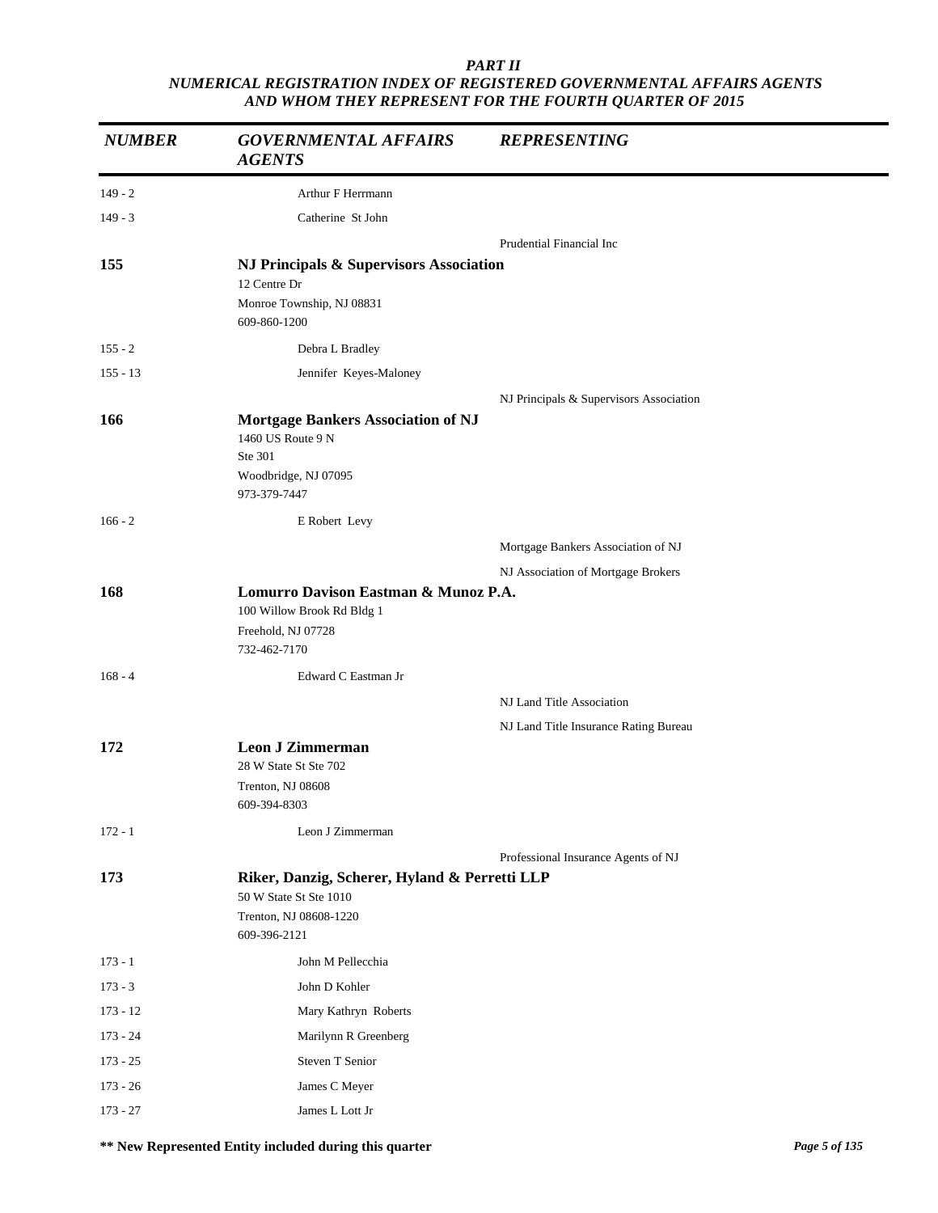*PART II*
*NUMERICAL REGISTRATION INDEX OF REGISTERED GOVERNMENTAL AFFAIRS AGENTS AND WHOM THEY REPRESENT FOR THE FOURTH QUARTER OF 2015*

| *NUMBER* | *GOVERNMENTAL AFFAIRS AGENTS* | *REPRESENTING* |
|---|---|---|
| 149 - 2 | Arthur F Herrmann | |
| 149 - 3 | Catherine St John | |
| | | Prudential Financial Inc |
| **155** | **NJ Principals & Supervisors Association**<br>12 Centre Dr<br>Monroe Township, NJ 08831<br>609-860-1200 | |
| 155 - 2 | Debra L Bradley | |
| 155 - 13 | Jennifer Keyes-Maloney | |
| | | NJ Principals & Supervisors Association |
| **166** | **Mortgage Bankers Association of NJ**<br>1460 US Route 9 N<br>Ste 301<br>Woodbridge, NJ 07095<br>973-379-7447 | |
| 166 - 2 | E Robert Levy | |
| | | Mortgage Bankers Association of NJ |
| | | NJ Association of Mortgage Brokers |
| **168** | **Lomurro Davison Eastman & Munoz P.A.**<br>100 Willow Brook Rd Bldg 1<br>Freehold, NJ 07728<br>732-462-7170 | |
| 168 - 4 | Edward C Eastman Jr | |
| | | NJ Land Title Association |
| | | NJ Land Title Insurance Rating Bureau |
| **172** | **Leon J Zimmerman**<br>28 W State St Ste 702<br>Trenton, NJ 08608<br>609-394-8303 | |
| 172 - 1 | Leon J Zimmerman | |
| | | Professional Insurance Agents of NJ |
| **173** | **Riker, Danzig, Scherer, Hyland & Perretti LLP**<br>50 W State St Ste 1010<br>Trenton, NJ 08608-1220<br>609-396-2121 | |
| 173 - 1 | John M Pellecchia | |
| 173 - 3 | John D Kohler | |
| 173 - 12 | Mary Kathryn Roberts | |
| 173 - 24 | Marilynn R Greenberg | |
| 173 - 25 | Steven T Senior | |
| 173 - 26 | James C Meyer | |
| 173 - 27 | James L Lott Jr | |

**\*\* New Represented Entity included during this quarter**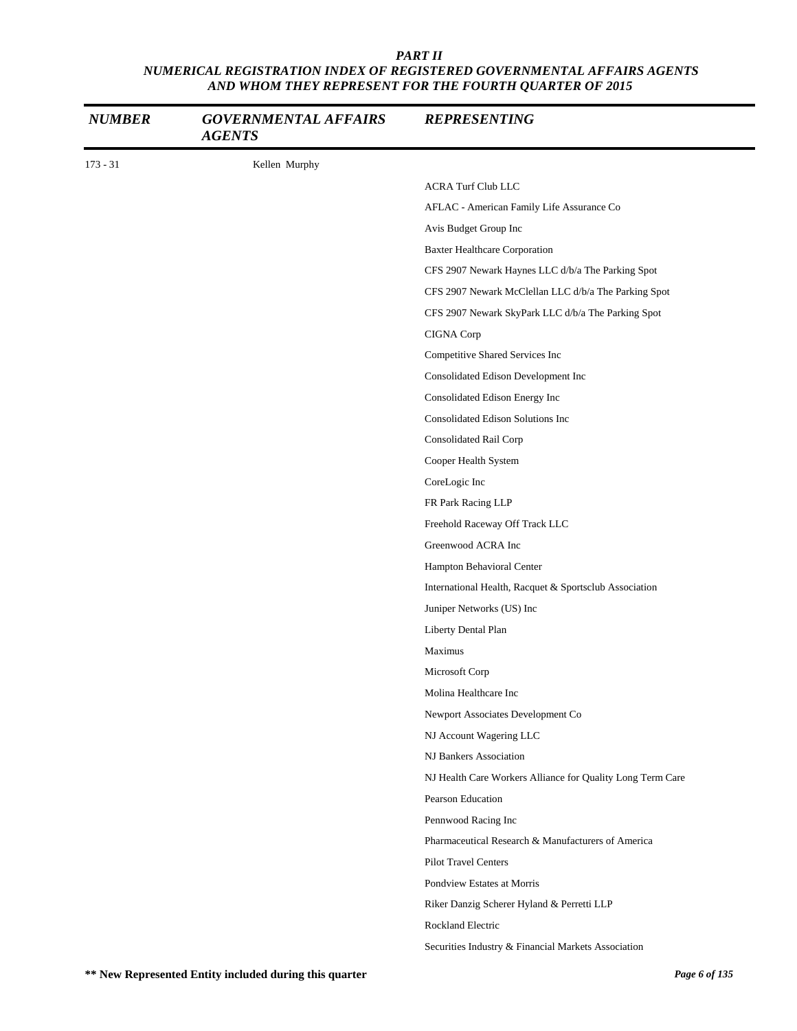*PART II*

*NUMERICAL REGISTRATION INDEX OF REGISTERED GOVERNMENTAL AFFAIRS AGENTS AND WHOM THEY REPRESENT FOR THE FOURTH QUARTER OF 2015*

| *NUMBER* | *GOVERNMENTAL AFFAIRS AGENTS* | *REPRESENTING* |
|---|---|---|
| 173 - 31 | Kellen Murphy | |
| | | ACRA Turf Club LLC |
| | | AFLAC - American Family Life Assurance Co |
| | | Avis Budget Group Inc |
| | | Baxter Healthcare Corporation |
| | | CFS 2907 Newark Haynes LLC d/b/a The Parking Spot |
| | | CFS 2907 Newark McClellan LLC d/b/a The Parking Spot |
| | | CFS 2907 Newark SkyPark LLC d/b/a The Parking Spot |
| | | CIGNA Corp |
| | | Competitive Shared Services Inc |
| | | Consolidated Edison Development Inc |
| | | Consolidated Edison Energy Inc |
| | | Consolidated Edison Solutions Inc |
| | | Consolidated Rail Corp |
| | | Cooper Health System |
| | | CoreLogic Inc |
| | | FR Park Racing LLP |
| | | Freehold Raceway Off Track LLC |
| | | Greenwood ACRA Inc |
| | | Hampton Behavioral Center |
| | | International Health, Racquet & Sportsclub Association |
| | | Juniper Networks (US) Inc |
| | | Liberty Dental Plan |
| | | Maximus |
| | | Microsoft Corp |
| | | Molina Healthcare Inc |
| | | Newport Associates Development Co |
| | | NJ Account Wagering LLC |
| | | NJ Bankers Association |
| | | NJ Health Care Workers Alliance for Quality Long Term Care |
| | | Pearson Education |
| | | Pennwood Racing Inc |
| | | Pharmaceutical Research & Manufacturers of America |
| | | Pilot Travel Centers |
| | | Pondview Estates at Morris |
| | | Riker Danzig Scherer Hyland & Perretti LLP |
| | | Rockland Electric |
| | | Securities Industry & Financial Markets Association |

**\*\* New Represented Entity included during this quarter**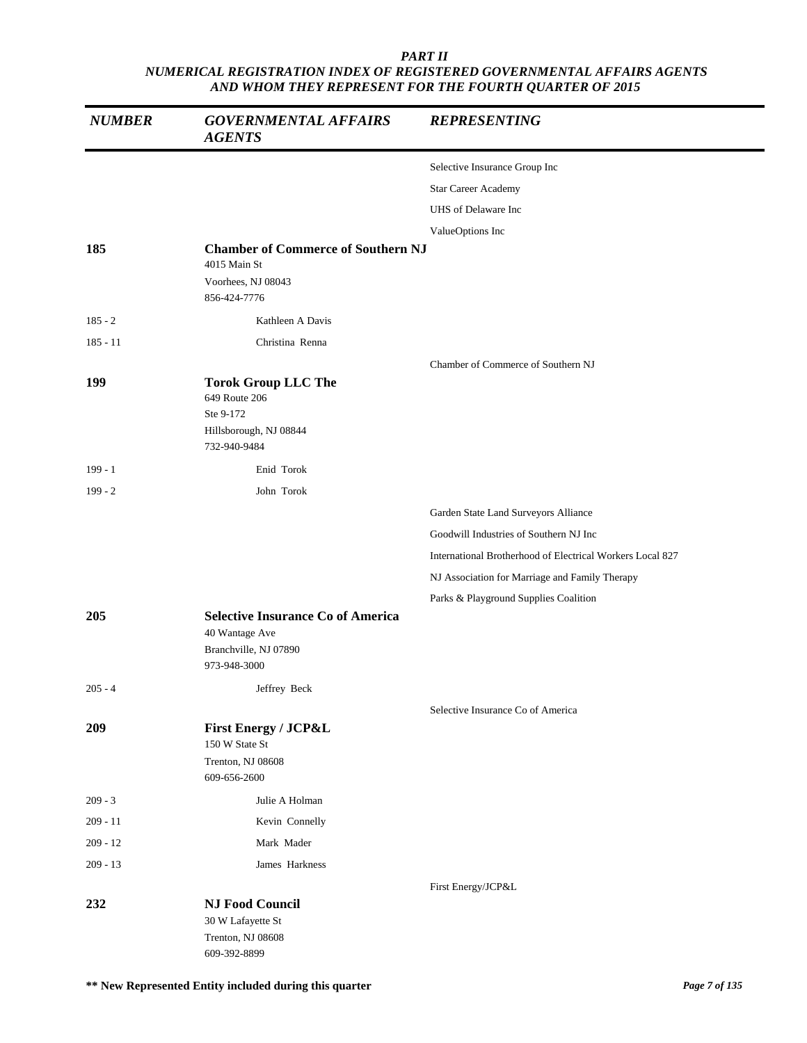# PART II
## NUMERICAL REGISTRATION INDEX OF REGISTERED GOVERNMENTAL AFFAIRS AGENTS AND WHOM THEY REPRESENT FOR THE FOURTH QUARTER OF 2015

| *NUMBER* | *GOVERNMENTAL AFFAIRS AGENTS* | *REPRESENTING* |
|---|---|---|
| | | Selective Insurance Group Inc |
| | | Star Career Academy |
| | | UHS of Delaware Inc |
| | | ValueOptions Inc |
| **185** | **Chamber of Commerce of Southern NJ**<br>4015 Main St<br>Voorhees, NJ 08043<br>856-424-7776 | |
| 185 - 2 | Kathleen A Davis | |
| 185 - 11 | Christina Renna | |
| | | Chamber of Commerce of Southern NJ |
| **199** | **Torok Group LLC The**<br>649 Route 206<br>Ste 9-172<br>Hillsborough, NJ 08844<br>732-940-9484 | |
| 199 - 1 | Enid Torok | |
| 199 - 2 | John Torok | |
| | | Garden State Land Surveyors Alliance |
| | | Goodwill Industries of Southern NJ Inc |
| | | International Brotherhood of Electrical Workers Local 827 |
| | | NJ Association for Marriage and Family Therapy |
| | | Parks & Playground Supplies Coalition |
| **205** | **Selective Insurance Co of America**<br>40 Wantage Ave<br>Branchville, NJ 07890<br>973-948-3000 | |
| 205 - 4 | Jeffrey Beck | |
| | | Selective Insurance Co of America |
| **209** | **First Energy / JCP&L**<br>150 W State St<br>Trenton, NJ 08608<br>609-656-2600 | |
| 209 - 3 | Julie A Holman | |
| 209 - 11 | Kevin Connelly | |
| 209 - 12 | Mark Mader | |
| 209 - 13 | James Harkness | |
| | | First Energy/JCP&L |
| **232** | **NJ Food Council**<br>30 W Lafayette St<br>Trenton, NJ 08608<br>609-392-8899 | |

**** New Represented Entity included during this quarter**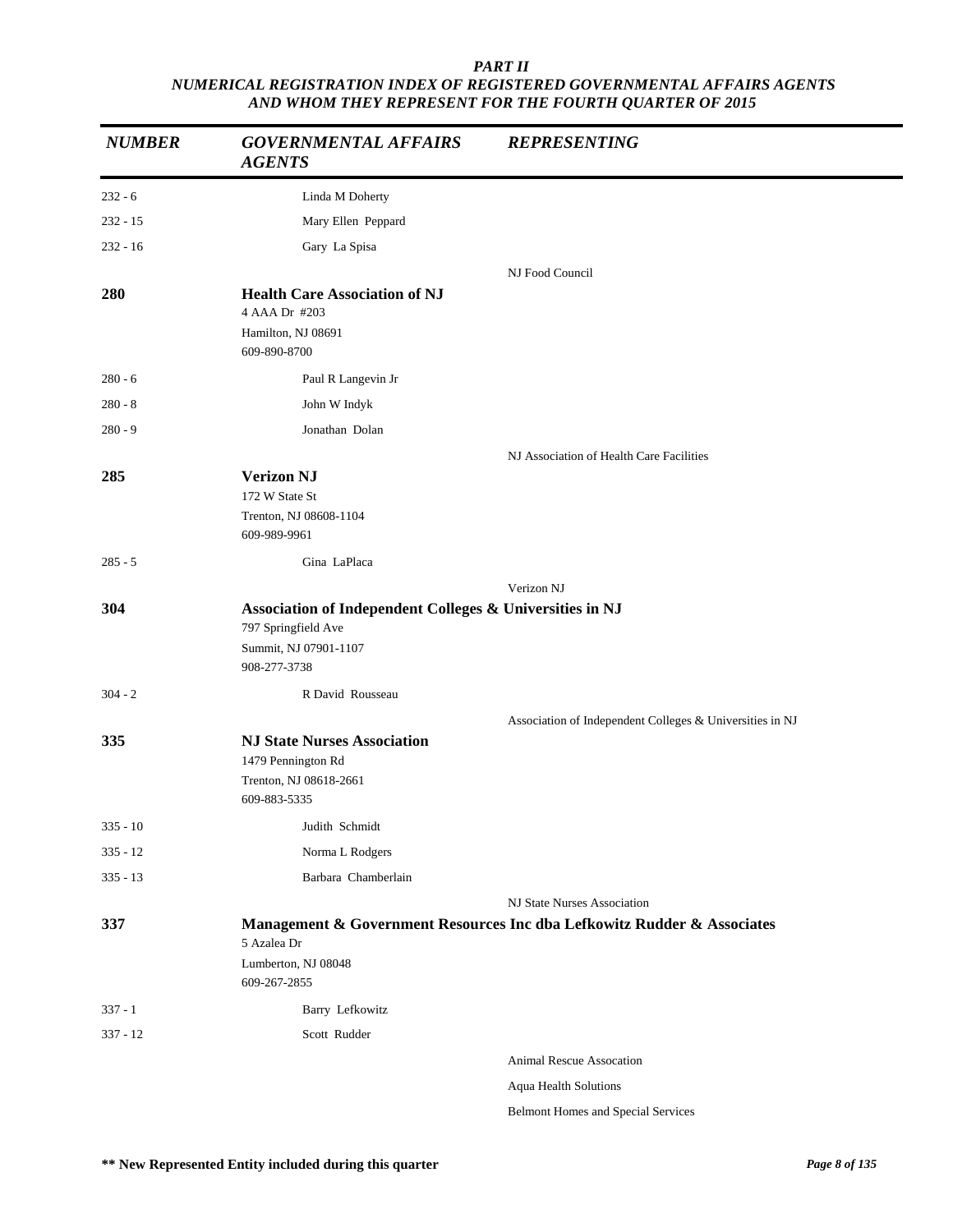*PART II*
*NUMERICAL REGISTRATION INDEX OF REGISTERED GOVERNMENTAL AFFAIRS AGENTS AND WHOM THEY REPRESENT FOR THE FOURTH QUARTER OF 2015*

| *NUMBER* | *GOVERNMENTAL AFFAIRS AGENTS* | *REPRESENTING* |
|---|---|---|
| 232 - 6 | Linda M Doherty | |
| 232 - 15 | Mary Ellen Peppard | |
| 232 - 16 | Gary La Spisa | |
| | | NJ Food Council |
| **280** | **Health Care Association of NJ**<br>4 AAA Dr #203<br>Hamilton, NJ 08691<br>609-890-8700 | |
| 280 - 6 | Paul R Langevin Jr | |
| 280 - 8 | John W Indyk | |
| 280 - 9 | Jonathan Dolan | |
| | | NJ Association of Health Care Facilities |
| **285** | **Verizon NJ**<br>172 W State St<br>Trenton, NJ 08608-1104<br>609-989-9961 | |
| 285 - 5 | Gina LaPlaca | |
| | | Verizon NJ |
| **304** | **Association of Independent Colleges & Universities in NJ**<br>797 Springfield Ave<br>Summit, NJ 07901-1107<br>908-277-3738 | |
| 304 - 2 | R David Rousseau | |
| | | Association of Independent Colleges & Universities in NJ |
| **335** | **NJ State Nurses Association**<br>1479 Pennington Rd<br>Trenton, NJ 08618-2661<br>609-883-5335 | |
| 335 - 10 | Judith Schmidt | |
| 335 - 12 | Norma L Rodgers | |
| 335 - 13 | Barbara Chamberlain | |
| | | NJ State Nurses Association |
| **337** | **Management & Government Resources Inc dba Lefkowitz Rudder & Associates**<br>5 Azalea Dr<br>Lumberton, NJ 08048<br>609-267-2855 | |
| 337 - 1 | Barry Lefkowitz | |
| 337 - 12 | Scott Rudder | |
| | | Animal Rescue Assocation |
| | | Aqua Health Solutions |
| | | Belmont Homes and Special Services |

**** New Represented Entity included during this quarter**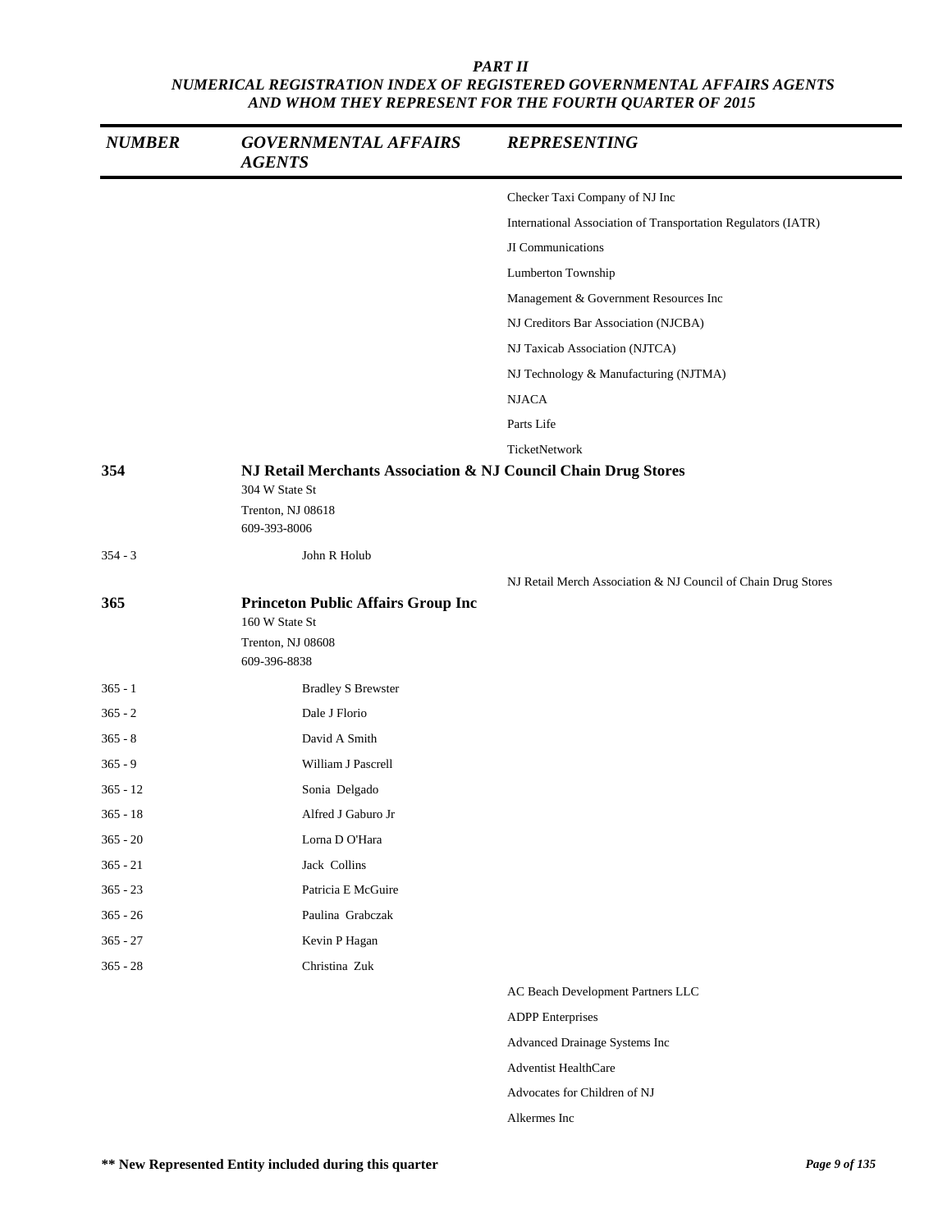**PART II**
**NUMERICAL REGISTRATION INDEX OF REGISTERED GOVERNMENTAL AFFAIRS AGENTS AND WHOM THEY REPRESENT FOR THE FOURTH QUARTER OF 2015**

| NUMBER | GOVERNMENTAL AFFAIRS AGENTS | REPRESENTING |
|---|---|---|
| | | Checker Taxi Company of NJ Inc |
| | | International Association of Transportation Regulators (IATR) |
| | | JI Communications |
| | | Lumberton Township |
| | | Management & Government Resources Inc |
| | | NJ Creditors Bar Association (NJCBA) |
| | | NJ Taxicab Association (NJTCA) |
| | | NJ Technology & Manufacturing (NJTMA) |
| | | NJACA |
| | | Parts Life |
| | | TicketNetwork |
| **354** | **NJ Retail Merchants Association & NJ Council Chain Drug Stores**<br>304 W State St<br>Trenton, NJ 08618<br>609-393-8006 | |
| 354 - 3 | John R Holub | |
| | | NJ Retail Merch Association & NJ Council of Chain Drug Stores |
| **365** | **Princeton Public Affairs Group Inc**<br>160 W State St<br>Trenton, NJ 08608<br>609-396-8838 | |
| 365 - 1 | Bradley S Brewster | |
| 365 - 2 | Dale J Florio | |
| 365 - 8 | David A Smith | |
| 365 - 9 | William J Pascrell | |
| 365 - 12 | Sonia Delgado | |
| 365 - 18 | Alfred J Gaburo Jr | |
| 365 - 20 | Lorna D O'Hara | |
| 365 - 21 | Jack Collins | |
| 365 - 23 | Patricia E McGuire | |
| 365 - 26 | Paulina Grabczak | |
| 365 - 27 | Kevin P Hagan | |
| 365 - 28 | Christina Zuk | |
| | | AC Beach Development Partners LLC |
| | | ADPP Enterprises |
| | | Advanced Drainage Systems Inc |
| | | Adventist HealthCare |
| | | Advocates for Children of NJ |
| | | Alkermes Inc |

**** New Represented Entity included during this quarter**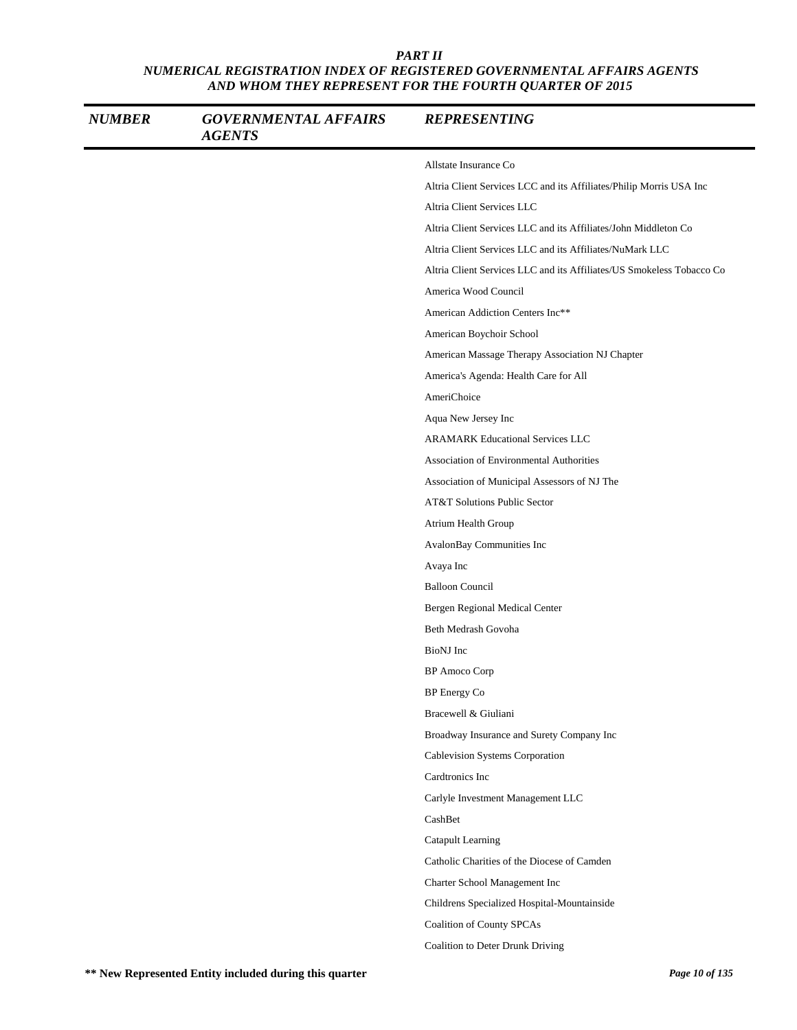*PART II*
*NUMERICAL REGISTRATION INDEX OF REGISTERED GOVERNMENTAL AFFAIRS AGENTS AND WHOM THEY REPRESENT FOR THE FOURTH QUARTER OF 2015*

| *NUMBER* | *GOVERNMENTAL AFFAIRS AGENTS* | *REPRESENTING* |
|---|---|---|
| | | Allstate Insurance Co |
| | | Altria Client Services LCC and its Affiliates/Philip Morris USA Inc |
| | | Altria Client Services LLC |
| | | Altria Client Services LLC and its Affiliates/John Middleton Co |
| | | Altria Client Services LLC and its Affiliates/NuMark LLC |
| | | Altria Client Services LLC and its Affiliates/US Smokeless Tobacco Co |
| | | America Wood Council |
| | | American Addiction Centers Inc** |
| | | American Boychoir School |
| | | American Massage Therapy Association NJ Chapter |
| | | America's Agenda: Health Care for All |
| | | AmeriChoice |
| | | Aqua New Jersey Inc |
| | | ARAMARK Educational Services LLC |
| | | Association of Environmental Authorities |
| | | Association of Municipal Assessors of NJ The |
| | | AT&T Solutions Public Sector |
| | | Atrium Health Group |
| | | AvalonBay Communities Inc |
| | | Avaya Inc |
| | | Balloon Council |
| | | Bergen Regional Medical Center |
| | | Beth Medrash Govoha |
| | | BioNJ Inc |
| | | BP Amoco Corp |
| | | BP Energy Co |
| | | Bracewell & Giuliani |
| | | Broadway Insurance and Surety Company Inc |
| | | Cablevision Systems Corporation |
| | | Cardtronics Inc |
| | | Carlyle Investment Management LLC |
| | | CashBet |
| | | Catapult Learning |
| | | Catholic Charities of the Diocese of Camden |
| | | Charter School Management Inc |
| | | Childrens Specialized Hospital-Mountainside |
| | | Coalition of County SPCAs |
| | | Coalition to Deter Drunk Driving |

**** New Represented Entity included during this quarter**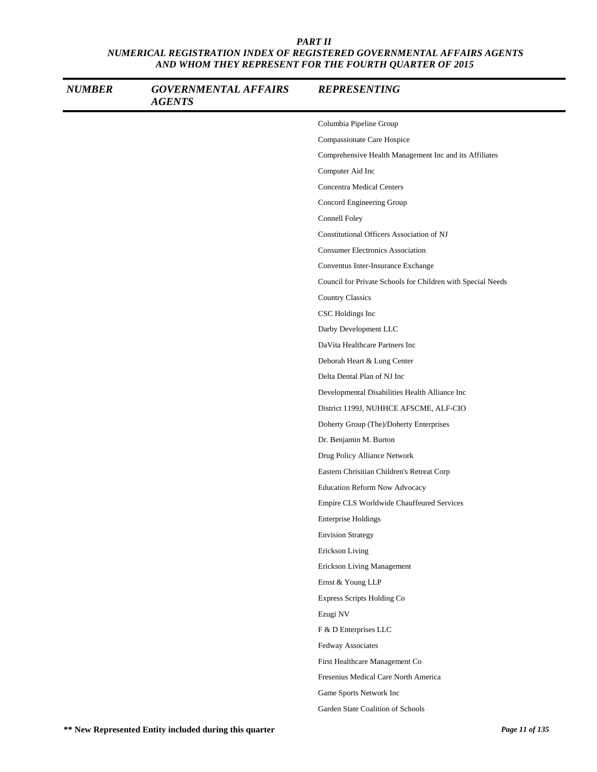## PART II
## NUMERICAL REGISTRATION INDEX OF REGISTERED GOVERNMENTAL AFFAIRS AGENTS AND WHOM THEY REPRESENT FOR THE FOURTH QUARTER OF 2015

| NUMBER | GOVERNMENTAL AFFAIRS AGENTS | REPRESENTING |
|---|---|---|
| | | Columbia Pipeline Group |
| | | Compassionate Care Hospice |
| | | Comprehensive Health Management Inc and its Affiliates |
| | | Computer Aid Inc |
| | | Concentra Medical Centers |
| | | Concord Engineering Group |
| | | Connell Foley |
| | | Constitutional Officers Association of NJ |
| | | Consumer Electronics Association |
| | | Conventus Inter-Insurance Exchange |
| | | Council for Private Schools for Children with Special Needs |
| | | Country Classics |
| | | CSC Holdings Inc |
| | | Darby Development LLC |
| | | DaVita Healthcare Partners Inc |
| | | Deborah Heart & Lung Center |
| | | Delta Dental Plan of NJ Inc |
| | | Developmental Disabilities Health Alliance Inc |
| | | District 1199J, NUHHCE AFSCME, ALF-CIO |
| | | Doherty Group (The)/Doherty Enterprises |
| | | Dr. Benjamin M. Burton |
| | | Drug Policy Alliance Network |
| | | Eastern Chrisitian Children's Retreat Corp |
| | | Education Reform Now Advocacy |
| | | Empire CLS Worldwide Chauffeured Services |
| | | Enterprise Holdings |
| | | Envision Strategy |
| | | Erickson Living |
| | | Erickson Living Management |
| | | Ernst & Young LLP |
| | | Express Scripts Holding Co |
| | | Ezugi NV |
| | | F & D Enterprises LLC |
| | | Fedway Associates |
| | | First Healthcare Management Co |
| | | Fresenius Medical Care North America |
| | | Game Sports Network Inc |
| | | Garden State Coalition of Schools |

** New Represented Entity included during this quarter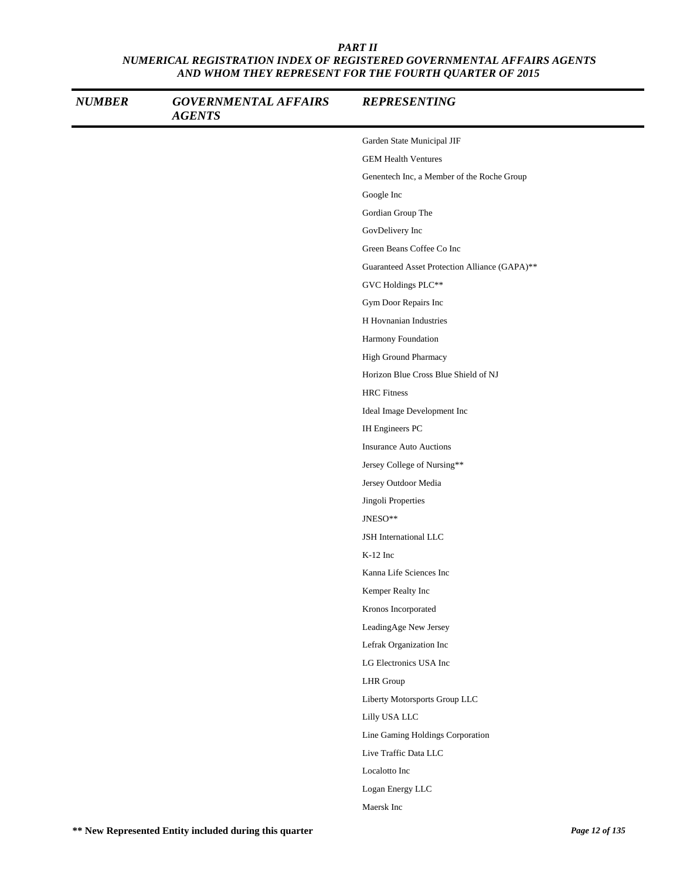**PART II**
***NUMERICAL REGISTRATION INDEX OF REGISTERED GOVERNMENTAL AFFAIRS AGENTS AND WHOM THEY REPRESENT FOR THE FOURTH QUARTER OF 2015***

| NUMBER | GOVERNMENTAL AFFAIRS AGENTS | REPRESENTING |
|---|---|---|
| | | Garden State Municipal JIF |
| | | GEM Health Ventures |
| | | Genentech Inc, a Member of the Roche Group |
| | | Google Inc |
| | | Gordian Group The |
| | | GovDelivery Inc |
| | | Green Beans Coffee Co Inc |
| | | Guaranteed Asset Protection Alliance (GAPA)** |
| | | GVC Holdings PLC** |
| | | Gym Door Repairs Inc |
| | | H Hovnanian Industries |
| | | Harmony Foundation |
| | | High Ground Pharmacy |
| | | Horizon Blue Cross Blue Shield of NJ |
| | | HRC Fitness |
| | | Ideal Image Development Inc |
| | | IH Engineers PC |
| | | Insurance Auto Auctions |
| | | Jersey College of Nursing** |
| | | Jersey Outdoor Media |
| | | Jingoli Properties |
| | | JNESO** |
| | | JSH International LLC |
| | | K-12 Inc |
| | | Kanna Life Sciences Inc |
| | | Kemper Realty Inc |
| | | Kronos Incorporated |
| | | LeadingAge New Jersey |
| | | Lefrak Organization Inc |
| | | LG Electronics USA Inc |
| | | LHR Group |
| | | Liberty Motorsports Group LLC |
| | | Lilly USA LLC |
| | | Line Gaming Holdings Corporation |
| | | Live Traffic Data LLC |
| | | Localotto Inc |
| | | Logan Energy LLC |
| | | Maersk Inc |

**** New Represented Entity included during this quarter**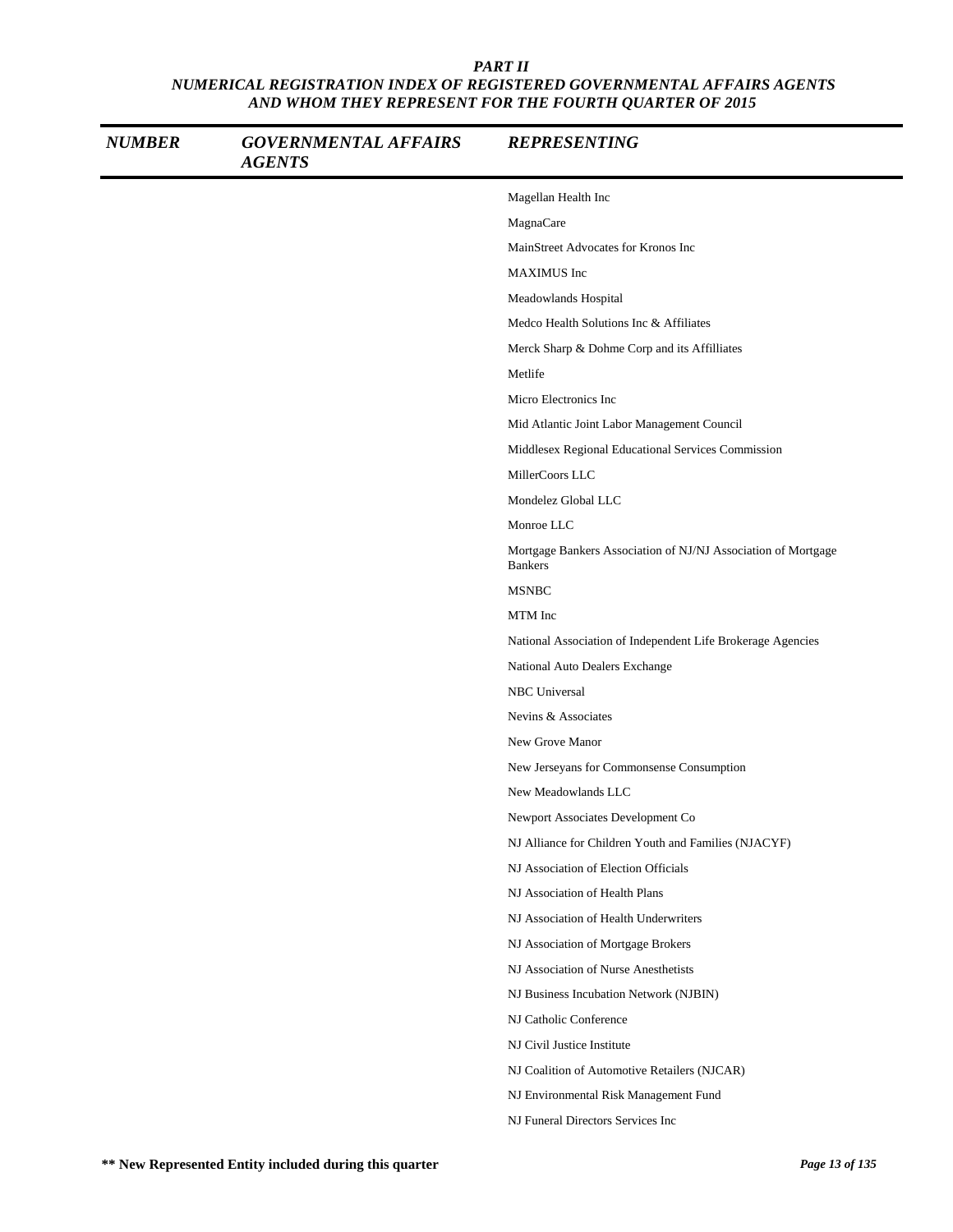*PART II*
*NUMERICAL REGISTRATION INDEX OF REGISTERED GOVERNMENTAL AFFAIRS AGENTS AND WHOM THEY REPRESENT FOR THE FOURTH QUARTER OF 2015*

| *NUMBER* | *GOVERNMENTAL AFFAIRS AGENTS* | *REPRESENTING* |
|---|---|---|
| | | Magellan Health Inc |
| | | MagnaCare |
| | | MainStreet Advocates for Kronos Inc |
| | | MAXIMUS Inc |
| | | Meadowlands Hospital |
| | | Medco Health Solutions Inc & Affiliates |
| | | Merck Sharp & Dohme Corp and its Affilliates |
| | | Metlife |
| | | Micro Electronics Inc |
| | | Mid Atlantic Joint Labor Management Council |
| | | Middlesex Regional Educational Services Commission |
| | | MillerCoors LLC |
| | | Mondelez Global LLC |
| | | Monroe LLC |
| | | Mortgage Bankers Association of NJ/NJ Association of Mortgage Bankers |
| | | MSNBC |
| | | MTM Inc |
| | | National Association of Independent Life Brokerage Agencies |
| | | National Auto Dealers Exchange |
| | | NBC Universal |
| | | Nevins & Associates |
| | | New Grove Manor |
| | | New Jerseyans for Commonsense Consumption |
| | | New Meadowlands LLC |
| | | Newport Associates Development Co |
| | | NJ Alliance for Children Youth and Families (NJACYF) |
| | | NJ Association of Election Officials |
| | | NJ Association of Health Plans |
| | | NJ Association of Health Underwriters |
| | | NJ Association of Mortgage Brokers |
| | | NJ Association of Nurse Anesthetists |
| | | NJ Business Incubation Network (NJBIN) |
| | | NJ Catholic Conference |
| | | NJ Civil Justice Institute |
| | | NJ Coalition of Automotive Retailers (NJCAR) |
| | | NJ Environmental Risk Management Fund |
| | | NJ Funeral Directors Services Inc |

**\*\* New Represented Entity included during this quarter**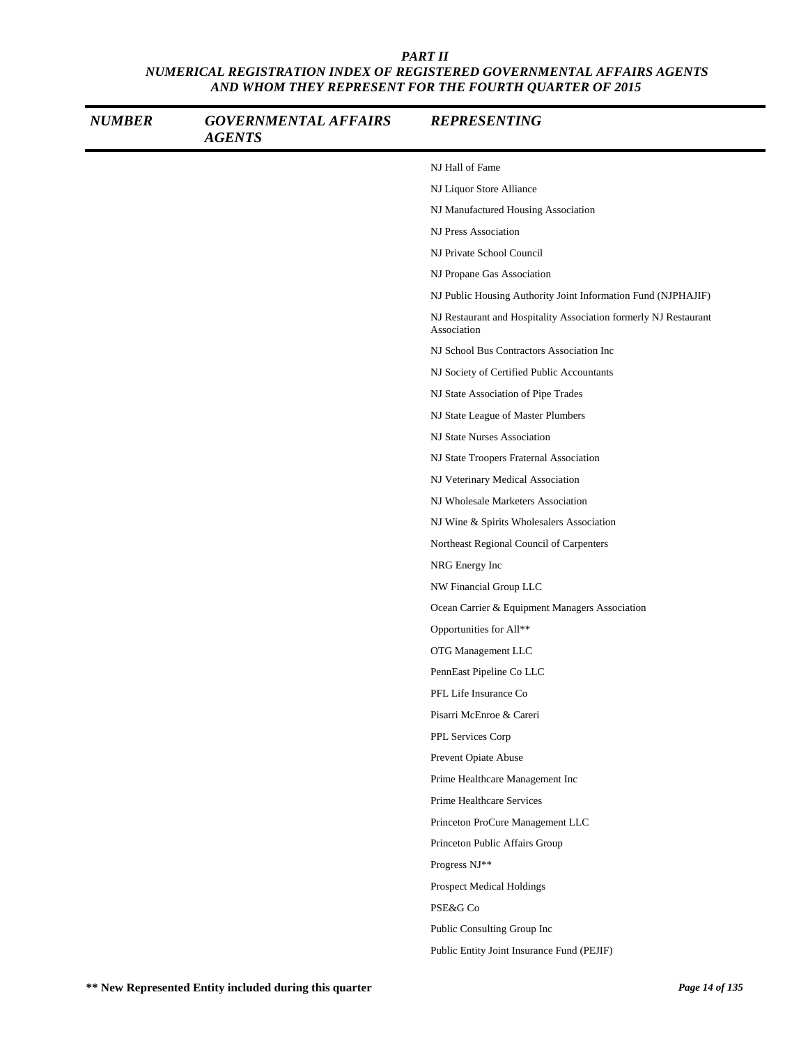*PART II*
*NUMERICAL REGISTRATION INDEX OF REGISTERED GOVERNMENTAL AFFAIRS AGENTS AND WHOM THEY REPRESENT FOR THE FOURTH QUARTER OF 2015*

| NUMBER | GOVERNMENTAL AFFAIRS AGENTS | REPRESENTING |
|---|---|---|
| | | NJ Hall of Fame |
| | | NJ Liquor Store Alliance |
| | | NJ Manufactured Housing Association |
| | | NJ Press Association |
| | | NJ Private School Council |
| | | NJ Propane Gas Association |
| | | NJ Public Housing Authority Joint Information Fund (NJPHAJIF) |
| | | NJ Restaurant and Hospitality Association formerly NJ Restaurant Association |
| | | NJ School Bus Contractors Association Inc |
| | | NJ Society of Certified Public Accountants |
| | | NJ State Association of Pipe Trades |
| | | NJ State League of Master Plumbers |
| | | NJ State Nurses Association |
| | | NJ State Troopers Fraternal Association |
| | | NJ Veterinary Medical Association |
| | | NJ Wholesale Marketers Association |
| | | NJ Wine & Spirits Wholesalers Association |
| | | Northeast Regional Council of Carpenters |
| | | NRG Energy Inc |
| | | NW Financial Group LLC |
| | | Ocean Carrier & Equipment Managers Association |
| | | Opportunities for All** |
| | | OTG Management LLC |
| | | PennEast Pipeline Co LLC |
| | | PFL Life Insurance Co |
| | | Pisarri McEnroe & Careri |
| | | PPL Services Corp |
| | | Prevent Opiate Abuse |
| | | Prime Healthcare Management Inc |
| | | Prime Healthcare Services |
| | | Princeton ProCure Management LLC |
| | | Princeton Public Affairs Group |
| | | Progress NJ** |
| | | Prospect Medical Holdings |
| | | PSE&G Co |
| | | Public Consulting Group Inc |
| | | Public Entity Joint Insurance Fund (PEJIF) |

** New Represented Entity included during this quarter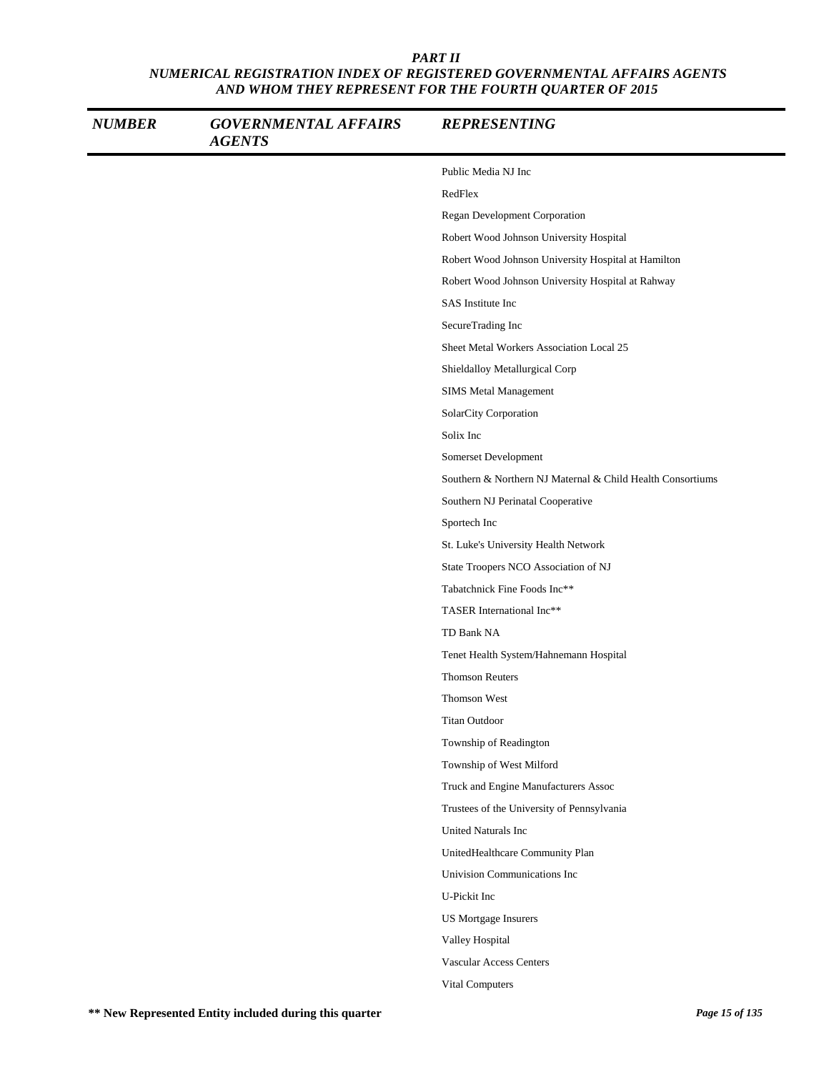### PART II
### NUMERICAL REGISTRATION INDEX OF REGISTERED GOVERNMENTAL AFFAIRS AGENTS AND WHOM THEY REPRESENT FOR THE FOURTH QUARTER OF 2015

| NUMBER | GOVERNMENTAL AFFAIRS AGENTS | REPRESENTING |
|---|---|---|
| | | Public Media NJ Inc |
| | | RedFlex |
| | | Regan Development Corporation |
| | | Robert Wood Johnson University Hospital |
| | | Robert Wood Johnson University Hospital at Hamilton |
| | | Robert Wood Johnson University Hospital at Rahway |
| | | SAS Institute Inc |
| | | SecureTrading Inc |
| | | Sheet Metal Workers Association Local 25 |
| | | Shieldalloy Metallurgical Corp |
| | | SIMS Metal Management |
| | | SolarCity Corporation |
| | | Solix Inc |
| | | Somerset Development |
| | | Southern & Northern NJ Maternal & Child Health Consortiums |
| | | Southern NJ Perinatal Cooperative |
| | | Sportech Inc |
| | | St. Luke's University Health Network |
| | | State Troopers NCO Association of NJ |
| | | Tabatchnick Fine Foods Inc** |
| | | TASER International Inc** |
| | | TD Bank NA |
| | | Tenet Health System/Hahnemann Hospital |
| | | Thomson Reuters |
| | | Thomson West |
| | | Titan Outdoor |
| | | Township of Readington |
| | | Township of West Milford |
| | | Truck and Engine Manufacturers Assoc |
| | | Trustees of the University of Pennsylvania |
| | | United Naturals Inc |
| | | UnitedHealthcare Community Plan |
| | | Univision Communications Inc |
| | | U-Pickit Inc |
| | | US Mortgage Insurers |
| | | Valley Hospital |
| | | Vascular Access Centers |
| | | Vital Computers |

**\*\* New Represented Entity included during this quarter**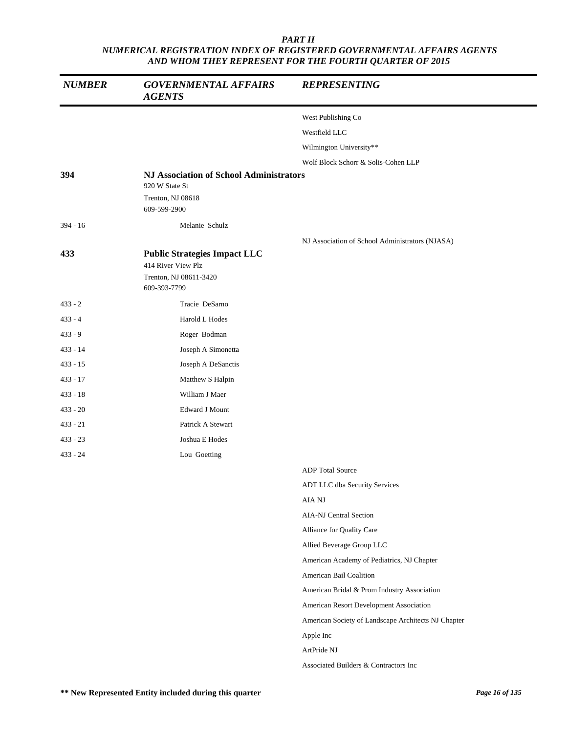**PART II**
***NUMERICAL REGISTRATION INDEX OF REGISTERED GOVERNMENTAL AFFAIRS AGENTS AND WHOM THEY REPRESENT FOR THE FOURTH QUARTER OF 2015***

| NUMBER | GOVERNMENTAL AFFAIRS AGENTS | REPRESENTING |
|---|---|---|
| | | West Publishing Co |
| | | Westfield LLC |
| | | Wilmington University** |
| | | Wolf Block Schorr & Solis-Cohen LLP |
| **394** | **NJ Association of School Administrators**<br>920 W State St<br>Trenton, NJ 08618<br>609-599-2900 | |
| 394 - 16 | Melanie Schulz | |
| | | NJ Association of School Administrators (NJASA) |
| **433** | **Public Strategies Impact LLC**<br>414 River View Plz<br>Trenton, NJ 08611-3420<br>609-393-7799 | |
| 433 - 2 | Tracie DeSarno | |
| 433 - 4 | Harold L Hodes | |
| 433 - 9 | Roger Bodman | |
| 433 - 14 | Joseph A Simonetta | |
| 433 - 15 | Joseph A DeSanctis | |
| 433 - 17 | Matthew S Halpin | |
| 433 - 18 | William J Maer | |
| 433 - 20 | Edward J Mount | |
| 433 - 21 | Patrick A Stewart | |
| 433 - 23 | Joshua E Hodes | |
| 433 - 24 | Lou Goetting | |
| | | ADP Total Source |
| | | ADT LLC dba Security Services |
| | | AIA NJ |
| | | AIA-NJ Central Section |
| | | Alliance for Quality Care |
| | | Allied Beverage Group LLC |
| | | American Academy of Pediatrics, NJ Chapter |
| | | American Bail Coalition |
| | | American Bridal & Prom Industry Association |
| | | American Resort Development Association |
| | | American Society of Landscape Architects NJ Chapter |
| | | Apple Inc |
| | | ArtPride NJ |
| | | Associated Builders & Contractors Inc |

**** New Represented Entity included during this quarter**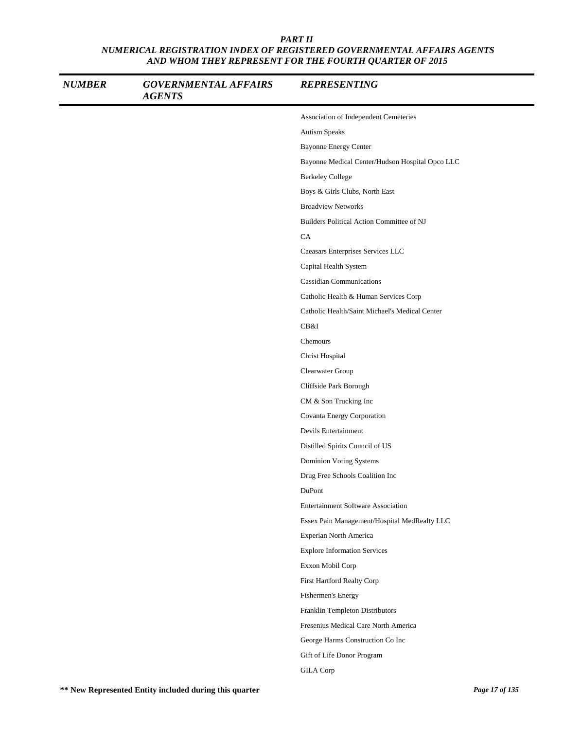## PART II
## NUMERICAL REGISTRATION INDEX OF REGISTERED GOVERNMENTAL AFFAIRS AGENTS AND WHOM THEY REPRESENT FOR THE FOURTH QUARTER OF 2015

| NUMBER | GOVERNMENTAL AFFAIRS AGENTS | REPRESENTING |
|---|---|---|
| | | Association of Independent Cemeteries |
| | | Autism Speaks |
| | | Bayonne Energy Center |
| | | Bayonne Medical Center/Hudson Hospital Opco LLC |
| | | Berkeley College |
| | | Boys & Girls Clubs, North East |
| | | Broadview Networks |
| | | Builders Political Action Committee of NJ |
| | | CA |
| | | Caeasars Enterprises Services LLC |
| | | Capital Health System |
| | | Cassidian Communications |
| | | Catholic Health & Human Services Corp |
| | | Catholic Health/Saint Michael's Medical Center |
| | | CB&I |
| | | Chemours |
| | | Christ Hospital |
| | | Clearwater Group |
| | | Cliffside Park Borough |
| | | CM & Son Trucking Inc |
| | | Covanta Energy Corporation |
| | | Devils Entertainment |
| | | Distilled Spirits Council of US |
| | | Dominion Voting Systems |
| | | Drug Free Schools Coalition Inc |
| | | DuPont |
| | | Entertainment Software Association |
| | | Essex Pain Management/Hospital MedRealty LLC |
| | | Experian North America |
| | | Explore Information Services |
| | | Exxon Mobil Corp |
| | | First Hartford Realty Corp |
| | | Fishermen's Energy |
| | | Franklin Templeton Distributors |
| | | Fresenius Medical Care North America |
| | | George Harms Construction Co Inc |
| | | Gift of Life Donor Program |
| | | GILA Corp |

** New Represented Entity included during this quarter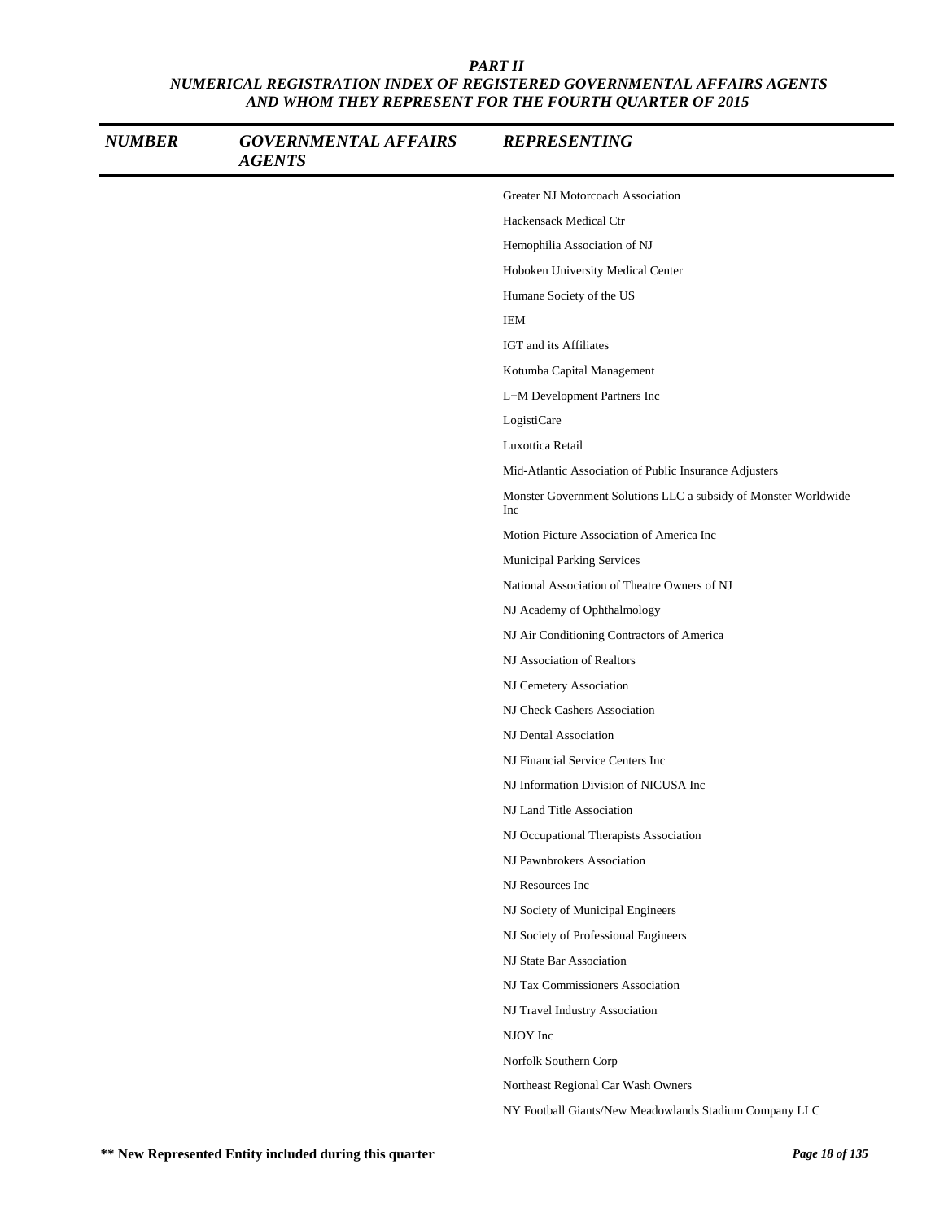**PART II**
**NUMERICAL REGISTRATION INDEX OF REGISTERED GOVERNMENTAL AFFAIRS AGENTS AND WHOM THEY REPRESENT FOR THE FOURTH QUARTER OF 2015**

| NUMBER | GOVERNMENTAL AFFAIRS AGENTS | REPRESENTING |
|---|---|---|
| | | Greater NJ Motorcoach Association |
| | | Hackensack Medical Ctr |
| | | Hemophilia Association of NJ |
| | | Hoboken University Medical Center |
| | | Humane Society of the US |
| | | IEM |
| | | IGT and its Affiliates |
| | | Kotumba Capital Management |
| | | L+M Development Partners Inc |
| | | LogistiCare |
| | | Luxottica Retail |
| | | Mid-Atlantic Association of Public Insurance Adjusters |
| | | Monster Government Solutions LLC a subsidy of Monster Worldwide Inc |
| | | Motion Picture Association of America Inc |
| | | Municipal Parking Services |
| | | National Association of Theatre Owners of NJ |
| | | NJ Academy of Ophthalmology |
| | | NJ Air Conditioning Contractors of America |
| | | NJ Association of Realtors |
| | | NJ Cemetery Association |
| | | NJ Check Cashers Association |
| | | NJ Dental Association |
| | | NJ Financial Service Centers Inc |
| | | NJ Information Division of NICUSA Inc |
| | | NJ Land Title Association |
| | | NJ Occupational Therapists Association |
| | | NJ Pawnbrokers Association |
| | | NJ Resources Inc |
| | | NJ Society of Municipal Engineers |
| | | NJ Society of Professional Engineers |
| | | NJ State Bar Association |
| | | NJ Tax Commissioners Association |
| | | NJ Travel Industry Association |
| | | NJOY Inc |
| | | Norfolk Southern Corp |
| | | Northeast Regional Car Wash Owners |
| | | NY Football Giants/New Meadowlands Stadium Company LLC |

**** New Represented Entity included during this quarter**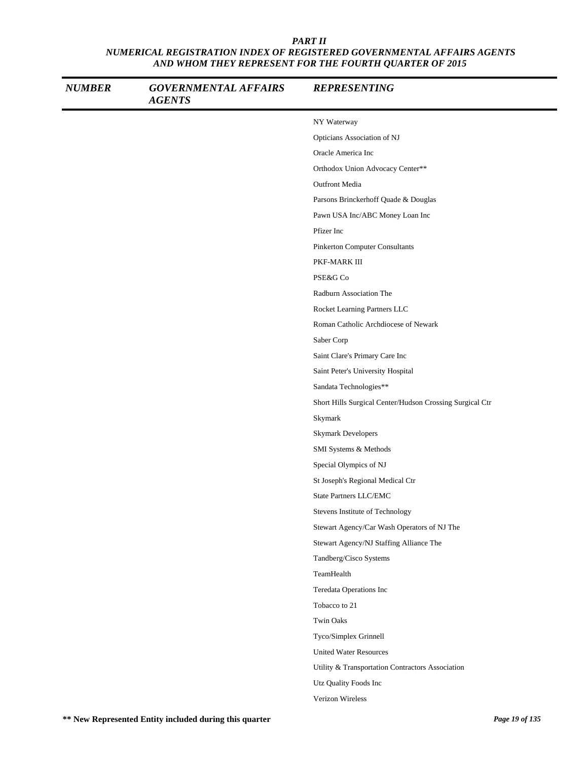# PART II

## NUMERICAL REGISTRATION INDEX OF REGISTERED GOVERNMENTAL AFFAIRS AGENTS AND WHOM THEY REPRESENT FOR THE FOURTH QUARTER OF 2015

| NUMBER | GOVERNMENTAL AFFAIRS AGENTS | REPRESENTING |
|---|---|---|
| | | NY Waterway |
| | | Opticians Association of NJ |
| | | Oracle America Inc |
| | | Orthodox Union Advocacy Center** |
| | | Outfront Media |
| | | Parsons Brinckerhoff Quade & Douglas |
| | | Pawn USA Inc/ABC Money Loan Inc |
| | | Pfizer Inc |
| | | Pinkerton Computer Consultants |
| | | PKF-MARK III |
| | | PSE&G Co |
| | | Radburn Association The |
| | | Rocket Learning Partners LLC |
| | | Roman Catholic Archdiocese of Newark |
| | | Saber Corp |
| | | Saint Clare's Primary Care Inc |
| | | Saint Peter's University Hospital |
| | | Sandata Technologies** |
| | | Short Hills Surgical Center/Hudson Crossing Surgical Ctr |
| | | Skymark |
| | | Skymark Developers |
| | | SMI Systems & Methods |
| | | Special Olympics of NJ |
| | | St Joseph's Regional Medical Ctr |
| | | State Partners LLC/EMC |
| | | Stevens Institute of Technology |
| | | Stewart Agency/Car Wash Operators of NJ The |
| | | Stewart Agency/NJ Staffing Alliance The |
| | | Tandberg/Cisco Systems |
| | | TeamHealth |
| | | Teredata Operations Inc |
| | | Tobacco to 21 |
| | | Twin Oaks |
| | | Tyco/Simplex Grinnell |
| | | United Water Resources |
| | | Utility & Transportation Contractors Association |
| | | Utz Quality Foods Inc |
| | | Verizon Wireless |

**** New Represented Entity included during this quarter**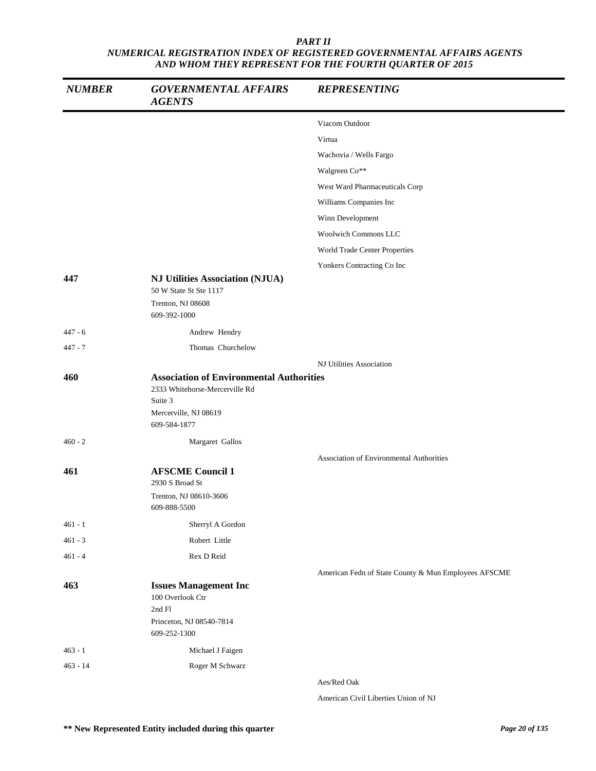*PART II*
*NUMERICAL REGISTRATION INDEX OF REGISTERED GOVERNMENTAL AFFAIRS AGENTS AND WHOM THEY REPRESENT FOR THE FOURTH QUARTER OF 2015*

| *NUMBER* | *GOVERNMENTAL AFFAIRS AGENTS* | *REPRESENTING* |
|---|---|---|
| | | Viacom Outdoor |
| | | Virtua |
| | | Wachovia / Wells Fargo |
| | | Walgreen Co** |
| | | West Ward Pharmaceuticals Corp |
| | | Williams Companies Inc |
| | | Winn Development |
| | | Woolwich Commons LLC |
| | | World Trade Center Properties |
| | | Yonkers Contracting Co Inc |
| **447** | **NJ Utilities Association (NJUA)**<br>50 W State St Ste 1117<br>Trenton, NJ 08608<br>609-392-1000 | |
| 447 - 6 | Andrew Hendry | |
| 447 - 7 | Thomas Churchelow | |
| | | NJ Utilities Association |
| **460** | **Association of Environmental Authorities**<br>2333 Whitehorse-Mercerville Rd<br>Suite 3<br>Mercerville, NJ 08619<br>609-584-1877 | |
| 460 - 2 | Margaret Gallos | |
| | | Association of Environmental Authorities |
| **461** | **AFSCME Council 1**<br>2930 S Broad St<br>Trenton, NJ 08610-3606<br>609-888-5500 | |
| 461 - 1 | Sherryl A Gordon | |
| 461 - 3 | Robert Little | |
| 461 - 4 | Rex D Reid | |
| | | American Fedn of State County & Mun Employees AFSCME |
| **463** | **Issues Management Inc**<br>100 Overlook Ctr<br>2nd Fl<br>Princeton, NJ 08540-7814<br>609-252-1300 | |
| 463 - 1 | Michael J Faigen | |
| 463 - 14 | Roger M Schwarz | |
| | | Aes/Red Oak |
| | | American Civil Liberties Union of NJ |

**\*\* New Represented Entity included during this quarter**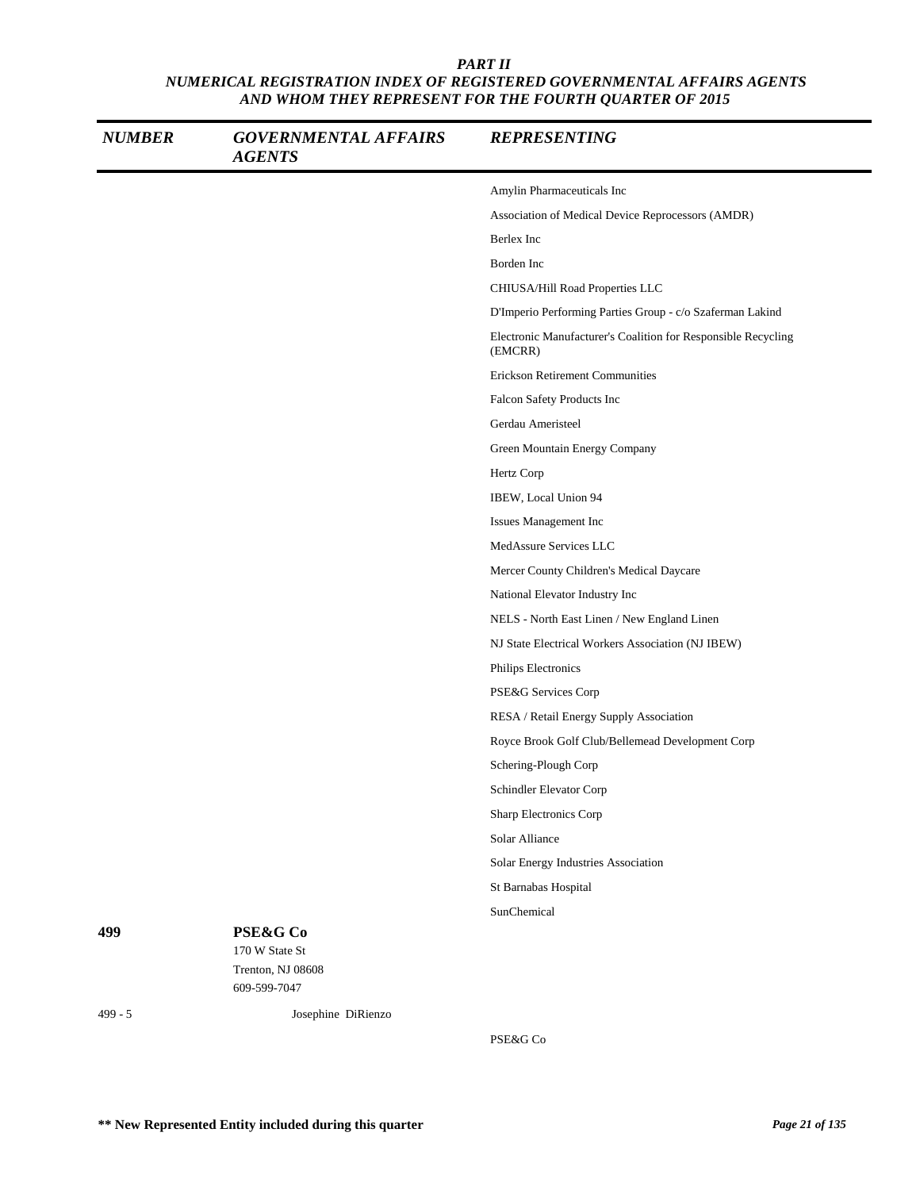*PART II*
*NUMERICAL REGISTRATION INDEX OF REGISTERED GOVERNMENTAL AFFAIRS AGENTS AND WHOM THEY REPRESENT FOR THE FOURTH QUARTER OF 2015*

| *NUMBER* | *GOVERNMENTAL AFFAIRS AGENTS* | *REPRESENTING* |
|---|---|---|
| | | Amylin Pharmaceuticals Inc |
| | | Association of Medical Device Reprocessors (AMDR) |
| | | Berlex Inc |
| | | Borden Inc |
| | | CHIUSA/Hill Road Properties LLC |
| | | D'Imperio Performing Parties Group - c/o Szaferman Lakind |
| | | Electronic Manufacturer's Coalition for Responsible Recycling (EMCRR) |
| | | Erickson Retirement Communities |
| | | Falcon Safety Products Inc |
| | | Gerdau Ameristeel |
| | | Green Mountain Energy Company |
| | | Hertz Corp |
| | | IBEW, Local Union 94 |
| | | Issues Management Inc |
| | | MedAssure Services LLC |
| | | Mercer County Children's Medical Daycare |
| | | National Elevator Industry Inc |
| | | NELS - North East Linen / New England Linen |
| | | NJ State Electrical Workers Association (NJ IBEW) |
| | | Philips Electronics |
| | | PSE&G Services Corp |
| | | RESA / Retail Energy Supply Association |
| | | Royce Brook Golf Club/Bellemead Development Corp |
| | | Schering-Plough Corp |
| | | Schindler Elevator Corp |
| | | Sharp Electronics Corp |
| | | Solar Alliance |
| | | Solar Energy Industries Association |
| | | St Barnabas Hospital |
| | | SunChemical |
| **499** | **PSE&G Co**<br>170 W State St<br>Trenton, NJ 08608<br>609-599-7047 | |
| 499 - 5 | Josephine DiRienzo | |
| | | PSE&G Co |

**\*\* New Represented Entity included during this quarter**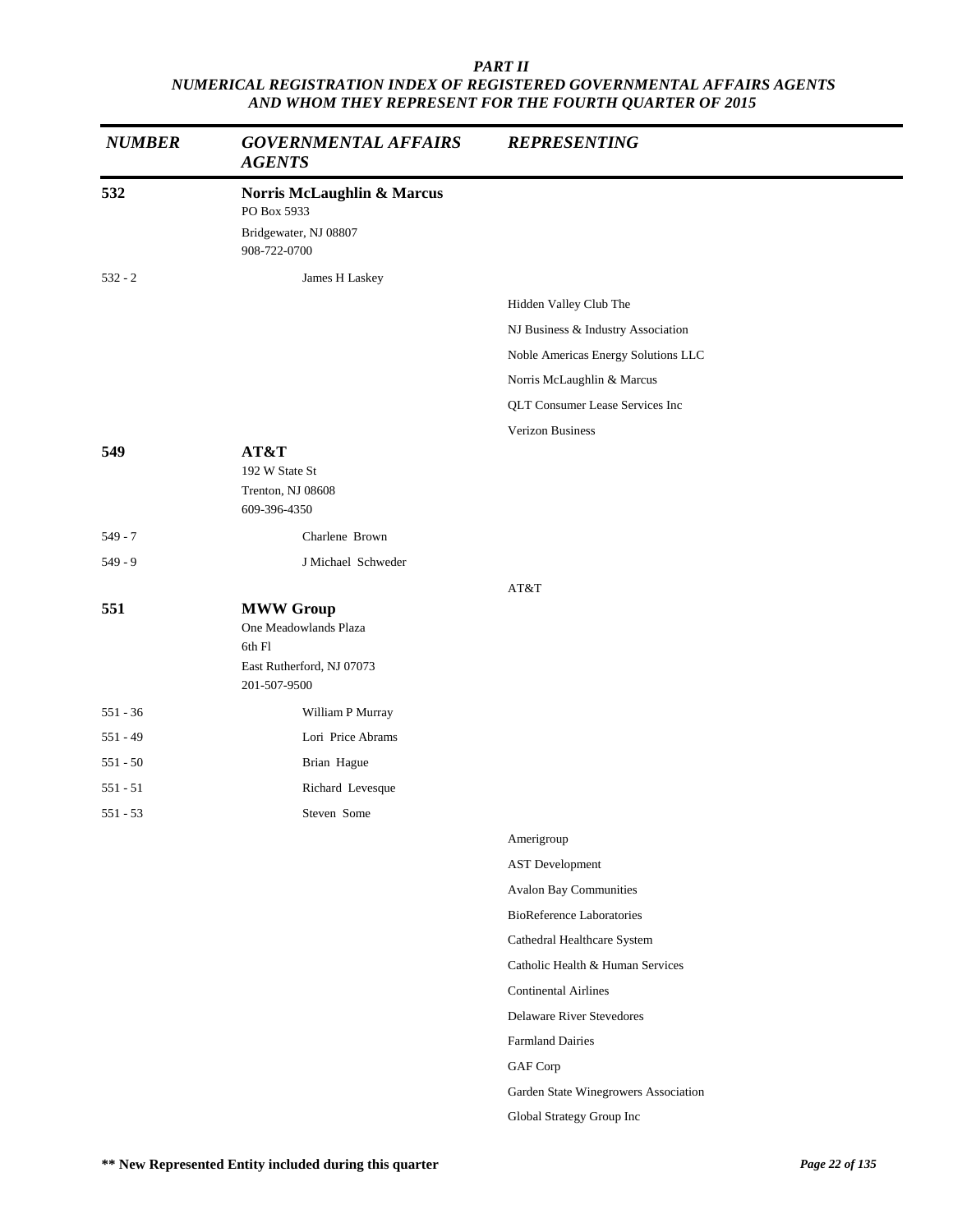*PART II*
*NUMERICAL REGISTRATION INDEX OF REGISTERED GOVERNMENTAL AFFAIRS AGENTS AND WHOM THEY REPRESENT FOR THE FOURTH QUARTER OF 2015*

| *NUMBER* | *GOVERNMENTAL AFFAIRS AGENTS* | *REPRESENTING* |
|---|---|---|
| **532** | **Norris McLaughlin & Marcus**<br>PO Box 5933<br>Bridgewater, NJ 08807<br>908-722-0700 | |
| 532 - 2 | James H Laskey | |
| | | Hidden Valley Club The |
| | | NJ Business & Industry Association |
| | | Noble Americas Energy Solutions LLC |
| | | Norris McLaughlin & Marcus |
| | | QLT Consumer Lease Services Inc |
| | | Verizon Business |
| **549** | **AT&T**<br>192 W State St<br>Trenton, NJ 08608<br>609-396-4350 | |
| 549 - 7 | Charlene Brown | |
| 549 - 9 | J Michael Schweder | |
| | | AT&T |
| **551** | **MWW Group**<br>One Meadowlands Plaza<br>6th Fl<br>East Rutherford, NJ 07073<br>201-507-9500 | |
| 551 - 36 | William P Murray | |
| 551 - 49 | Lori Price Abrams | |
| 551 - 50 | Brian Hague | |
| 551 - 51 | Richard Levesque | |
| 551 - 53 | Steven Some | |
| | | Amerigroup |
| | | AST Development |
| | | Avalon Bay Communities |
| | | BioReference Laboratories |
| | | Cathedral Healthcare System |
| | | Catholic Health & Human Services |
| | | Continental Airlines |
| | | Delaware River Stevedores |
| | | Farmland Dairies |
| | | GAF Corp |
| | | Garden State Winegrowers Association |
| | | Global Strategy Group Inc |

**\*\* New Represented Entity included during this quarter**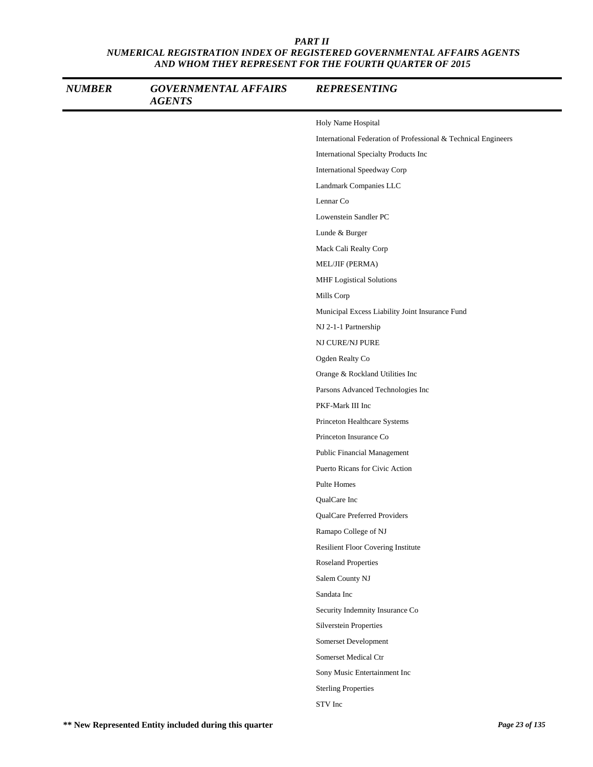*PART II*
*NUMERICAL REGISTRATION INDEX OF REGISTERED GOVERNMENTAL AFFAIRS AGENTS AND WHOM THEY REPRESENT FOR THE FOURTH QUARTER OF 2015*

| *NUMBER* | *GOVERNMENTAL AFFAIRS AGENTS* | *REPRESENTING* |
|---|---|---|
| | | Holy Name Hospital |
| | | International Federation of Professional & Technical Engineers |
| | | International Specialty Products Inc |
| | | International Speedway Corp |
| | | Landmark Companies LLC |
| | | Lennar Co |
| | | Lowenstein Sandler PC |
| | | Lunde & Burger |
| | | Mack Cali Realty Corp |
| | | MEL/JIF (PERMA) |
| | | MHF Logistical Solutions |
| | | Mills Corp |
| | | Municipal Excess Liability Joint Insurance Fund |
| | | NJ 2-1-1 Partnership |
| | | NJ CURE/NJ PURE |
| | | Ogden Realty Co |
| | | Orange & Rockland Utilities Inc |
| | | Parsons Advanced Technologies Inc |
| | | PKF-Mark III Inc |
| | | Princeton Healthcare Systems |
| | | Princeton Insurance Co |
| | | Public Financial Management |
| | | Puerto Ricans for Civic Action |
| | | Pulte Homes |
| | | QualCare Inc |
| | | QualCare Preferred Providers |
| | | Ramapo College of NJ |
| | | Resilient Floor Covering Institute |
| | | Roseland Properties |
| | | Salem County NJ |
| | | Sandata Inc |
| | | Security Indemnity Insurance Co |
| | | Silverstein Properties |
| | | Somerset Development |
| | | Somerset Medical Ctr |
| | | Sony Music Entertainment Inc |
| | | Sterling Properties |
| | | STV Inc |

**\*\* New Represented Entity included during this quarter**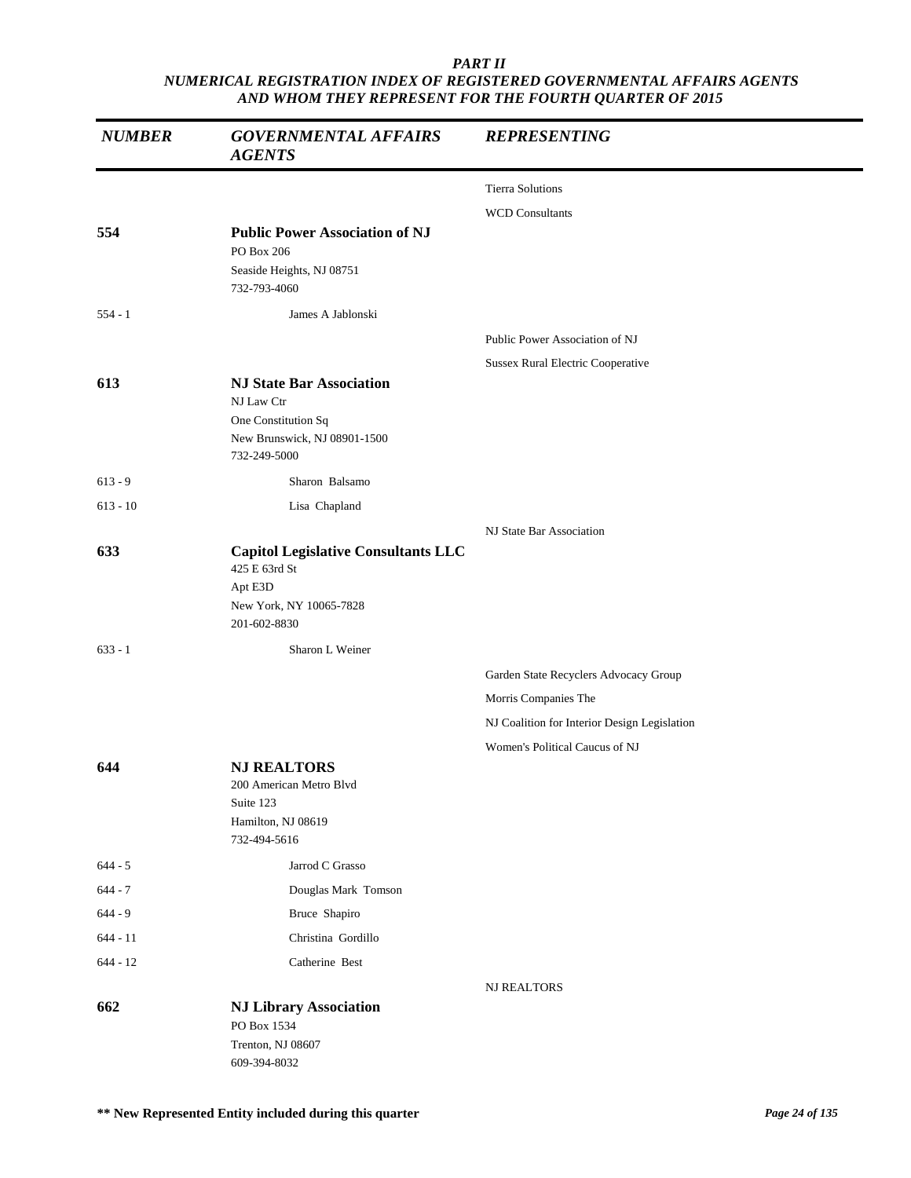***PART II***
***NUMERICAL REGISTRATION INDEX OF REGISTERED GOVERNMENTAL AFFAIRS AGENTS AND WHOM THEY REPRESENT FOR THE FOURTH QUARTER OF 2015***

| *NUMBER* | *GOVERNMENTAL AFFAIRS AGENTS* | *REPRESENTING* |
|---|---|---|
| | | Tierra Solutions |
| | | WCD Consultants |
| **554** | **Public Power Association of NJ**<br>PO Box 206<br>Seaside Heights, NJ 08751<br>732-793-4060 | |
| 554 - 1 | James A Jablonski | |
| | | Public Power Association of NJ |
| | | Sussex Rural Electric Cooperative |
| **613** | **NJ State Bar Association**<br>NJ Law Ctr<br>One Constitution Sq<br>New Brunswick, NJ 08901-1500<br>732-249-5000 | |
| 613 - 9 | Sharon Balsamo | |
| 613 - 10 | Lisa Chapland | |
| | | NJ State Bar Association |
| **633** | **Capitol Legislative Consultants LLC**<br>425 E 63rd St<br>Apt E3D<br>New York, NY 10065-7828<br>201-602-8830 | |
| 633 - 1 | Sharon L Weiner | |
| | | Garden State Recyclers Advocacy Group |
| | | Morris Companies The |
| | | NJ Coalition for Interior Design Legislation |
| | | Women's Political Caucus of NJ |
| **644** | **NJ REALTORS**<br>200 American Metro Blvd<br>Suite 123<br>Hamilton, NJ 08619<br>732-494-5616 | |
| 644 - 5 | Jarrod C Grasso | |
| 644 - 7 | Douglas Mark Tomson | |
| 644 - 9 | Bruce Shapiro | |
| 644 - 11 | Christina Gordillo | |
| 644 - 12 | Catherine Best | |
| | | NJ REALTORS |
| **662** | **NJ Library Association**<br>PO Box 1534<br>Trenton, NJ 08607<br>609-394-8032 | |

**\*\* New Represented Entity included during this quarter**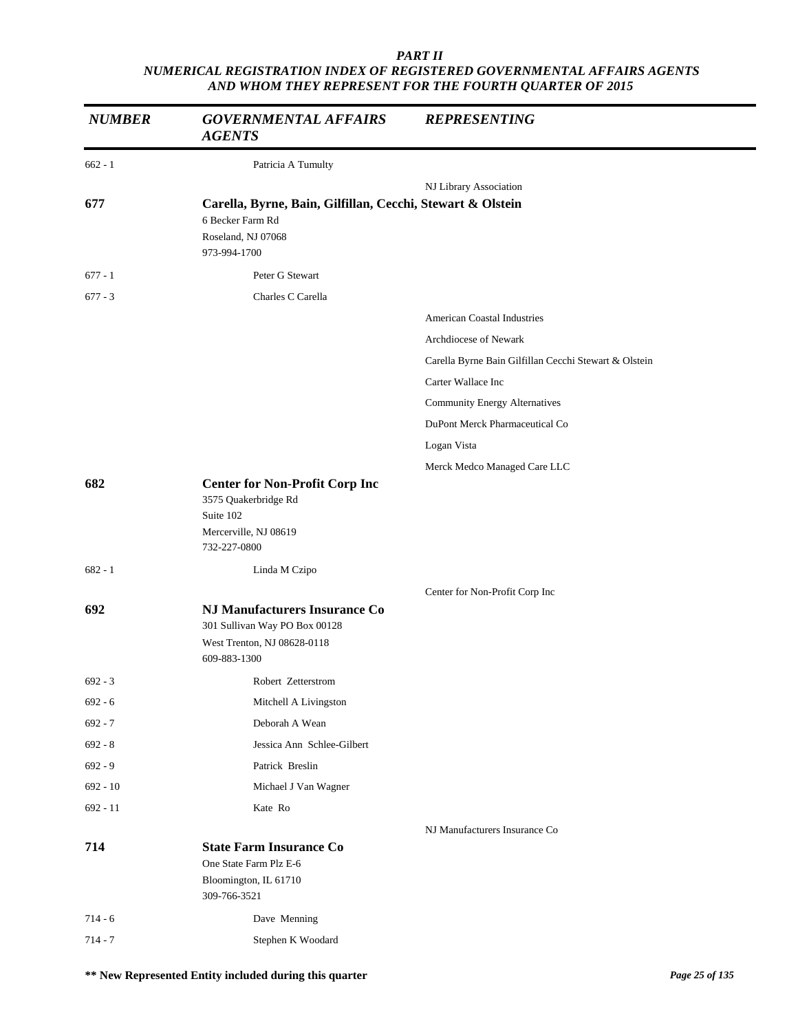***PART II***
***NUMERICAL REGISTRATION INDEX OF REGISTERED GOVERNMENTAL AFFAIRS AGENTS AND WHOM THEY REPRESENT FOR THE FOURTH QUARTER OF 2015***

| *NUMBER* | *GOVERNMENTAL AFFAIRS AGENTS* | *REPRESENTING* |
|---|---|---|
| 662 - 1 | Patricia A Tumulty | |
| | | NJ Library Association |
| **677** | **Carella, Byrne, Bain, Gilfillan, Cecchi, Stewart & Olstein**<br>6 Becker Farm Rd<br>Roseland, NJ 07068<br>973-994-1700 | |
| 677 - 1 | Peter G Stewart | |
| 677 - 3 | Charles C Carella | |
| | | American Coastal Industries |
| | | Archdiocese of Newark |
| | | Carella Byrne Bain Gilfillan Cecchi Stewart & Olstein |
| | | Carter Wallace Inc |
| | | Community Energy Alternatives |
| | | DuPont Merck Pharmaceutical Co |
| | | Logan Vista |
| | | Merck Medco Managed Care LLC |
| **682** | **Center for Non-Profit Corp Inc**<br>3575 Quakerbridge Rd<br>Suite 102<br>Mercerville, NJ 08619<br>732-227-0800 | |
| 682 - 1 | Linda M Czipo | |
| | | Center for Non-Profit Corp Inc |
| **692** | **NJ Manufacturers Insurance Co**<br>301 Sullivan Way PO Box 00128<br>West Trenton, NJ 08628-0118<br>609-883-1300 | |
| 692 - 3 | Robert Zetterstrom | |
| 692 - 6 | Mitchell A Livingston | |
| 692 - 7 | Deborah A Wean | |
| 692 - 8 | Jessica Ann Schlee-Gilbert | |
| 692 - 9 | Patrick Breslin | |
| 692 - 10 | Michael J Van Wagner | |
| 692 - 11 | Kate Ro | |
| | | NJ Manufacturers Insurance Co |
| **714** | **State Farm Insurance Co**<br>One State Farm Plz E-6<br>Bloomington, IL 61710<br>309-766-3521 | |
| 714 - 6 | Dave Menning | |
| 714 - 7 | Stephen K Woodard | |

**\*\* New Represented Entity included during this quarter**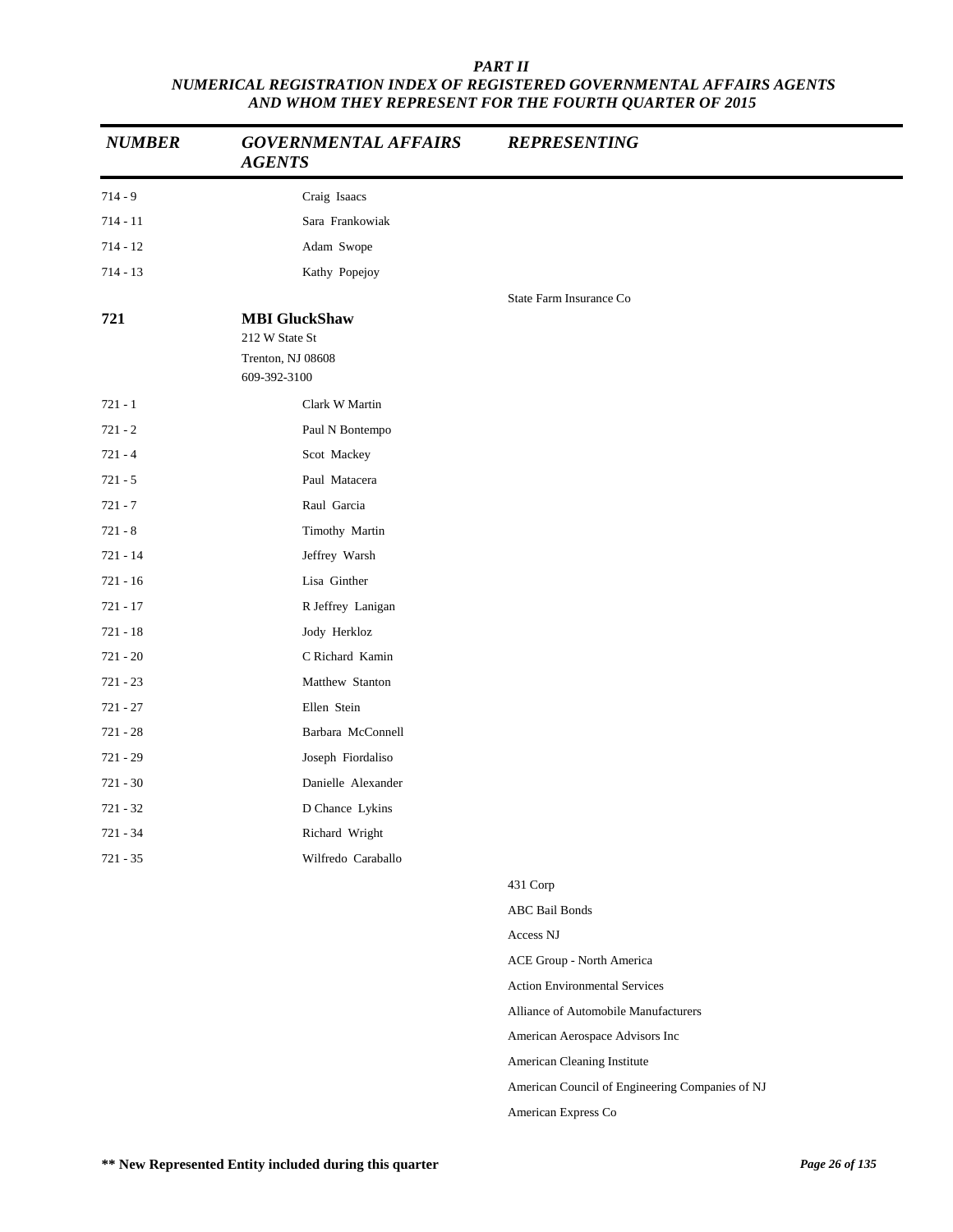**PART II**
**NUMERICAL REGISTRATION INDEX OF REGISTERED GOVERNMENTAL AFFAIRS AGENTS AND WHOM THEY REPRESENT FOR THE FOURTH QUARTER OF 2015**

| NUMBER | GOVERNMENTAL AFFAIRS AGENTS | REPRESENTING |
|---|---|---|
| 714 - 9 | Craig Isaacs | |
| 714 - 11 | Sara Frankowiak | |
| 714 - 12 | Adam Swope | |
| 714 - 13 | Kathy Popejoy | |
| | | State Farm Insurance Co |
| **721** | **MBI GluckShaw**<br>212 W State St<br>Trenton, NJ 08608<br>609-392-3100 | |
| 721 - 1 | Clark W Martin | |
| 721 - 2 | Paul N Bontempo | |
| 721 - 4 | Scot Mackey | |
| 721 - 5 | Paul Matacera | |
| 721 - 7 | Raul Garcia | |
| 721 - 8 | Timothy Martin | |
| 721 - 14 | Jeffrey Warsh | |
| 721 - 16 | Lisa Ginther | |
| 721 - 17 | R Jeffrey Lanigan | |
| 721 - 18 | Jody Herkloz | |
| 721 - 20 | C Richard Kamin | |
| 721 - 23 | Matthew Stanton | |
| 721 - 27 | Ellen Stein | |
| 721 - 28 | Barbara McConnell | |
| 721 - 29 | Joseph Fiordaliso | |
| 721 - 30 | Danielle Alexander | |
| 721 - 32 | D Chance Lykins | |
| 721 - 34 | Richard Wright | |
| 721 - 35 | Wilfredo Caraballo | |
| | | 431 Corp |
| | | ABC Bail Bonds |
| | | Access NJ |
| | | ACE Group - North America |
| | | Action Environmental Services |
| | | Alliance of Automobile Manufacturers |
| | | American Aerospace Advisors Inc |
| | | American Cleaning Institute |
| | | American Council of Engineering Companies of NJ |
| | | American Express Co |

**\*\* New Represented Entity included during this quarter**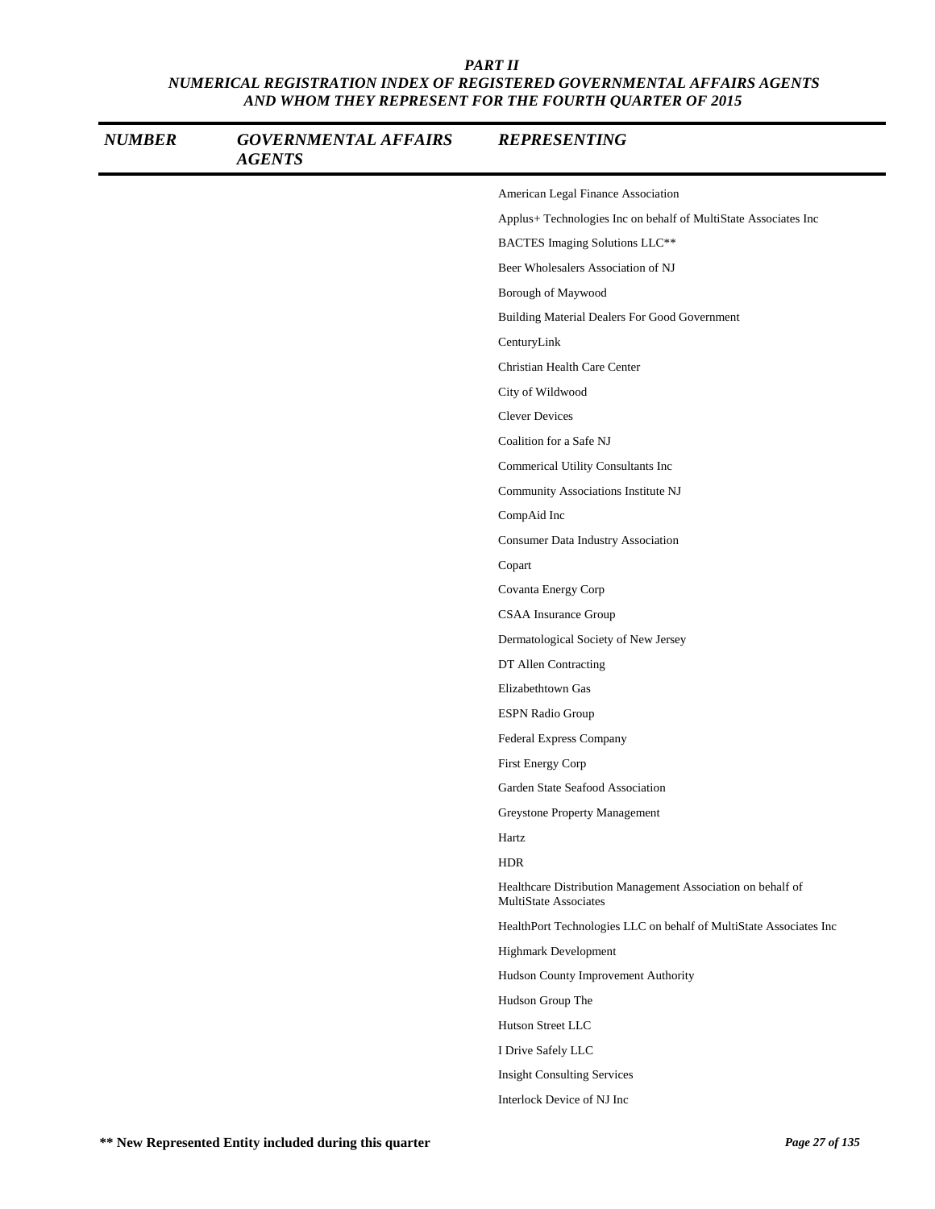# PART II
## NUMERICAL REGISTRATION INDEX OF REGISTERED GOVERNMENTAL AFFAIRS AGENTS AND WHOM THEY REPRESENT FOR THE FOURTH QUARTER OF 2015

| NUMBER | GOVERNMENTAL AFFAIRS AGENTS | REPRESENTING |
|---|---|---|
| | | American Legal Finance Association |
| | | Applus+ Technologies Inc on behalf of MultiState Associates Inc |
| | | BACTES Imaging Solutions LLC** |
| | | Beer Wholesalers Association of NJ |
| | | Borough of Maywood |
| | | Building Material Dealers For Good Government |
| | | CenturyLink |
| | | Christian Health Care Center |
| | | City of Wildwood |
| | | Clever Devices |
| | | Coalition for a Safe NJ |
| | | Commerical Utility Consultants Inc |
| | | Community Associations Institute NJ |
| | | CompAid Inc |
| | | Consumer Data Industry Association |
| | | Copart |
| | | Covanta Energy Corp |
| | | CSAA Insurance Group |
| | | Dermatological Society of New Jersey |
| | | DT Allen Contracting |
| | | Elizabethtown Gas |
| | | ESPN Radio Group |
| | | Federal Express Company |
| | | First Energy Corp |
| | | Garden State Seafood Association |
| | | Greystone Property Management |
| | | Hartz |
| | | HDR |
| | | Healthcare Distribution Management Association on behalf of MultiState Associates |
| | | HealthPort Technologies LLC on behalf of MultiState Associates Inc |
| | | Highmark Development |
| | | Hudson County Improvement Authority |
| | | Hudson Group The |
| | | Hutson Street LLC |
| | | I Drive Safely LLC |
| | | Insight Consulting Services |
| | | Interlock Device of NJ Inc |

** New Represented Entity included during this quarter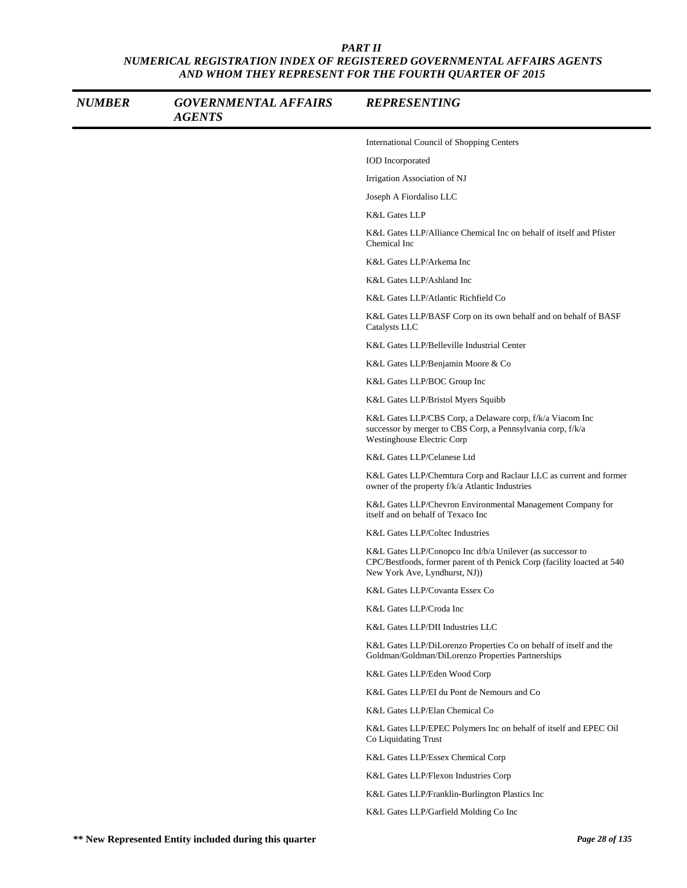## PART II
## NUMERICAL REGISTRATION INDEX OF REGISTERED GOVERNMENTAL AFFAIRS AGENTS AND WHOM THEY REPRESENT FOR THE FOURTH QUARTER OF 2015

| NUMBER | GOVERNMENTAL AFFAIRS AGENTS | REPRESENTING |
|---|---|---|
| | | International Council of Shopping Centers |
| | | IOD Incorporated |
| | | Irrigation Association of NJ |
| | | Joseph A Fiordaliso LLC |
| | | K&L Gates LLP |
| | | K&L Gates LLP/Alliance Chemical Inc on behalf of itself and Pfister Chemical Inc |
| | | K&L Gates LLP/Arkema Inc |
| | | K&L Gates LLP/Ashland Inc |
| | | K&L Gates LLP/Atlantic Richfield Co |
| | | K&L Gates LLP/BASF Corp on its own behalf and on behalf of BASF Catalysts LLC |
| | | K&L Gates LLP/Belleville Industrial Center |
| | | K&L Gates LLP/Benjamin Moore & Co |
| | | K&L Gates LLP/BOC Group Inc |
| | | K&L Gates LLP/Bristol Myers Squibb |
| | | K&L Gates LLP/CBS Corp, a Delaware corp, f/k/a Viacom Inc successor by merger to CBS Corp, a Pennsylvania corp, f/k/a Westinghouse Electric Corp |
| | | K&L Gates LLP/Celanese Ltd |
| | | K&L Gates LLP/Chemtura Corp and Raclaur LLC as current and former owner of the property f/k/a Atlantic Industries |
| | | K&L Gates LLP/Chevron Environmental Management Company for itself and on behalf of Texaco Inc |
| | | K&L Gates LLP/Coltec Industries |
| | | K&L Gates LLP/Conopco Inc d/b/a Unilever (as successor to CPC/Bestfoods, former parent of th Penick Corp (facility loacted at 540 New York Ave, Lyndhurst, NJ)) |
| | | K&L Gates LLP/Covanta Essex Co |
| | | K&L Gates LLP/Croda Inc |
| | | K&L Gates LLP/DII Industries LLC |
| | | K&L Gates LLP/DiLorenzo Properties Co on behalf of itself and the Goldman/Goldman/DiLorenzo Properties Partnerships |
| | | K&L Gates LLP/Eden Wood Corp |
| | | K&L Gates LLP/EI du Pont de Nemours and Co |
| | | K&L Gates LLP/Elan Chemical Co |
| | | K&L Gates LLP/EPEC Polymers Inc on behalf of itself and EPEC Oil Co Liquidating Trust |
| | | K&L Gates LLP/Essex Chemical Corp |
| | | K&L Gates LLP/Flexon Industries Corp |
| | | K&L Gates LLP/Franklin-Burlington Plastics Inc |
| | | K&L Gates LLP/Garfield Molding Co Inc |

**\*\* New Represented Entity included during this quarter**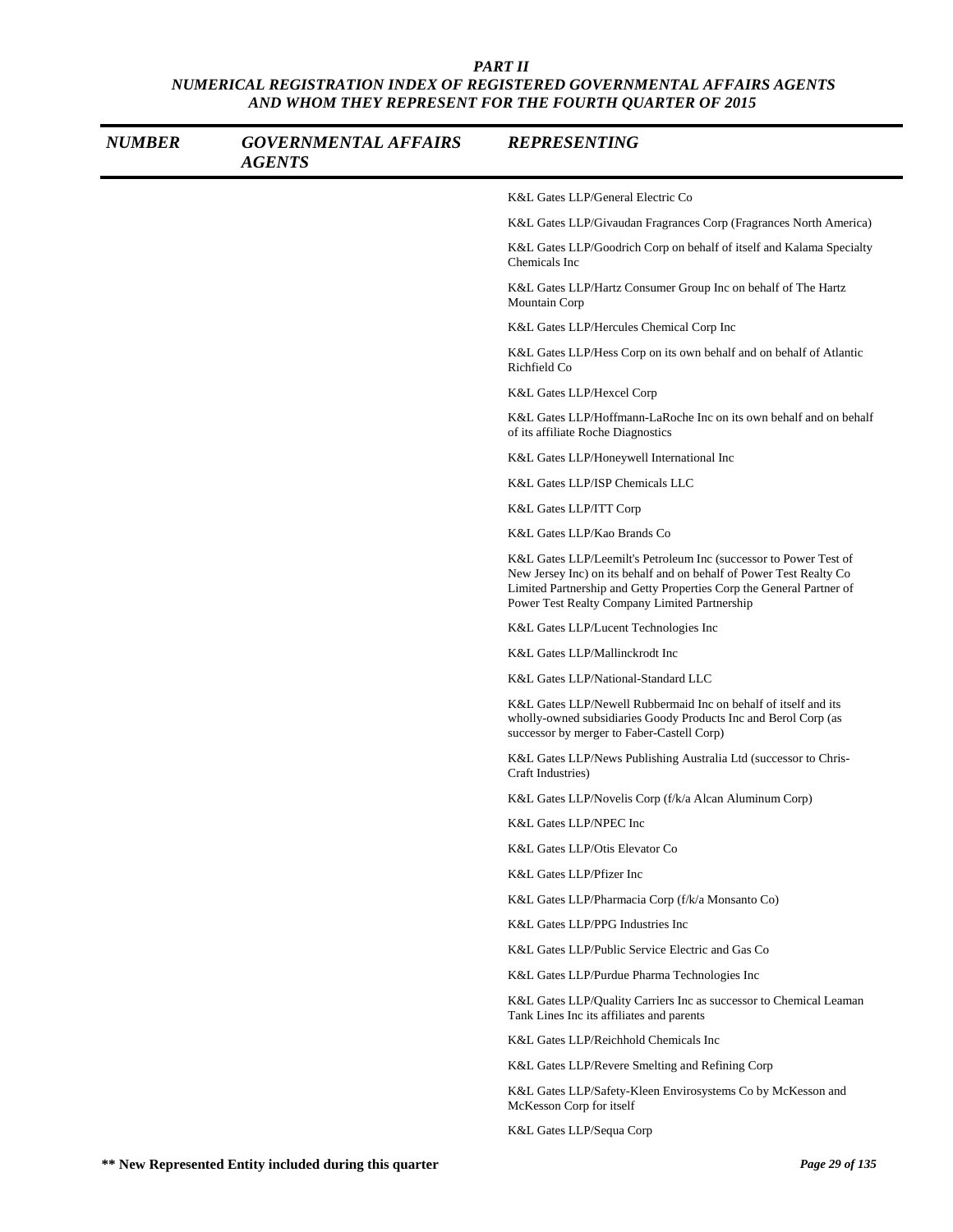# PART II

## NUMERICAL REGISTRATION INDEX OF REGISTERED GOVERNMENTAL AFFAIRS AGENTS AND WHOM THEY REPRESENT FOR THE FOURTH QUARTER OF 2015

| NUMBER | GOVERNMENTAL AFFAIRS AGENTS | REPRESENTING |
|---|---|---|
| | | K&L Gates LLP/General Electric Co |
| | | K&L Gates LLP/Givaudan Fragrances Corp (Fragrances North America) |
| | | K&L Gates LLP/Goodrich Corp on behalf of itself and Kalama Specialty Chemicals Inc |
| | | K&L Gates LLP/Hartz Consumer Group Inc on behalf of The Hartz Mountain Corp |
| | | K&L Gates LLP/Hercules Chemical Corp Inc |
| | | K&L Gates LLP/Hess Corp on its own behalf and on behalf of Atlantic Richfield Co |
| | | K&L Gates LLP/Hexcel Corp |
| | | K&L Gates LLP/Hoffmann-LaRoche Inc on its own behalf and on behalf of its affiliate Roche Diagnostics |
| | | K&L Gates LLP/Honeywell International Inc |
| | | K&L Gates LLP/ISP Chemicals LLC |
| | | K&L Gates LLP/ITT Corp |
| | | K&L Gates LLP/Kao Brands Co |
| | | K&L Gates LLP/Leemilt's Petroleum Inc (successor to Power Test of New Jersey Inc) on its behalf and on behalf of Power Test Realty Co Limited Partnership and Getty Properties Corp the General Partner of Power Test Realty Company Limited Partnership |
| | | K&L Gates LLP/Lucent Technologies Inc |
| | | K&L Gates LLP/Mallinckrodt Inc |
| | | K&L Gates LLP/National-Standard LLC |
| | | K&L Gates LLP/Newell Rubbermaid Inc on behalf of itself and its wholly-owned subsidiaries Goody Products Inc and Berol Corp (as successor by merger to Faber-Castell Corp) |
| | | K&L Gates LLP/News Publishing Australia Ltd (successor to Chris-Craft Industries) |
| | | K&L Gates LLP/Novelis Corp (f/k/a Alcan Aluminum Corp) |
| | | K&L Gates LLP/NPEC Inc |
| | | K&L Gates LLP/Otis Elevator Co |
| | | K&L Gates LLP/Pfizer Inc |
| | | K&L Gates LLP/Pharmacia Corp (f/k/a Monsanto Co) |
| | | K&L Gates LLP/PPG Industries Inc |
| | | K&L Gates LLP/Public Service Electric and Gas Co |
| | | K&L Gates LLP/Purdue Pharma Technologies Inc |
| | | K&L Gates LLP/Quality Carriers Inc as successor to Chemical Leaman Tank Lines Inc its affiliates and parents |
| | | K&L Gates LLP/Reichhold Chemicals Inc |
| | | K&L Gates LLP/Revere Smelting and Refining Corp |
| | | K&L Gates LLP/Safety-Kleen Envirosystems Co by McKesson and McKesson Corp for itself |
| | | K&L Gates LLP/Sequa Corp |

**** New Represented Entity included during this quarter**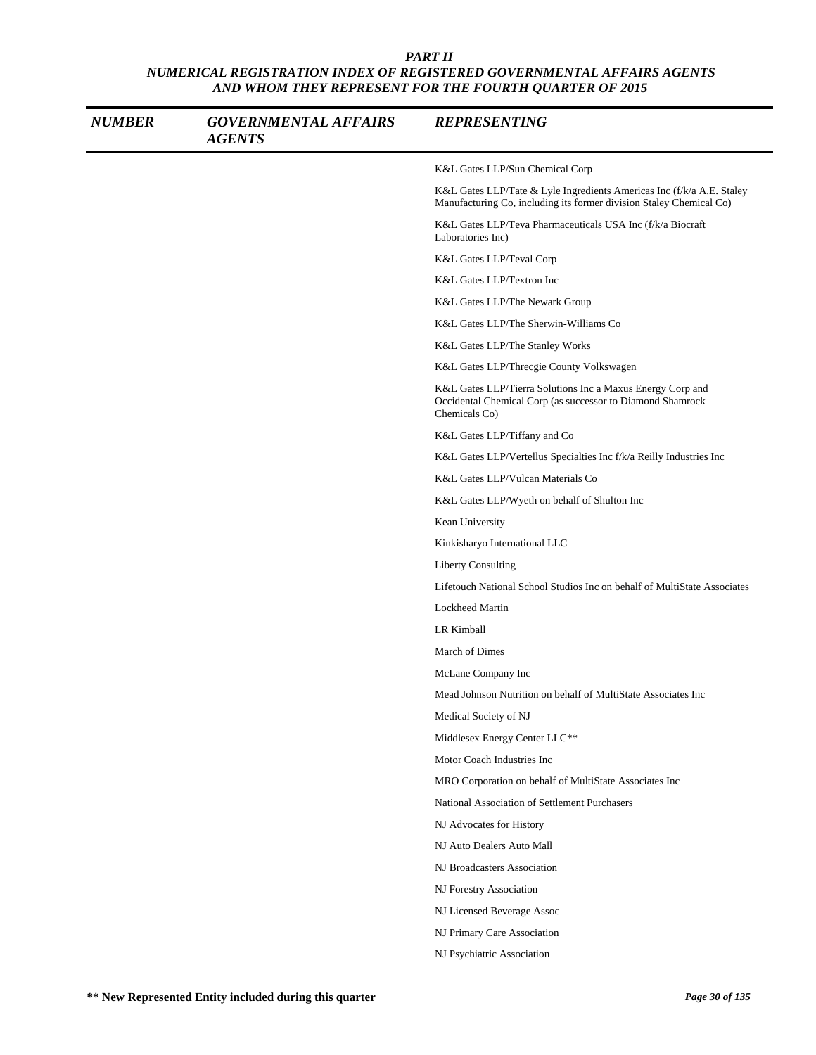# PART II
## NUMERICAL REGISTRATION INDEX OF REGISTERED GOVERNMENTAL AFFAIRS AGENTS AND WHOM THEY REPRESENT FOR THE FOURTH QUARTER OF 2015

| NUMBER | GOVERNMENTAL AFFAIRS AGENTS | REPRESENTING |
|---|---|---|
| | | K&L Gates LLP/Sun Chemical Corp |
| | | K&L Gates LLP/Tate & Lyle Ingredients Americas Inc (f/k/a A.E. Staley Manufacturing Co, including its former division Staley Chemical Co) |
| | | K&L Gates LLP/Teva Pharmaceuticals USA Inc (f/k/a Biocraft Laboratories Inc) |
| | | K&L Gates LLP/Teval Corp |
| | | K&L Gates LLP/Textron Inc |
| | | K&L Gates LLP/The Newark Group |
| | | K&L Gates LLP/The Sherwin-Williams Co |
| | | K&L Gates LLP/The Stanley Works |
| | | K&L Gates LLP/Threcgie County Volkswagen |
| | | K&L Gates LLP/Tierra Solutions Inc a Maxus Energy Corp and Occidental Chemical Corp (as successor to Diamond Shamrock Chemicals Co) |
| | | K&L Gates LLP/Tiffany and Co |
| | | K&L Gates LLP/Vertellus Specialties Inc f/k/a Reilly Industries Inc |
| | | K&L Gates LLP/Vulcan Materials Co |
| | | K&L Gates LLP/Wyeth on behalf of Shulton Inc |
| | | Kean University |
| | | Kinkisharyo International LLC |
| | | Liberty Consulting |
| | | Lifetouch National School Studios Inc on behalf of MultiState Associates |
| | | Lockheed Martin |
| | | LR Kimball |
| | | March of Dimes |
| | | McLane Company Inc |
| | | Mead Johnson Nutrition on behalf of MultiState Associates Inc |
| | | Medical Society of NJ |
| | | Middlesex Energy Center LLC** |
| | | Motor Coach Industries Inc |
| | | MRO Corporation on behalf of MultiState Associates Inc |
| | | National Association of Settlement Purchasers |
| | | NJ Advocates for History |
| | | NJ Auto Dealers Auto Mall |
| | | NJ Broadcasters Association |
| | | NJ Forestry Association |
| | | NJ Licensed Beverage Assoc |
| | | NJ Primary Care Association |
| | | NJ Psychiatric Association |

** New Represented Entity included during this quarter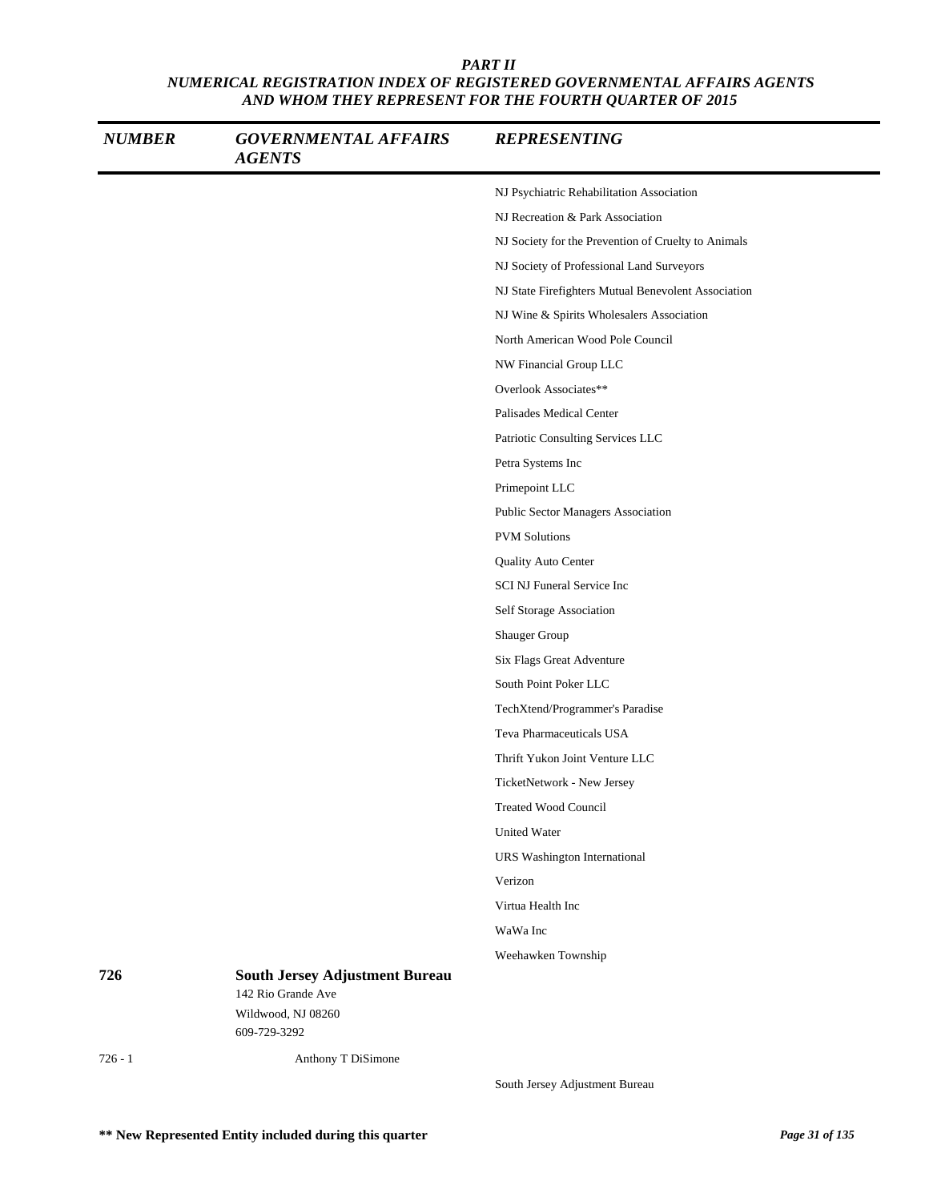# PART II

## NUMERICAL REGISTRATION INDEX OF REGISTERED GOVERNMENTAL AFFAIRS AGENTS AND WHOM THEY REPRESENT FOR THE FOURTH QUARTER OF 2015

| NUMBER | GOVERNMENTAL AFFAIRS AGENTS | REPRESENTING |
|---|---|---|
| | | NJ Psychiatric Rehabilitation Association |
| | | NJ Recreation & Park Association |
| | | NJ Society for the Prevention of Cruelty to Animals |
| | | NJ Society of Professional Land Surveyors |
| | | NJ State Firefighters Mutual Benevolent Association |
| | | NJ Wine & Spirits Wholesalers Association |
| | | North American Wood Pole Council |
| | | NW Financial Group LLC |
| | | Overlook Associates** |
| | | Palisades Medical Center |
| | | Patriotic Consulting Services LLC |
| | | Petra Systems Inc |
| | | Primepoint LLC |
| | | Public Sector Managers Association |
| | | PVM Solutions |
| | | Quality Auto Center |
| | | SCI NJ Funeral Service Inc |
| | | Self Storage Association |
| | | Shauger Group |
| | | Six Flags Great Adventure |
| | | South Point Poker LLC |
| | | TechXtend/Programmer's Paradise |
| | | Teva Pharmaceuticals USA |
| | | Thrift Yukon Joint Venture LLC |
| | | TicketNetwork - New Jersey |
| | | Treated Wood Council |
| | | United Water |
| | | URS Washington International |
| | | Verizon |
| | | Virtua Health Inc |
| | | WaWa Inc |
| | | Weehawken Township |
| **726** | **South Jersey Adjustment Bureau**<br>142 Rio Grande Ave<br>Wildwood, NJ 08260<br>609-729-3292 | |
| 726 - 1 | Anthony T DiSimone | |
| | | South Jersey Adjustment Bureau |

** New Represented Entity included during this quarter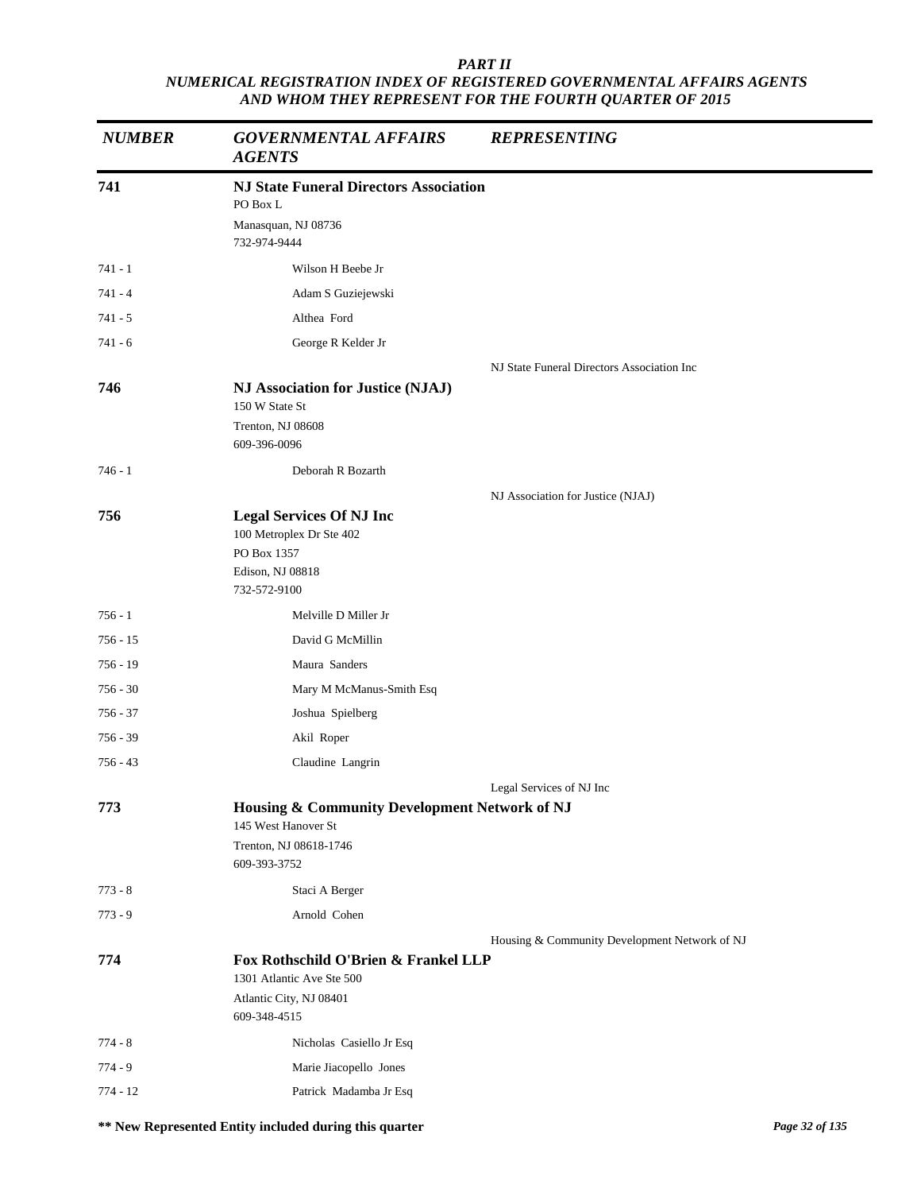***PART II***
***NUMERICAL REGISTRATION INDEX OF REGISTERED GOVERNMENTAL AFFAIRS AGENTS AND WHOM THEY REPRESENT FOR THE FOURTH QUARTER OF 2015***

| *NUMBER* | *GOVERNMENTAL AFFAIRS AGENTS* | *REPRESENTING* |
|---|---|---|
| **741** | **NJ State Funeral Directors Association**<br>PO Box L<br>Manasquan, NJ 08736<br>732-974-9444 | |
| 741 - 1 | Wilson H Beebe Jr | |
| 741 - 4 | Adam S Guziejewski | |
| 741 - 5 | Althea Ford | |
| 741 - 6 | George R Kelder Jr | |
| | | NJ State Funeral Directors Association Inc |
| **746** | **NJ Association for Justice (NJAJ)**<br>150 W State St<br>Trenton, NJ 08608<br>609-396-0096 | |
| 746 - 1 | Deborah R Bozarth | |
| | | NJ Association for Justice (NJAJ) |
| **756** | **Legal Services Of NJ Inc**<br>100 Metroplex Dr Ste 402<br>PO Box 1357<br>Edison, NJ 08818<br>732-572-9100 | |
| 756 - 1 | Melville D Miller Jr | |
| 756 - 15 | David G McMillin | |
| 756 - 19 | Maura Sanders | |
| 756 - 30 | Mary M McManus-Smith Esq | |
| 756 - 37 | Joshua Spielberg | |
| 756 - 39 | Akil Roper | |
| 756 - 43 | Claudine Langrin | |
| | | Legal Services of NJ Inc |
| **773** | **Housing & Community Development Network of NJ**<br>145 West Hanover St<br>Trenton, NJ 08618-1746<br>609-393-3752 | |
| 773 - 8 | Staci A Berger | |
| 773 - 9 | Arnold Cohen | |
| | | Housing & Community Development Network of NJ |
| **774** | **Fox Rothschild O'Brien & Frankel LLP**<br>1301 Atlantic Ave Ste 500<br>Atlantic City, NJ 08401<br>609-348-4515 | |
| 774 - 8 | Nicholas Casiello Jr Esq | |
| 774 - 9 | Marie Jiacopello Jones | |
| 774 - 12 | Patrick Madamba Jr Esq | |

**\*\* New Represented Entity included during this quarter**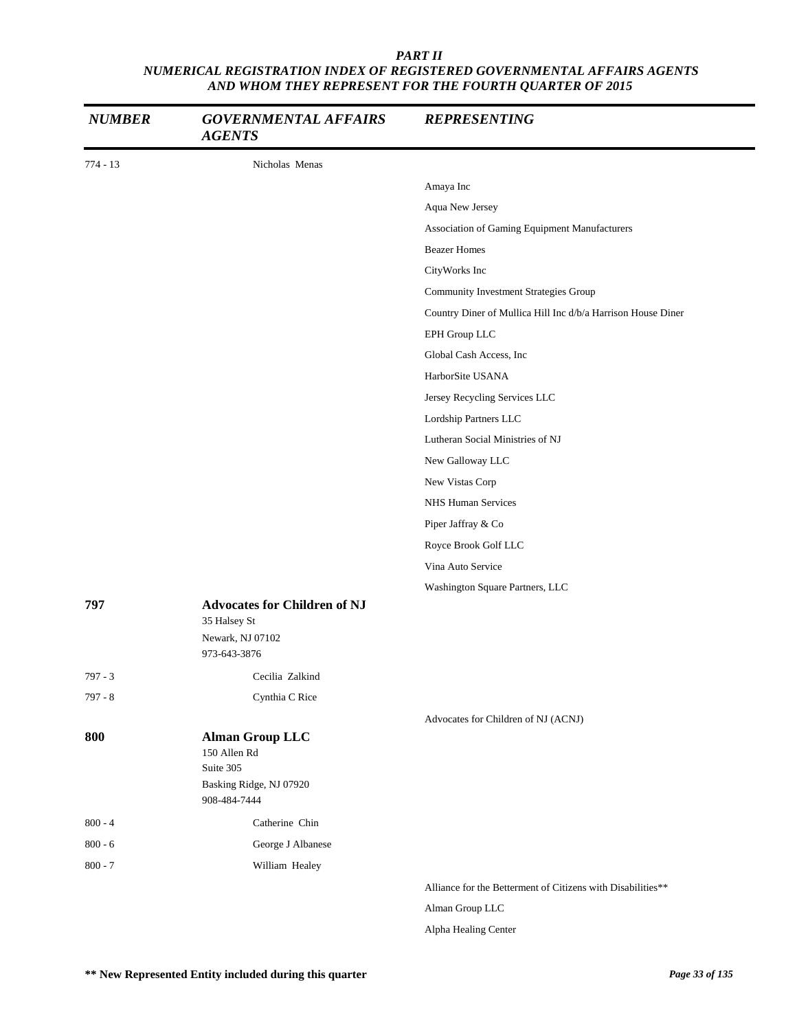*PART II*
*NUMERICAL REGISTRATION INDEX OF REGISTERED GOVERNMENTAL AFFAIRS AGENTS AND WHOM THEY REPRESENT FOR THE FOURTH QUARTER OF 2015*

| *NUMBER* | *GOVERNMENTAL AFFAIRS AGENTS* | *REPRESENTING* |
|---|---|---|
| 774 - 13 | Nicholas Menas | |
| | | Amaya Inc |
| | | Aqua New Jersey |
| | | Association of Gaming Equipment Manufacturers |
| | | Beazer Homes |
| | | CityWorks Inc |
| | | Community Investment Strategies Group |
| | | Country Diner of Mullica Hill Inc d/b/a Harrison House Diner |
| | | EPH Group LLC |
| | | Global Cash Access, Inc |
| | | HarborSite USANA |
| | | Jersey Recycling Services LLC |
| | | Lordship Partners LLC |
| | | Lutheran Social Ministries of NJ |
| | | New Galloway LLC |
| | | New Vistas Corp |
| | | NHS Human Services |
| | | Piper Jaffray & Co |
| | | Royce Brook Golf LLC |
| | | Vina Auto Service |
| | | Washington Square Partners, LLC |
| **797** | **Advocates for Children of NJ**<br>35 Halsey St<br>Newark, NJ 07102<br>973-643-3876 | |
| 797 - 3 | Cecilia Zalkind | |
| 797 - 8 | Cynthia C Rice | |
| | | Advocates for Children of NJ (ACNJ) |
| **800** | **Alman Group LLC**<br>150 Allen Rd<br>Suite 305<br>Basking Ridge, NJ 07920<br>908-484-7444 | |
| 800 - 4 | Catherine Chin | |
| 800 - 6 | George J Albanese | |
| 800 - 7 | William Healey | |
| | | Alliance for the Betterment of Citizens with Disabilities** |
| | | Alman Group LLC |
| | | Alpha Healing Center |

**\*\* New Represented Entity included during this quarter**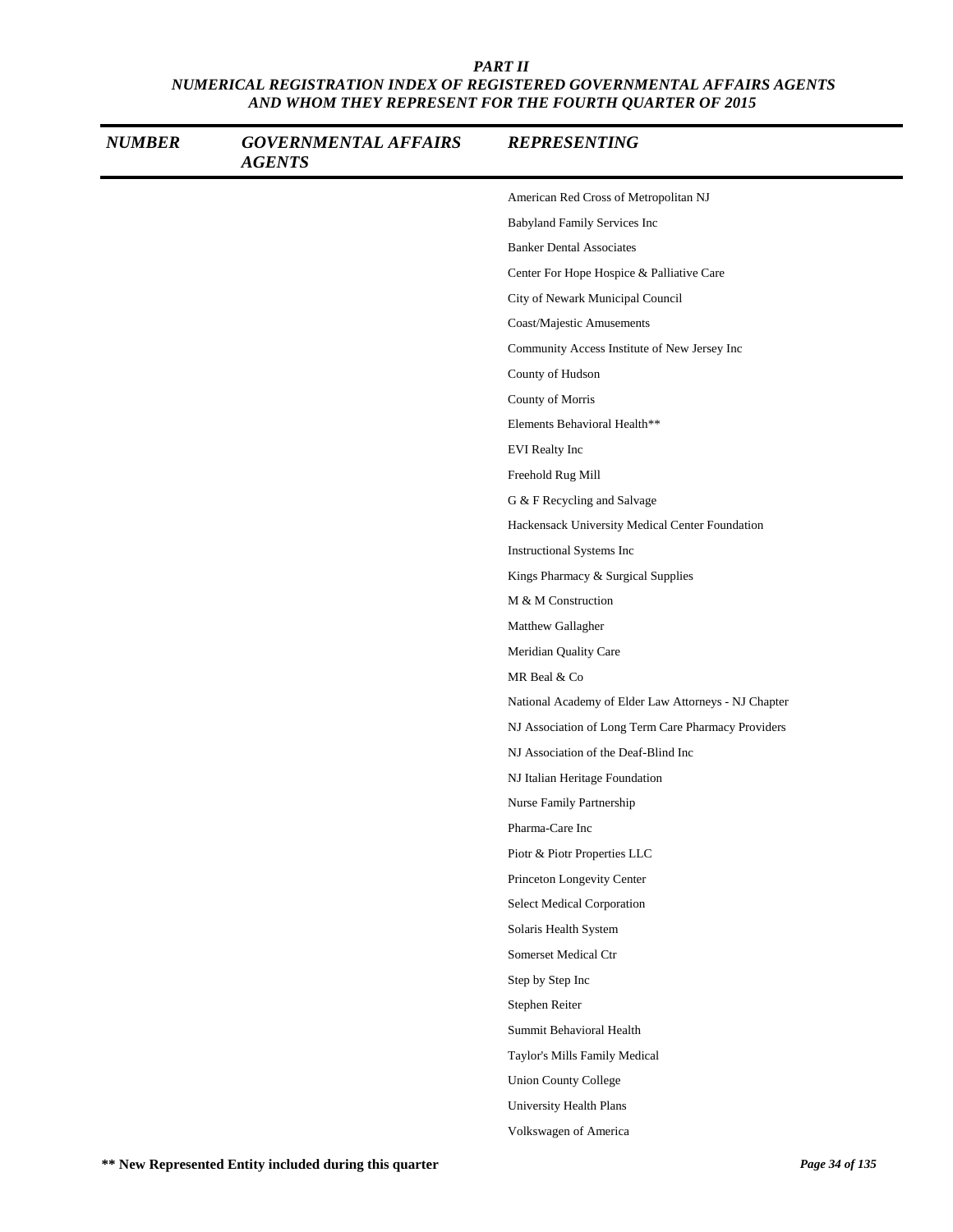*PART II*
*NUMERICAL REGISTRATION INDEX OF REGISTERED GOVERNMENTAL AFFAIRS AGENTS AND WHOM THEY REPRESENT FOR THE FOURTH QUARTER OF 2015*

| NUMBER | GOVERNMENTAL AFFAIRS AGENTS | REPRESENTING |
|---|---|---|
| | | American Red Cross of Metropolitan NJ |
| | | Babyland Family Services Inc |
| | | Banker Dental Associates |
| | | Center For Hope Hospice & Palliative Care |
| | | City of Newark Municipal Council |
| | | Coast/Majestic Amusements |
| | | Community Access Institute of New Jersey Inc |
| | | County of Hudson |
| | | County of Morris |
| | | Elements Behavioral Health** |
| | | EVI Realty Inc |
| | | Freehold Rug Mill |
| | | G & F Recycling and Salvage |
| | | Hackensack University Medical Center Foundation |
| | | Instructional Systems Inc |
| | | Kings Pharmacy & Surgical Supplies |
| | | M & M Construction |
| | | Matthew Gallagher |
| | | Meridian Quality Care |
| | | MR Beal & Co |
| | | National Academy of Elder Law Attorneys - NJ Chapter |
| | | NJ Association of Long Term Care Pharmacy Providers |
| | | NJ Association of the Deaf-Blind Inc |
| | | NJ Italian Heritage Foundation |
| | | Nurse Family Partnership |
| | | Pharma-Care Inc |
| | | Piotr & Piotr Properties LLC |
| | | Princeton Longevity Center |
| | | Select Medical Corporation |
| | | Solaris Health System |
| | | Somerset Medical Ctr |
| | | Step by Step Inc |
| | | Stephen Reiter |
| | | Summit Behavioral Health |
| | | Taylor's Mills Family Medical |
| | | Union County College |
| | | University Health Plans |
| | | Volkswagen of America |

**** New Represented Entity included during this quarter**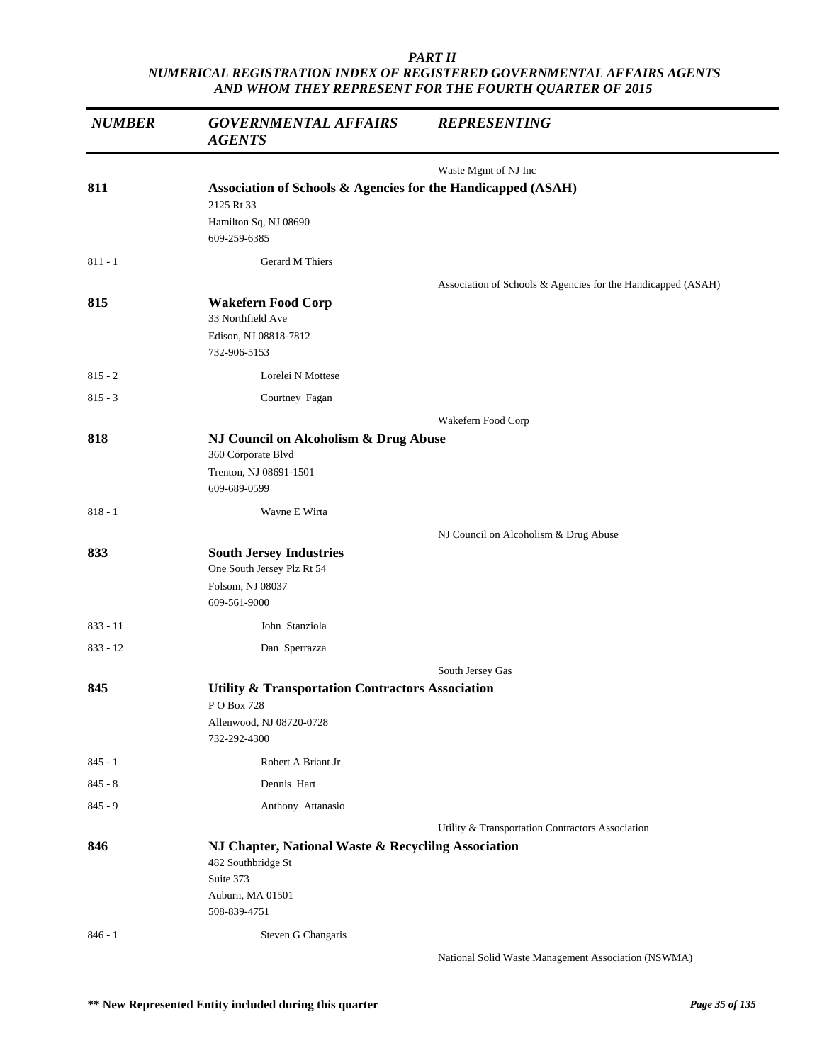*PART II*
*NUMERICAL REGISTRATION INDEX OF REGISTERED GOVERNMENTAL AFFAIRS AGENTS AND WHOM THEY REPRESENT FOR THE FOURTH QUARTER OF 2015*

| *NUMBER* | *GOVERNMENTAL AFFAIRS AGENTS* | *REPRESENTING* |
|---|---|---|
| | | Waste Mgmt of NJ Inc |
| **811** | **Association of Schools & Agencies for the Handicapped (ASAH)**<br>2125 Rt 33<br>Hamilton Sq, NJ 08690<br>609-259-6385 | |
| 811 - 1 | Gerard M Thiers | |
| | | Association of Schools & Agencies for the Handicapped (ASAH) |
| **815** | **Wakefern Food Corp**<br>33 Northfield Ave<br>Edison, NJ 08818-7812<br>732-906-5153 | |
| 815 - 2 | Lorelei N Mottese | |
| 815 - 3 | Courtney Fagan | |
| | | Wakefern Food Corp |
| **818** | **NJ Council on Alcoholism & Drug Abuse**<br>360 Corporate Blvd<br>Trenton, NJ 08691-1501<br>609-689-0599 | |
| 818 - 1 | Wayne E Wirta | |
| | | NJ Council on Alcoholism & Drug Abuse |
| **833** | **South Jersey Industries**<br>One South Jersey Plz Rt 54<br>Folsom, NJ 08037<br>609-561-9000 | |
| 833 - 11 | John Stanziola | |
| 833 - 12 | Dan Sperrazza | |
| | | South Jersey Gas |
| **845** | **Utility & Transportation Contractors Association**<br>P O Box 728<br>Allenwood, NJ 08720-0728<br>732-292-4300 | |
| 845 - 1 | Robert A Briant Jr | |
| 845 - 8 | Dennis Hart | |
| 845 - 9 | Anthony Attanasio | |
| | | Utility & Transportation Contractors Association |
| **846** | **NJ Chapter, National Waste & Recyclilng Association**<br>482 Southbridge St<br>Suite 373<br>Auburn, MA 01501<br>508-839-4751 | |
| 846 - 1 | Steven G Changaris | |
| | | National Solid Waste Management Association (NSWMA) |

**\*\* New Represented Entity included during this quarter**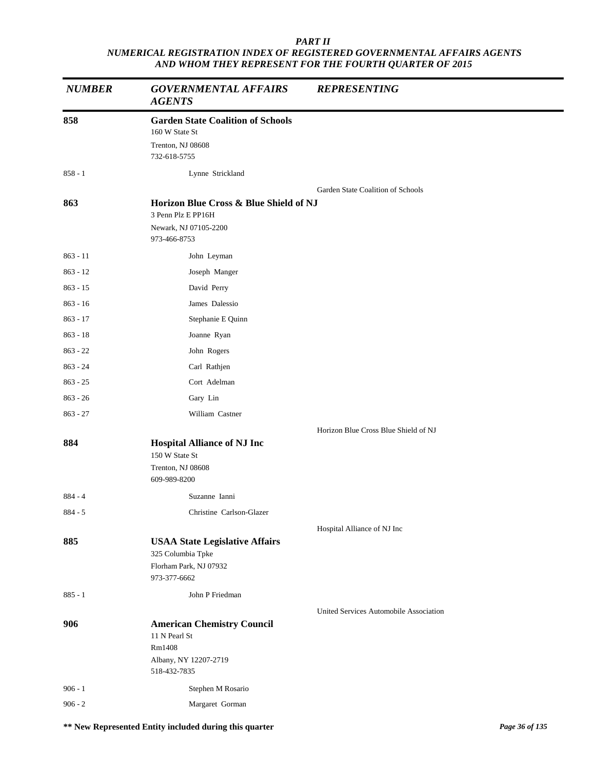*PART II*
*NUMERICAL REGISTRATION INDEX OF REGISTERED GOVERNMENTAL AFFAIRS AGENTS AND WHOM THEY REPRESENT FOR THE FOURTH QUARTER OF 2015*

| *NUMBER* | *GOVERNMENTAL AFFAIRS AGENTS* | *REPRESENTING* |
|---|---|---|
| **858** | **Garden State Coalition of Schools**<br>160 W State St<br>Trenton, NJ 08608<br>732-618-5755 | |
| 858 - 1 | Lynne Strickland | |
| | | Garden State Coalition of Schools |
| **863** | **Horizon Blue Cross & Blue Shield of NJ**<br>3 Penn Plz E PP16H<br>Newark, NJ 07105-2200<br>973-466-8753 | |
| 863 - 11 | John Leyman | |
| 863 - 12 | Joseph Manger | |
| 863 - 15 | David Perry | |
| 863 - 16 | James Dalessio | |
| 863 - 17 | Stephanie E Quinn | |
| 863 - 18 | Joanne Ryan | |
| 863 - 22 | John Rogers | |
| 863 - 24 | Carl Rathjen | |
| 863 - 25 | Cort Adelman | |
| 863 - 26 | Gary Lin | |
| 863 - 27 | William Castner | |
| | | Horizon Blue Cross Blue Shield of NJ |
| **884** | **Hospital Alliance of NJ Inc**<br>150 W State St<br>Trenton, NJ 08608<br>609-989-8200 | |
| 884 - 4 | Suzanne Ianni | |
| 884 - 5 | Christine Carlson-Glazer | |
| | | Hospital Alliance of NJ Inc |
| **885** | **USAA State Legislative Affairs**<br>325 Columbia Tpke<br>Florham Park, NJ 07932<br>973-377-6662 | |
| 885 - 1 | John P Friedman | |
| | | United Services Automobile Association |
| **906** | **American Chemistry Council**<br>11 N Pearl St<br>Rm1408<br>Albany, NY 12207-2719<br>518-432-7835 | |
| 906 - 1 | Stephen M Rosario | |
| 906 - 2 | Margaret Gorman | |

**\*\* New Represented Entity included during this quarter**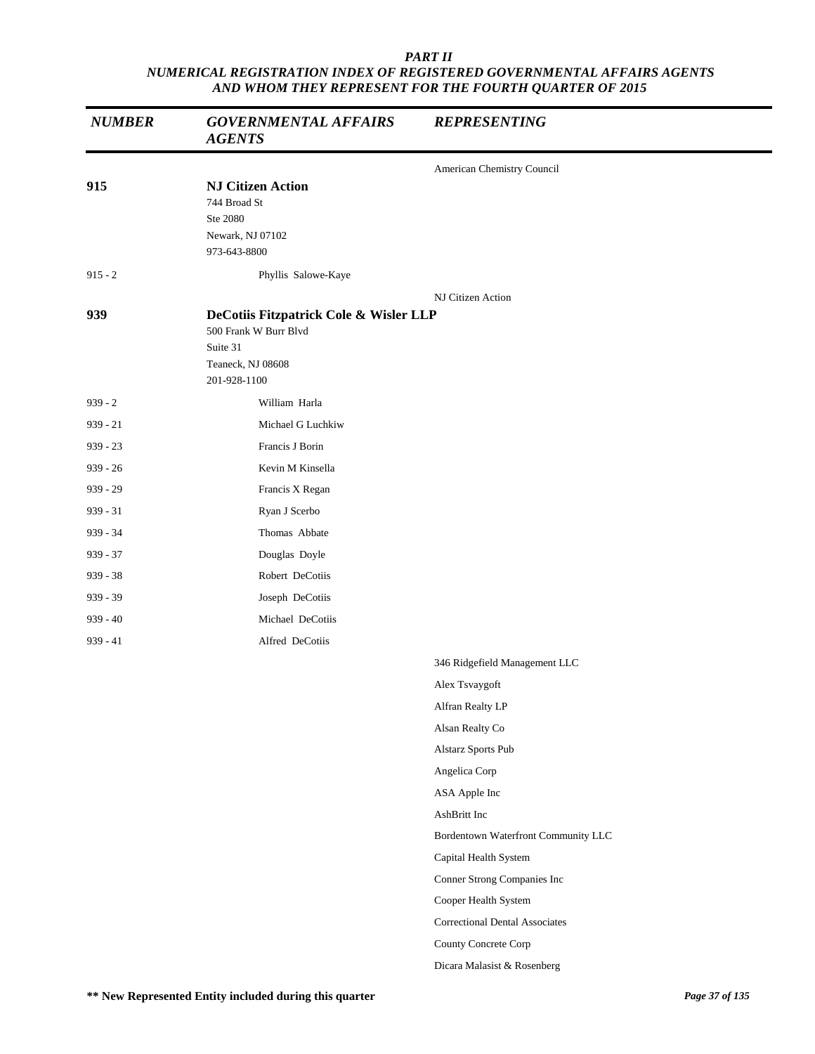*PART II*
*NUMERICAL REGISTRATION INDEX OF REGISTERED GOVERNMENTAL AFFAIRS AGENTS AND WHOM THEY REPRESENT FOR THE FOURTH QUARTER OF 2015*

| *NUMBER* | *GOVERNMENTAL AFFAIRS AGENTS* | *REPRESENTING* |
|---|---|---|
| | | American Chemistry Council |
| **915** | **NJ Citizen Action**<br>744 Broad St<br>Ste 2080<br>Newark, NJ 07102<br>973-643-8800 | |
| 915 - 2 | Phyllis Salowe-Kaye | |
| | | NJ Citizen Action |
| **939** | **DeCotiis Fitzpatrick Cole & Wisler LLP**<br>500 Frank W Burr Blvd<br>Suite 31<br>Teaneck, NJ 08608<br>201-928-1100 | |
| 939 - 2 | William Harla | |
| 939 - 21 | Michael G Luchkiw | |
| 939 - 23 | Francis J Borin | |
| 939 - 26 | Kevin M Kinsella | |
| 939 - 29 | Francis X Regan | |
| 939 - 31 | Ryan J Scerbo | |
| 939 - 34 | Thomas Abbate | |
| 939 - 37 | Douglas Doyle | |
| 939 - 38 | Robert DeCotiis | |
| 939 - 39 | Joseph DeCotiis | |
| 939 - 40 | Michael DeCotiis | |
| 939 - 41 | Alfred DeCotiis | |
| | | 346 Ridgefield Management LLC |
| | | Alex Tsvaygoft |
| | | Alfran Realty LP |
| | | Alsan Realty Co |
| | | Alstarz Sports Pub |
| | | Angelica Corp |
| | | ASA Apple Inc |
| | | AshBritt Inc |
| | | Bordentown Waterfront Community LLC |
| | | Capital Health System |
| | | Conner Strong Companies Inc |
| | | Cooper Health System |
| | | Correctional Dental Associates |
| | | County Concrete Corp |
| | | Dicara Malasist & Rosenberg |

**\*\* New Represented Entity included during this quarter**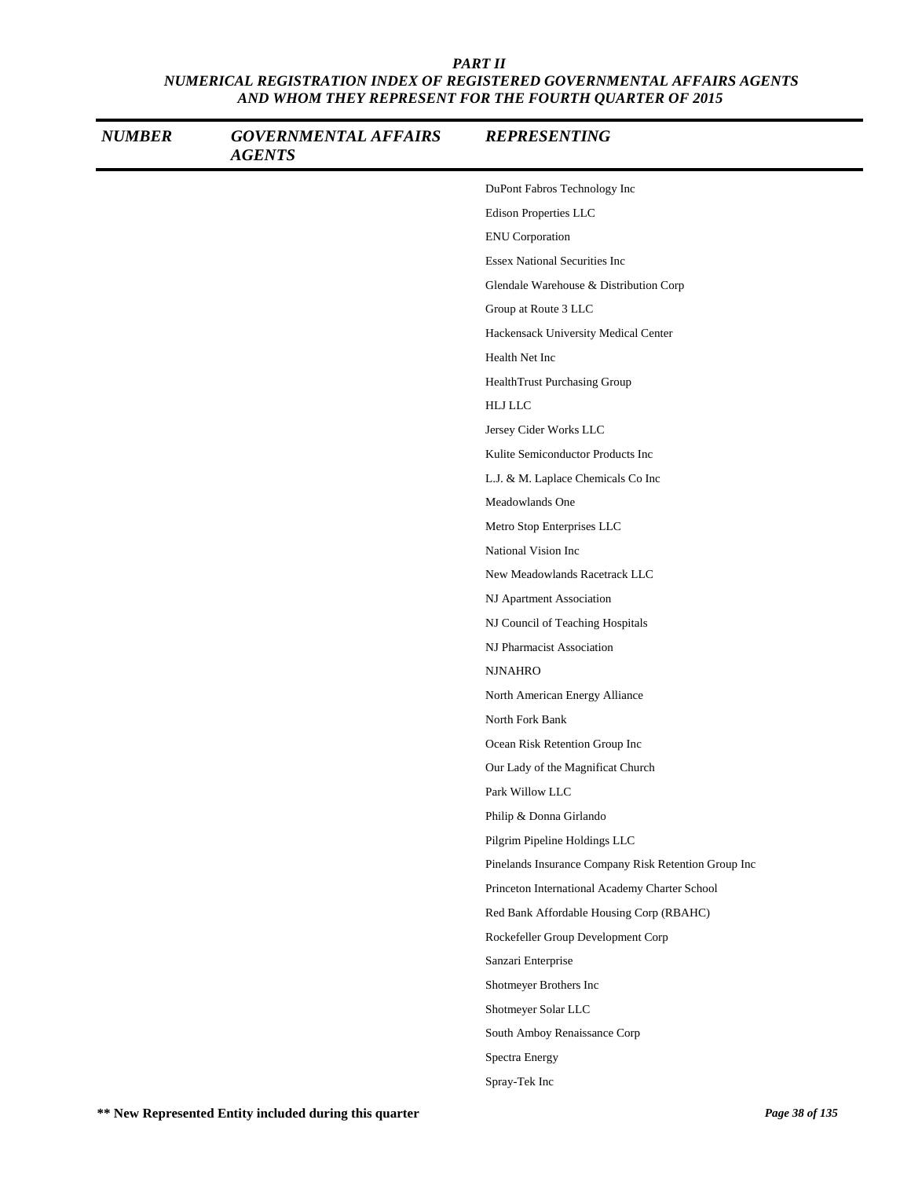**PART II**
**NUMERICAL REGISTRATION INDEX OF REGISTERED GOVERNMENTAL AFFAIRS AGENTS AND WHOM THEY REPRESENT FOR THE FOURTH QUARTER OF 2015**

| NUMBER | GOVERNMENTAL AFFAIRS AGENTS | REPRESENTING |
|---|---|---|
| | | DuPont Fabros Technology Inc |
| | | Edison Properties LLC |
| | | ENU Corporation |
| | | Essex National Securities Inc |
| | | Glendale Warehouse & Distribution Corp |
| | | Group at Route 3 LLC |
| | | Hackensack University Medical Center |
| | | Health Net Inc |
| | | HealthTrust Purchasing Group |
| | | HLJ LLC |
| | | Jersey Cider Works LLC |
| | | Kulite Semiconductor Products Inc |
| | | L.J. & M. Laplace Chemicals Co Inc |
| | | Meadowlands One |
| | | Metro Stop Enterprises LLC |
| | | National Vision Inc |
| | | New Meadowlands Racetrack LLC |
| | | NJ Apartment Association |
| | | NJ Council of Teaching Hospitals |
| | | NJ Pharmacist Association |
| | | NJNAHRO |
| | | North American Energy Alliance |
| | | North Fork Bank |
| | | Ocean Risk Retention Group Inc |
| | | Our Lady of the Magnificat Church |
| | | Park Willow LLC |
| | | Philip & Donna Girlando |
| | | Pilgrim Pipeline Holdings LLC |
| | | Pinelands Insurance Company Risk Retention Group Inc |
| | | Princeton International Academy Charter School |
| | | Red Bank Affordable Housing Corp (RBAHC) |
| | | Rockefeller Group Development Corp |
| | | Sanzari Enterprise |
| | | Shotmeyer Brothers Inc |
| | | Shotmeyer Solar LLC |
| | | South Amboy Renaissance Corp |
| | | Spectra Energy |
| | | Spray-Tek Inc |

**\*\* New Represented Entity included during this quarter**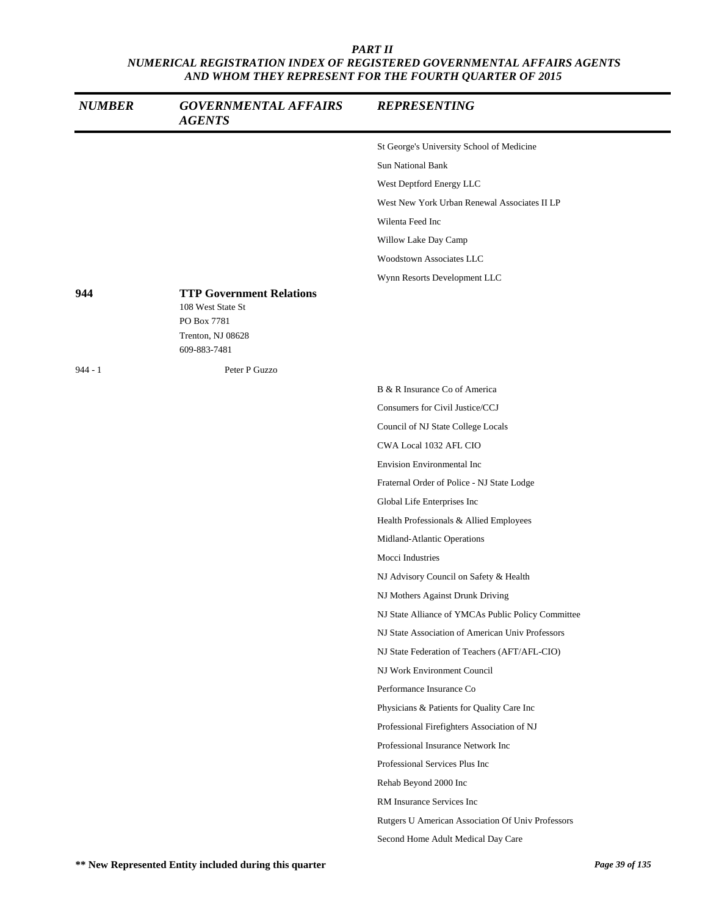**PART II**
***NUMERICAL REGISTRATION INDEX OF REGISTERED GOVERNMENTAL AFFAIRS AGENTS AND WHOM THEY REPRESENT FOR THE FOURTH QUARTER OF 2015***

| NUMBER | GOVERNMENTAL AFFAIRS AGENTS | REPRESENTING |
|---|---|---|
| | | St George's University School of Medicine |
| | | Sun National Bank |
| | | West Deptford Energy LLC |
| | | West New York Urban Renewal Associates II LP |
| | | Wilenta Feed Inc |
| | | Willow Lake Day Camp |
| | | Woodstown Associates LLC |
| | | Wynn Resorts Development LLC |
| **944** | **TTP Government Relations**<br>108 West State St<br>PO Box 7781<br>Trenton, NJ 08628<br>609-883-7481 | |
| 944 - 1 | Peter P Guzzo | |
| | | B & R Insurance Co of America |
| | | Consumers for Civil Justice/CCJ |
| | | Council of NJ State College Locals |
| | | CWA Local 1032 AFL CIO |
| | | Envision Environmental Inc |
| | | Fraternal Order of Police - NJ State Lodge |
| | | Global Life Enterprises Inc |
| | | Health Professionals & Allied Employees |
| | | Midland-Atlantic Operations |
| | | Mocci Industries |
| | | NJ Advisory Council on Safety & Health |
| | | NJ Mothers Against Drunk Driving |
| | | NJ State Alliance of YMCAs Public Policy Committee |
| | | NJ State Association of American Univ Professors |
| | | NJ State Federation of Teachers (AFT/AFL-CIO) |
| | | NJ Work Environment Council |
| | | Performance Insurance Co |
| | | Physicians & Patients for Quality Care Inc |
| | | Professional Firefighters Association of NJ |
| | | Professional Insurance Network Inc |
| | | Professional Services Plus Inc |
| | | Rehab Beyond 2000 Inc |
| | | RM Insurance Services Inc |
| | | Rutgers U American Association Of Univ Professors |
| | | Second Home Adult Medical Day Care |

**\*\* New Represented Entity included during this quarter**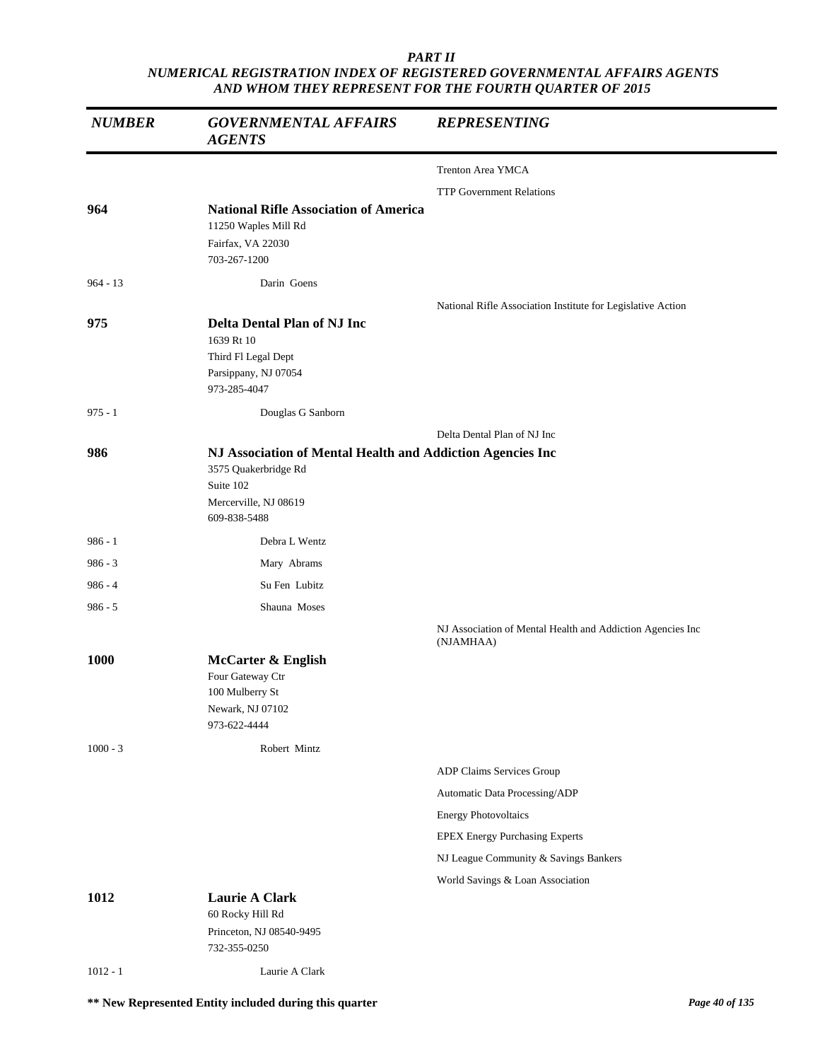*PART II*
*NUMERICAL REGISTRATION INDEX OF REGISTERED GOVERNMENTAL AFFAIRS AGENTS AND WHOM THEY REPRESENT FOR THE FOURTH QUARTER OF 2015*

| *NUMBER* | *GOVERNMENTAL AFFAIRS AGENTS* | *REPRESENTING* |
|---|---|---|
| | | Trenton Area YMCA |
| | | TTP Government Relations |
| **964** | **National Rifle Association of America**<br>11250 Waples Mill Rd<br>Fairfax, VA 22030<br>703-267-1200 | |
| 964 - 13 | Darin Goens | |
| | | National Rifle Association Institute for Legislative Action |
| **975** | **Delta Dental Plan of NJ Inc**<br>1639 Rt 10<br>Third Fl Legal Dept<br>Parsippany, NJ 07054<br>973-285-4047 | |
| 975 - 1 | Douglas G Sanborn | |
| | | Delta Dental Plan of NJ Inc |
| **986** | **NJ Association of Mental Health and Addiction Agencies Inc**<br>3575 Quakerbridge Rd<br>Suite 102<br>Mercerville, NJ 08619<br>609-838-5488 | |
| 986 - 1 | Debra L Wentz | |
| 986 - 3 | Mary Abrams | |
| 986 - 4 | Su Fen Lubitz | |
| 986 - 5 | Shauna Moses | |
| | | NJ Association of Mental Health and Addiction Agencies Inc (NJAMHAA) |
| **1000** | **McCarter & English**<br>Four Gateway Ctr<br>100 Mulberry St<br>Newark, NJ 07102<br>973-622-4444 | |
| 1000 - 3 | Robert Mintz | |
| | | ADP Claims Services Group |
| | | Automatic Data Processing/ADP |
| | | Energy Photovoltaics |
| | | EPEX Energy Purchasing Experts |
| | | NJ League Community & Savings Bankers |
| | | World Savings & Loan Association |
| **1012** | **Laurie A Clark**<br>60 Rocky Hill Rd<br>Princeton, NJ 08540-9495<br>732-355-0250 | |
| 1012 - 1 | Laurie A Clark | |

**\*\* New Represented Entity included during this quarter**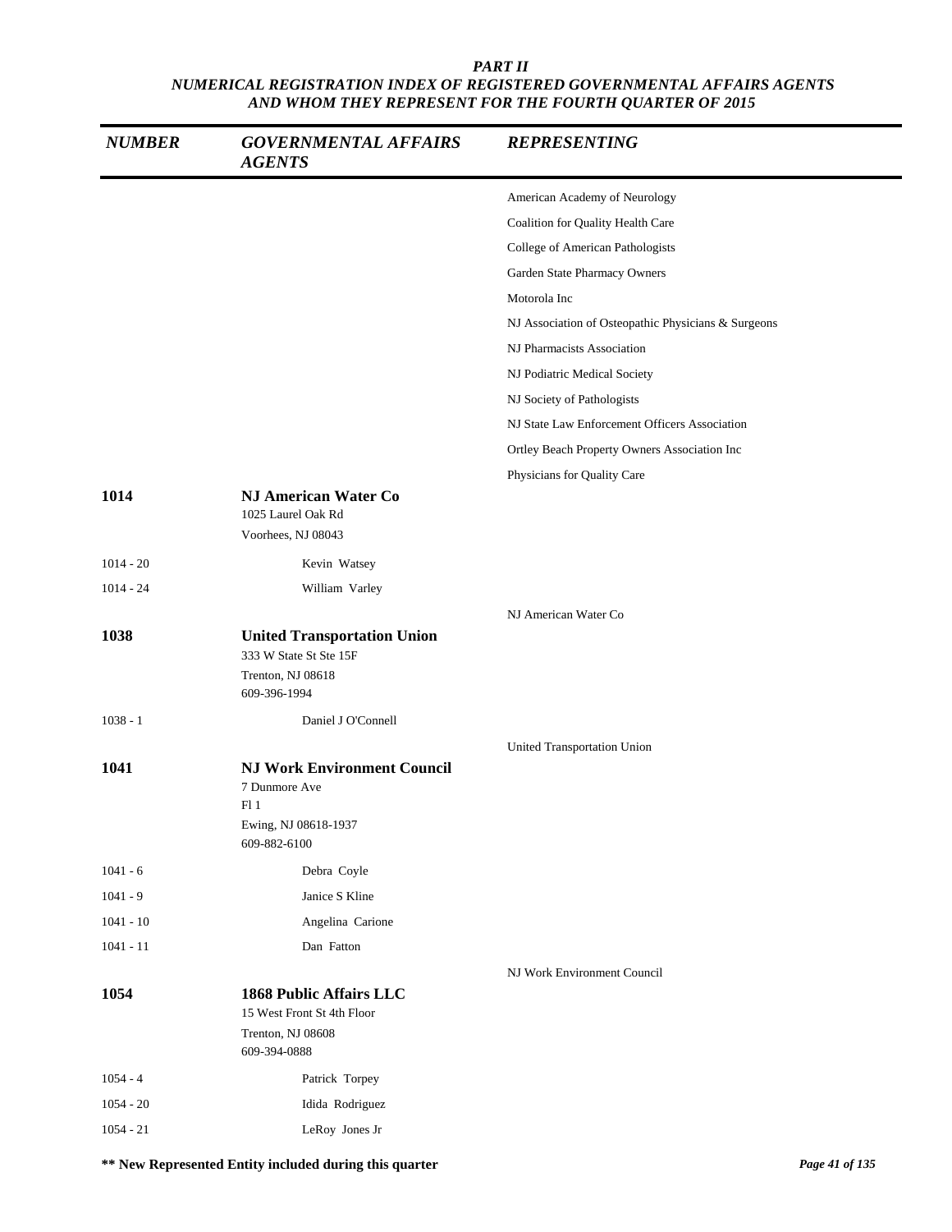*PART II*
*NUMERICAL REGISTRATION INDEX OF REGISTERED GOVERNMENTAL AFFAIRS AGENTS AND WHOM THEY REPRESENT FOR THE FOURTH QUARTER OF 2015*

| *NUMBER* | *GOVERNMENTAL AFFAIRS AGENTS* | *REPRESENTING* |
|---|---|---|
| | | American Academy of Neurology |
| | | Coalition for Quality Health Care |
| | | College of American Pathologists |
| | | Garden State Pharmacy Owners |
| | | Motorola Inc |
| | | NJ Association of Osteopathic Physicians & Surgeons |
| | | NJ Pharmacists Association |
| | | NJ Podiatric Medical Society |
| | | NJ Society of Pathologists |
| | | NJ State Law Enforcement Officers Association |
| | | Ortley Beach Property Owners Association Inc |
| | | Physicians for Quality Care |
| **1014** | **NJ American Water Co**<br>1025 Laurel Oak Rd<br>Voorhees, NJ 08043 | |
| 1014 - 20 | Kevin Watsey | |
| 1014 - 24 | William Varley | |
| | | NJ American Water Co |
| **1038** | **United Transportation Union**<br>333 W State St Ste 15F<br>Trenton, NJ 08618<br>609-396-1994 | |
| 1038 - 1 | Daniel J O'Connell | |
| | | United Transportation Union |
| **1041** | **NJ Work Environment Council**<br>7 Dunmore Ave<br>Fl 1<br>Ewing, NJ 08618-1937<br>609-882-6100 | |
| 1041 - 6 | Debra Coyle | |
| 1041 - 9 | Janice S Kline | |
| 1041 - 10 | Angelina Carione | |
| 1041 - 11 | Dan Fatton | |
| | | NJ Work Environment Council |
| **1054** | **1868 Public Affairs LLC**<br>15 West Front St 4th Floor<br>Trenton, NJ 08608<br>609-394-0888 | |
| 1054 - 4 | Patrick Torpey | |
| 1054 - 20 | Idida Rodriguez | |
| 1054 - 21 | LeRoy Jones Jr | |

**\*\* New Represented Entity included during this quarter**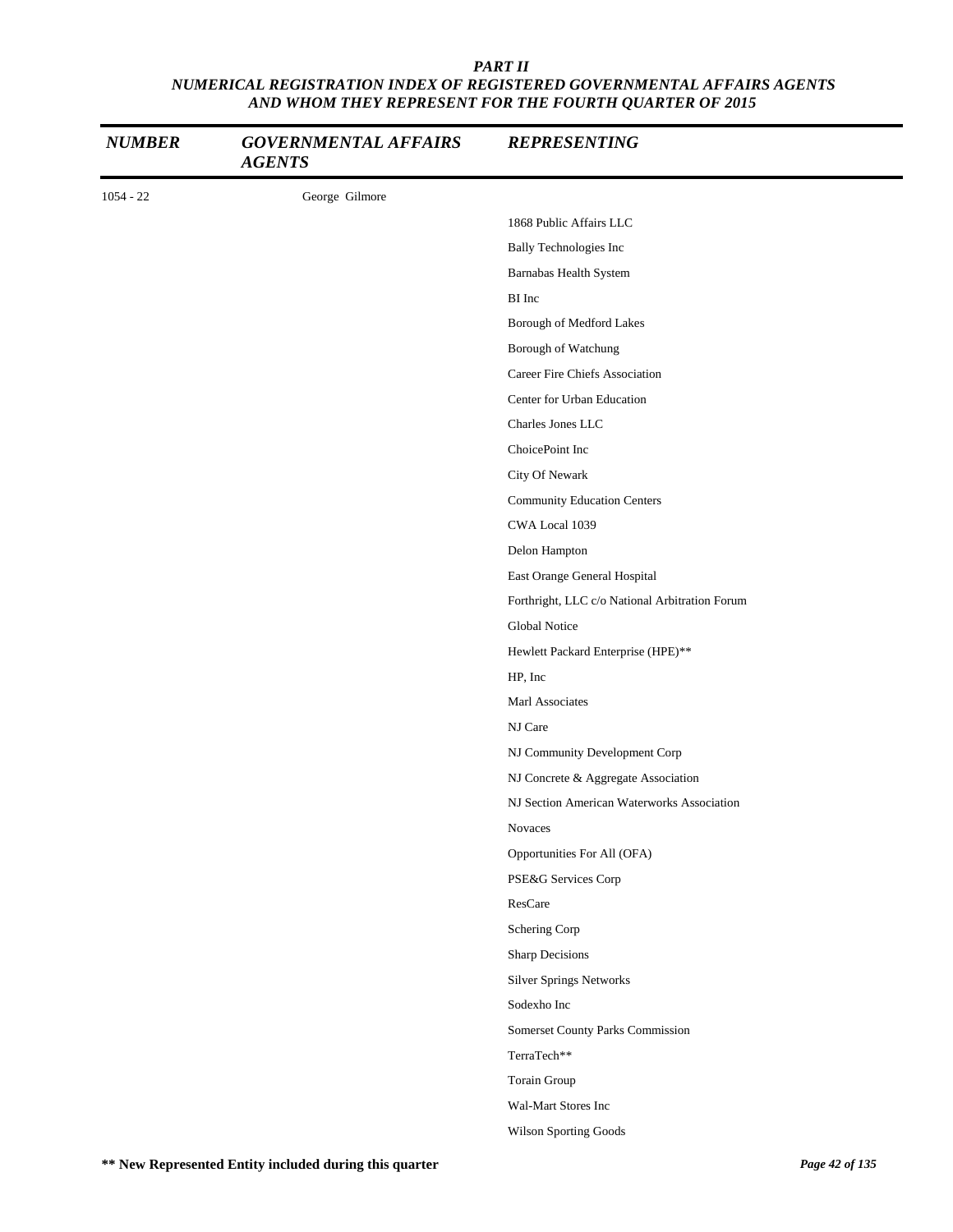***PART II***
***NUMERICAL REGISTRATION INDEX OF REGISTERED GOVERNMENTAL AFFAIRS AGENTS AND WHOM THEY REPRESENT FOR THE FOURTH QUARTER OF 2015***

| ***NUMBER*** | ***GOVERNMENTAL AFFAIRS AGENTS*** | ***REPRESENTING*** |
|---|---|---|
| 1054 - 22 | George Gilmore | |
| | | 1868 Public Affairs LLC |
| | | Bally Technologies Inc |
| | | Barnabas Health System |
| | | BI Inc |
| | | Borough of Medford Lakes |
| | | Borough of Watchung |
| | | Career Fire Chiefs Association |
| | | Center for Urban Education |
| | | Charles Jones LLC |
| | | ChoicePoint Inc |
| | | City Of Newark |
| | | Community Education Centers |
| | | CWA Local 1039 |
| | | Delon Hampton |
| | | East Orange General Hospital |
| | | Forthright, LLC c/o National Arbitration Forum |
| | | Global Notice |
| | | Hewlett Packard Enterprise (HPE)** |
| | | HP, Inc |
| | | Marl Associates |
| | | NJ Care |
| | | NJ Community Development Corp |
| | | NJ Concrete & Aggregate Association |
| | | NJ Section American Waterworks Association |
| | | Novaces |
| | | Opportunities For All (OFA) |
| | | PSE&G Services Corp |
| | | ResCare |
| | | Schering Corp |
| | | Sharp Decisions |
| | | Silver Springs Networks |
| | | Sodexho Inc |
| | | Somerset County Parks Commission |
| | | TerraTech** |
| | | Torain Group |
| | | Wal-Mart Stores Inc |
| | | Wilson Sporting Goods |

**** New Represented Entity included during this quarter**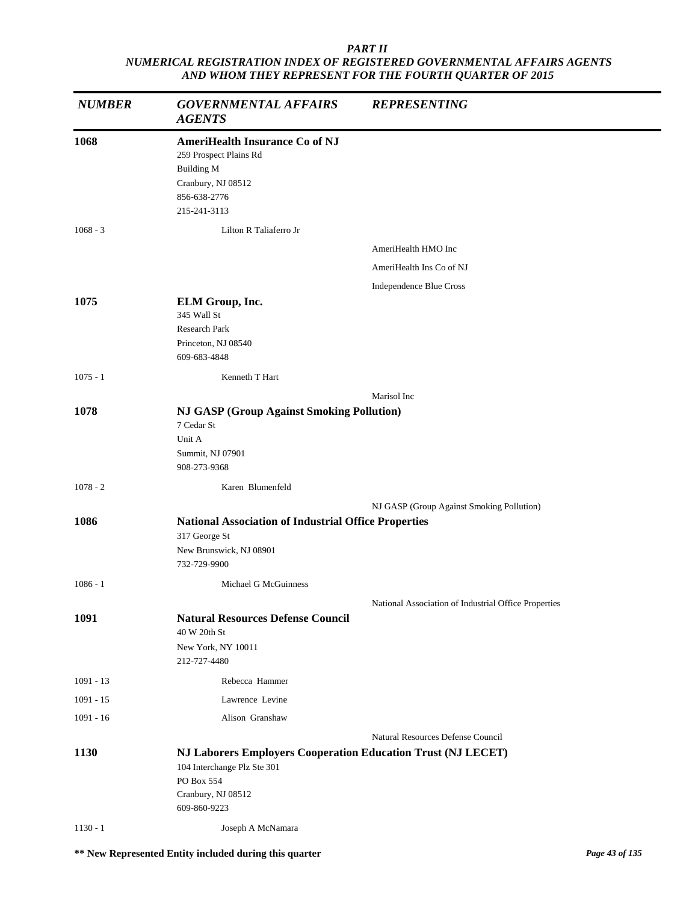*PART II*
*NUMERICAL REGISTRATION INDEX OF REGISTERED GOVERNMENTAL AFFAIRS AGENTS AND WHOM THEY REPRESENT FOR THE FOURTH QUARTER OF 2015*

| *NUMBER* | *GOVERNMENTAL AFFAIRS AGENTS* | *REPRESENTING* |
|---|---|---|
| **1068** | **AmeriHealth Insurance Co of NJ**<br>259 Prospect Plains Rd<br>Building M<br>Cranbury, NJ 08512<br>856-638-2776<br>215-241-3113 | |
| 1068 - 3 | Lilton R Taliaferro Jr | |
| | | AmeriHealth HMO Inc |
| | | AmeriHealth Ins Co of NJ |
| | | Independence Blue Cross |
| **1075** | **ELM Group, Inc.**<br>345 Wall St<br>Research Park<br>Princeton, NJ 08540<br>609-683-4848 | |
| 1075 - 1 | Kenneth T Hart | |
| | | Marisol Inc |
| **1078** | **NJ GASP (Group Against Smoking Pollution)**<br>7 Cedar St<br>Unit A<br>Summit, NJ 07901<br>908-273-9368 | |
| 1078 - 2 | Karen Blumenfeld | |
| | | NJ GASP (Group Against Smoking Pollution) |
| **1086** | **National Association of Industrial Office Properties**<br>317 George St<br>New Brunswick, NJ 08901<br>732-729-9900 | |
| 1086 - 1 | Michael G McGuinness | |
| | | National Association of Industrial Office Properties |
| **1091** | **Natural Resources Defense Council**<br>40 W 20th St<br>New York, NY 10011<br>212-727-4480 | |
| 1091 - 13 | Rebecca Hammer | |
| 1091 - 15 | Lawrence Levine | |
| 1091 - 16 | Alison Granshaw | |
| | | Natural Resources Defense Council |
| **1130** | **NJ Laborers Employers Cooperation Education Trust (NJ LECET)**<br>104 Interchange Plz Ste 301<br>PO Box 554<br>Cranbury, NJ 08512<br>609-860-9223 | |
| 1130 - 1 | Joseph A McNamara | |

**** New Represented Entity included during this quarter**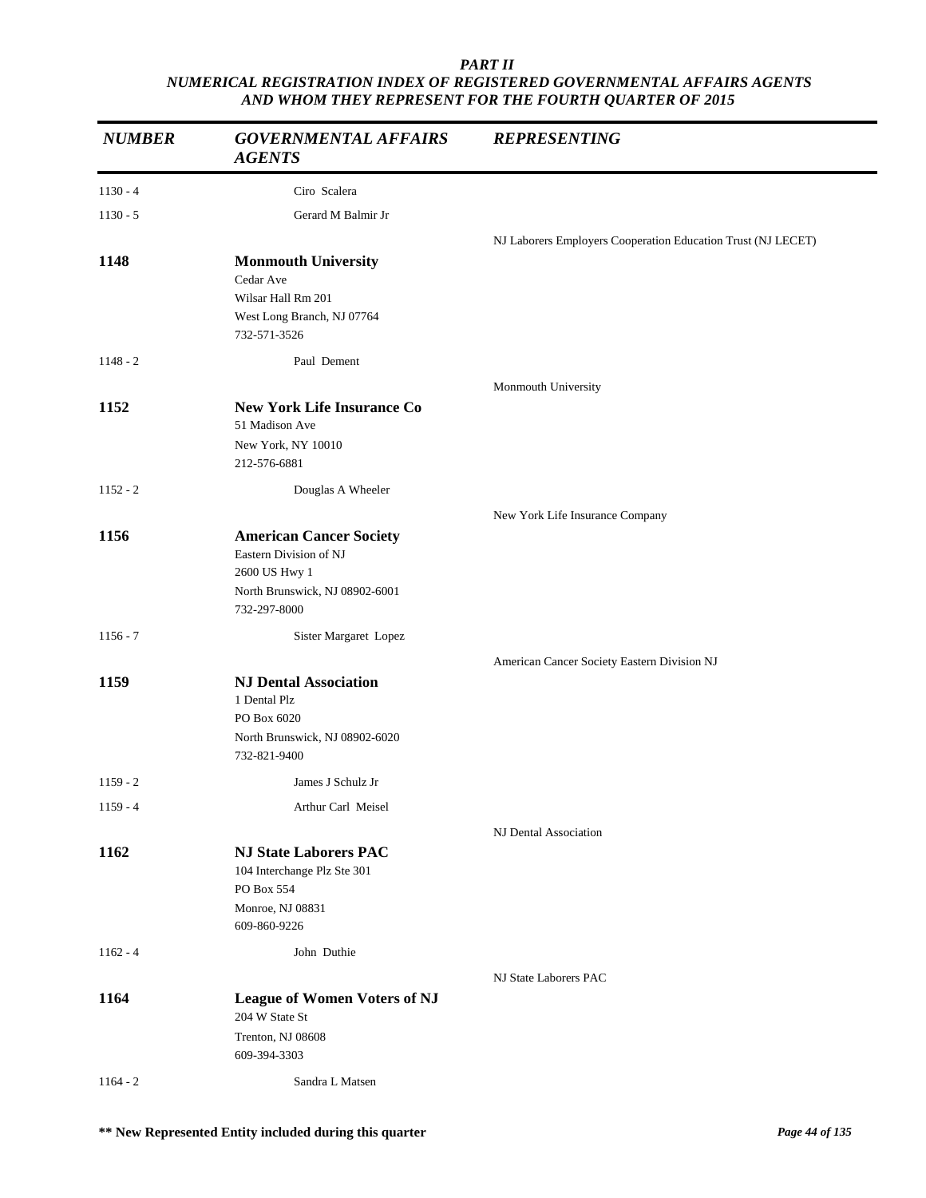*PART II*
*NUMERICAL REGISTRATION INDEX OF REGISTERED GOVERNMENTAL AFFAIRS AGENTS AND WHOM THEY REPRESENT FOR THE FOURTH QUARTER OF 2015*

| *NUMBER* | *GOVERNMENTAL AFFAIRS AGENTS* | *REPRESENTING* |
|---|---|---|
| 1130 - 4 | Ciro Scalera | |
| 1130 - 5 | Gerard M Balmir Jr | |
| | | NJ Laborers Employers Cooperation Education Trust (NJ LECET) |
| **1148** | **Monmouth University**<br>Cedar Ave<br>Wilsar Hall Rm 201<br>West Long Branch, NJ 07764<br>732-571-3526 | |
| 1148 - 2 | Paul Dement | |
| | | Monmouth University |
| **1152** | **New York Life Insurance Co**<br>51 Madison Ave<br>New York, NY 10010<br>212-576-6881 | |
| 1152 - 2 | Douglas A Wheeler | |
| | | New York Life Insurance Company |
| **1156** | **American Cancer Society**<br>Eastern Division of NJ<br>2600 US Hwy 1<br>North Brunswick, NJ 08902-6001<br>732-297-8000 | |
| 1156 - 7 | Sister Margaret Lopez | |
| | | American Cancer Society Eastern Division NJ |
| **1159** | **NJ Dental Association**<br>1 Dental Plz<br>PO Box 6020<br>North Brunswick, NJ 08902-6020<br>732-821-9400 | |
| 1159 - 2 | James J Schulz Jr | |
| 1159 - 4 | Arthur Carl Meisel | |
| | | NJ Dental Association |
| **1162** | **NJ State Laborers PAC**<br>104 Interchange Plz Ste 301<br>PO Box 554<br>Monroe, NJ 08831<br>609-860-9226 | |
| 1162 - 4 | John Duthie | |
| | | NJ State Laborers PAC |
| **1164** | **League of Women Voters of NJ**<br>204 W State St<br>Trenton, NJ 08608<br>609-394-3303 | |
| 1164 - 2 | Sandra L Matsen | |

**\*\* New Represented Entity included during this quarter**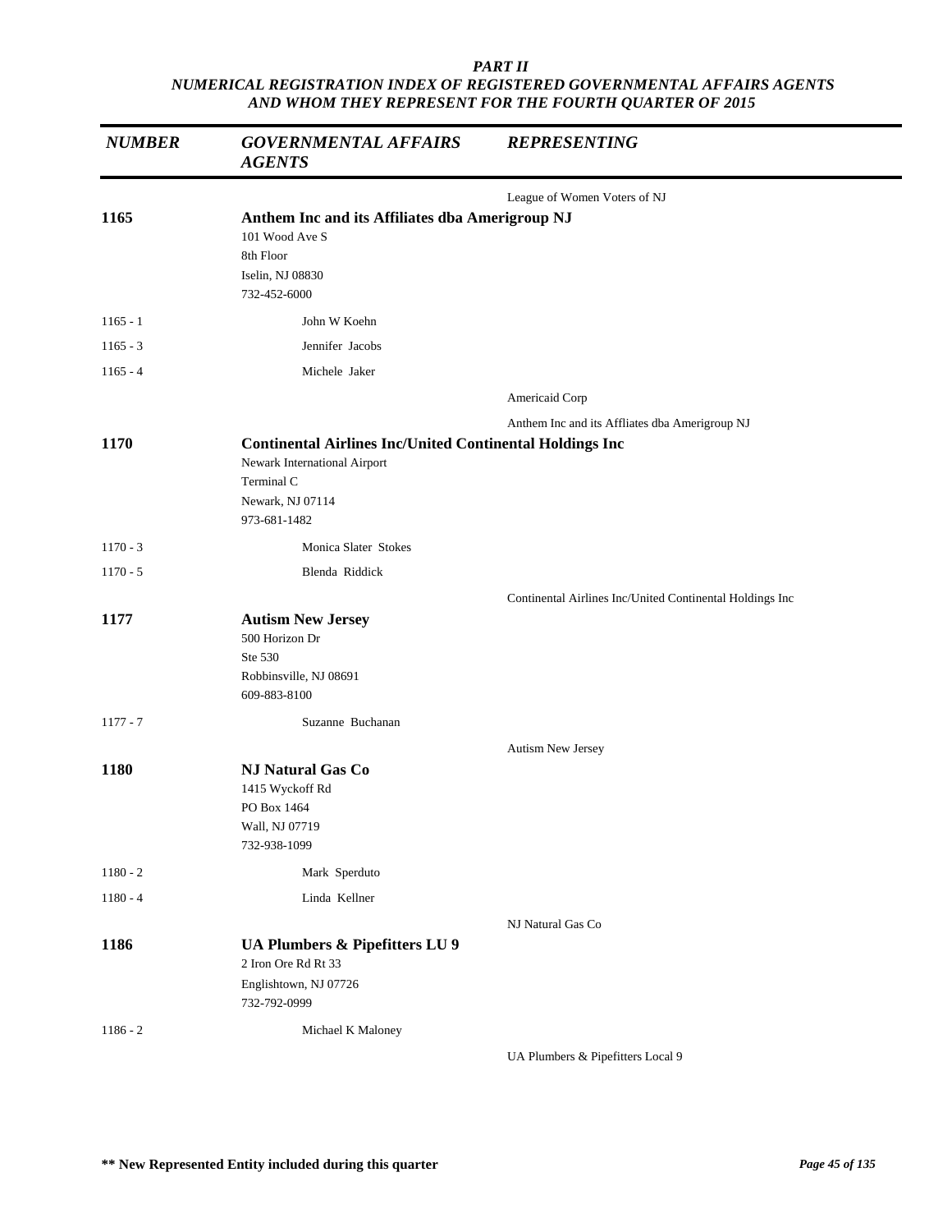*PART II*
*NUMERICAL REGISTRATION INDEX OF REGISTERED GOVERNMENTAL AFFAIRS AGENTS AND WHOM THEY REPRESENT FOR THE FOURTH QUARTER OF 2015*

| *NUMBER* | *GOVERNMENTAL AFFAIRS AGENTS* | *REPRESENTING* |
|---|---|---|
| | | League of Women Voters of NJ |
| **1165** | **Anthem Inc and its Affiliates dba Amerigroup NJ**<br>101 Wood Ave S<br>8th Floor<br>Iselin, NJ 08830<br>732-452-6000 | |
| 1165 - 1 | John W Koehn | |
| 1165 - 3 | Jennifer Jacobs | |
| 1165 - 4 | Michele Jaker | |
| | | Americaid Corp |
| | | Anthem Inc and its Affliates dba Amerigroup NJ |
| **1170** | **Continental Airlines Inc/United Continental Holdings Inc**<br>Newark International Airport<br>Terminal C<br>Newark, NJ 07114<br>973-681-1482 | |
| 1170 - 3 | Monica Slater Stokes | |
| 1170 - 5 | Blenda Riddick | |
| | | Continental Airlines Inc/United Continental Holdings Inc |
| **1177** | **Autism New Jersey**<br>500 Horizon Dr<br>Ste 530<br>Robbinsville, NJ 08691<br>609-883-8100 | |
| 1177 - 7 | Suzanne Buchanan | |
| | | Autism New Jersey |
| **1180** | **NJ Natural Gas Co**<br>1415 Wyckoff Rd<br>PO Box 1464<br>Wall, NJ 07719<br>732-938-1099 | |
| 1180 - 2 | Mark Sperduto | |
| 1180 - 4 | Linda Kellner | |
| | | NJ Natural Gas Co |
| **1186** | **UA Plumbers & Pipefitters LU 9**<br>2 Iron Ore Rd Rt 33<br>Englishtown, NJ 07726<br>732-792-0999 | |
| 1186 - 2 | Michael K Maloney | |
| | | UA Plumbers & Pipefitters Local 9 |

**** New Represented Entity included during this quarter**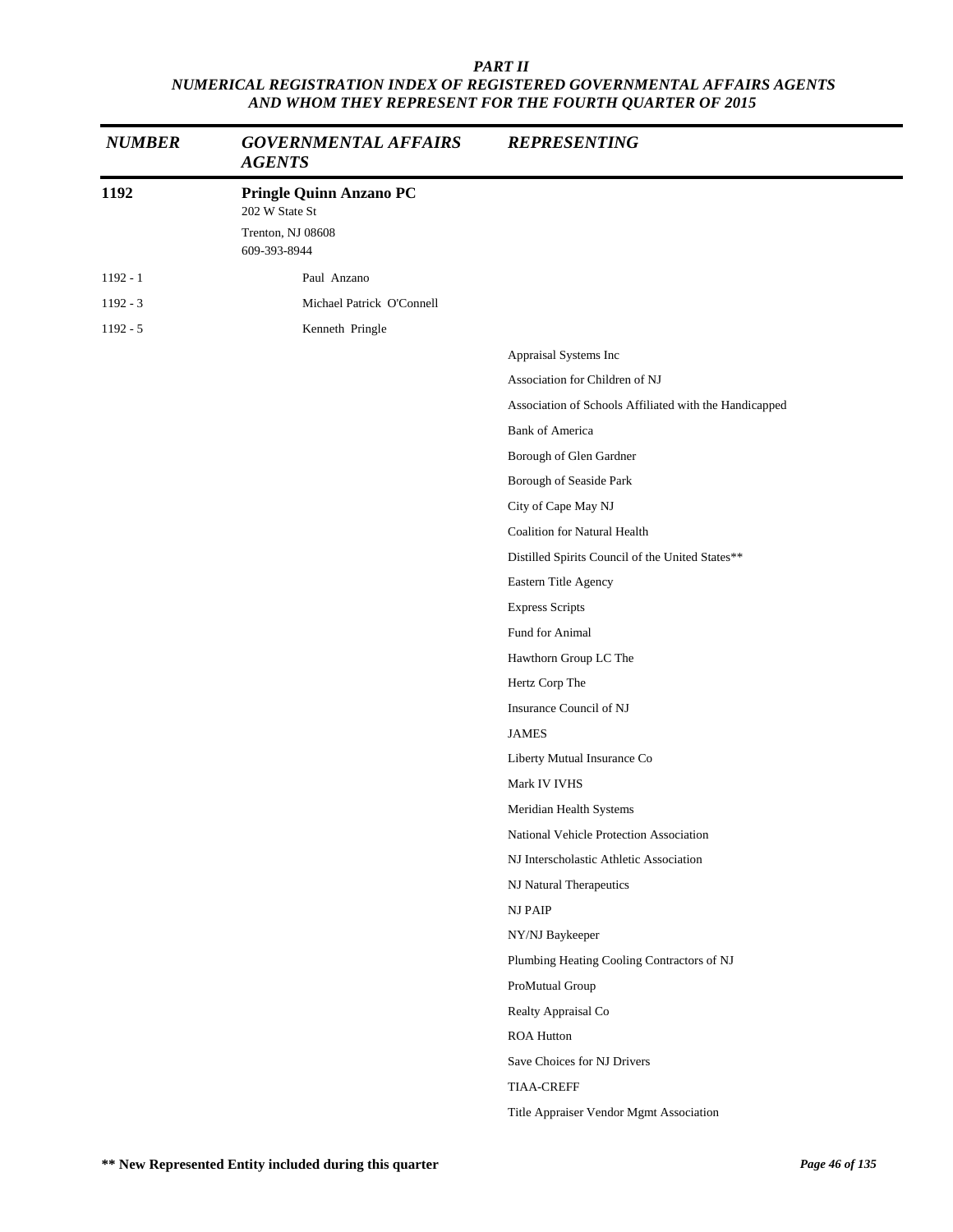***PART II***

***NUMERICAL REGISTRATION INDEX OF REGISTERED GOVERNMENTAL AFFAIRS AGENTS AND WHOM THEY REPRESENT FOR THE FOURTH QUARTER OF 2015***

| *NUMBER* | *GOVERNMENTAL AFFAIRS AGENTS* | *REPRESENTING* |
|---|---|---|
| **1192** | **Pringle Quinn Anzano PC**<br>202 W State St<br>Trenton, NJ 08608<br>609-393-8944 | |
| 1192 - 1 | Paul Anzano | |
| 1192 - 3 | Michael Patrick O'Connell | |
| 1192 - 5 | Kenneth Pringle | |
| | | Appraisal Systems Inc |
| | | Association for Children of NJ |
| | | Association of Schools Affiliated with the Handicapped |
| | | Bank of America |
| | | Borough of Glen Gardner |
| | | Borough of Seaside Park |
| | | City of Cape May NJ |
| | | Coalition for Natural Health |
| | | Distilled Spirits Council of the United States** |
| | | Eastern Title Agency |
| | | Express Scripts |
| | | Fund for Animal |
| | | Hawthorn Group LC The |
| | | Hertz Corp The |
| | | Insurance Council of NJ |
| | | JAMES |
| | | Liberty Mutual Insurance Co |
| | | Mark IV IVHS |
| | | Meridian Health Systems |
| | | National Vehicle Protection Association |
| | | NJ Interscholastic Athletic Association |
| | | NJ Natural Therapeutics |
| | | NJ PAIP |
| | | NY/NJ Baykeeper |
| | | Plumbing Heating Cooling Contractors of NJ |
| | | ProMutual Group |
| | | Realty Appraisal Co |
| | | ROA Hutton |
| | | Save Choices for NJ Drivers |
| | | TIAA-CREFF |
| | | Title Appraiser Vendor Mgmt Association |

**** New Represented Entity included during this quarter**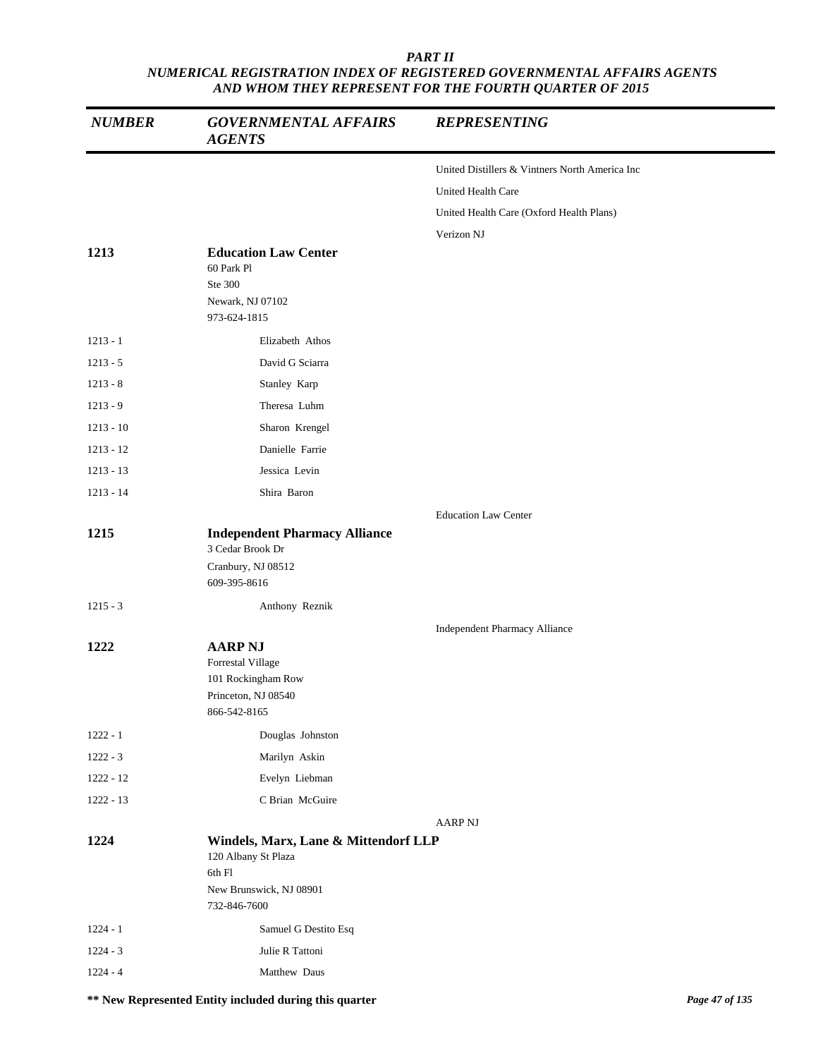**PART II**
**NUMERICAL REGISTRATION INDEX OF REGISTERED GOVERNMENTAL AFFAIRS AGENTS AND WHOM THEY REPRESENT FOR THE FOURTH QUARTER OF 2015**

| NUMBER | GOVERNMENTAL AFFAIRS AGENTS | REPRESENTING |
|---|---|---|
| | | United Distillers & Vintners North America Inc |
| | | United Health Care |
| | | United Health Care (Oxford Health Plans) |
| | | Verizon NJ |
| **1213** | **Education Law Center**<br>60 Park Pl<br>Ste 300<br>Newark, NJ 07102<br>973-624-1815 | |
| 1213 - 1 | Elizabeth Athos | |
| 1213 - 5 | David G Sciarra | |
| 1213 - 8 | Stanley Karp | |
| 1213 - 9 | Theresa Luhm | |
| 1213 - 10 | Sharon Krengel | |
| 1213 - 12 | Danielle Farrie | |
| 1213 - 13 | Jessica Levin | |
| 1213 - 14 | Shira Baron | |
| | | Education Law Center |
| **1215** | **Independent Pharmacy Alliance**<br>3 Cedar Brook Dr<br>Cranbury, NJ 08512<br>609-395-8616 | |
| 1215 - 3 | Anthony Reznik | |
| | | Independent Pharmacy Alliance |
| **1222** | **AARP NJ**<br>Forrestal Village<br>101 Rockingham Row<br>Princeton, NJ 08540<br>866-542-8165 | |
| 1222 - 1 | Douglas Johnston | |
| 1222 - 3 | Marilyn Askin | |
| 1222 - 12 | Evelyn Liebman | |
| 1222 - 13 | C Brian McGuire | |
| | | AARP NJ |
| **1224** | **Windels, Marx, Lane & Mittendorf LLP**<br>120 Albany St Plaza<br>6th Fl<br>New Brunswick, NJ 08901<br>732-846-7600 | |
| 1224 - 1 | Samuel G Destito Esq | |
| 1224 - 3 | Julie R Tattoni | |
| 1224 - 4 | Matthew Daus | |

**\*\* New Represented Entity included during this quarter**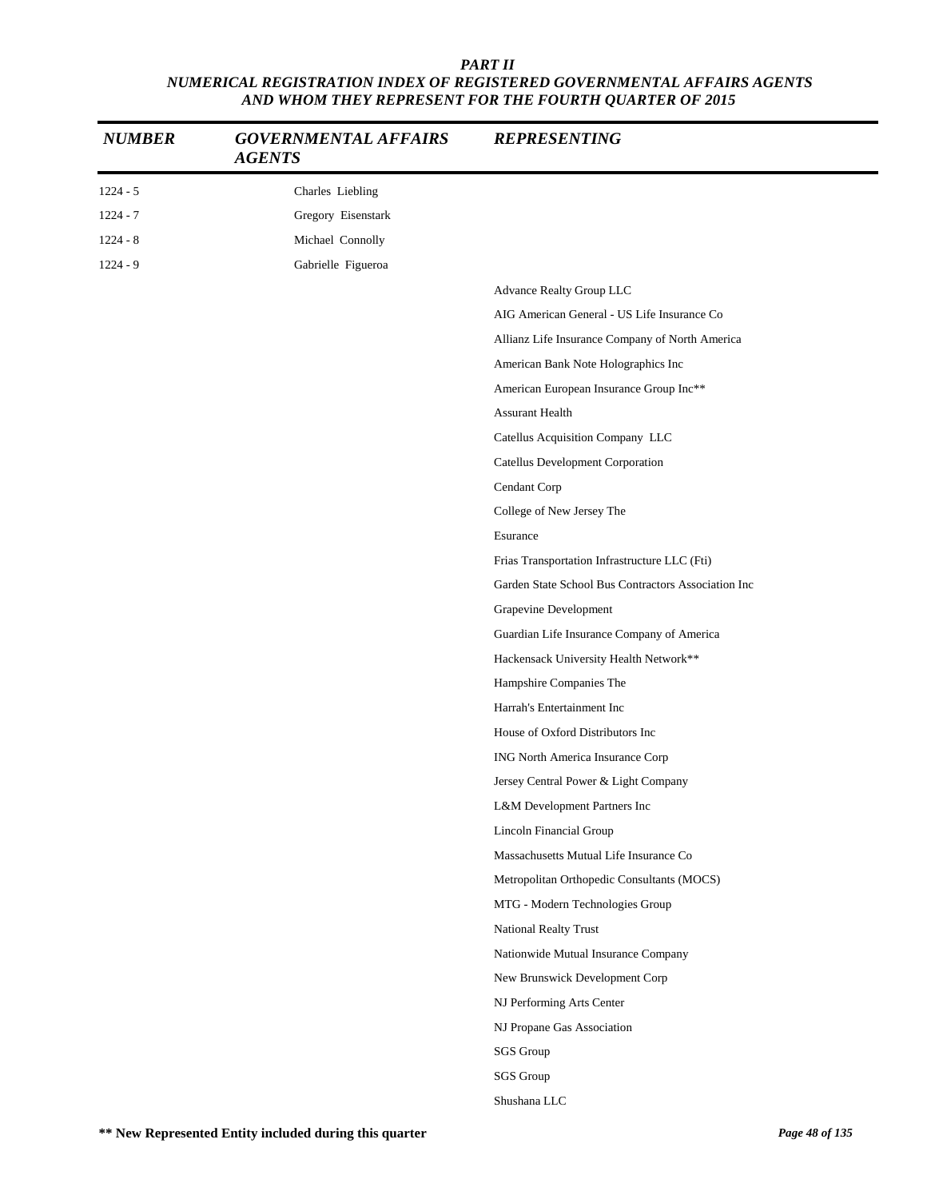## PART II
## NUMERICAL REGISTRATION INDEX OF REGISTERED GOVERNMENTAL AFFAIRS AGENTS AND WHOM THEY REPRESENT FOR THE FOURTH QUARTER OF 2015

| NUMBER | GOVERNMENTAL AFFAIRS AGENTS | REPRESENTING |
|---|---|---|
| 1224 - 5 | Charles Liebling | |
| 1224 - 7 | Gregory Eisenstark | |
| 1224 - 8 | Michael Connolly | |
| 1224 - 9 | Gabrielle Figueroa | |
| | | Advance Realty Group LLC |
| | | AIG American General - US Life Insurance Co |
| | | Allianz Life Insurance Company of North America |
| | | American Bank Note Holographics Inc |
| | | American European Insurance Group Inc** |
| | | Assurant Health |
| | | Catellus Acquisition Company LLC |
| | | Catellus Development Corporation |
| | | Cendant Corp |
| | | College of New Jersey The |
| | | Esurance |
| | | Frias Transportation Infrastructure LLC (Fti) |
| | | Garden State School Bus Contractors Association Inc |
| | | Grapevine Development |
| | | Guardian Life Insurance Company of America |
| | | Hackensack University Health Network** |
| | | Hampshire Companies The |
| | | Harrah's Entertainment Inc |
| | | House of Oxford Distributors Inc |
| | | ING North America Insurance Corp |
| | | Jersey Central Power & Light Company |
| | | L&M Development Partners Inc |
| | | Lincoln Financial Group |
| | | Massachusetts Mutual Life Insurance Co |
| | | Metropolitan Orthopedic Consultants (MOCS) |
| | | MTG - Modern Technologies Group |
| | | National Realty Trust |
| | | Nationwide Mutual Insurance Company |
| | | New Brunswick Development Corp |
| | | NJ Performing Arts Center |
| | | NJ Propane Gas Association |
| | | SGS Group |
| | | SGS Group |
| | | Shushana LLC |

**** New Represented Entity included during this quarter**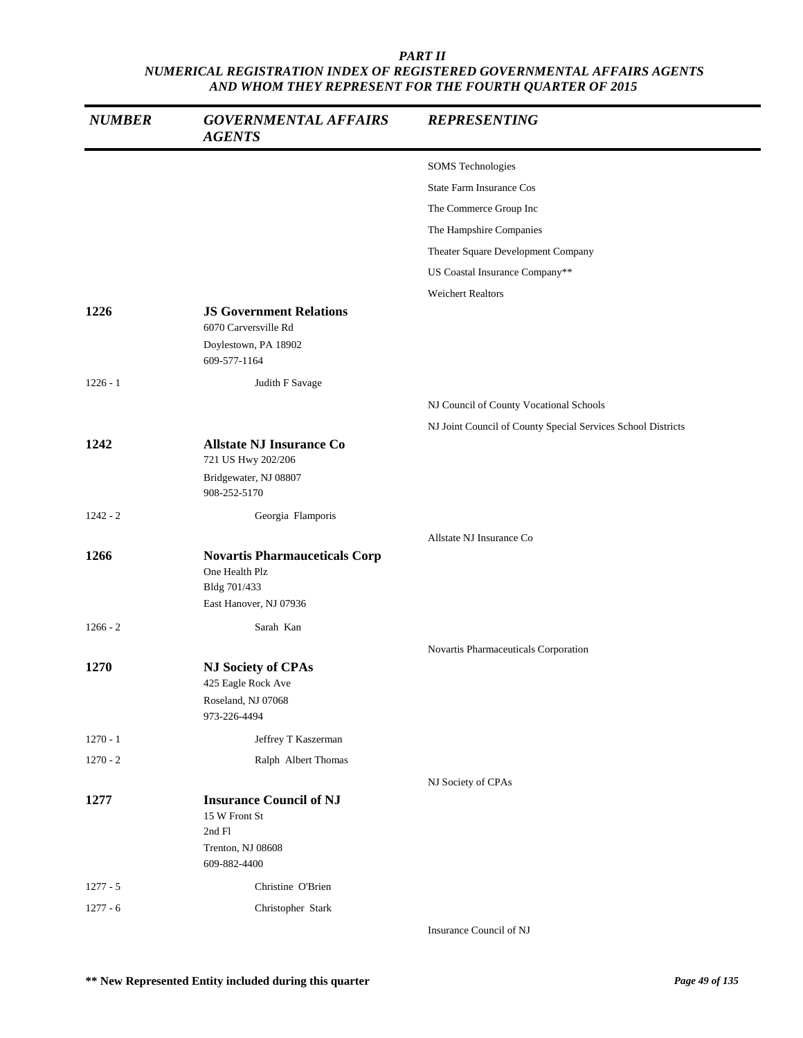**PART II**
**NUMERICAL REGISTRATION INDEX OF REGISTERED GOVERNMENTAL AFFAIRS AGENTS AND WHOM THEY REPRESENT FOR THE FOURTH QUARTER OF 2015**

| NUMBER | GOVERNMENTAL AFFAIRS AGENTS | REPRESENTING |
|---|---|---|
| | | SOMS Technologies |
| | | State Farm Insurance Cos |
| | | The Commerce Group Inc |
| | | The Hampshire Companies |
| | | Theater Square Development Company |
| | | US Coastal Insurance Company** |
| | | Weichert Realtors |
| **1226** | **JS Government Relations**<br>6070 Carversville Rd<br>Doylestown, PA 18902<br>609-577-1164 | |
| 1226 - 1 | Judith F Savage | |
| | | NJ Council of County Vocational Schools |
| | | NJ Joint Council of County Special Services School Districts |
| **1242** | **Allstate NJ Insurance Co**<br>721 US Hwy 202/206<br>Bridgewater, NJ 08807<br>908-252-5170 | |
| 1242 - 2 | Georgia Flamporis | |
| | | Allstate NJ Insurance Co |
| **1266** | **Novartis Pharmaceuticals Corp**<br>One Health Plz<br>Bldg 701/433<br>East Hanover, NJ 07936 | |
| 1266 - 2 | Sarah Kan | |
| | | Novartis Pharmaceuticals Corporation |
| **1270** | **NJ Society of CPAs**<br>425 Eagle Rock Ave<br>Roseland, NJ 07068<br>973-226-4494 | |
| 1270 - 1 | Jeffrey T Kaszerman | |
| 1270 - 2 | Ralph Albert Thomas | |
| | | NJ Society of CPAs |
| **1277** | **Insurance Council of NJ**<br>15 W Front St<br>2nd Fl<br>Trenton, NJ 08608<br>609-882-4400 | |
| 1277 - 5 | Christine O'Brien | |
| 1277 - 6 | Christopher Stark | |
| | | Insurance Council of NJ |

**\*\* New Represented Entity included during this quarter**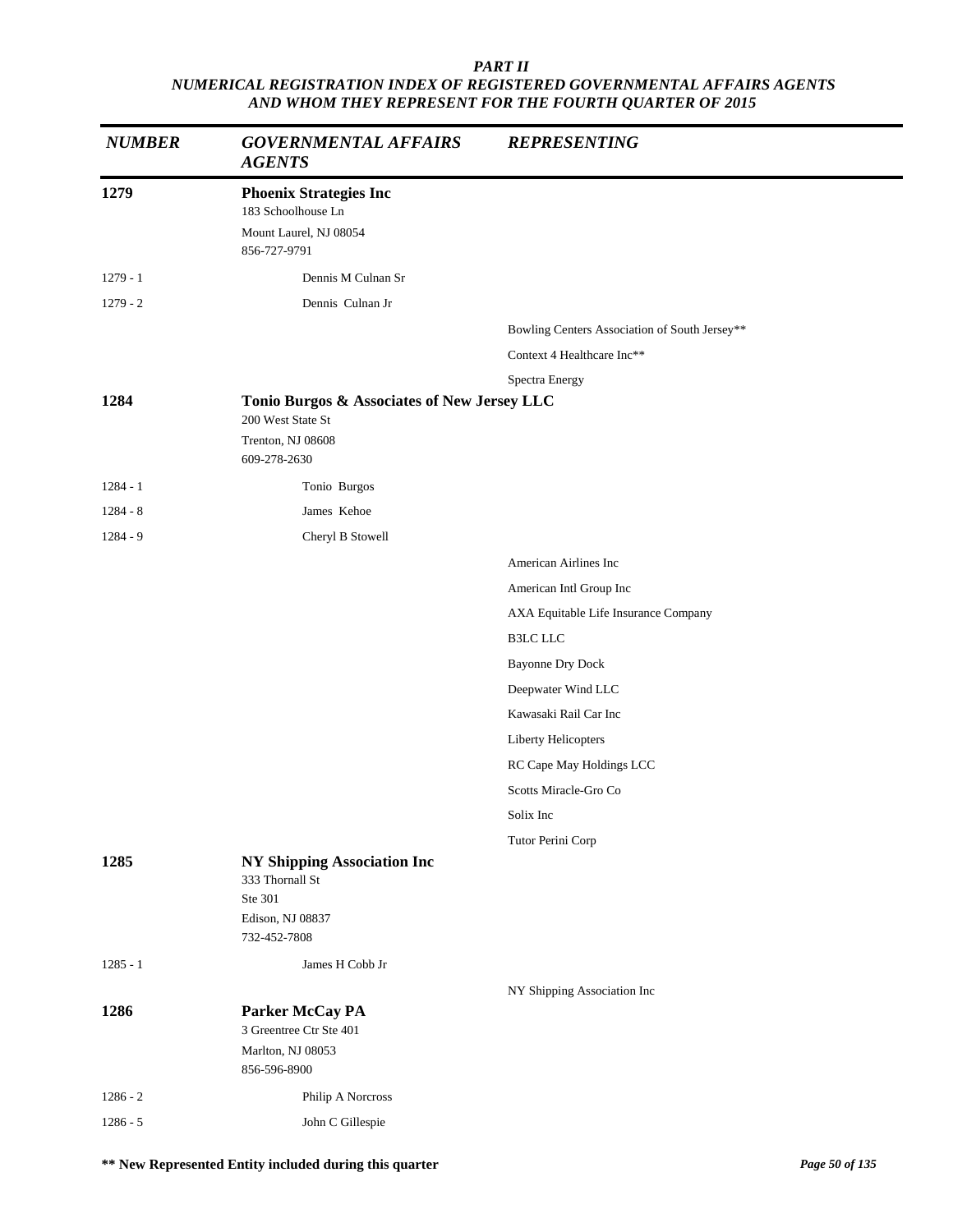*PART II*
*NUMERICAL REGISTRATION INDEX OF REGISTERED GOVERNMENTAL AFFAIRS AGENTS AND WHOM THEY REPRESENT FOR THE FOURTH QUARTER OF 2015*

| *NUMBER* | *GOVERNMENTAL AFFAIRS AGENTS* | *REPRESENTING* |
|---|---|---|
| **1279** | **Phoenix Strategies Inc**<br>183 Schoolhouse Ln<br>Mount Laurel, NJ 08054<br>856-727-9791 | |
| 1279 - 1 | Dennis M Culnan Sr | |
| 1279 - 2 | Dennis Culnan Jr | |
| | | Bowling Centers Association of South Jersey** |
| | | Context 4 Healthcare Inc** |
| | | Spectra Energy |
| **1284** | **Tonio Burgos & Associates of New Jersey LLC**<br>200 West State St<br>Trenton, NJ 08608<br>609-278-2630 | |
| 1284 - 1 | Tonio Burgos | |
| 1284 - 8 | James Kehoe | |
| 1284 - 9 | Cheryl B Stowell | |
| | | American Airlines Inc |
| | | American Intl Group Inc |
| | | AXA Equitable Life Insurance Company |
| | | B3LC LLC |
| | | Bayonne Dry Dock |
| | | Deepwater Wind LLC |
| | | Kawasaki Rail Car Inc |
| | | Liberty Helicopters |
| | | RC Cape May Holdings LCC |
| | | Scotts Miracle-Gro Co |
| | | Solix Inc |
| | | Tutor Perini Corp |
| **1285** | **NY Shipping Association Inc**<br>333 Thornall St<br>Ste 301<br>Edison, NJ 08837<br>732-452-7808 | |
| 1285 - 1 | James H Cobb Jr | |
| | | NY Shipping Association Inc |
| **1286** | **Parker McCay PA**<br>3 Greentree Ctr Ste 401<br>Marlton, NJ 08053<br>856-596-8900 | |
| 1286 - 2 | Philip A Norcross | |
| 1286 - 5 | John C Gillespie | |

**** New Represented Entity included during this quarter**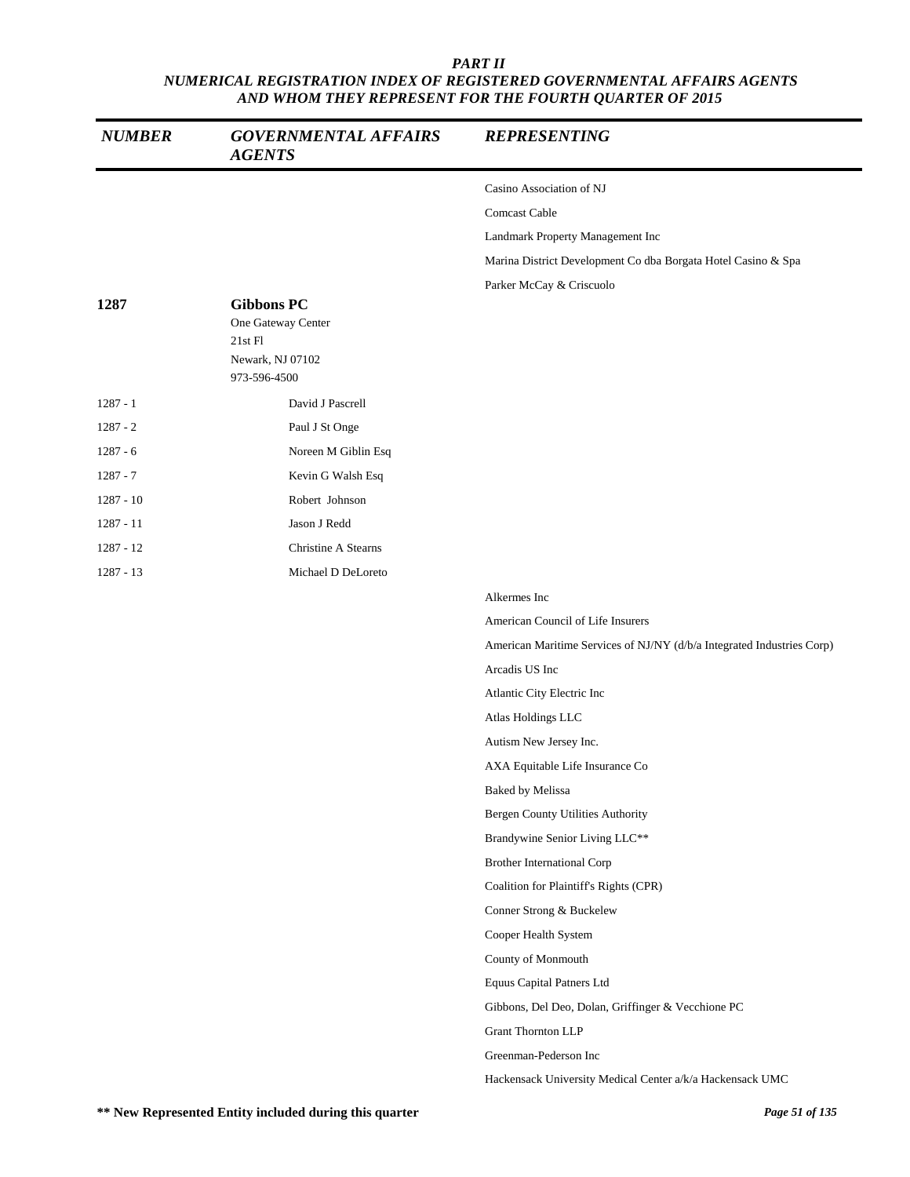***PART II***
***NUMERICAL REGISTRATION INDEX OF REGISTERED GOVERNMENTAL AFFAIRS AGENTS AND WHOM THEY REPRESENT FOR THE FOURTH QUARTER OF 2015***

| *NUMBER* | *GOVERNMENTAL AFFAIRS AGENTS* | *REPRESENTING* |
|---|---|---|
| | | Casino Association of NJ |
| | | Comcast Cable |
| | | Landmark Property Management Inc |
| | | Marina District Development Co dba Borgata Hotel Casino & Spa |
| | | Parker McCay & Criscuolo |
| **1287** | **Gibbons PC**<br>One Gateway Center<br>21st Fl<br>Newark, NJ 07102<br>973-596-4500 | |
| 1287 - 1 | David J Pascrell | |
| 1287 - 2 | Paul J St Onge | |
| 1287 - 6 | Noreen M Giblin Esq | |
| 1287 - 7 | Kevin G Walsh Esq | |
| 1287 - 10 | Robert Johnson | |
| 1287 - 11 | Jason J Redd | |
| 1287 - 12 | Christine A Stearns | |
| 1287 - 13 | Michael D DeLoreto | |
| | | Alkermes Inc |
| | | American Council of Life Insurers |
| | | American Maritime Services of NJ/NY (d/b/a Integrated Industries Corp) |
| | | Arcadis US Inc |
| | | Atlantic City Electric Inc |
| | | Atlas Holdings LLC |
| | | Autism New Jersey Inc. |
| | | AXA Equitable Life Insurance Co |
| | | Baked by Melissa |
| | | Bergen County Utilities Authority |
| | | Brandywine Senior Living LLC** |
| | | Brother International Corp |
| | | Coalition for Plaintiff's Rights (CPR) |
| | | Conner Strong & Buckelew |
| | | Cooper Health System |
| | | County of Monmouth |
| | | Equus Capital Patners Ltd |
| | | Gibbons, Del Deo, Dolan, Griffinger & Vecchione PC |
| | | Grant Thornton LLP |
| | | Greenman-Pederson Inc |
| | | Hackensack University Medical Center a/k/a Hackensack UMC |

**** New Represented Entity included during this quarter**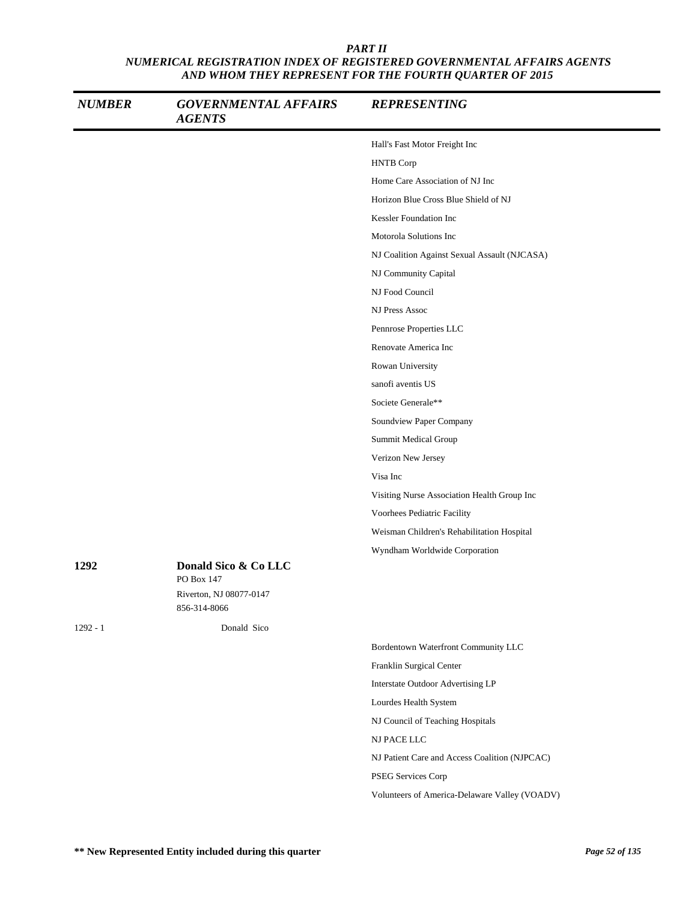# PART II

## NUMERICAL REGISTRATION INDEX OF REGISTERED GOVERNMENTAL AFFAIRS AGENTS AND WHOM THEY REPRESENT FOR THE FOURTH QUARTER OF 2015

| NUMBER | GOVERNMENTAL AFFAIRS AGENTS | REPRESENTING |
|---|---|---|
| | | Hall's Fast Motor Freight Inc |
| | | HNTB Corp |
| | | Home Care Association of NJ Inc |
| | | Horizon Blue Cross Blue Shield of NJ |
| | | Kessler Foundation Inc |
| | | Motorola Solutions Inc |
| | | NJ Coalition Against Sexual Assault (NJCASA) |
| | | NJ Community Capital |
| | | NJ Food Council |
| | | NJ Press Assoc |
| | | Pennrose Properties LLC |
| | | Renovate America Inc |
| | | Rowan University |
| | | sanofi aventis US |
| | | Societe Generale** |
| | | Soundview Paper Company |
| | | Summit Medical Group |
| | | Verizon New Jersey |
| | | Visa Inc |
| | | Visiting Nurse Association Health Group Inc |
| | | Voorhees Pediatric Facility |
| | | Weisman Children's Rehabilitation Hospital |
| | | Wyndham Worldwide Corporation |
| **1292** | **Donald Sico & Co LLC**<br>PO Box 147<br>Riverton, NJ 08077-0147<br>856-314-8066 | |
| 1292 - 1 | Donald Sico | |
| | | Bordentown Waterfront Community LLC |
| | | Franklin Surgical Center |
| | | Interstate Outdoor Advertising LP |
| | | Lourdes Health System |
| | | NJ Council of Teaching Hospitals |
| | | NJ PACE LLC |
| | | NJ Patient Care and Access Coalition (NJPCAC) |
| | | PSEG Services Corp |
| | | Volunteers of America-Delaware Valley (VOADV) |

** New Represented Entity included during this quarter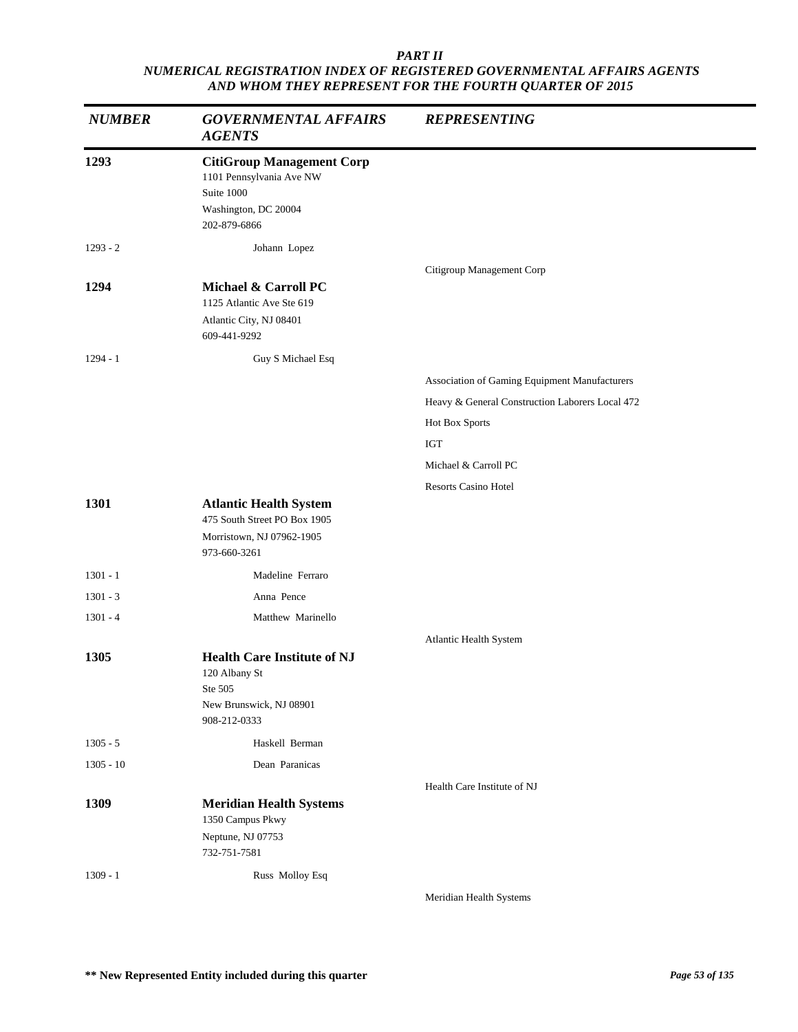*PART II*
*NUMERICAL REGISTRATION INDEX OF REGISTERED GOVERNMENTAL AFFAIRS AGENTS AND WHOM THEY REPRESENT FOR THE FOURTH QUARTER OF 2015*

| *NUMBER* | *GOVERNMENTAL AFFAIRS AGENTS* | *REPRESENTING* |
|---|---|---|
| **1293** | **CitiGroup Management Corp**<br>1101 Pennsylvania Ave NW<br>Suite 1000<br>Washington, DC 20004<br>202-879-6866 | |
| 1293 - 2 | Johann Lopez | |
| | | Citigroup Management Corp |
| **1294** | **Michael & Carroll PC**<br>1125 Atlantic Ave Ste 619<br>Atlantic City, NJ 08401<br>609-441-9292 | |
| 1294 - 1 | Guy S Michael Esq | |
| | | Association of Gaming Equipment Manufacturers |
| | | Heavy & General Construction Laborers Local 472 |
| | | Hot Box Sports |
| | | IGT |
| | | Michael & Carroll PC |
| | | Resorts Casino Hotel |
| **1301** | **Atlantic Health System**<br>475 South Street PO Box 1905<br>Morristown, NJ 07962-1905<br>973-660-3261 | |
| 1301 - 1 | Madeline Ferraro | |
| 1301 - 3 | Anna Pence | |
| 1301 - 4 | Matthew Marinello | |
| | | Atlantic Health System |
| **1305** | **Health Care Institute of NJ**<br>120 Albany St<br>Ste 505<br>New Brunswick, NJ 08901<br>908-212-0333 | |
| 1305 - 5 | Haskell Berman | |
| 1305 - 10 | Dean Paranicas | |
| | | Health Care Institute of NJ |
| **1309** | **Meridian Health Systems**<br>1350 Campus Pkwy<br>Neptune, NJ 07753<br>732-751-7581 | |
| 1309 - 1 | Russ Molloy Esq | |
| | | Meridian Health Systems |

**\*\* New Represented Entity included during this quarter**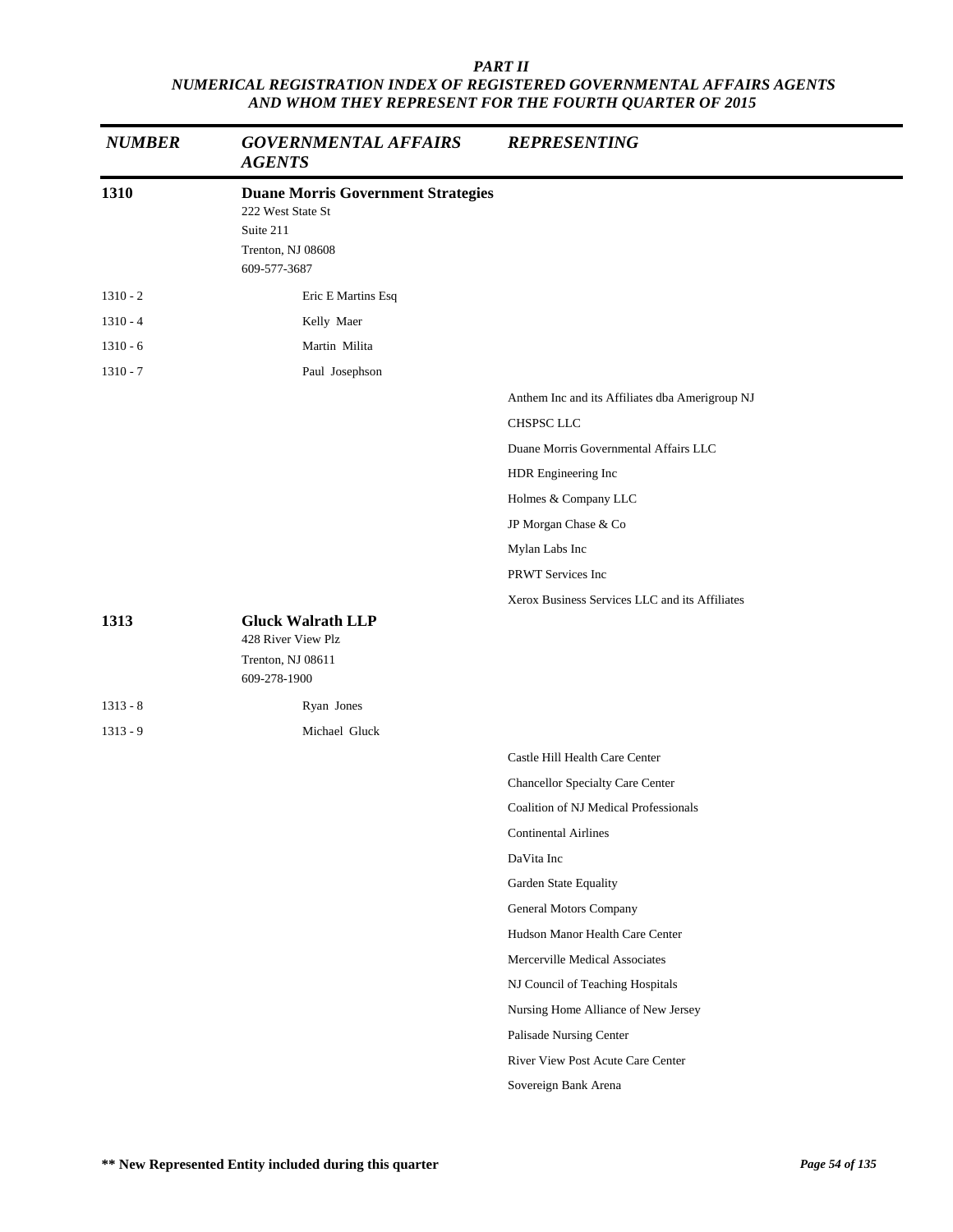*PART II*
*NUMERICAL REGISTRATION INDEX OF REGISTERED GOVERNMENTAL AFFAIRS AGENTS AND WHOM THEY REPRESENT FOR THE FOURTH QUARTER OF 2015*

| *NUMBER* | *GOVERNMENTAL AFFAIRS AGENTS* | *REPRESENTING* |
|---|---|---|
| **1310** | **Duane Morris Government Strategies**<br>222 West State St<br>Suite 211<br>Trenton, NJ 08608<br>609-577-3687 | |
| 1310 - 2 | Eric E Martins Esq | |
| 1310 - 4 | Kelly Maer | |
| 1310 - 6 | Martin Milita | |
| 1310 - 7 | Paul Josephson | |
| | | Anthem Inc and its Affiliates dba Amerigroup NJ |
| | | CHSPSC LLC |
| | | Duane Morris Governmental Affairs LLC |
| | | HDR Engineering Inc |
| | | Holmes & Company LLC |
| | | JP Morgan Chase & Co |
| | | Mylan Labs Inc |
| | | PRWT Services Inc |
| | | Xerox Business Services LLC and its Affiliates |
| **1313** | **Gluck Walrath LLP**<br>428 River View Plz<br>Trenton, NJ 08611<br>609-278-1900 | |
| 1313 - 8 | Ryan Jones | |
| 1313 - 9 | Michael Gluck | |
| | | Castle Hill Health Care Center |
| | | Chancellor Specialty Care Center |
| | | Coalition of NJ Medical Professionals |
| | | Continental Airlines |
| | | DaVita Inc |
| | | Garden State Equality |
| | | General Motors Company |
| | | Hudson Manor Health Care Center |
| | | Mercerville Medical Associates |
| | | NJ Council of Teaching Hospitals |
| | | Nursing Home Alliance of New Jersey |
| | | Palisade Nursing Center |
| | | River View Post Acute Care Center |
| | | Sovereign Bank Arena |

**\*\* New Represented Entity included during this quarter**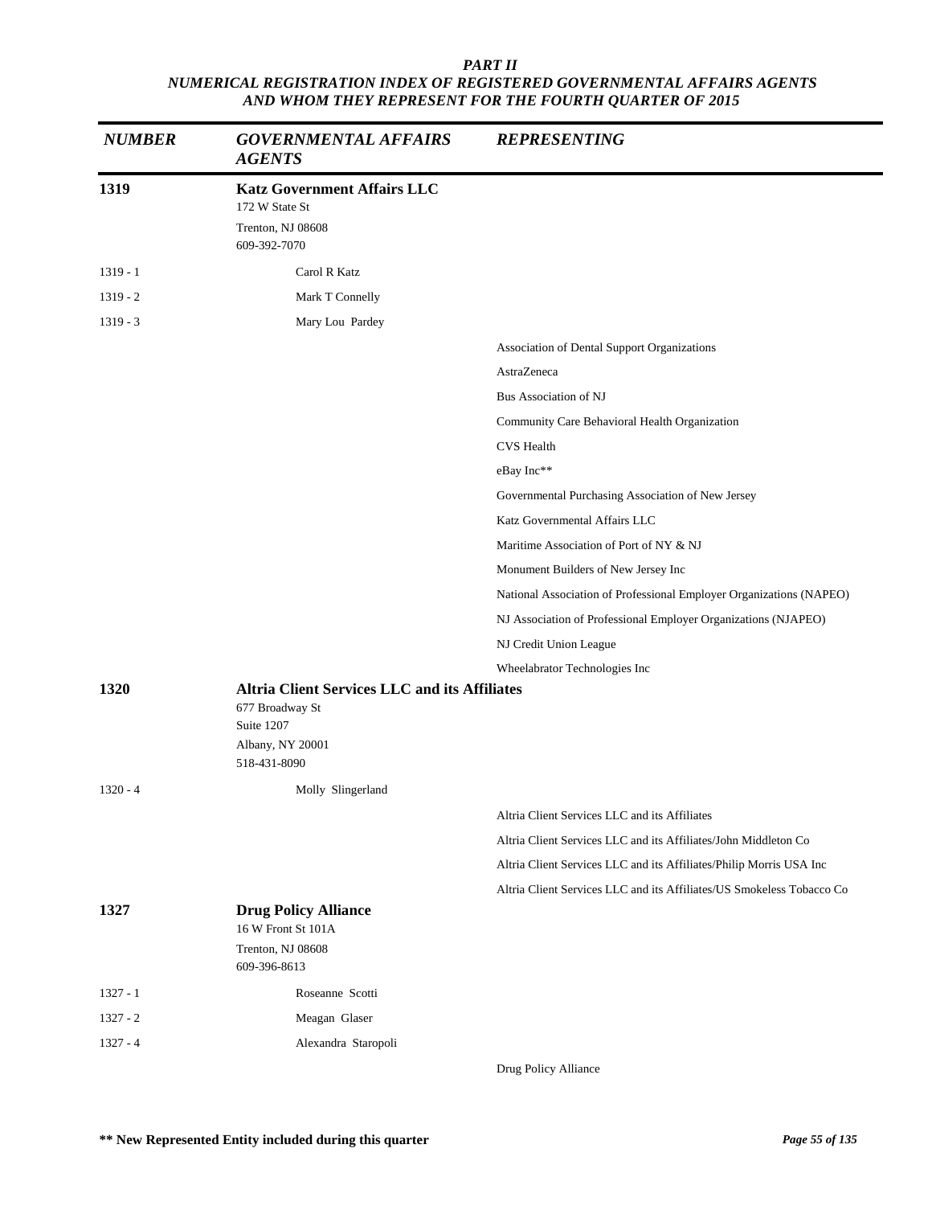***PART II***
***NUMERICAL REGISTRATION INDEX OF REGISTERED GOVERNMENTAL AFFAIRS AGENTS AND WHOM THEY REPRESENT FOR THE FOURTH QUARTER OF 2015***

| *NUMBER* | *GOVERNMENTAL AFFAIRS AGENTS* | *REPRESENTING* |
|---|---|---|
| **1319** | **Katz Government Affairs LLC**<br>172 W State St<br>Trenton, NJ 08608<br>609-392-7070 | |
| 1319 - 1 | Carol R Katz | |
| 1319 - 2 | Mark T Connelly | |
| 1319 - 3 | Mary Lou Pardey | |
| | | Association of Dental Support Organizations |
| | | AstraZeneca |
| | | Bus Association of NJ |
| | | Community Care Behavioral Health Organization |
| | | CVS Health |
| | | eBay Inc** |
| | | Governmental Purchasing Association of New Jersey |
| | | Katz Governmental Affairs LLC |
| | | Maritime Association of Port of NY & NJ |
| | | Monument Builders of New Jersey Inc |
| | | National Association of Professional Employer Organizations (NAPEO) |
| | | NJ Association of Professional Employer Organizations (NJAPEO) |
| | | NJ Credit Union League |
| | | Wheelabrator Technologies Inc |
| **1320** | **Altria Client Services LLC and its Affiliates**<br>677 Broadway St<br>Suite 1207<br>Albany, NY 20001<br>518-431-8090 | |
| 1320 - 4 | Molly Slingerland | |
| | | Altria Client Services LLC and its Affiliates |
| | | Altria Client Services LLC and its Affiliates/John Middleton Co |
| | | Altria Client Services LLC and its Affiliates/Philip Morris USA Inc |
| | | Altria Client Services LLC and its Affiliates/US Smokeless Tobacco Co |
| **1327** | **Drug Policy Alliance**<br>16 W Front St 101A<br>Trenton, NJ 08608<br>609-396-8613 | |
| 1327 - 1 | Roseanne Scotti | |
| 1327 - 2 | Meagan Glaser | |
| 1327 - 4 | Alexandra Staropoli | |
| | | Drug Policy Alliance |

**** New Represented Entity included during this quarter**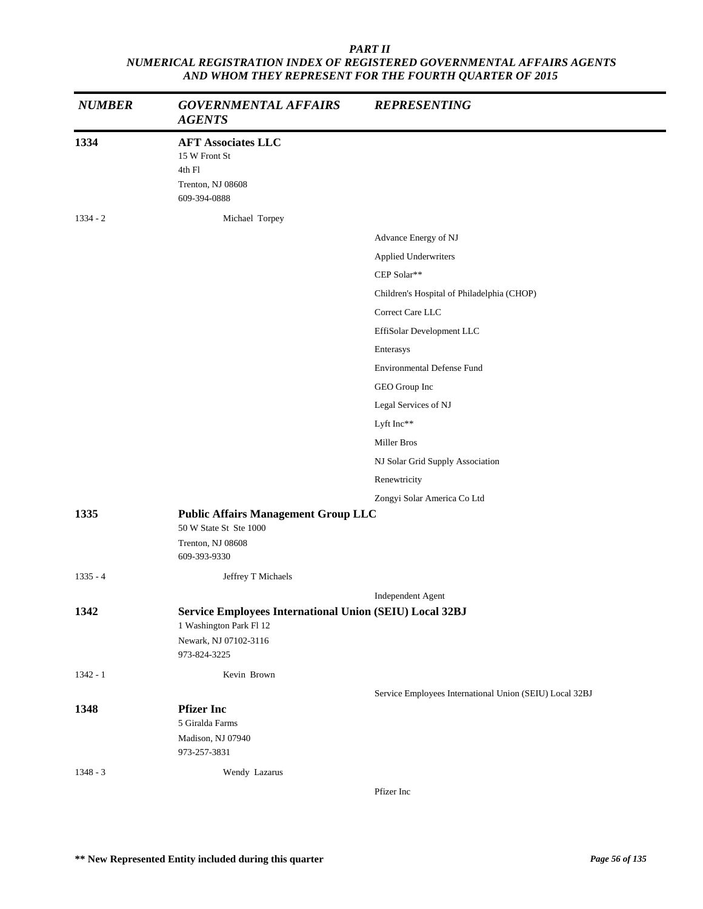***PART II***
***NUMERICAL REGISTRATION INDEX OF REGISTERED GOVERNMENTAL AFFAIRS AGENTS AND WHOM THEY REPRESENT FOR THE FOURTH QUARTER OF 2015***

| *NUMBER* | *GOVERNMENTAL AFFAIRS AGENTS* | *REPRESENTING* |
|---|---|---|
| **1334** | **AFT Associates LLC**<br>15 W Front St<br>4th Fl<br>Trenton, NJ 08608<br>609-394-0888 | |
| 1334 - 2 | Michael Torpey | |
| | | Advance Energy of NJ |
| | | Applied Underwriters |
| | | CEP Solar** |
| | | Children's Hospital of Philadelphia (CHOP) |
| | | Correct Care LLC |
| | | EffiSolar Development LLC |
| | | Enterasys |
| | | Environmental Defense Fund |
| | | GEO Group Inc |
| | | Legal Services of NJ |
| | | Lyft Inc** |
| | | Miller Bros |
| | | NJ Solar Grid Supply Association |
| | | Renewtricity |
| | | Zongyi Solar America Co Ltd |
| **1335** | **Public Affairs Management Group LLC**<br>50 W State St Ste 1000<br>Trenton, NJ 08608<br>609-393-9330 | |
| 1335 - 4 | Jeffrey T Michaels | |
| | | Independent Agent |
| **1342** | **Service Employees International Union (SEIU) Local 32BJ**<br>1 Washington Park Fl 12<br>Newark, NJ 07102-3116<br>973-824-3225 | |
| 1342 - 1 | Kevin Brown | |
| | | Service Employees International Union (SEIU) Local 32BJ |
| **1348** | **Pfizer Inc**<br>5 Giralda Farms<br>Madison, NJ 07940<br>973-257-3831 | |
| 1348 - 3 | Wendy Lazarus | |
| | | Pfizer Inc |

**** New Represented Entity included during this quarter**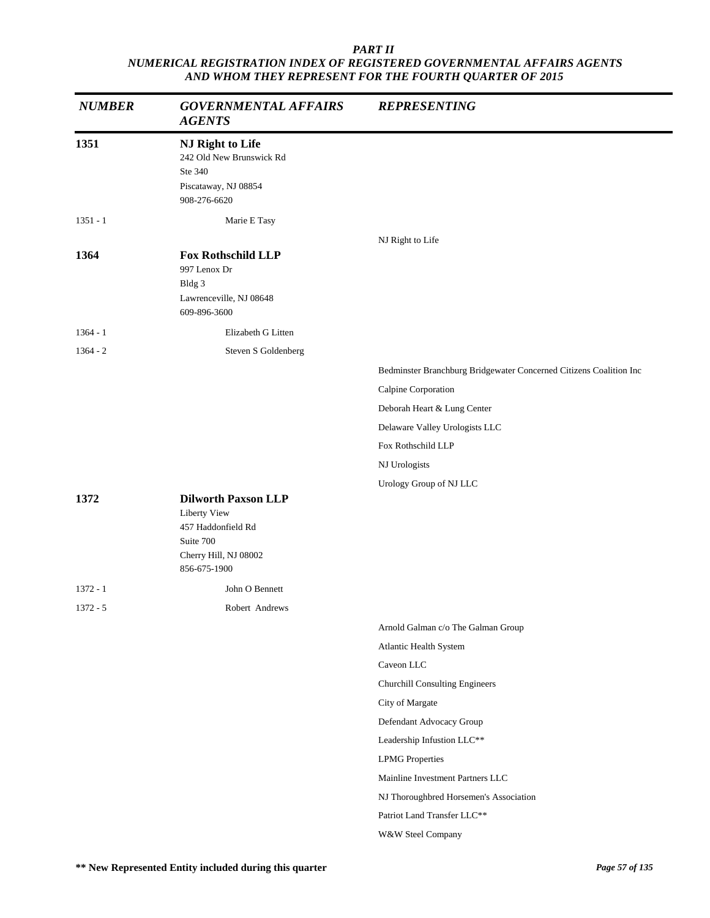***PART II***
***NUMERICAL REGISTRATION INDEX OF REGISTERED GOVERNMENTAL AFFAIRS AGENTS AND WHOM THEY REPRESENT FOR THE FOURTH QUARTER OF 2015***

| *NUMBER* | *GOVERNMENTAL AFFAIRS AGENTS* | *REPRESENTING* |
|---|---|---|
| **1351** | **NJ Right to Life**<br>242 Old New Brunswick Rd<br>Ste 340<br>Piscataway, NJ 08854<br>908-276-6620 | |
| 1351 - 1 | Marie E Tasy | |
| | | NJ Right to Life |
| **1364** | **Fox Rothschild LLP**<br>997 Lenox Dr<br>Bldg 3<br>Lawrenceville, NJ 08648<br>609-896-3600 | |
| 1364 - 1 | Elizabeth G Litten | |
| 1364 - 2 | Steven S Goldenberg | |
| | | Bedminster Branchburg Bridgewater Concerned Citizens Coalition Inc |
| | | Calpine Corporation |
| | | Deborah Heart & Lung Center |
| | | Delaware Valley Urologists LLC |
| | | Fox Rothschild LLP |
| | | NJ Urologists |
| | | Urology Group of NJ LLC |
| **1372** | **Dilworth Paxson LLP**<br>Liberty View<br>457 Haddonfield Rd<br>Suite 700<br>Cherry Hill, NJ 08002<br>856-675-1900 | |
| 1372 - 1 | John O Bennett | |
| 1372 - 5 | Robert Andrews | |
| | | Arnold Galman c/o The Galman Group |
| | | Atlantic Health System |
| | | Caveon LLC |
| | | Churchill Consulting Engineers |
| | | City of Margate |
| | | Defendant Advocacy Group |
| | | Leadership Infustion LLC** |
| | | LPMG Properties |
| | | Mainline Investment Partners LLC |
| | | NJ Thoroughbred Horsemen's Association |
| | | Patriot Land Transfer LLC** |
| | | W&W Steel Company |

**** New Represented Entity included during this quarter**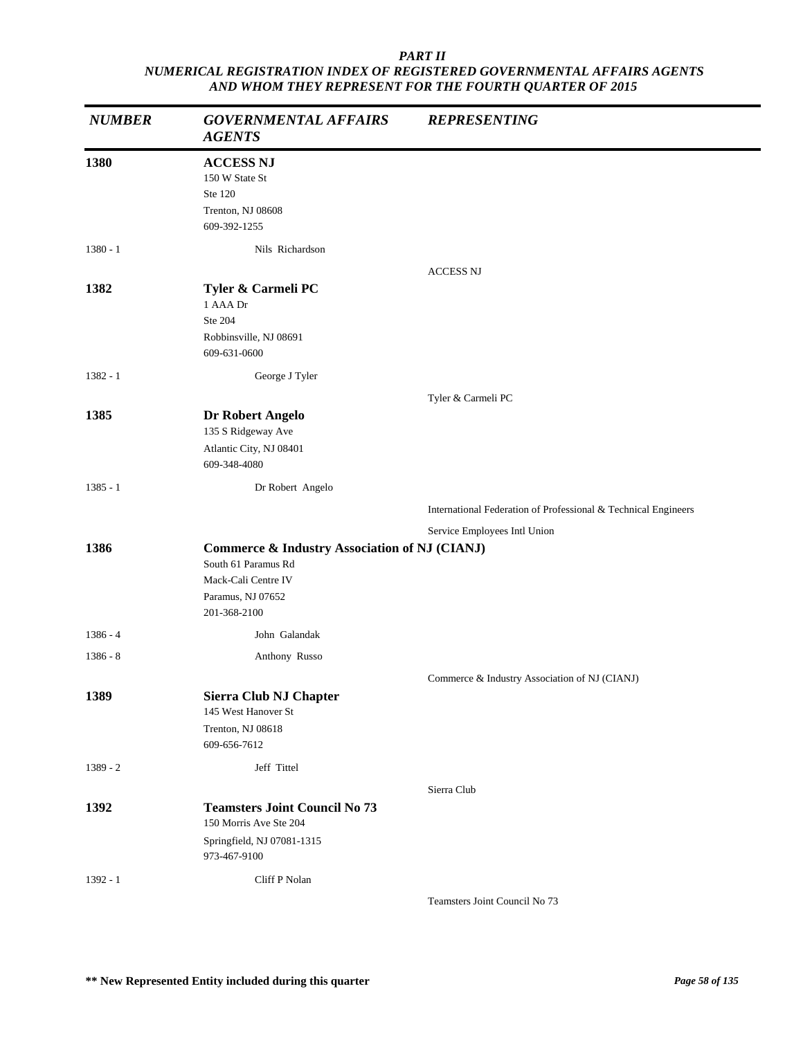***PART II***
***NUMERICAL REGISTRATION INDEX OF REGISTERED GOVERNMENTAL AFFAIRS AGENTS AND WHOM THEY REPRESENT FOR THE FOURTH QUARTER OF 2015***

| *NUMBER* | *GOVERNMENTAL AFFAIRS AGENTS* | *REPRESENTING* |
|---|---|---|
| **1380** | **ACCESS NJ**<br>150 W State St<br>Ste 120<br>Trenton, NJ 08608<br>609-392-1255 | |
| 1380 - 1 | Nils Richardson | |
| | | ACCESS NJ |
| **1382** | **Tyler & Carmeli PC**<br>1 AAA Dr<br>Ste 204<br>Robbinsville, NJ 08691<br>609-631-0600 | |
| 1382 - 1 | George J Tyler | |
| | | Tyler & Carmeli PC |
| **1385** | **Dr Robert Angelo**<br>135 S Ridgeway Ave<br>Atlantic City, NJ 08401<br>609-348-4080 | |
| 1385 - 1 | Dr Robert Angelo | |
| | | International Federation of Professional & Technical Engineers |
| | | Service Employees Intl Union |
| **1386** | **Commerce & Industry Association of NJ (CIANJ)**<br>South 61 Paramus Rd<br>Mack-Cali Centre IV<br>Paramus, NJ 07652<br>201-368-2100 | |
| 1386 - 4 | John Galandak | |
| 1386 - 8 | Anthony Russo | |
| | | Commerce & Industry Association of NJ (CIANJ) |
| **1389** | **Sierra Club NJ Chapter**<br>145 West Hanover St<br>Trenton, NJ 08618<br>609-656-7612 | |
| 1389 - 2 | Jeff Tittel | |
| | | Sierra Club |
| **1392** | **Teamsters Joint Council No 73**<br>150 Morris Ave Ste 204<br>Springfield, NJ 07081-1315<br>973-467-9100 | |
| 1392 - 1 | Cliff P Nolan | |
| | | Teamsters Joint Council No 73 |

**\*\* New Represented Entity included during this quarter**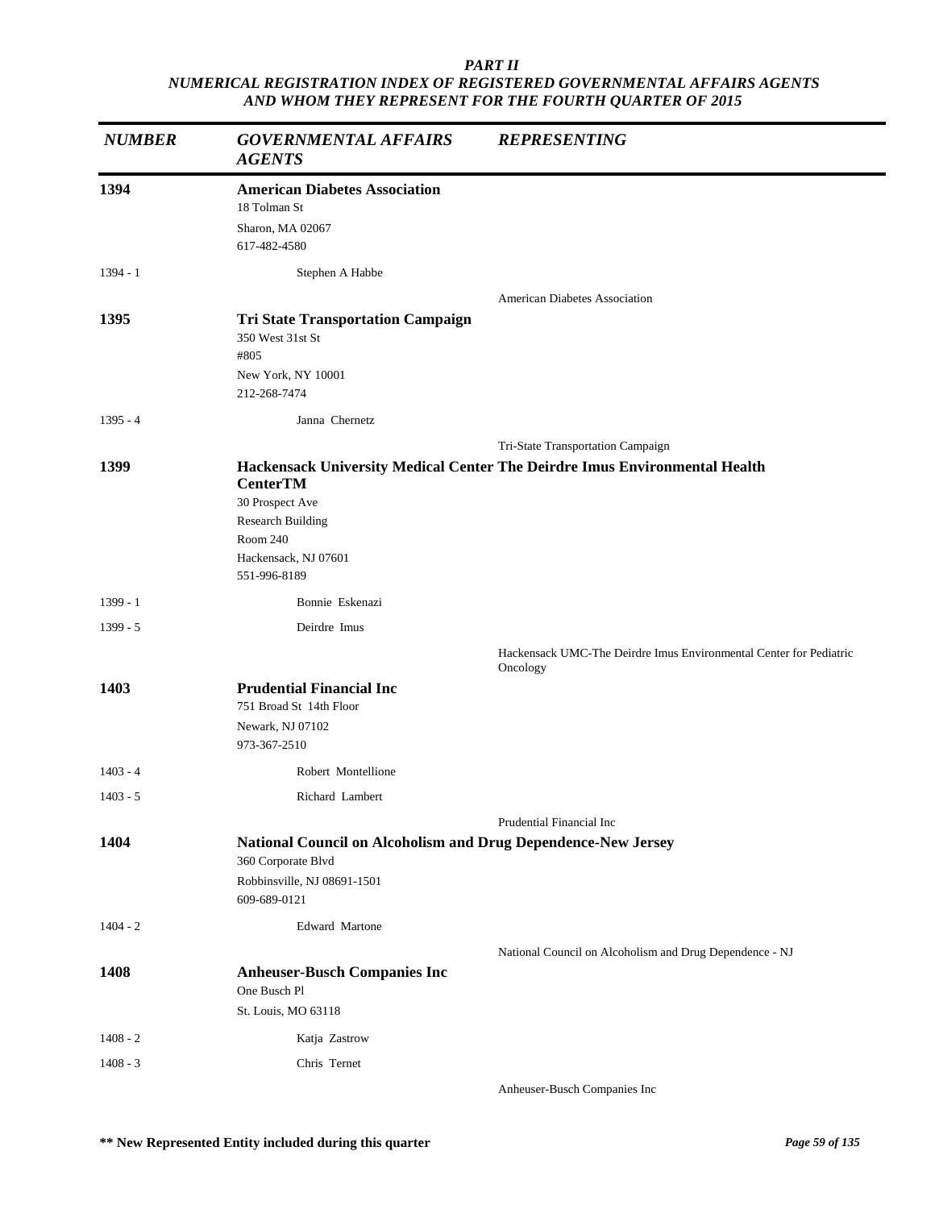**PART II**
**NUMERICAL REGISTRATION INDEX OF REGISTERED GOVERNMENTAL AFFAIRS AGENTS AND WHOM THEY REPRESENT FOR THE FOURTH QUARTER OF 2015**

| NUMBER | GOVERNMENTAL AFFAIRS AGENTS | REPRESENTING |
|---|---|---|
| **1394** | **American Diabetes Association**<br>18 Tolman St<br>Sharon, MA 02067<br>617-482-4580 | |
| 1394 - 1 | Stephen A Habbe | |
| | | American Diabetes Association |
| **1395** | **Tri State Transportation Campaign**<br>350 West 31st St<br>#805<br>New York, NY 10001<br>212-268-7474 | |
| 1395 - 4 | Janna Chernetz | |
| | | Tri-State Transportation Campaign |
| **1399** | **Hackensack University Medical Center The Deirdre Imus Environmental Health CenterTM**<br>30 Prospect Ave<br>Research Building<br>Room 240<br>Hackensack, NJ 07601<br>551-996-8189 | |
| 1399 - 1 | Bonnie Eskenazi | |
| 1399 - 5 | Deirdre Imus | |
| | | Hackensack UMC-The Deirdre Imus Environmental Center for Pediatric Oncology |
| **1403** | **Prudential Financial Inc**<br>751 Broad St 14th Floor<br>Newark, NJ 07102<br>973-367-2510 | |
| 1403 - 4 | Robert Montellione | |
| 1403 - 5 | Richard Lambert | |
| | | Prudential Financial Inc |
| **1404** | **National Council on Alcoholism and Drug Dependence-New Jersey**<br>360 Corporate Blvd<br>Robbinsville, NJ 08691-1501<br>609-689-0121 | |
| 1404 - 2 | Edward Martone | |
| | | National Council on Alcoholism and Drug Dependence - NJ |
| **1408** | **Anheuser-Busch Companies Inc**<br>One Busch Pl<br>St. Louis, MO 63118 | |
| 1408 - 2 | Katja Zastrow | |
| 1408 - 3 | Chris Ternet | |
| | | Anheuser-Busch Companies Inc |

**\*\* New Represented Entity included during this quarter**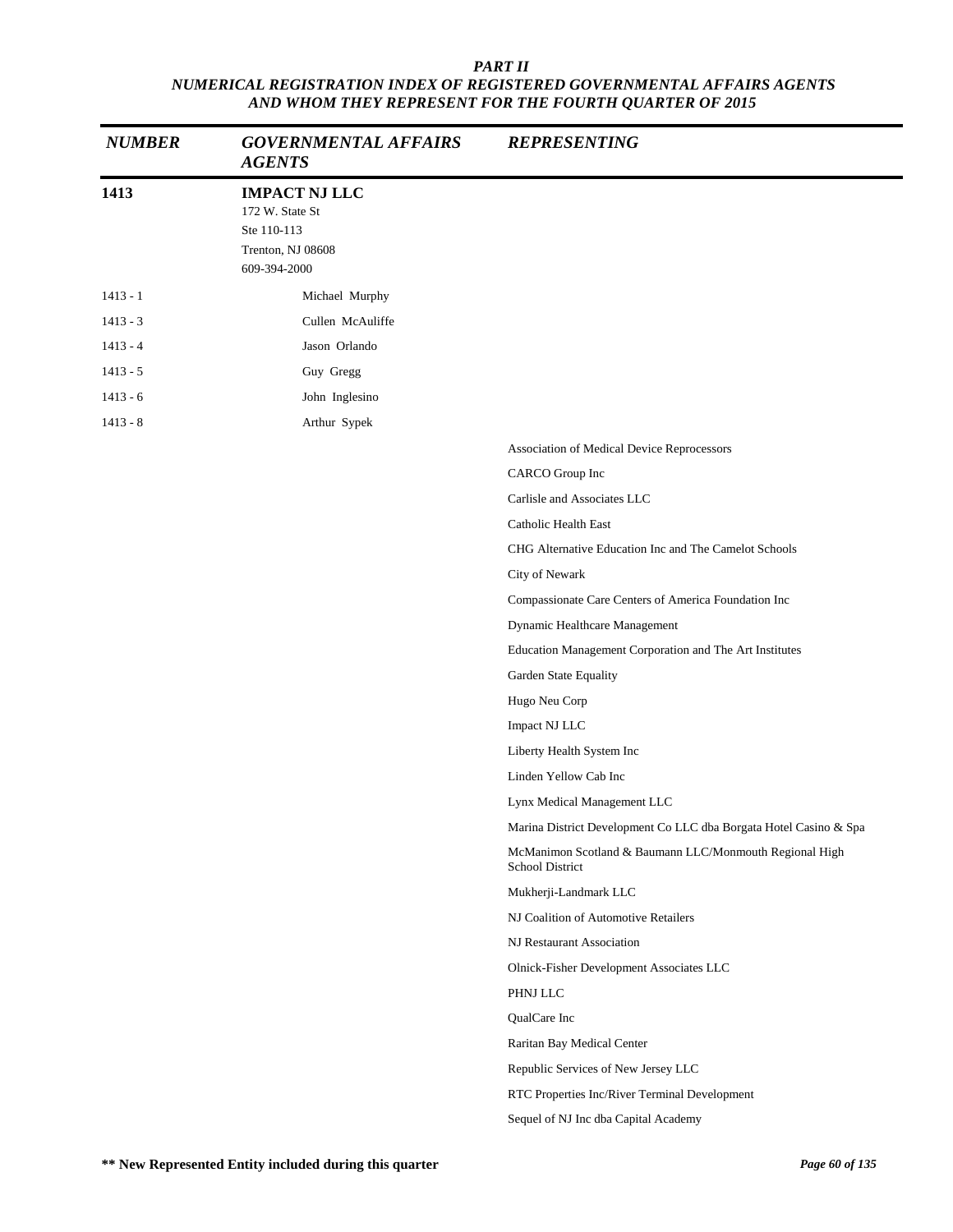***PART II***
***NUMERICAL REGISTRATION INDEX OF REGISTERED GOVERNMENTAL AFFAIRS AGENTS AND WHOM THEY REPRESENT FOR THE FOURTH QUARTER OF 2015***

| *NUMBER* | *GOVERNMENTAL AFFAIRS AGENTS* | *REPRESENTING* |
|---|---|---|
| **1413** | **IMPACT NJ LLC**<br>172 W. State St<br>Ste 110-113<br>Trenton, NJ 08608<br>609-394-2000 | |
| 1413 - 1 | Michael Murphy | |
| 1413 - 3 | Cullen McAuliffe | |
| 1413 - 4 | Jason Orlando | |
| 1413 - 5 | Guy Gregg | |
| 1413 - 6 | John Inglesino | |
| 1413 - 8 | Arthur Sypek | |
| | | Association of Medical Device Reprocessors |
| | | CARCO Group Inc |
| | | Carlisle and Associates LLC |
| | | Catholic Health East |
| | | CHG Alternative Education Inc and The Camelot Schools |
| | | City of Newark |
| | | Compassionate Care Centers of America Foundation Inc |
| | | Dynamic Healthcare Management |
| | | Education Management Corporation and The Art Institutes |
| | | Garden State Equality |
| | | Hugo Neu Corp |
| | | Impact NJ LLC |
| | | Liberty Health System Inc |
| | | Linden Yellow Cab Inc |
| | | Lynx Medical Management LLC |
| | | Marina District Development Co LLC dba Borgata Hotel Casino & Spa |
| | | McManimon Scotland & Baumann LLC/Monmouth Regional High School District |
| | | Mukherji-Landmark LLC |
| | | NJ Coalition of Automotive Retailers |
| | | NJ Restaurant Association |
| | | Olnick-Fisher Development Associates LLC |
| | | PHNJ LLC |
| | | QualCare Inc |
| | | Raritan Bay Medical Center |
| | | Republic Services of New Jersey LLC |
| | | RTC Properties Inc/River Terminal Development |
| | | Sequel of NJ Inc dba Capital Academy |

**\*\* New Represented Entity included during this quarter**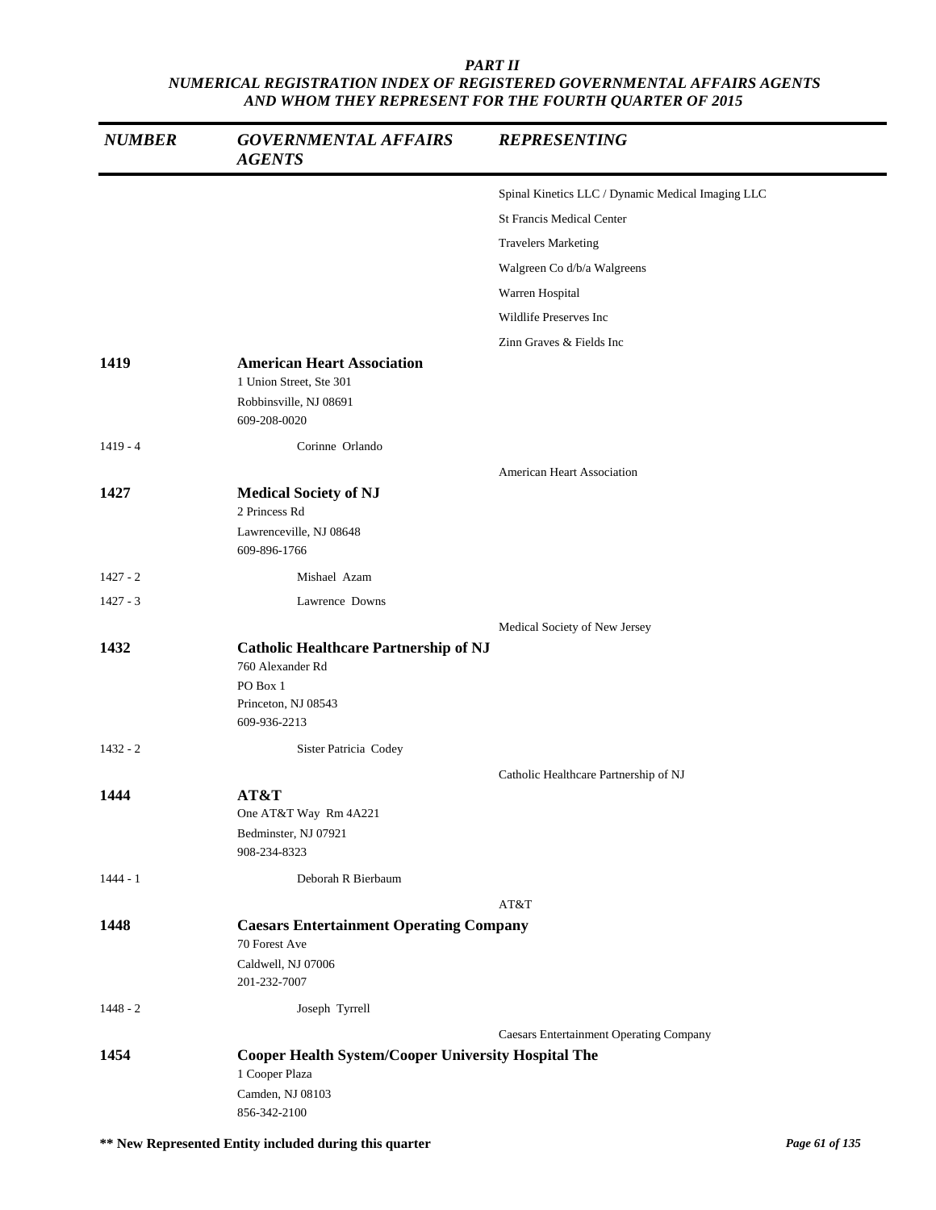*PART II*
*NUMERICAL REGISTRATION INDEX OF REGISTERED GOVERNMENTAL AFFAIRS AGENTS AND WHOM THEY REPRESENT FOR THE FOURTH QUARTER OF 2015*

| NUMBER | GOVERNMENTAL AFFAIRS AGENTS | REPRESENTING |
|---|---|---|
| | | Spinal Kinetics LLC / Dynamic Medical Imaging LLC |
| | | St Francis Medical Center |
| | | Travelers Marketing |
| | | Walgreen Co d/b/a Walgreens |
| | | Warren Hospital |
| | | Wildlife Preserves Inc |
| | | Zinn Graves & Fields Inc |
| **1419** | **American Heart Association**<br>1 Union Street, Ste 301<br>Robbinsville, NJ 08691<br>609-208-0020 | |
| 1419 - 4 | Corinne Orlando | |
| | | American Heart Association |
| **1427** | **Medical Society of NJ**<br>2 Princess Rd<br>Lawrenceville, NJ 08648<br>609-896-1766 | |
| 1427 - 2 | Mishael Azam | |
| 1427 - 3 | Lawrence Downs | |
| | | Medical Society of New Jersey |
| **1432** | **Catholic Healthcare Partnership of NJ**<br>760 Alexander Rd<br>PO Box 1<br>Princeton, NJ 08543<br>609-936-2213 | |
| 1432 - 2 | Sister Patricia Codey | |
| | | Catholic Healthcare Partnership of NJ |
| **1444** | **AT&T**<br>One AT&T Way Rm 4A221<br>Bedminster, NJ 07921<br>908-234-8323 | |
| 1444 - 1 | Deborah R Bierbaum | |
| | | AT&T |
| **1448** | **Caesars Entertainment Operating Company**<br>70 Forest Ave<br>Caldwell, NJ 07006<br>201-232-7007 | |
| 1448 - 2 | Joseph Tyrrell | |
| | | Caesars Entertainment Operating Company |
| **1454** | **Cooper Health System/Cooper University Hospital The**<br>1 Cooper Plaza<br>Camden, NJ 08103<br>856-342-2100 | |

**** New Represented Entity included during this quarter**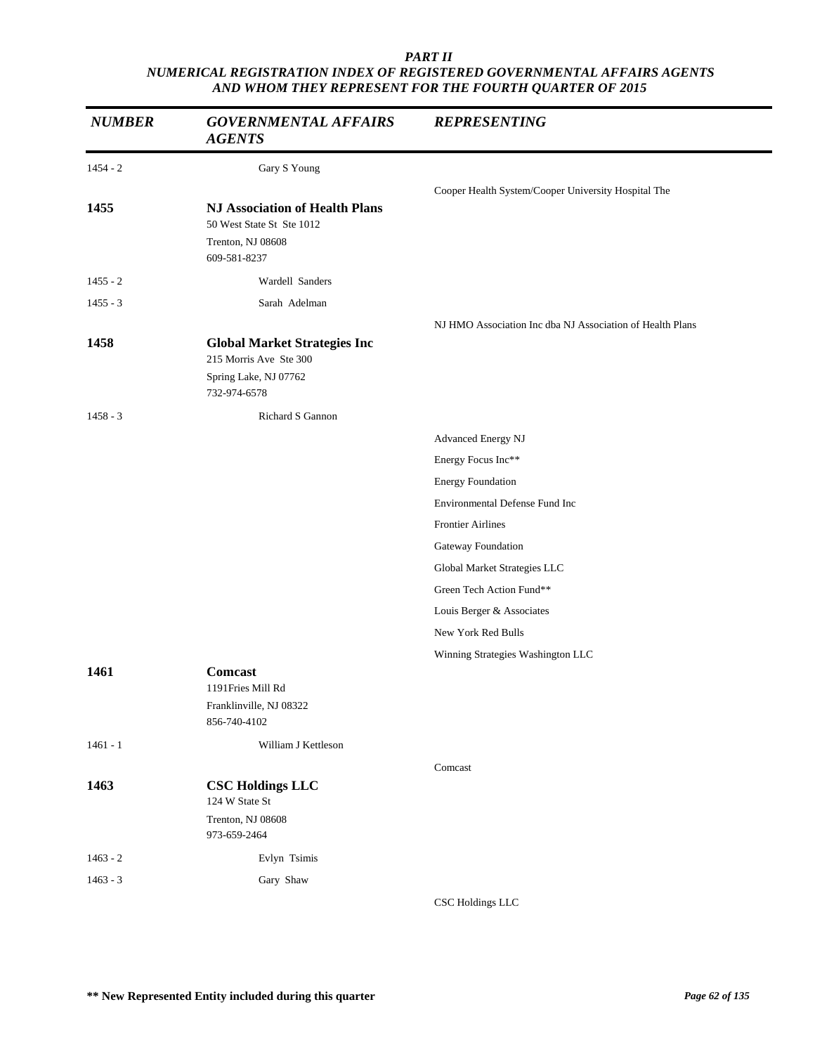*PART II*
*NUMERICAL REGISTRATION INDEX OF REGISTERED GOVERNMENTAL AFFAIRS AGENTS AND WHOM THEY REPRESENT FOR THE FOURTH QUARTER OF 2015*

| *NUMBER* | *GOVERNMENTAL AFFAIRS AGENTS* | *REPRESENTING* |
|---|---|---|
| 1454 - 2 | Gary S Young | |
| | | Cooper Health System/Cooper University Hospital The |
| **1455** | **NJ Association of Health Plans**<br>50 West State St Ste 1012<br>Trenton, NJ 08608<br>609-581-8237 | |
| 1455 - 2 | Wardell Sanders | |
| 1455 - 3 | Sarah Adelman | |
| | | NJ HMO Association Inc dba NJ Association of Health Plans |
| **1458** | **Global Market Strategies Inc**<br>215 Morris Ave Ste 300<br>Spring Lake, NJ 07762<br>732-974-6578 | |
| 1458 - 3 | Richard S Gannon | |
| | | Advanced Energy NJ |
| | | Energy Focus Inc** |
| | | Energy Foundation |
| | | Environmental Defense Fund Inc |
| | | Frontier Airlines |
| | | Gateway Foundation |
| | | Global Market Strategies LLC |
| | | Green Tech Action Fund** |
| | | Louis Berger & Associates |
| | | New York Red Bulls |
| | | Winning Strategies Washington LLC |
| **1461** | **Comcast**<br>1191Fries Mill Rd<br>Franklinville, NJ 08322<br>856-740-4102 | |
| 1461 - 1 | William J Kettleson | |
| | | Comcast |
| **1463** | **CSC Holdings LLC**<br>124 W State St<br>Trenton, NJ 08608<br>973-659-2464 | |
| 1463 - 2 | Evlyn Tsimis | |
| 1463 - 3 | Gary Shaw | |
| | | CSC Holdings LLC |

**** New Represented Entity included during this quarter**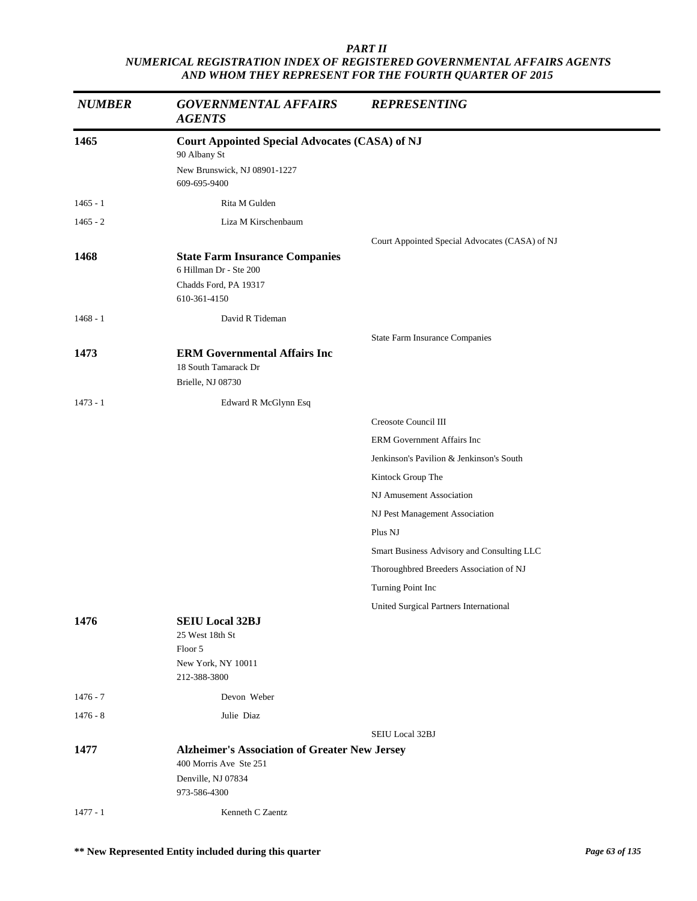*PART II*
*NUMERICAL REGISTRATION INDEX OF REGISTERED GOVERNMENTAL AFFAIRS AGENTS AND WHOM THEY REPRESENT FOR THE FOURTH QUARTER OF 2015*

| *NUMBER* | *GOVERNMENTAL AFFAIRS AGENTS* | *REPRESENTING* |
|---|---|---|
| **1465** | **Court Appointed Special Advocates (CASA) of NJ**<br>90 Albany St<br>New Brunswick, NJ 08901-1227<br>609-695-9400 | |
| 1465 - 1 | Rita M Gulden | |
| 1465 - 2 | Liza M Kirschenbaum | |
| | | Court Appointed Special Advocates (CASA) of NJ |
| **1468** | **State Farm Insurance Companies**<br>6 Hillman Dr - Ste 200<br>Chadds Ford, PA 19317<br>610-361-4150 | |
| 1468 - 1 | David R Tideman | |
| | | State Farm Insurance Companies |
| **1473** | **ERM Governmental Affairs Inc**<br>18 South Tamarack Dr<br>Brielle, NJ 08730 | |
| 1473 - 1 | Edward R McGlynn Esq | |
| | | Creosote Council III |
| | | ERM Government Affairs Inc |
| | | Jenkinson's Pavilion & Jenkinson's South |
| | | Kintock Group The |
| | | NJ Amusement Association |
| | | NJ Pest Management Association |
| | | Plus NJ |
| | | Smart Business Advisory and Consulting LLC |
| | | Thoroughbred Breeders Association of NJ |
| | | Turning Point Inc |
| | | United Surgical Partners International |
| **1476** | **SEIU Local 32BJ**<br>25 West 18th St<br>Floor 5<br>New York, NY 10011<br>212-388-3800 | |
| 1476 - 7 | Devon Weber | |
| 1476 - 8 | Julie Diaz | |
| | | SEIU Local 32BJ |
| **1477** | **Alzheimer's Association of Greater New Jersey**<br>400 Morris Ave Ste 251<br>Denville, NJ 07834<br>973-586-4300 | |
| 1477 - 1 | Kenneth C Zaentz | |

**\*\* New Represented Entity included during this quarter**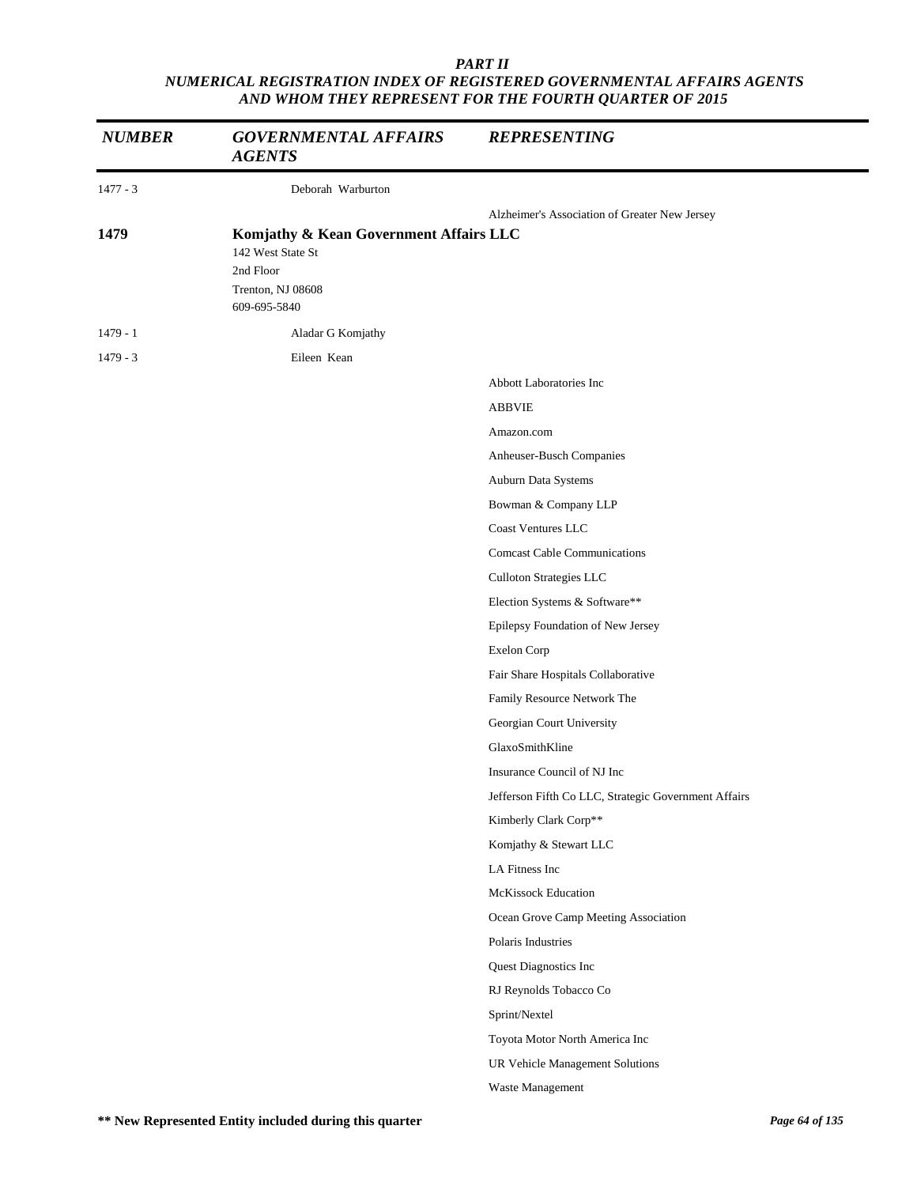*PART II*

*NUMERICAL REGISTRATION INDEX OF REGISTERED GOVERNMENTAL AFFAIRS AGENTS AND WHOM THEY REPRESENT FOR THE FOURTH QUARTER OF 2015*

| *NUMBER* | *GOVERNMENTAL AFFAIRS AGENTS* | *REPRESENTING* |
|---|---|---|
| 1477 - 3 | Deborah Warburton | |
| | | Alzheimer's Association of Greater New Jersey |
| **1479** | **Komjathy & Kean Government Affairs LLC**<br>142 West State St<br>2nd Floor<br>Trenton, NJ 08608<br>609-695-5840 | |
| 1479 - 1 | Aladar G Komjathy | |
| 1479 - 3 | Eileen Kean | |
| | | Abbott Laboratories Inc |
| | | ABBVIE |
| | | Amazon.com |
| | | Anheuser-Busch Companies |
| | | Auburn Data Systems |
| | | Bowman & Company LLP |
| | | Coast Ventures LLC |
| | | Comcast Cable Communications |
| | | Culloton Strategies LLC |
| | | Election Systems & Software** |
| | | Epilepsy Foundation of New Jersey |
| | | Exelon Corp |
| | | Fair Share Hospitals Collaborative |
| | | Family Resource Network The |
| | | Georgian Court University |
| | | GlaxoSmithKline |
| | | Insurance Council of NJ Inc |
| | | Jefferson Fifth Co LLC, Strategic Government Affairs |
| | | Kimberly Clark Corp** |
| | | Komjathy & Stewart LLC |
| | | LA Fitness Inc |
| | | McKissock Education |
| | | Ocean Grove Camp Meeting Association |
| | | Polaris Industries |
| | | Quest Diagnostics Inc |
| | | RJ Reynolds Tobacco Co |
| | | Sprint/Nextel |
| | | Toyota Motor North America Inc |
| | | UR Vehicle Management Solutions |
| | | Waste Management |

**** New Represented Entity included during this quarter**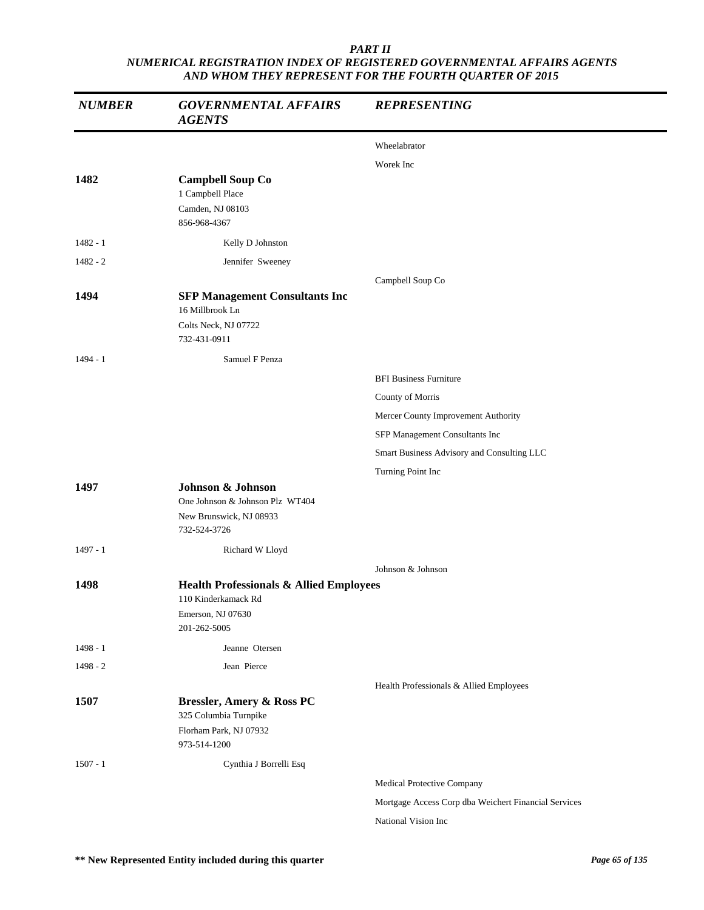***PART II***
***NUMERICAL REGISTRATION INDEX OF REGISTERED GOVERNMENTAL AFFAIRS AGENTS AND WHOM THEY REPRESENT FOR THE FOURTH QUARTER OF 2015***

| *NUMBER* | *GOVERNMENTAL AFFAIRS AGENTS* | *REPRESENTING* |
|---|---|---|
| | | Wheelabrator |
| | | Worek Inc |
| **1482** | **Campbell Soup Co**<br>1 Campbell Place<br>Camden, NJ 08103<br>856-968-4367 | |
| 1482 - 1 | Kelly D Johnston | |
| 1482 - 2 | Jennifer Sweeney | |
| | | Campbell Soup Co |
| **1494** | **SFP Management Consultants Inc**<br>16 Millbrook Ln<br>Colts Neck, NJ 07722<br>732-431-0911 | |
| 1494 - 1 | Samuel F Penza | |
| | | BFI Business Furniture |
| | | County of Morris |
| | | Mercer County Improvement Authority |
| | | SFP Management Consultants Inc |
| | | Smart Business Advisory and Consulting LLC |
| | | Turning Point Inc |
| **1497** | **Johnson & Johnson**<br>One Johnson & Johnson Plz WT404<br>New Brunswick, NJ 08933<br>732-524-3726 | |
| 1497 - 1 | Richard W Lloyd | |
| | | Johnson & Johnson |
| **1498** | **Health Professionals & Allied Employees**<br>110 Kinderkamack Rd<br>Emerson, NJ 07630<br>201-262-5005 | |
| 1498 - 1 | Jeanne Otersen | |
| 1498 - 2 | Jean Pierce | |
| | | Health Professionals & Allied Employees |
| **1507** | **Bressler, Amery & Ross PC**<br>325 Columbia Turnpike<br>Florham Park, NJ 07932<br>973-514-1200 | |
| 1507 - 1 | Cynthia J Borrelli Esq | |
| | | Medical Protective Company |
| | | Mortgage Access Corp dba Weichert Financial Services |
| | | National Vision Inc |

**** New Represented Entity included during this quarter**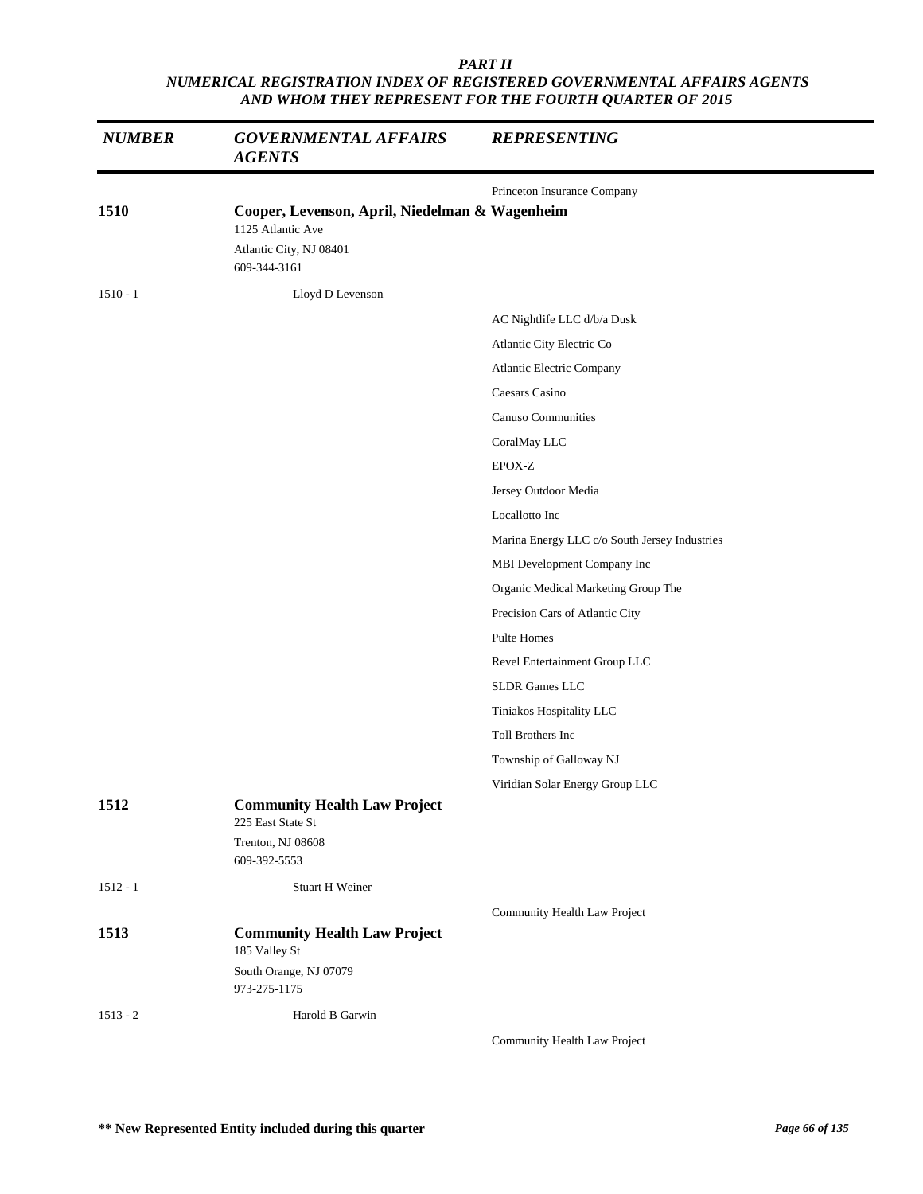*PART II*
*NUMERICAL REGISTRATION INDEX OF REGISTERED GOVERNMENTAL AFFAIRS AGENTS AND WHOM THEY REPRESENT FOR THE FOURTH QUARTER OF 2015*

| *NUMBER* | *GOVERNMENTAL AFFAIRS AGENTS* | *REPRESENTING* |
|---|---|---|
| | | Princeton Insurance Company |
| **1510** | **Cooper, Levenson, April, Niedelman & Wagenheim**<br>1125 Atlantic Ave<br>Atlantic City, NJ 08401<br>609-344-3161 | |
| 1510 - 1 | Lloyd D Levenson | |
| | | AC Nightlife LLC d/b/a Dusk |
| | | Atlantic City Electric Co |
| | | Atlantic Electric Company |
| | | Caesars Casino |
| | | Canuso Communities |
| | | CoralMay LLC |
| | | EPOX-Z |
| | | Jersey Outdoor Media |
| | | Locallotto Inc |
| | | Marina Energy LLC c/o South Jersey Industries |
| | | MBI Development Company Inc |
| | | Organic Medical Marketing Group The |
| | | Precision Cars of Atlantic City |
| | | Pulte Homes |
| | | Revel Entertainment Group LLC |
| | | SLDR Games LLC |
| | | Tiniakos Hospitality LLC |
| | | Toll Brothers Inc |
| | | Township of Galloway NJ |
| | | Viridian Solar Energy Group LLC |
| **1512** | **Community Health Law Project**<br>225 East State St<br>Trenton, NJ 08608<br>609-392-5553 | |
| 1512 - 1 | Stuart H Weiner | |
| | | Community Health Law Project |
| **1513** | **Community Health Law Project**<br>185 Valley St<br>South Orange, NJ 07079<br>973-275-1175 | |
| 1513 - 2 | Harold B Garwin | |
| | | Community Health Law Project |

**** New Represented Entity included during this quarter**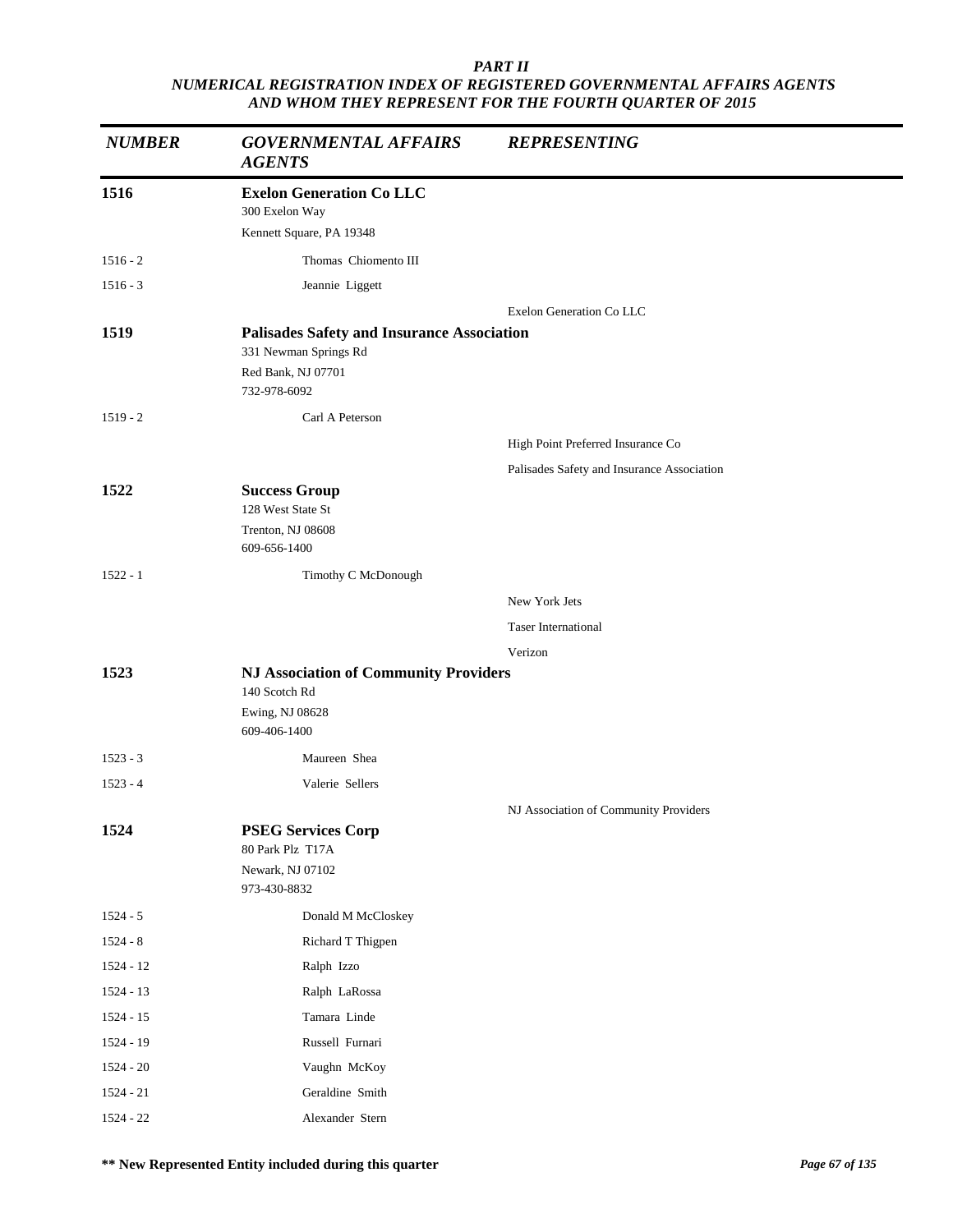***PART II***
***NUMERICAL REGISTRATION INDEX OF REGISTERED GOVERNMENTAL AFFAIRS AGENTS AND WHOM THEY REPRESENT FOR THE FOURTH QUARTER OF 2015***

| *NUMBER* | *GOVERNMENTAL AFFAIRS AGENTS* | *REPRESENTING* |
|---|---|---|
| **1516** | **Exelon Generation Co LLC**<br>300 Exelon Way<br>Kennett Square, PA 19348 | |
| 1516 - 2 | Thomas Chiomento III | |
| 1516 - 3 | Jeannie Liggett | |
| | | Exelon Generation Co LLC |
| **1519** | **Palisades Safety and Insurance Association**<br>331 Newman Springs Rd<br>Red Bank, NJ 07701<br>732-978-6092 | |
| 1519 - 2 | Carl A Peterson | |
| | | High Point Preferred Insurance Co |
| | | Palisades Safety and Insurance Association |
| **1522** | **Success Group**<br>128 West State St<br>Trenton, NJ 08608<br>609-656-1400 | |
| 1522 - 1 | Timothy C McDonough | |
| | | New York Jets |
| | | Taser International |
| | | Verizon |
| **1523** | **NJ Association of Community Providers**<br>140 Scotch Rd<br>Ewing, NJ 08628<br>609-406-1400 | |
| 1523 - 3 | Maureen Shea | |
| 1523 - 4 | Valerie Sellers | |
| | | NJ Association of Community Providers |
| **1524** | **PSEG Services Corp**<br>80 Park Plz T17A<br>Newark, NJ 07102<br>973-430-8832 | |
| 1524 - 5 | Donald M McCloskey | |
| 1524 - 8 | Richard T Thigpen | |
| 1524 - 12 | Ralph Izzo | |
| 1524 - 13 | Ralph LaRossa | |
| 1524 - 15 | Tamara Linde | |
| 1524 - 19 | Russell Furnari | |
| 1524 - 20 | Vaughn McKoy | |
| 1524 - 21 | Geraldine Smith | |
| 1524 - 22 | Alexander Stern | |

**\*\* New Represented Entity included during this quarter**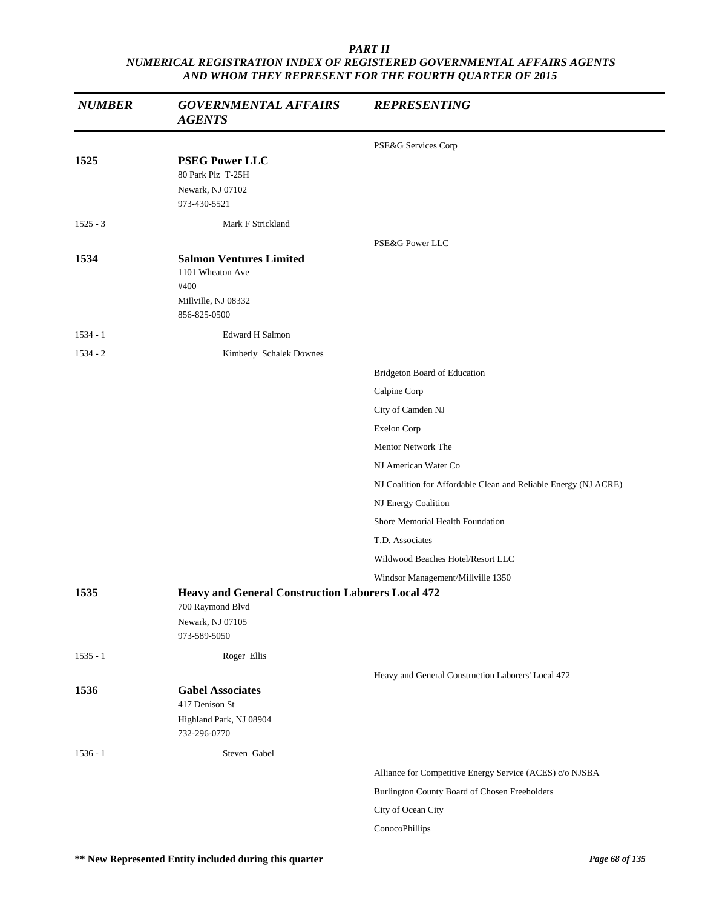*PART II*
*NUMERICAL REGISTRATION INDEX OF REGISTERED GOVERNMENTAL AFFAIRS AGENTS AND WHOM THEY REPRESENT FOR THE FOURTH QUARTER OF 2015*

| NUMBER | GOVERNMENTAL AFFAIRS AGENTS | REPRESENTING |
|---|---|---|
| | | PSE&G Services Corp |
| **1525** | **PSEG Power LLC**<br>80 Park Plz T-25H<br>Newark, NJ 07102<br>973-430-5521 | |
| 1525 - 3 | Mark F Strickland | |
| | | PSE&G Power LLC |
| **1534** | **Salmon Ventures Limited**<br>1101 Wheaton Ave<br>#400<br>Millville, NJ 08332<br>856-825-0500 | |
| 1534 - 1 | Edward H Salmon | |
| 1534 - 2 | Kimberly Schalek Downes | |
| | | Bridgeton Board of Education |
| | | Calpine Corp |
| | | City of Camden NJ |
| | | Exelon Corp |
| | | Mentor Network The |
| | | NJ American Water Co |
| | | NJ Coalition for Affordable Clean and Reliable Energy (NJ ACRE) |
| | | NJ Energy Coalition |
| | | Shore Memorial Health Foundation |
| | | T.D. Associates |
| | | Wildwood Beaches Hotel/Resort LLC |
| | | Windsor Management/Millville 1350 |
| **1535** | **Heavy and General Construction Laborers Local 472**<br>700 Raymond Blvd<br>Newark, NJ 07105<br>973-589-5050 | |
| 1535 - 1 | Roger Ellis | |
| | | Heavy and General Construction Laborers' Local 472 |
| **1536** | **Gabel Associates**<br>417 Denison St<br>Highland Park, NJ 08904<br>732-296-0770 | |
| 1536 - 1 | Steven Gabel | |
| | | Alliance for Competitive Energy Service (ACES) c/o NJSBA |
| | | Burlington County Board of Chosen Freeholders |
| | | City of Ocean City |
| | | ConocoPhillips |

**\*\* New Represented Entity included during this quarter**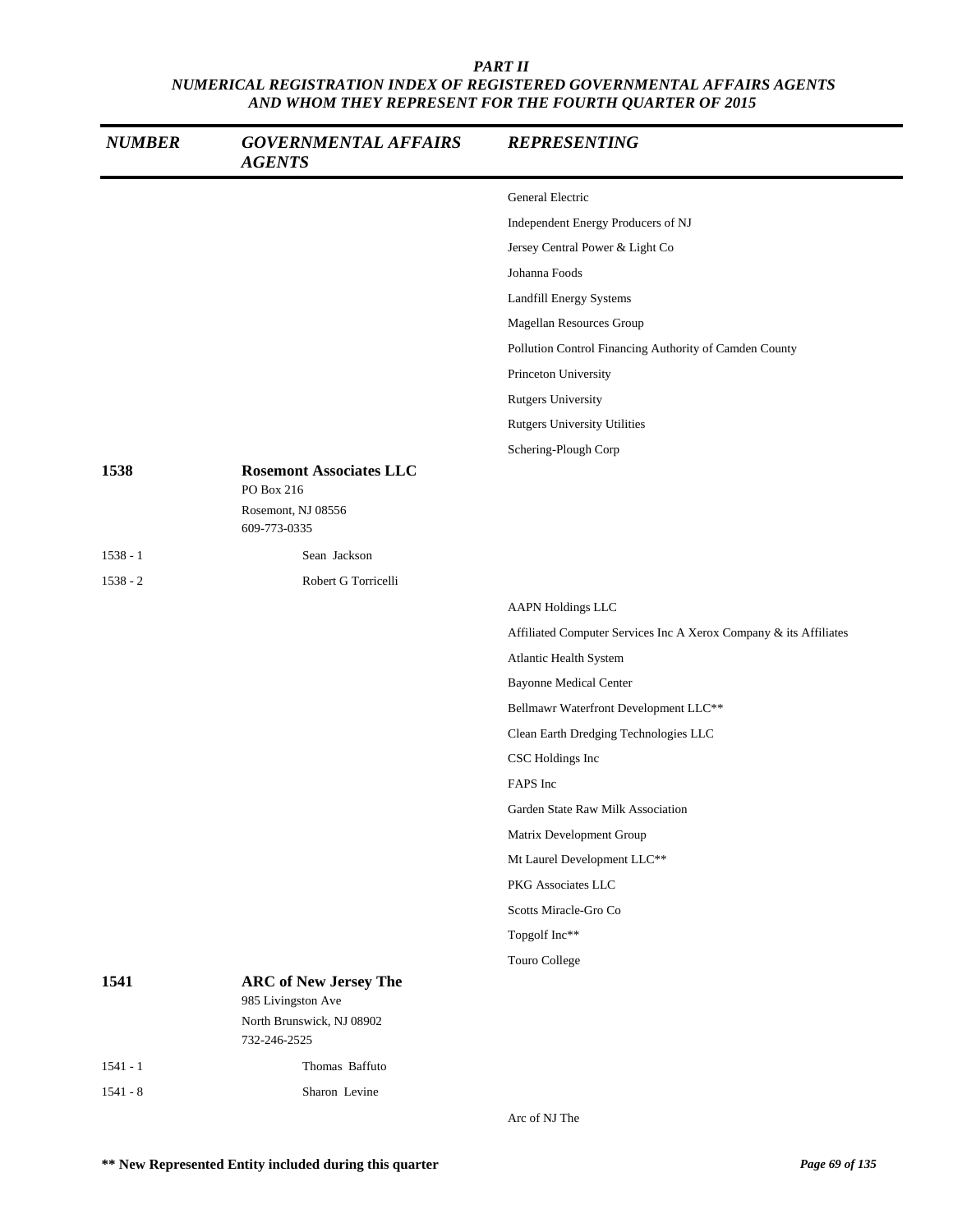**PART II**
***NUMERICAL REGISTRATION INDEX OF REGISTERED GOVERNMENTAL AFFAIRS AGENTS AND WHOM THEY REPRESENT FOR THE FOURTH QUARTER OF 2015***

| NUMBER | GOVERNMENTAL AFFAIRS AGENTS | REPRESENTING |
|---|---|---|
| | | General Electric |
| | | Independent Energy Producers of NJ |
| | | Jersey Central Power & Light Co |
| | | Johanna Foods |
| | | Landfill Energy Systems |
| | | Magellan Resources Group |
| | | Pollution Control Financing Authority of Camden County |
| | | Princeton University |
| | | Rutgers University |
| | | Rutgers University Utilities |
| | | Schering-Plough Corp |
| **1538** | **Rosemont Associates LLC**<br>PO Box 216<br>Rosemont, NJ 08556<br>609-773-0335 | |
| 1538 - 1 | Sean Jackson | |
| 1538 - 2 | Robert G Torricelli | |
| | | AAPN Holdings LLC |
| | | Affiliated Computer Services Inc A Xerox Company & its Affiliates |
| | | Atlantic Health System |
| | | Bayonne Medical Center |
| | | Bellmawr Waterfront Development LLC** |
| | | Clean Earth Dredging Technologies LLC |
| | | CSC Holdings Inc |
| | | FAPS Inc |
| | | Garden State Raw Milk Association |
| | | Matrix Development Group |
| | | Mt Laurel Development LLC** |
| | | PKG Associates LLC |
| | | Scotts Miracle-Gro Co |
| | | Topgolf Inc** |
| | | Touro College |
| **1541** | **ARC of New Jersey The**<br>985 Livingston Ave<br>North Brunswick, NJ 08902<br>732-246-2525 | |
| 1541 - 1 | Thomas Baffuto | |
| 1541 - 8 | Sharon Levine | |
| | | Arc of NJ The |

**** New Represented Entity included during this quarter**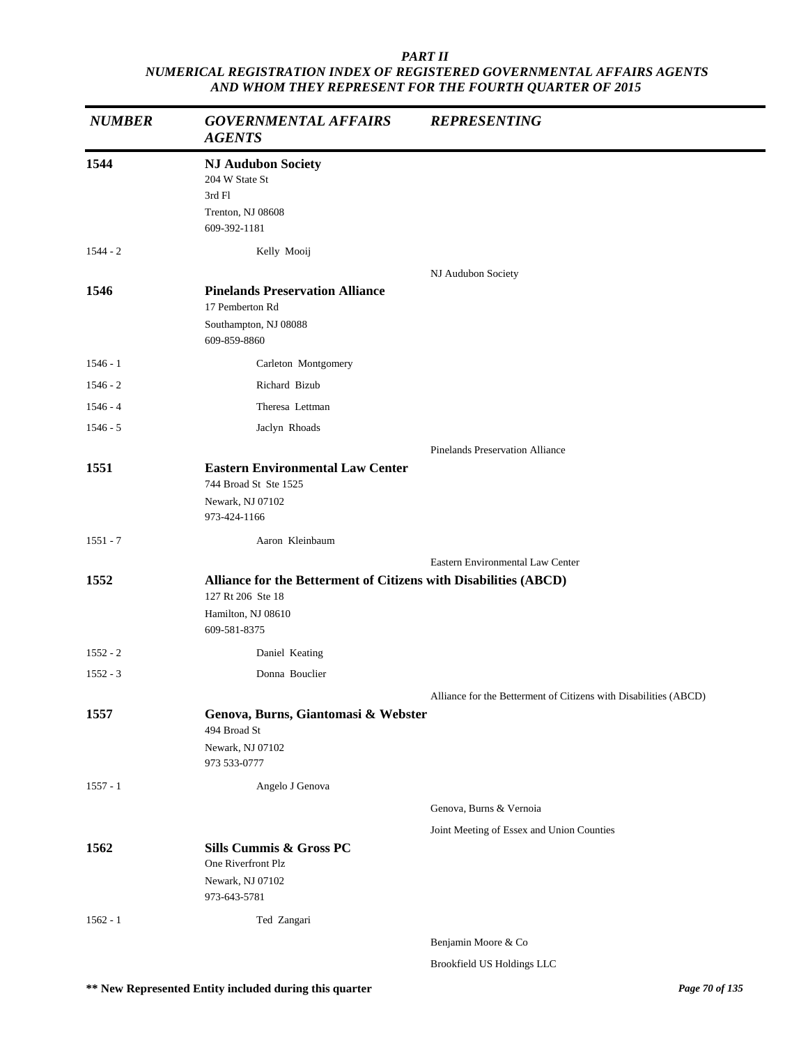**PART II**
***NUMERICAL REGISTRATION INDEX OF REGISTERED GOVERNMENTAL AFFAIRS AGENTS AND WHOM THEY REPRESENT FOR THE FOURTH QUARTER OF 2015***

| *NUMBER* | *GOVERNMENTAL AFFAIRS AGENTS* | *REPRESENTING* |
|---|---|---|
| **1544** | **NJ Audubon Society**<br>204 W State St<br>3rd Fl<br>Trenton, NJ 08608<br>609-392-1181 | |
| 1544 - 2 | Kelly Mooij | |
| | | NJ Audubon Society |
| **1546** | **Pinelands Preservation Alliance**<br>17 Pemberton Rd<br>Southampton, NJ 08088<br>609-859-8860 | |
| 1546 - 1 | Carleton Montgomery | |
| 1546 - 2 | Richard Bizub | |
| 1546 - 4 | Theresa Lettman | |
| 1546 - 5 | Jaclyn Rhoads | |
| | | Pinelands Preservation Alliance |
| **1551** | **Eastern Environmental Law Center**<br>744 Broad St Ste 1525<br>Newark, NJ 07102<br>973-424-1166 | |
| 1551 - 7 | Aaron Kleinbaum | |
| | | Eastern Environmental Law Center |
| **1552** | **Alliance for the Betterment of Citizens with Disabilities (ABCD)**<br>127 Rt 206 Ste 18<br>Hamilton, NJ 08610<br>609-581-8375 | |
| 1552 - 2 | Daniel Keating | |
| 1552 - 3 | Donna Bouclier | |
| | | Alliance for the Betterment of Citizens with Disabilities (ABCD) |
| **1557** | **Genova, Burns, Giantomasi & Webster**<br>494 Broad St<br>Newark, NJ 07102<br>973 533-0777 | |
| 1557 - 1 | Angelo J Genova | |
| | | Genova, Burns & Vernoia |
| | | Joint Meeting of Essex and Union Counties |
| **1562** | **Sills Cummis & Gross PC**<br>One Riverfront Plz<br>Newark, NJ 07102<br>973-643-5781 | |
| 1562 - 1 | Ted Zangari | |
| | | Benjamin Moore & Co |
| | | Brookfield US Holdings LLC |

**** New Represented Entity included during this quarter**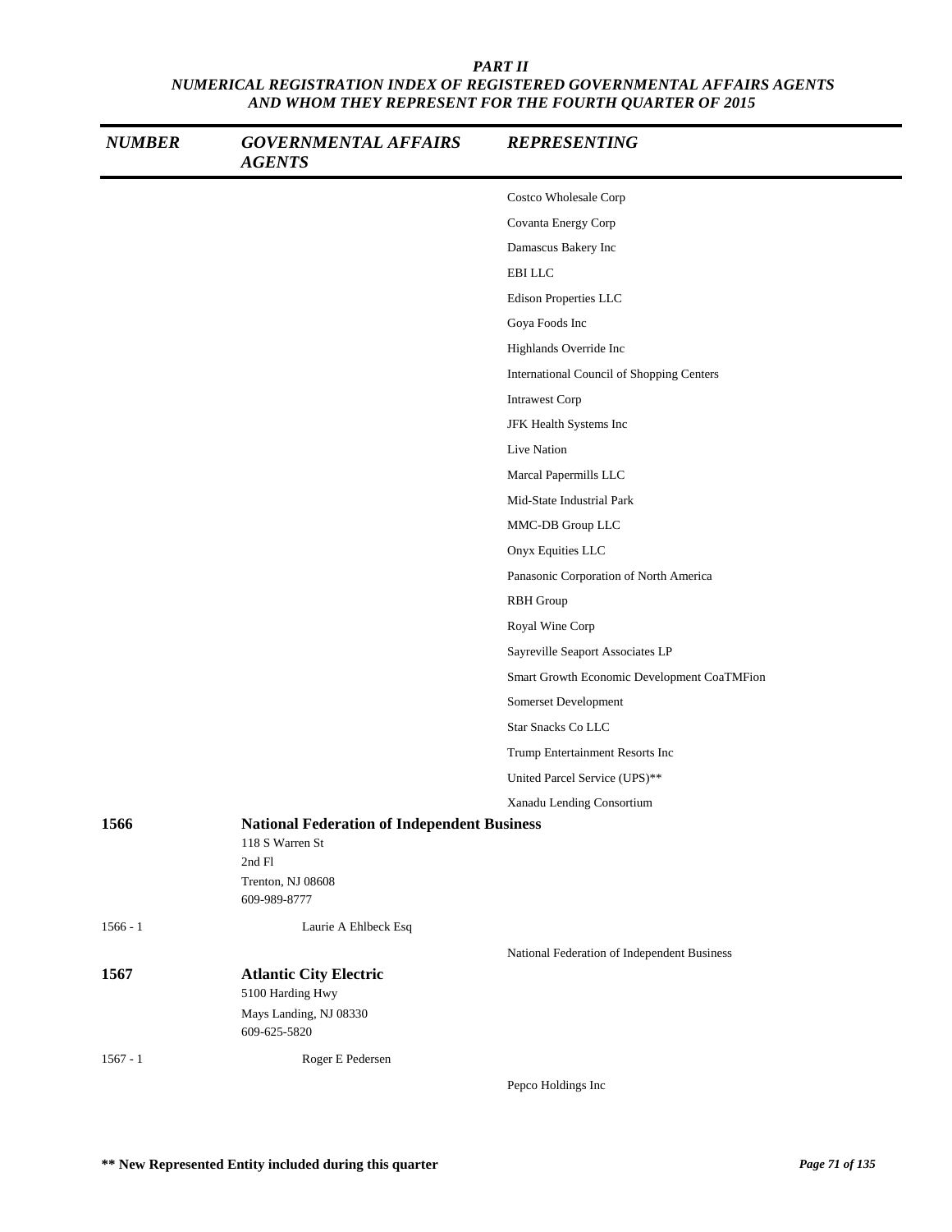**PART II**
**NUMERICAL REGISTRATION INDEX OF REGISTERED GOVERNMENTAL AFFAIRS AGENTS AND WHOM THEY REPRESENT FOR THE FOURTH QUARTER OF 2015**

| NUMBER | GOVERNMENTAL AFFAIRS AGENTS | REPRESENTING |
|---|---|---|
| | | Costco Wholesale Corp |
| | | Covanta Energy Corp |
| | | Damascus Bakery Inc |
| | | EBI LLC |
| | | Edison Properties LLC |
| | | Goya Foods Inc |
| | | Highlands Override Inc |
| | | International Council of Shopping Centers |
| | | Intrawest Corp |
| | | JFK Health Systems Inc |
| | | Live Nation |
| | | Marcal Papermills LLC |
| | | Mid-State Industrial Park |
| | | MMC-DB Group LLC |
| | | Onyx Equities LLC |
| | | Panasonic Corporation of North America |
| | | RBH Group |
| | | Royal Wine Corp |
| | | Sayreville Seaport Associates LP |
| | | Smart Growth Economic Development CoaTMFion |
| | | Somerset Development |
| | | Star Snacks Co LLC |
| | | Trump Entertainment Resorts Inc |
| | | United Parcel Service (UPS)** |
| | | Xanadu Lending Consortium |
| **1566** | **National Federation of Independent Business**<br>118 S Warren St<br>2nd Fl<br>Trenton, NJ 08608<br>609-989-8777 | |
| 1566 - 1 | Laurie A Ehlbeck Esq | |
| | | National Federation of Independent Business |
| **1567** | **Atlantic City Electric**<br>5100 Harding Hwy<br>Mays Landing, NJ 08330<br>609-625-5820 | |
| 1567 - 1 | Roger E Pedersen | |
| | | Pepco Holdings Inc |

**** New Represented Entity included during this quarter**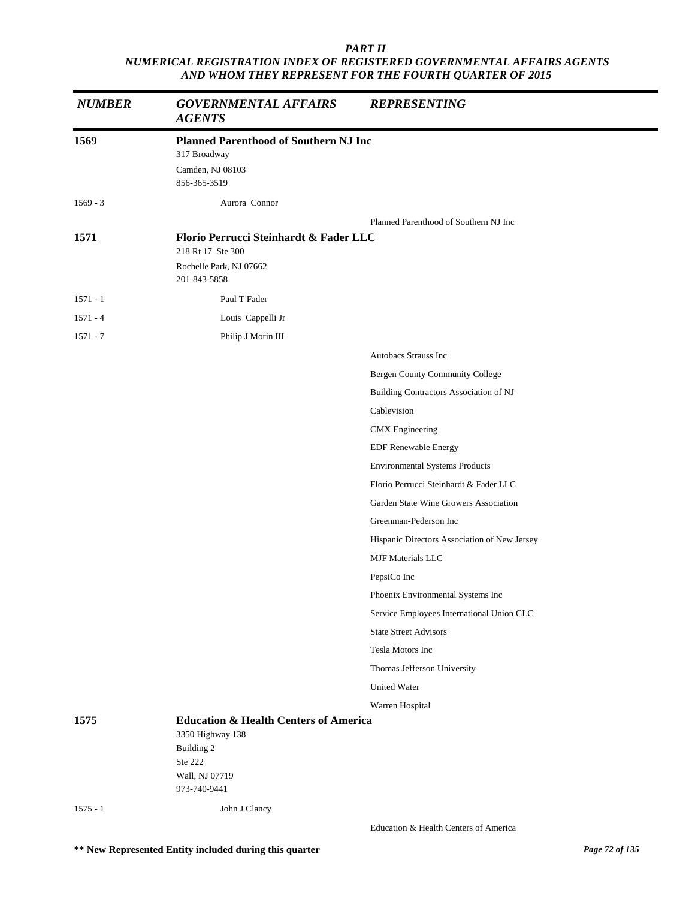***PART II***
***NUMERICAL REGISTRATION INDEX OF REGISTERED GOVERNMENTAL AFFAIRS AGENTS AND WHOM THEY REPRESENT FOR THE FOURTH QUARTER OF 2015***

| *NUMBER* | *GOVERNMENTAL AFFAIRS AGENTS* | *REPRESENTING* |
|---|---|---|
| **1569** | **Planned Parenthood of Southern NJ Inc**<br>317 Broadway<br>Camden, NJ 08103<br>856-365-3519 | |
| 1569 - 3 | Aurora Connor | |
| | | Planned Parenthood of Southern NJ Inc |
| **1571** | **Florio Perrucci Steinhardt & Fader LLC**<br>218 Rt 17 Ste 300<br>Rochelle Park, NJ 07662<br>201-843-5858 | |
| 1571 - 1 | Paul T Fader | |
| 1571 - 4 | Louis Cappelli Jr | |
| 1571 - 7 | Philip J Morin III | |
| | | Autobacs Strauss Inc |
| | | Bergen County Community College |
| | | Building Contractors Association of NJ |
| | | Cablevision |
| | | CMX Engineering |
| | | EDF Renewable Energy |
| | | Environmental Systems Products |
| | | Florio Perrucci Steinhardt & Fader LLC |
| | | Garden State Wine Growers Association |
| | | Greenman-Pederson Inc |
| | | Hispanic Directors Association of New Jersey |
| | | MJF Materials LLC |
| | | PepsiCo Inc |
| | | Phoenix Environmental Systems Inc |
| | | Service Employees International Union CLC |
| | | State Street Advisors |
| | | Tesla Motors Inc |
| | | Thomas Jefferson University |
| | | United Water |
| | | Warren Hospital |
| **1575** | **Education & Health Centers of America**<br>3350 Highway 138<br>Building 2<br>Ste 222<br>Wall, NJ 07719<br>973-740-9441 | |
| 1575 - 1 | John J Clancy | |
| | | Education & Health Centers of America |

**\*\* New Represented Entity included during this quarter**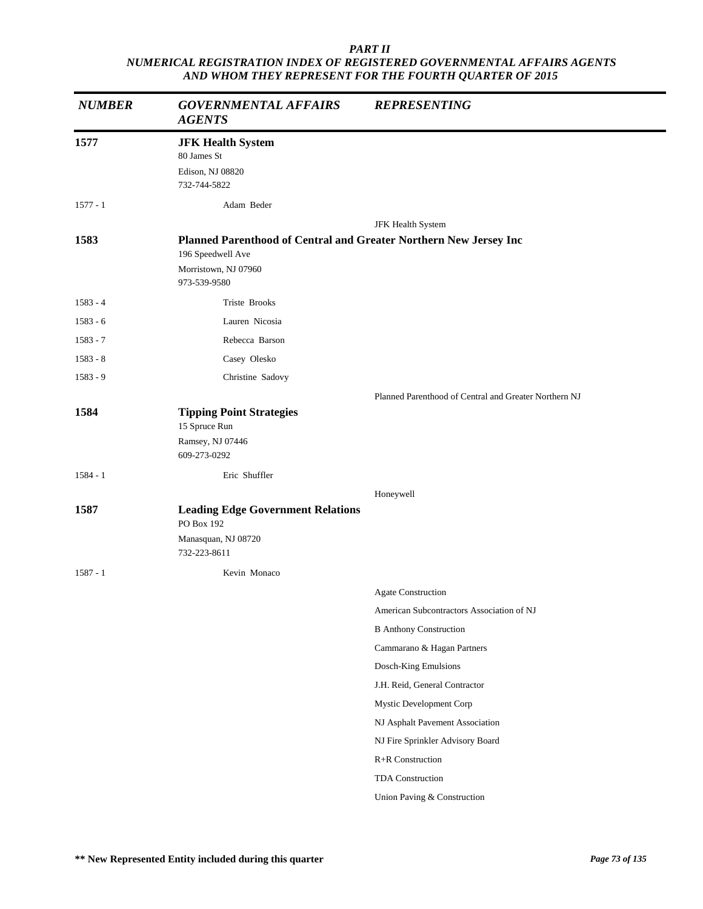*PART II*
*NUMERICAL REGISTRATION INDEX OF REGISTERED GOVERNMENTAL AFFAIRS AGENTS AND WHOM THEY REPRESENT FOR THE FOURTH QUARTER OF 2015*

| *NUMBER* | *GOVERNMENTAL AFFAIRS AGENTS* | *REPRESENTING* |
|---|---|---|
| **1577** | **JFK Health System**<br>80 James St<br>Edison, NJ 08820<br>732-744-5822 | |
| 1577 - 1 | Adam Beder | |
| | | JFK Health System |
| **1583** | **Planned Parenthood of Central and Greater Northern New Jersey Inc**<br>196 Speedwell Ave<br>Morristown, NJ 07960<br>973-539-9580 | |
| 1583 - 4 | Triste Brooks | |
| 1583 - 6 | Lauren Nicosia | |
| 1583 - 7 | Rebecca Barson | |
| 1583 - 8 | Casey Olesko | |
| 1583 - 9 | Christine Sadovy | |
| | | Planned Parenthood of Central and Greater Northern NJ |
| **1584** | **Tipping Point Strategies**<br>15 Spruce Run<br>Ramsey, NJ 07446<br>609-273-0292 | |
| 1584 - 1 | Eric Shuffler | |
| | | Honeywell |
| **1587** | **Leading Edge Government Relations**<br>PO Box 192<br>Manasquan, NJ 08720<br>732-223-8611 | |
| 1587 - 1 | Kevin Monaco | |
| | | Agate Construction |
| | | American Subcontractors Association of NJ |
| | | B Anthony Construction |
| | | Cammarano & Hagan Partners |
| | | Dosch-King Emulsions |
| | | J.H. Reid, General Contractor |
| | | Mystic Development Corp |
| | | NJ Asphalt Pavement Association |
| | | NJ Fire Sprinkler Advisory Board |
| | | R+R Construction |
| | | TDA Construction |
| | | Union Paving & Construction |

**\*\* New Represented Entity included during this quarter**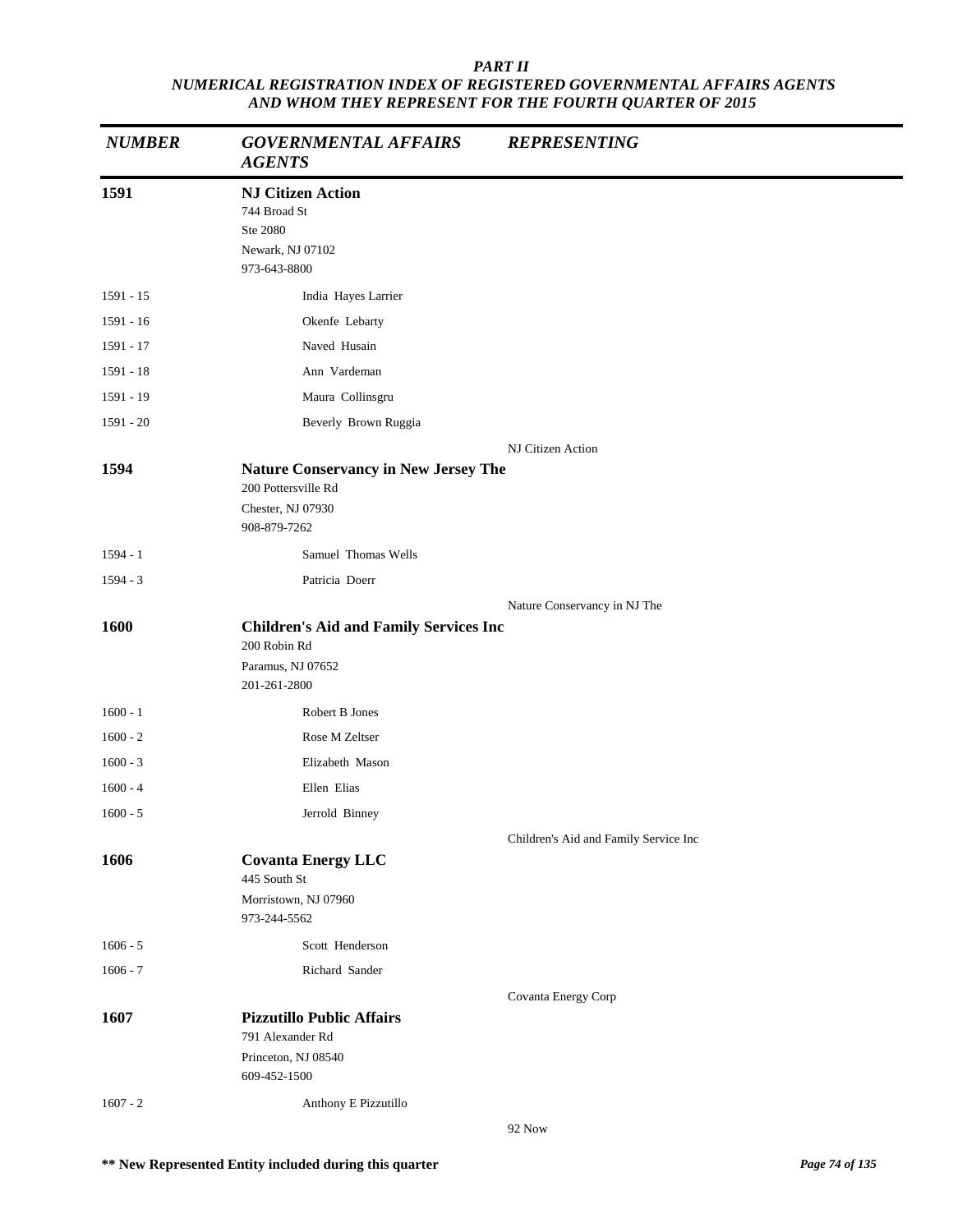*PART II*
*NUMERICAL REGISTRATION INDEX OF REGISTERED GOVERNMENTAL AFFAIRS AGENTS AND WHOM THEY REPRESENT FOR THE FOURTH QUARTER OF 2015*

| *NUMBER* | *GOVERNMENTAL AFFAIRS AGENTS* | *REPRESENTING* |
|---|---|---|
| **1591** | **NJ Citizen Action**<br>744 Broad St<br>Ste 2080<br>Newark, NJ 07102<br>973-643-8800 | |
| 1591 - 15 | India Hayes Larrier | |
| 1591 - 16 | Okenfe Lebarty | |
| 1591 - 17 | Naved Husain | |
| 1591 - 18 | Ann Vardeman | |
| 1591 - 19 | Maura Collinsgru | |
| 1591 - 20 | Beverly Brown Ruggia | |
| | | NJ Citizen Action |
| **1594** | **Nature Conservancy in New Jersey The**<br>200 Pottersville Rd<br>Chester, NJ 07930<br>908-879-7262 | |
| 1594 - 1 | Samuel Thomas Wells | |
| 1594 - 3 | Patricia Doerr | |
| | | Nature Conservancy in NJ The |
| **1600** | **Children's Aid and Family Services Inc**<br>200 Robin Rd<br>Paramus, NJ 07652<br>201-261-2800 | |
| 1600 - 1 | Robert B Jones | |
| 1600 - 2 | Rose M Zeltser | |
| 1600 - 3 | Elizabeth Mason | |
| 1600 - 4 | Ellen Elias | |
| 1600 - 5 | Jerrold Binney | |
| | | Children's Aid and Family Service Inc |
| **1606** | **Covanta Energy LLC**<br>445 South St<br>Morristown, NJ 07960<br>973-244-5562 | |
| 1606 - 5 | Scott Henderson | |
| 1606 - 7 | Richard Sander | |
| | | Covanta Energy Corp |
| **1607** | **Pizzutillo Public Affairs**<br>791 Alexander Rd<br>Princeton, NJ 08540<br>609-452-1500 | |
| 1607 - 2 | Anthony E Pizzutillo | |
| | | 92 Now |

**\*\* New Represented Entity included during this quarter**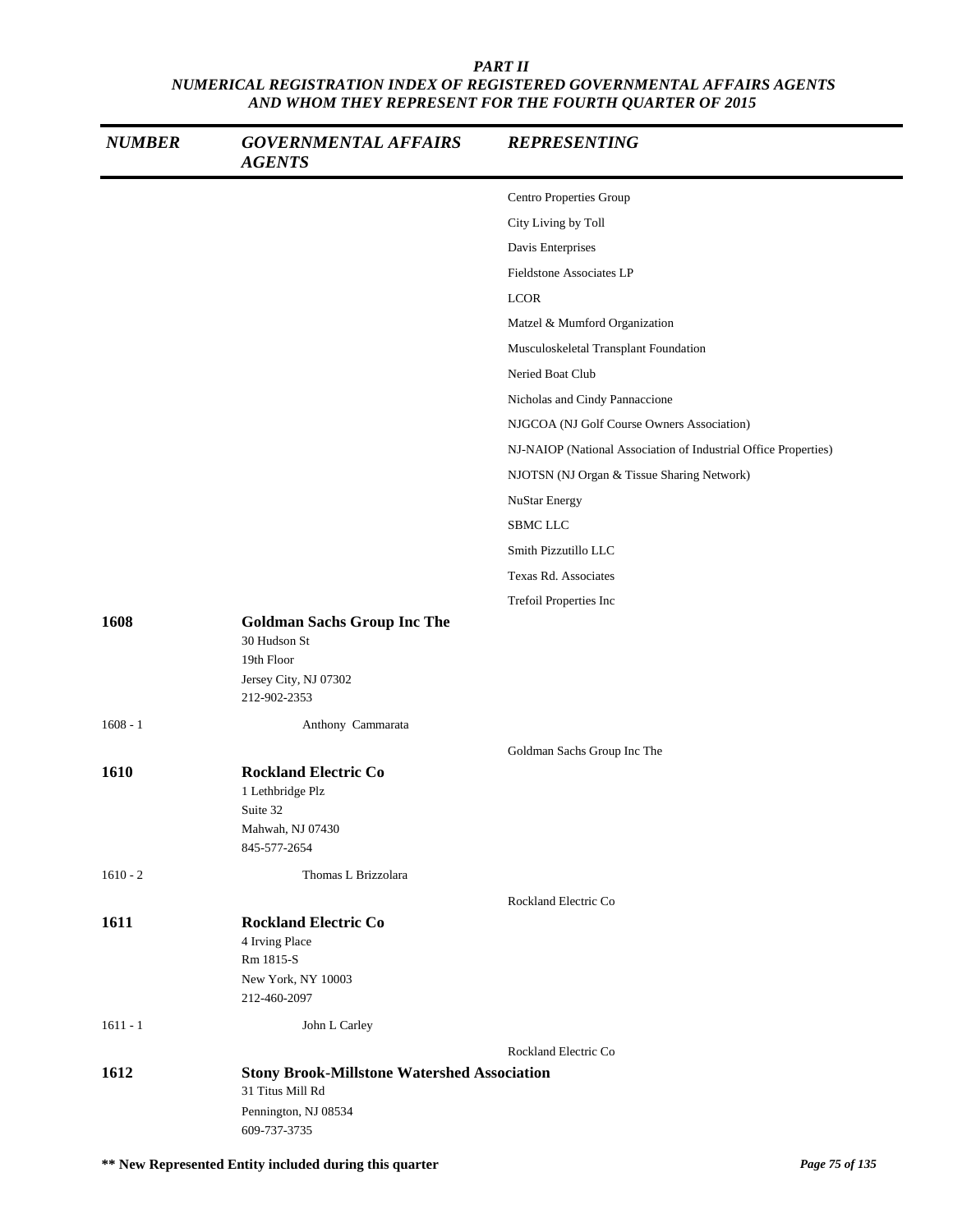**PART II**
**NUMERICAL REGISTRATION INDEX OF REGISTERED GOVERNMENTAL AFFAIRS AGENTS AND WHOM THEY REPRESENT FOR THE FOURTH QUARTER OF 2015**

| NUMBER | GOVERNMENTAL AFFAIRS AGENTS | REPRESENTING |
|---|---|---|
| | | Centro Properties Group |
| | | City Living by Toll |
| | | Davis Enterprises |
| | | Fieldstone Associates LP |
| | | LCOR |
| | | Matzel & Mumford Organization |
| | | Musculoskeletal Transplant Foundation |
| | | Neried Boat Club |
| | | Nicholas and Cindy Pannaccione |
| | | NJGCOA (NJ Golf Course Owners Association) |
| | | NJ-NAIOP (National Association of Industrial Office Properties) |
| | | NJOTSN (NJ Organ & Tissue Sharing Network) |
| | | NuStar Energy |
| | | SBMC LLC |
| | | Smith Pizzutillo LLC |
| | | Texas Rd. Associates |
| | | Trefoil Properties Inc |
| **1608** | **Goldman Sachs Group Inc The**<br>30 Hudson St<br>19th Floor<br>Jersey City, NJ 07302<br>212-902-2353 | |
| 1608 - 1 | Anthony Cammarata | |
| | | Goldman Sachs Group Inc The |
| **1610** | **Rockland Electric Co**<br>1 Lethbridge Plz<br>Suite 32<br>Mahwah, NJ 07430<br>845-577-2654 | |
| 1610 - 2 | Thomas L Brizzolara | |
| | | Rockland Electric Co |
| **1611** | **Rockland Electric Co**<br>4 Irving Place<br>Rm 1815-S<br>New York, NY 10003<br>212-460-2097 | |
| 1611 - 1 | John L Carley | |
| | | Rockland Electric Co |
| **1612** | **Stony Brook-Millstone Watershed Association**<br>31 Titus Mill Rd<br>Pennington, NJ 08534<br>609-737-3735 | |

**\*\* New Represented Entity included during this quarter**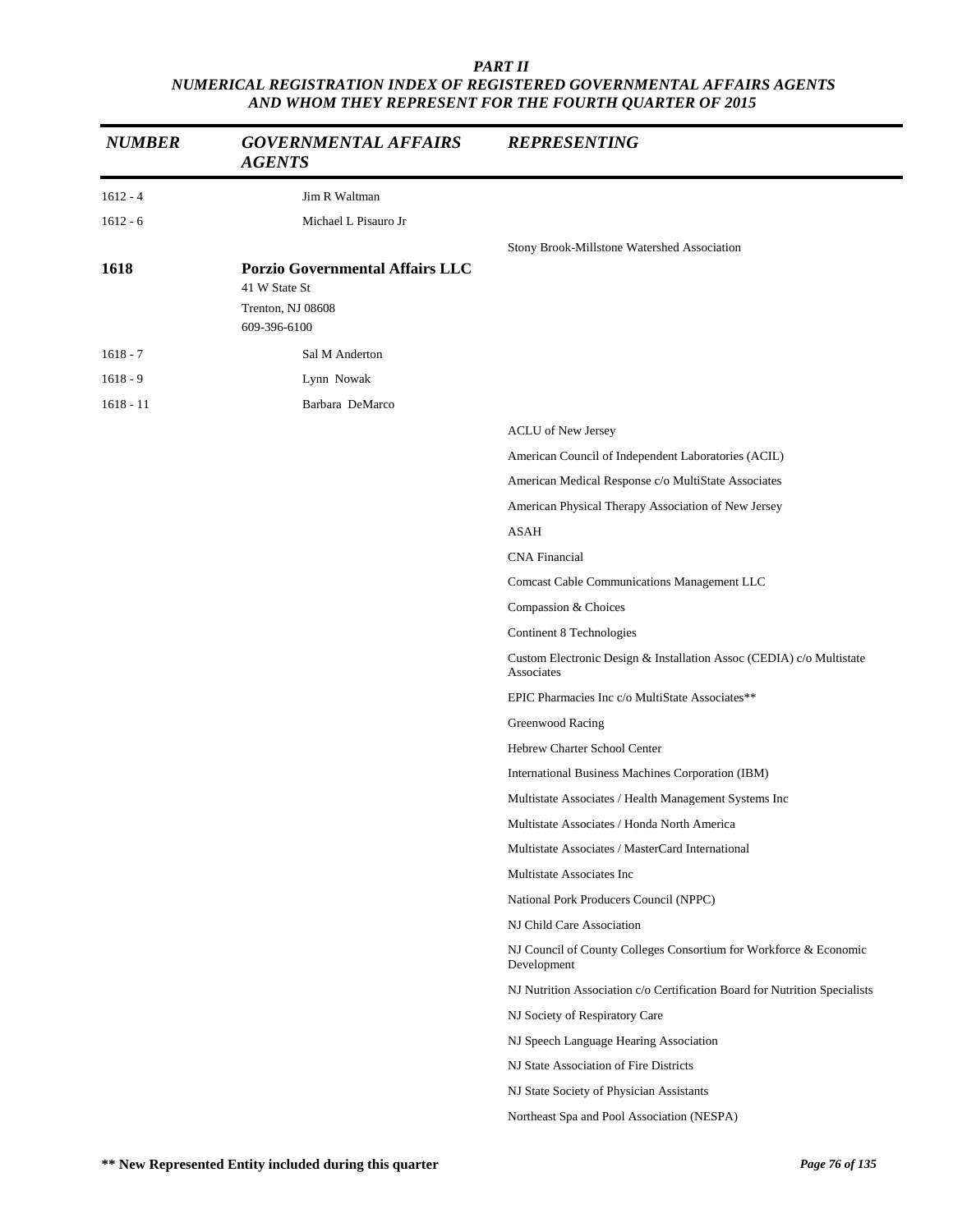*PART II*
*NUMERICAL REGISTRATION INDEX OF REGISTERED GOVERNMENTAL AFFAIRS AGENTS AND WHOM THEY REPRESENT FOR THE FOURTH QUARTER OF 2015*

| *NUMBER* | *GOVERNMENTAL AFFAIRS AGENTS* | *REPRESENTING* |
|---|---|---|
| 1612 - 4 | Jim R Waltman | |
| 1612 - 6 | Michael L Pisauro Jr | |
| | | Stony Brook-Millstone Watershed Association |
| **1618** | **Porzio Governmental Affairs LLC**<br>41 W State St<br>Trenton, NJ 08608<br>609-396-6100 | |
| 1618 - 7 | Sal M Anderton | |
| 1618 - 9 | Lynn Nowak | |
| 1618 - 11 | Barbara DeMarco | |
| | | ACLU of New Jersey |
| | | American Council of Independent Laboratories (ACIL) |
| | | American Medical Response c/o MultiState Associates |
| | | American Physical Therapy Association of New Jersey |
| | | ASAH |
| | | CNA Financial |
| | | Comcast Cable Communications Management LLC |
| | | Compassion & Choices |
| | | Continent 8 Technologies |
| | | Custom Electronic Design & Installation Assoc (CEDIA) c/o Multistate Associates |
| | | EPIC Pharmacies Inc c/o MultiState Associates** |
| | | Greenwood Racing |
| | | Hebrew Charter School Center |
| | | International Business Machines Corporation (IBM) |
| | | Multistate Associates / Health Management Systems Inc |
| | | Multistate Associates / Honda North America |
| | | Multistate Associates / MasterCard International |
| | | Multistate Associates Inc |
| | | National Pork Producers Council (NPPC) |
| | | NJ Child Care Association |
| | | NJ Council of County Colleges Consortium for Workforce & Economic Development |
| | | NJ Nutrition Association c/o Certification Board for Nutrition Specialists |
| | | NJ Society of Respiratory Care |
| | | NJ Speech Language Hearing Association |
| | | NJ State Association of Fire Districts |
| | | NJ State Society of Physician Assistants |
| | | Northeast Spa and Pool Association (NESPA) |

**\** New Represented Entity included during this quarter**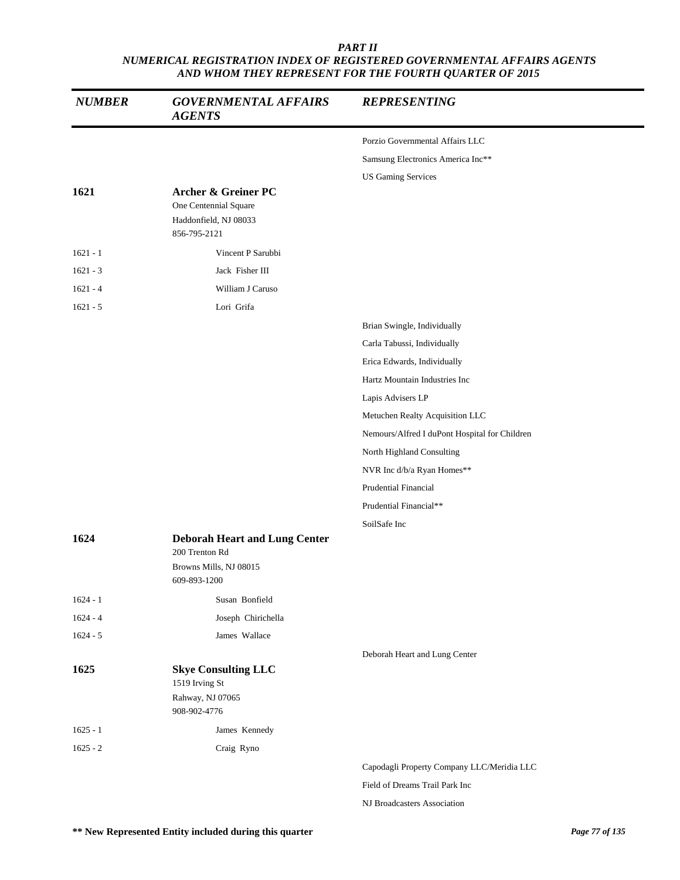***PART II***
***NUMERICAL REGISTRATION INDEX OF REGISTERED GOVERNMENTAL AFFAIRS AGENTS AND WHOM THEY REPRESENT FOR THE FOURTH QUARTER OF 2015***

| *NUMBER* | *GOVERNMENTAL AFFAIRS AGENTS* | *REPRESENTING* |
|---|---|---|
| | | Porzio Governmental Affairs LLC |
| | | Samsung Electronics America Inc** |
| | | US Gaming Services |
| **1621** | **Archer & Greiner PC**<br>One Centennial Square<br>Haddonfield, NJ 08033<br>856-795-2121 | |
| 1621 - 1 | Vincent P Sarubbi | |
| 1621 - 3 | Jack Fisher III | |
| 1621 - 4 | William J Caruso | |
| 1621 - 5 | Lori Grifa | |
| | | Brian Swingle, Individually |
| | | Carla Tabussi, Individually |
| | | Erica Edwards, Individually |
| | | Hartz Mountain Industries Inc |
| | | Lapis Advisers LP |
| | | Metuchen Realty Acquisition LLC |
| | | Nemours/Alfred I duPont Hospital for Children |
| | | North Highland Consulting |
| | | NVR Inc d/b/a Ryan Homes** |
| | | Prudential Financial |
| | | Prudential Financial** |
| | | SoilSafe Inc |
| **1624** | **Deborah Heart and Lung Center**<br>200 Trenton Rd<br>Browns Mills, NJ 08015<br>609-893-1200 | |
| 1624 - 1 | Susan Bonfield | |
| 1624 - 4 | Joseph Chirichella | |
| 1624 - 5 | James Wallace | |
| | | Deborah Heart and Lung Center |
| **1625** | **Skye Consulting LLC**<br>1519 Irving St<br>Rahway, NJ 07065<br>908-902-4776 | |
| 1625 - 1 | James Kennedy | |
| 1625 - 2 | Craig Ryno | |
| | | Capodagli Property Company LLC/Meridia LLC |
| | | Field of Dreams Trail Park Inc |
| | | NJ Broadcasters Association |

**** New Represented Entity included during this quarter**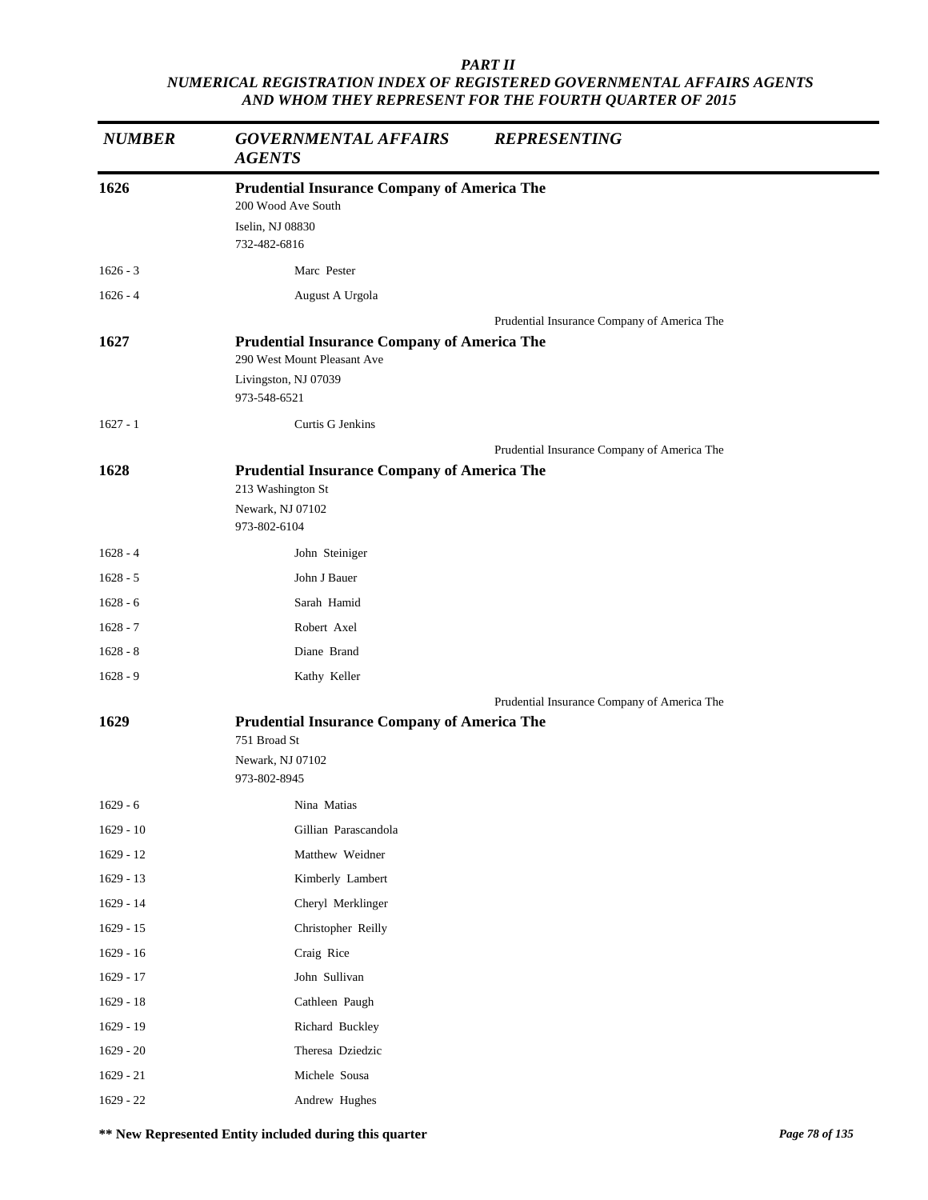***PART II***
***NUMERICAL REGISTRATION INDEX OF REGISTERED GOVERNMENTAL AFFAIRS AGENTS AND WHOM THEY REPRESENT FOR THE FOURTH QUARTER OF 2015***

| *NUMBER* | *GOVERNMENTAL AFFAIRS AGENTS* | *REPRESENTING* |
|---|---|---|
| **1626** | **Prudential Insurance Company of America The**<br>200 Wood Ave South<br>Iselin, NJ 08830<br>732-482-6816 | |
| 1626 - 3 | Marc Pester | |
| 1626 - 4 | August A Urgola | |
| | | Prudential Insurance Company of America The |
| **1627** | **Prudential Insurance Company of America The**<br>290 West Mount Pleasant Ave<br>Livingston, NJ 07039<br>973-548-6521 | |
| 1627 - 1 | Curtis G Jenkins | |
| | | Prudential Insurance Company of America The |
| **1628** | **Prudential Insurance Company of America The**<br>213 Washington St<br>Newark, NJ 07102<br>973-802-6104 | |
| 1628 - 4 | John Steiniger | |
| 1628 - 5 | John J Bauer | |
| 1628 - 6 | Sarah Hamid | |
| 1628 - 7 | Robert Axel | |
| 1628 - 8 | Diane Brand | |
| 1628 - 9 | Kathy Keller | |
| | | Prudential Insurance Company of America The |
| **1629** | **Prudential Insurance Company of America The**<br>751 Broad St<br>Newark, NJ 07102<br>973-802-8945 | |
| 1629 - 6 | Nina Matias | |
| 1629 - 10 | Gillian Parascandola | |
| 1629 - 12 | Matthew Weidner | |
| 1629 - 13 | Kimberly Lambert | |
| 1629 - 14 | Cheryl Merklinger | |
| 1629 - 15 | Christopher Reilly | |
| 1629 - 16 | Craig Rice | |
| 1629 - 17 | John Sullivan | |
| 1629 - 18 | Cathleen Paugh | |
| 1629 - 19 | Richard Buckley | |
| 1629 - 20 | Theresa Dziedzic | |
| 1629 - 21 | Michele Sousa | |
| 1629 - 22 | Andrew Hughes | |

**\*\* New Represented Entity included during this quarter**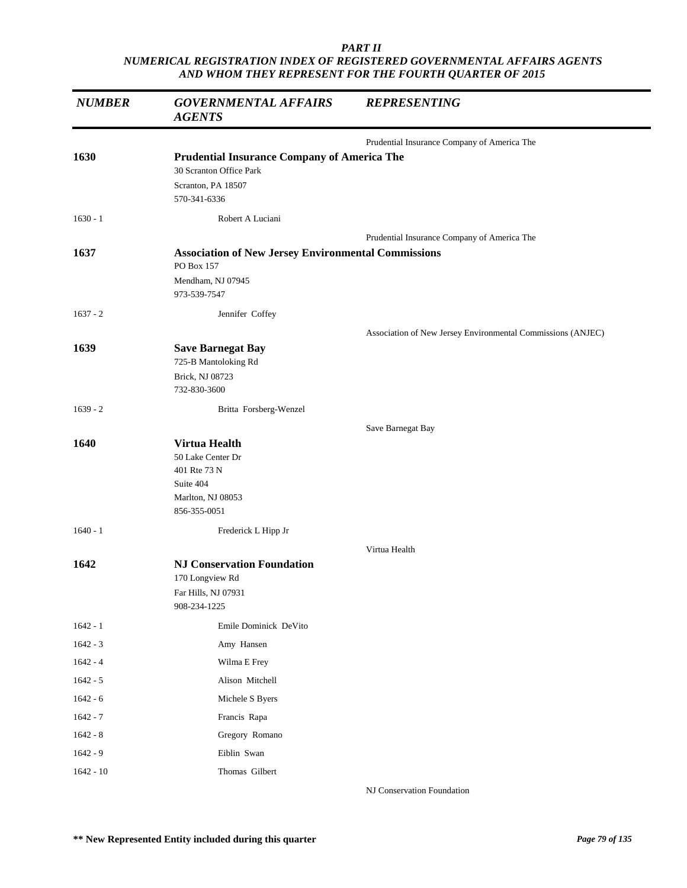*PART II*
*NUMERICAL REGISTRATION INDEX OF REGISTERED GOVERNMENTAL AFFAIRS AGENTS AND WHOM THEY REPRESENT FOR THE FOURTH QUARTER OF 2015*

| *NUMBER* | *GOVERNMENTAL AFFAIRS AGENTS* | *REPRESENTING* |
|---|---|---|
| | | Prudential Insurance Company of America The |
| **1630** | **Prudential Insurance Company of America The**<br>30 Scranton Office Park<br>Scranton, PA 18507<br>570-341-6336 | |
| 1630 - 1 | Robert A Luciani | |
| | | Prudential Insurance Company of America The |
| **1637** | **Association of New Jersey Environmental Commissions**<br>PO Box 157<br>Mendham, NJ 07945<br>973-539-7547 | |
| 1637 - 2 | Jennifer Coffey | |
| | | Association of New Jersey Environmental Commissions (ANJEC) |
| **1639** | **Save Barnegat Bay**<br>725-B Mantoloking Rd<br>Brick, NJ 08723<br>732-830-3600 | |
| 1639 - 2 | Britta Forsberg-Wenzel | |
| | | Save Barnegat Bay |
| **1640** | **Virtua Health**<br>50 Lake Center Dr<br>401 Rte 73 N<br>Suite 404<br>Marlton, NJ 08053<br>856-355-0051 | |
| 1640 - 1 | Frederick L Hipp Jr | |
| | | Virtua Health |
| **1642** | **NJ Conservation Foundation**<br>170 Longview Rd<br>Far Hills, NJ 07931<br>908-234-1225 | |
| 1642 - 1 | Emile Dominick DeVito | |
| 1642 - 3 | Amy Hansen | |
| 1642 - 4 | Wilma E Frey | |
| 1642 - 5 | Alison Mitchell | |
| 1642 - 6 | Michele S Byers | |
| 1642 - 7 | Francis Rapa | |
| 1642 - 8 | Gregory Romano | |
| 1642 - 9 | Eiblin Swan | |
| 1642 - 10 | Thomas Gilbert | |
| | | NJ Conservation Foundation |

**\*\* New Represented Entity included during this quarter**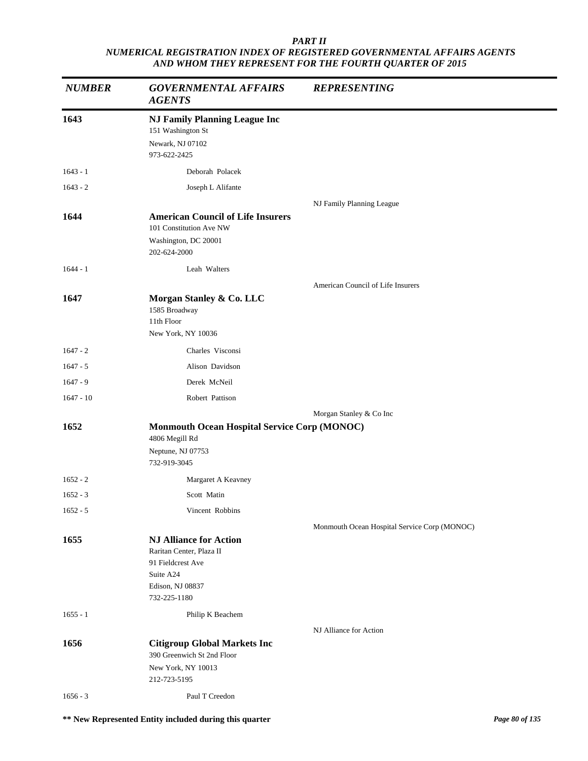***PART II***
***NUMERICAL REGISTRATION INDEX OF REGISTERED GOVERNMENTAL AFFAIRS AGENTS AND WHOM THEY REPRESENT FOR THE FOURTH QUARTER OF 2015***

| *NUMBER* | *GOVERNMENTAL AFFAIRS AGENTS* | *REPRESENTING* |
|---|---|---|
| **1643** | **NJ Family Planning League Inc**<br>151 Washington St<br>Newark, NJ 07102<br>973-622-2425 | |
| 1643 - 1 | Deborah Polacek | |
| 1643 - 2 | Joseph L Alifante | |
| | | NJ Family Planning League |
| **1644** | **American Council of Life Insurers**<br>101 Constitution Ave NW<br>Washington, DC 20001<br>202-624-2000 | |
| 1644 - 1 | Leah Walters | |
| | | American Council of Life Insurers |
| **1647** | **Morgan Stanley & Co. LLC**<br>1585 Broadway<br>11th Floor<br>New York, NY 10036 | |
| 1647 - 2 | Charles Visconsi | |
| 1647 - 5 | Alison Davidson | |
| 1647 - 9 | Derek McNeil | |
| 1647 - 10 | Robert Pattison | |
| | | Morgan Stanley & Co Inc |
| **1652** | **Monmouth Ocean Hospital Service Corp (MONOC)**<br>4806 Megill Rd<br>Neptune, NJ 07753<br>732-919-3045 | |
| 1652 - 2 | Margaret A Keavney | |
| 1652 - 3 | Scott Matin | |
| 1652 - 5 | Vincent Robbins | |
| | | Monmouth Ocean Hospital Service Corp (MONOC) |
| **1655** | **NJ Alliance for Action**<br>Raritan Center, Plaza II<br>91 Fieldcrest Ave<br>Suite A24<br>Edison, NJ 08837<br>732-225-1180 | |
| 1655 - 1 | Philip K Beachem | |
| | | NJ Alliance for Action |
| **1656** | **Citigroup Global Markets Inc**<br>390 Greenwich St 2nd Floor<br>New York, NY 10013<br>212-723-5195 | |
| 1656 - 3 | Paul T Creedon | |

**\*\* New Represented Entity included during this quarter**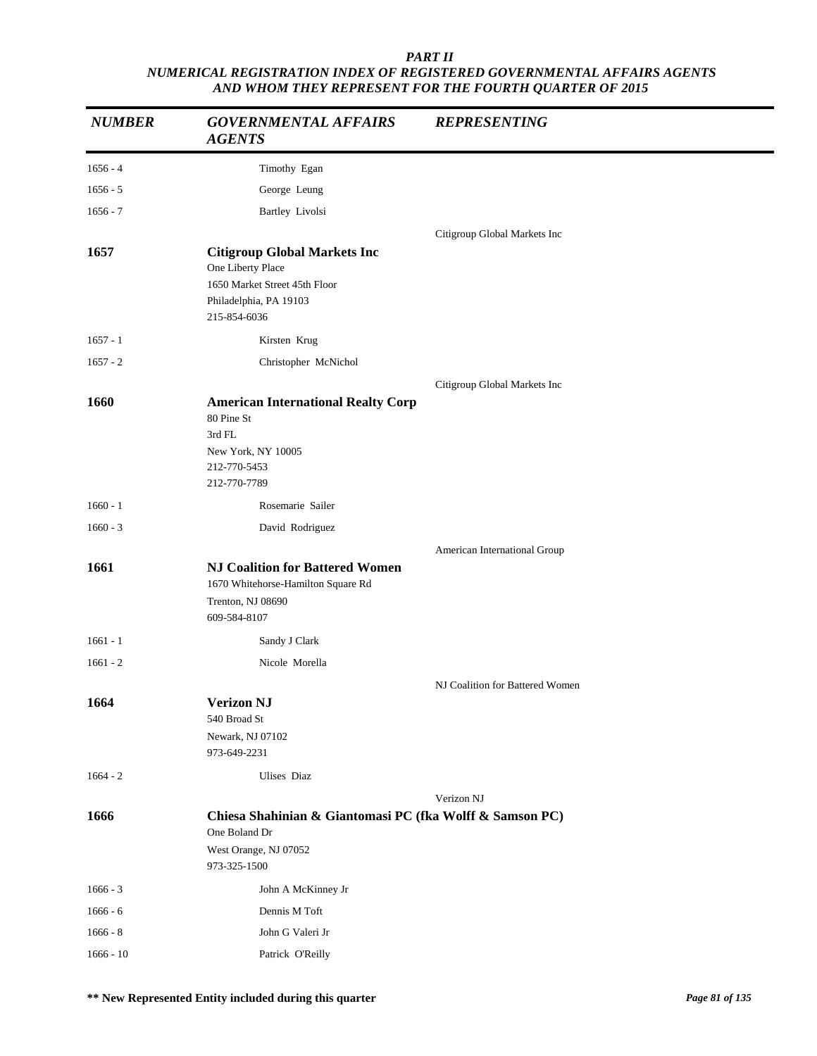*PART II*
*NUMERICAL REGISTRATION INDEX OF REGISTERED GOVERNMENTAL AFFAIRS AGENTS AND WHOM THEY REPRESENT FOR THE FOURTH QUARTER OF 2015*

| NUMBER | GOVERNMENTAL AFFAIRS AGENTS | REPRESENTING |
|---|---|---|
| 1656 - 4 | Timothy Egan | |
| 1656 - 5 | George Leung | |
| 1656 - 7 | Bartley Livolsi | |
| | | Citigroup Global Markets Inc |
| **1657** | **Citigroup Global Markets Inc**<br>One Liberty Place<br>1650 Market Street 45th Floor<br>Philadelphia, PA 19103<br>215-854-6036 | |
| 1657 - 1 | Kirsten Krug | |
| 1657 - 2 | Christopher McNichol | |
| | | Citigroup Global Markets Inc |
| **1660** | **American International Realty Corp**<br>80 Pine St<br>3rd FL<br>New York, NY 10005<br>212-770-5453<br>212-770-7789 | |
| 1660 - 1 | Rosemarie Sailer | |
| 1660 - 3 | David Rodriguez | |
| | | American International Group |
| **1661** | **NJ Coalition for Battered Women**<br>1670 Whitehorse-Hamilton Square Rd<br>Trenton, NJ 08690<br>609-584-8107 | |
| 1661 - 1 | Sandy J Clark | |
| 1661 - 2 | Nicole Morella | |
| | | NJ Coalition for Battered Women |
| **1664** | **Verizon NJ**<br>540 Broad St<br>Newark, NJ 07102<br>973-649-2231 | |
| 1664 - 2 | Ulises Diaz | |
| | | Verizon NJ |
| **1666** | **Chiesa Shahinian & Giantomasi PC (fka Wolff & Samson PC)**<br>One Boland Dr<br>West Orange, NJ 07052<br>973-325-1500 | |
| 1666 - 3 | John A McKinney Jr | |
| 1666 - 6 | Dennis M Toft | |
| 1666 - 8 | John G Valeri Jr | |
| 1666 - 10 | Patrick O'Reilly | |

**\*\* New Represented Entity included during this quarter**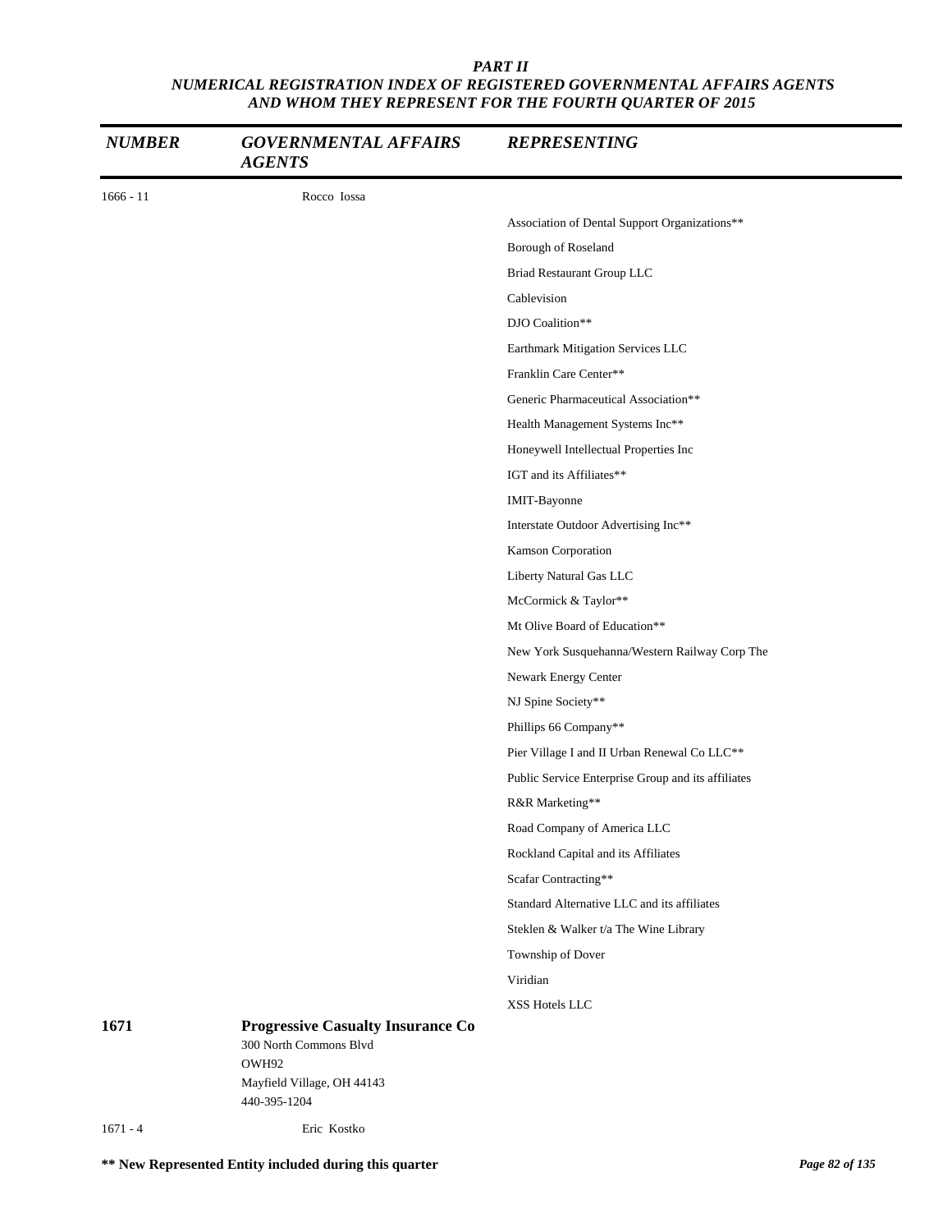*PART II*
*NUMERICAL REGISTRATION INDEX OF REGISTERED GOVERNMENTAL AFFAIRS AGENTS AND WHOM THEY REPRESENT FOR THE FOURTH QUARTER OF 2015*

| *NUMBER* | *GOVERNMENTAL AFFAIRS AGENTS* | *REPRESENTING* |
|---|---|---|
| 1666 - 11 | Rocco Iossa | |
| | | Association of Dental Support Organizations** |
| | | Borough of Roseland |
| | | Briad Restaurant Group LLC |
| | | Cablevision |
| | | DJO Coalition** |
| | | Earthmark Mitigation Services LLC |
| | | Franklin Care Center** |
| | | Generic Pharmaceutical Association** |
| | | Health Management Systems Inc** |
| | | Honeywell Intellectual Properties Inc |
| | | IGT and its Affiliates** |
| | | IMIT-Bayonne |
| | | Interstate Outdoor Advertising Inc** |
| | | Kamson Corporation |
| | | Liberty Natural Gas LLC |
| | | McCormick & Taylor** |
| | | Mt Olive Board of Education** |
| | | New York Susquehanna/Western Railway Corp The |
| | | Newark Energy Center |
| | | NJ Spine Society** |
| | | Phillips 66 Company** |
| | | Pier Village I and II Urban Renewal Co LLC** |
| | | Public Service Enterprise Group and its affiliates |
| | | R&R Marketing** |
| | | Road Company of America LLC |
| | | Rockland Capital and its Affiliates |
| | | Scafar Contracting** |
| | | Standard Alternative LLC and its affiliates |
| | | Steklen & Walker t/a The Wine Library |
| | | Township of Dover |
| | | Viridian |
| | | XSS Hotels LLC |
| **1671** | **Progressive Casualty Insurance Co**<br>300 North Commons Blvd<br>OWH92<br>Mayfield Village, OH 44143<br>440-395-1204 | |
| 1671 - 4 | Eric Kostko | |

**** New Represented Entity included during this quarter**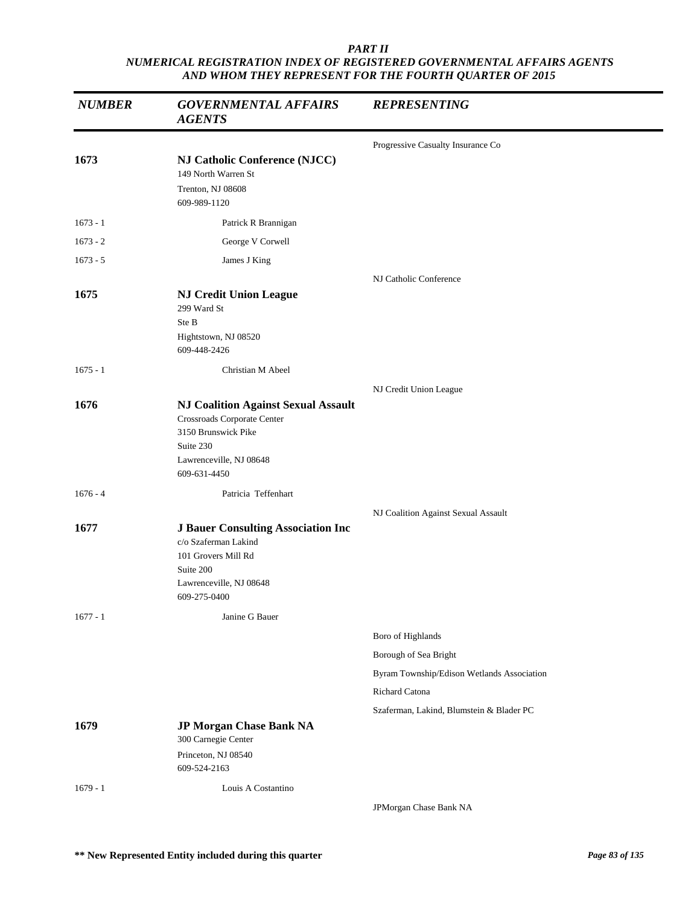*PART II*
*NUMERICAL REGISTRATION INDEX OF REGISTERED GOVERNMENTAL AFFAIRS AGENTS AND WHOM THEY REPRESENT FOR THE FOURTH QUARTER OF 2015*

| *NUMBER* | *GOVERNMENTAL AFFAIRS AGENTS* | *REPRESENTING* |
|---|---|---|
| | | Progressive Casualty Insurance Co |
| **1673** | **NJ Catholic Conference (NJCC)**<br>149 North Warren St<br>Trenton, NJ 08608<br>609-989-1120 | |
| 1673 - 1 | Patrick R Brannigan | |
| 1673 - 2 | George V Corwell | |
| 1673 - 5 | James J King | |
| | | NJ Catholic Conference |
| **1675** | **NJ Credit Union League**<br>299 Ward St<br>Ste B<br>Hightstown, NJ 08520<br>609-448-2426 | |
| 1675 - 1 | Christian M Abeel | |
| | | NJ Credit Union League |
| **1676** | **NJ Coalition Against Sexual Assault**<br>Crossroads Corporate Center<br>3150 Brunswick Pike<br>Suite 230<br>Lawrenceville, NJ 08648<br>609-631-4450 | |
| 1676 - 4 | Patricia Teffenhart | |
| | | NJ Coalition Against Sexual Assault |
| **1677** | **J Bauer Consulting Association Inc**<br>c/o Szaferman Lakind<br>101 Grovers Mill Rd<br>Suite 200<br>Lawrenceville, NJ 08648<br>609-275-0400 | |
| 1677 - 1 | Janine G Bauer | |
| | | Boro of Highlands |
| | | Borough of Sea Bright |
| | | Byram Township/Edison Wetlands Association |
| | | Richard Catona |
| | | Szaferman, Lakind, Blumstein & Blader PC |
| **1679** | **JP Morgan Chase Bank NA**<br>300 Carnegie Center<br>Princeton, NJ 08540<br>609-524-2163 | |
| 1679 - 1 | Louis A Costantino | |
| | | JPMorgan Chase Bank NA |

**\*\* New Represented Entity included during this quarter**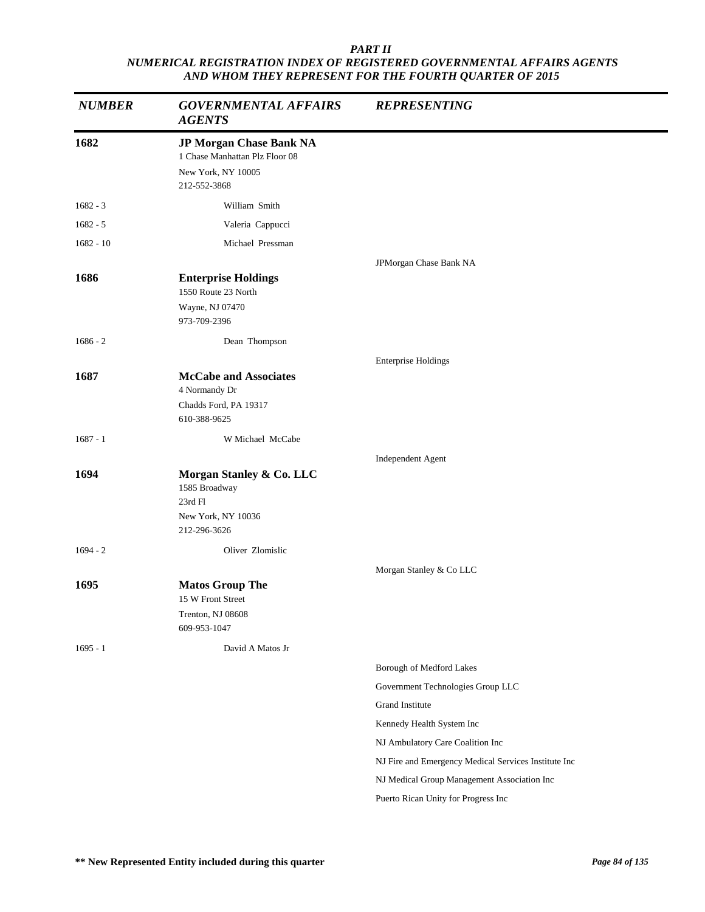***PART II***
***NUMERICAL REGISTRATION INDEX OF REGISTERED GOVERNMENTAL AFFAIRS AGENTS AND WHOM THEY REPRESENT FOR THE FOURTH QUARTER OF 2015***

| *NUMBER* | *GOVERNMENTAL AFFAIRS AGENTS* | *REPRESENTING* |
|---|---|---|
| **1682** | **JP Morgan Chase Bank NA**<br>1 Chase Manhattan Plz Floor 08<br>New York, NY 10005<br>212-552-3868 | |
| 1682 - 3 | William Smith | |
| 1682 - 5 | Valeria Cappucci | |
| 1682 - 10 | Michael Pressman | |
| | | JPMorgan Chase Bank NA |
| **1686** | **Enterprise Holdings**<br>1550 Route 23 North<br>Wayne, NJ 07470<br>973-709-2396 | |
| 1686 - 2 | Dean Thompson | |
| | | Enterprise Holdings |
| **1687** | **McCabe and Associates**<br>4 Normandy Dr<br>Chadds Ford, PA 19317<br>610-388-9625 | |
| 1687 - 1 | W Michael McCabe | |
| | | Independent Agent |
| **1694** | **Morgan Stanley & Co. LLC**<br>1585 Broadway<br>23rd Fl<br>New York, NY 10036<br>212-296-3626 | |
| 1694 - 2 | Oliver Zlomislic | |
| | | Morgan Stanley & Co LLC |
| **1695** | **Matos Group The**<br>15 W Front Street<br>Trenton, NJ 08608<br>609-953-1047 | |
| 1695 - 1 | David A Matos Jr | |
| | | Borough of Medford Lakes |
| | | Government Technologies Group LLC |
| | | Grand Institute |
| | | Kennedy Health System Inc |
| | | NJ Ambulatory Care Coalition Inc |
| | | NJ Fire and Emergency Medical Services Institute Inc |
| | | NJ Medical Group Management Association Inc |
| | | Puerto Rican Unity for Progress Inc |

**\*\* New Represented Entity included during this quarter**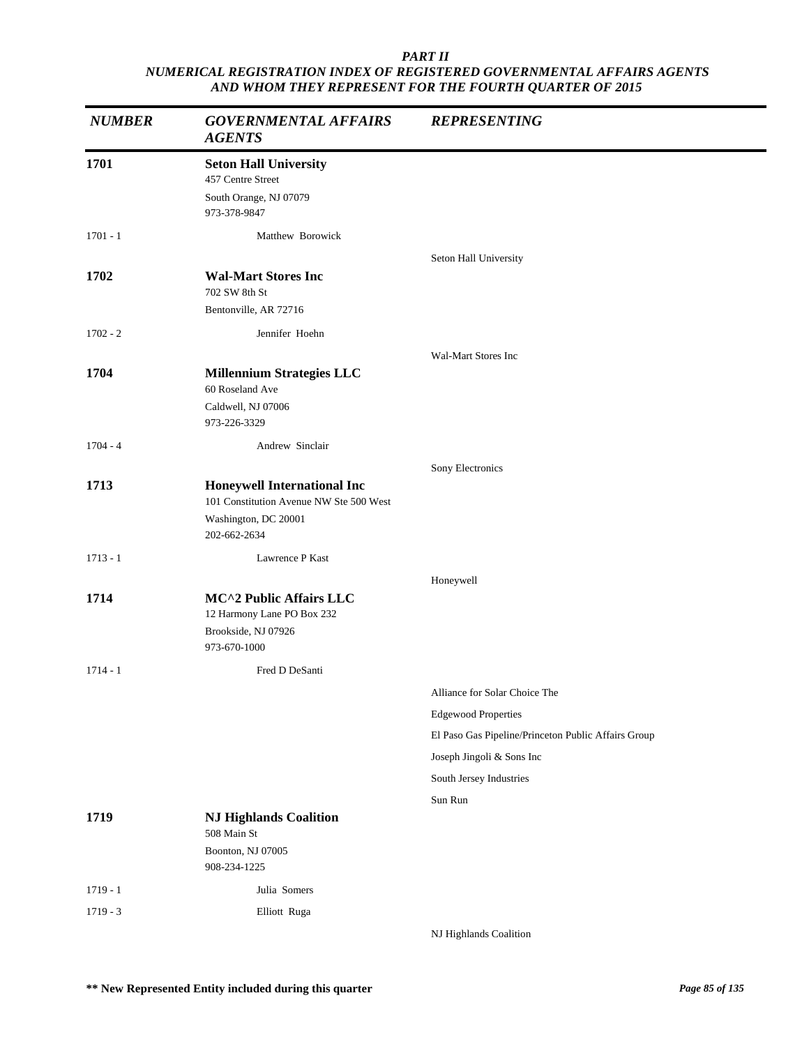***PART II***

***NUMERICAL REGISTRATION INDEX OF REGISTERED GOVERNMENTAL AFFAIRS AGENTS AND WHOM THEY REPRESENT FOR THE FOURTH QUARTER OF 2015***

| *NUMBER* | *GOVERNMENTAL AFFAIRS AGENTS* | *REPRESENTING* |
|---|---|---|
| **1701** | **Seton Hall University**<br>457 Centre Street<br>South Orange, NJ 07079<br>973-378-9847 | |
| 1701 - 1 | Matthew Borowick | |
| | | Seton Hall University |
| **1702** | **Wal-Mart Stores Inc**<br>702 SW 8th St<br>Bentonville, AR 72716 | |
| 1702 - 2 | Jennifer Hoehn | |
| | | Wal-Mart Stores Inc |
| **1704** | **Millennium Strategies LLC**<br>60 Roseland Ave<br>Caldwell, NJ 07006<br>973-226-3329 | |
| 1704 - 4 | Andrew Sinclair | |
| | | Sony Electronics |
| **1713** | **Honeywell International Inc**<br>101 Constitution Avenue NW Ste 500 West<br>Washington, DC 20001<br>202-662-2634 | |
| 1713 - 1 | Lawrence P Kast | |
| | | Honeywell |
| **1714** | **MC^2 Public Affairs LLC**<br>12 Harmony Lane PO Box 232<br>Brookside, NJ 07926<br>973-670-1000 | |
| 1714 - 1 | Fred D DeSanti | |
| | | Alliance for Solar Choice The |
| | | Edgewood Properties |
| | | El Paso Gas Pipeline/Princeton Public Affairs Group |
| | | Joseph Jingoli & Sons Inc |
| | | South Jersey Industries |
| | | Sun Run |
| **1719** | **NJ Highlands Coalition**<br>508 Main St<br>Boonton, NJ 07005<br>908-234-1225 | |
| 1719 - 1 | Julia Somers | |
| 1719 - 3 | Elliott Ruga | |
| | | NJ Highlands Coalition |

**\*\* New Represented Entity included during this quarter**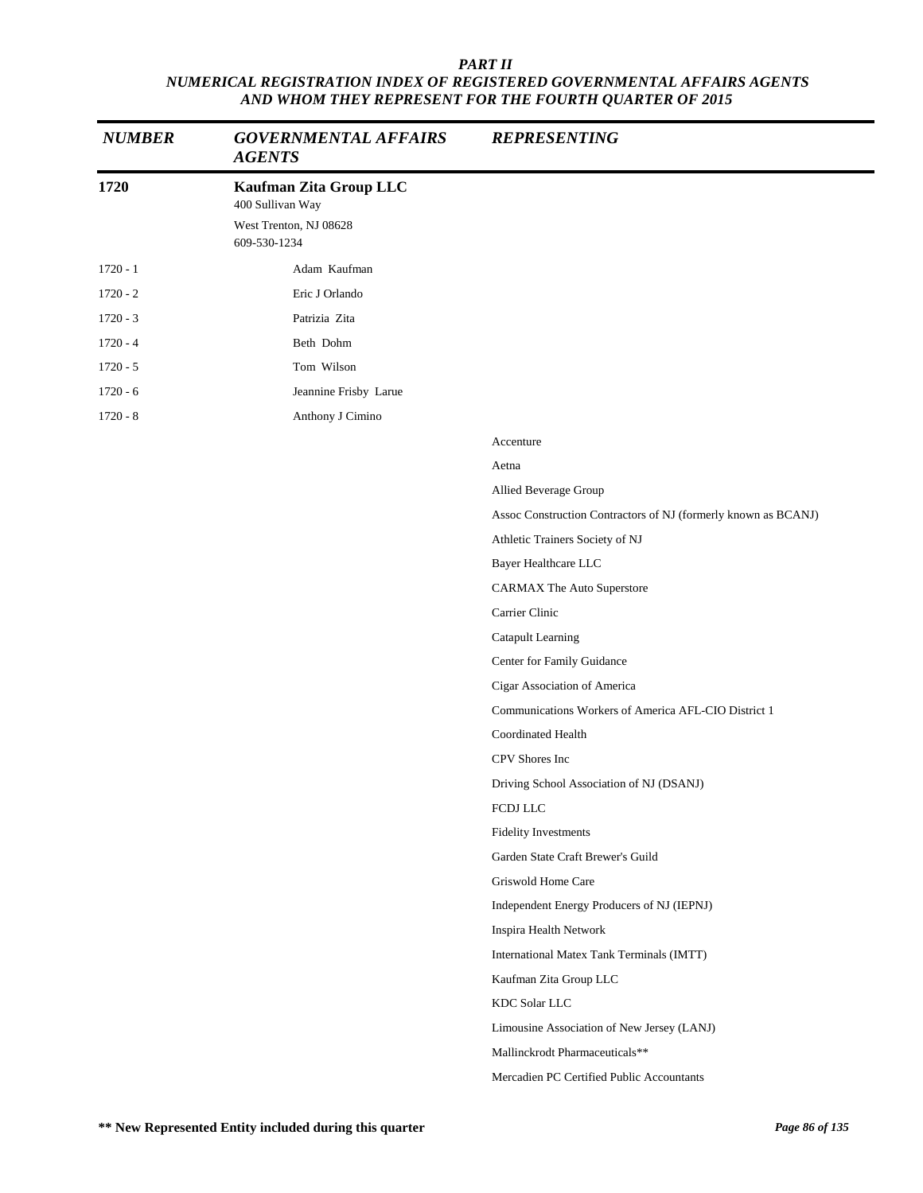### *PART II*
### *NUMERICAL REGISTRATION INDEX OF REGISTERED GOVERNMENTAL AFFAIRS AGENTS AND WHOM THEY REPRESENT FOR THE FOURTH QUARTER OF 2015*

| *NUMBER* | *GOVERNMENTAL AFFAIRS AGENTS* | *REPRESENTING* |
|---|---|---|
| **1720** | **Kaufman Zita Group LLC**<br>400 Sullivan Way<br>West Trenton, NJ 08628<br>609-530-1234 | |
| 1720 - 1 | Adam Kaufman | |
| 1720 - 2 | Eric J Orlando | |
| 1720 - 3 | Patrizia Zita | |
| 1720 - 4 | Beth Dohm | |
| 1720 - 5 | Tom Wilson | |
| 1720 - 6 | Jeannine Frisby Larue | |
| 1720 - 8 | Anthony J Cimino | |
| | | Accenture |
| | | Aetna |
| | | Allied Beverage Group |
| | | Assoc Construction Contractors of NJ (formerly known as BCANJ) |
| | | Athletic Trainers Society of NJ |
| | | Bayer Healthcare LLC |
| | | CARMAX The Auto Superstore |
| | | Carrier Clinic |
| | | Catapult Learning |
| | | Center for Family Guidance |
| | | Cigar Association of America |
| | | Communications Workers of America AFL-CIO District 1 |
| | | Coordinated Health |
| | | CPV Shores Inc |
| | | Driving School Association of NJ (DSANJ) |
| | | FCDJ LLC |
| | | Fidelity Investments |
| | | Garden State Craft Brewer's Guild |
| | | Griswold Home Care |
| | | Independent Energy Producers of NJ (IEPNJ) |
| | | Inspira Health Network |
| | | International Matex Tank Terminals (IMTT) |
| | | Kaufman Zita Group LLC |
| | | KDC Solar LLC |
| | | Limousine Association of New Jersey (LANJ) |
| | | Mallinckrodt Pharmaceuticals** |
| | | Mercadien PC Certified Public Accountants |

**** New Represented Entity included during this quarter**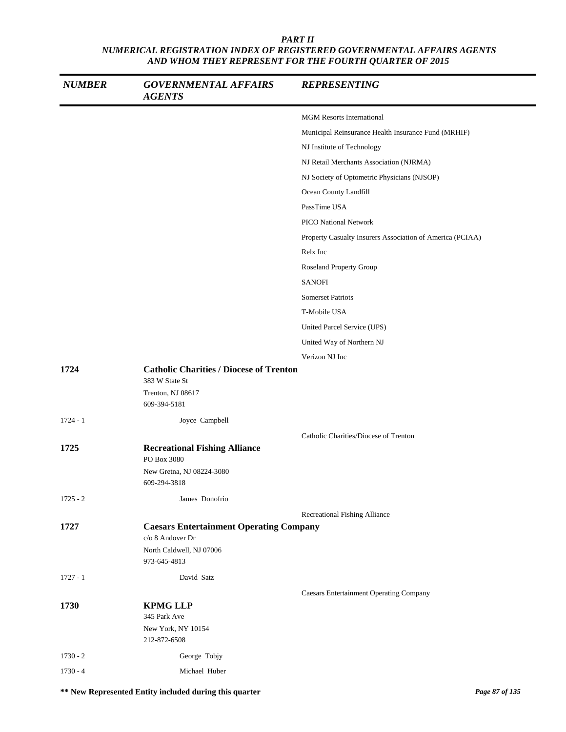*PART II*
*NUMERICAL REGISTRATION INDEX OF REGISTERED GOVERNMENTAL AFFAIRS AGENTS AND WHOM THEY REPRESENT FOR THE FOURTH QUARTER OF 2015*

| *NUMBER* | *GOVERNMENTAL AFFAIRS AGENTS* | *REPRESENTING* |
|---|---|---|
| | | MGM Resorts International |
| | | Municipal Reinsurance Health Insurance Fund (MRHIF) |
| | | NJ Institute of Technology |
| | | NJ Retail Merchants Association (NJRMA) |
| | | NJ Society of Optometric Physicians (NJSOP) |
| | | Ocean County Landfill |
| | | PassTime USA |
| | | PICO National Network |
| | | Property Casualty Insurers Association of America (PCIAA) |
| | | Relx Inc |
| | | Roseland Property Group |
| | | SANOFI |
| | | Somerset Patriots |
| | | T-Mobile USA |
| | | United Parcel Service (UPS) |
| | | United Way of Northern NJ |
| | | Verizon NJ Inc |
| **1724** | **Catholic Charities / Diocese of Trenton**<br>383 W State St<br>Trenton, NJ 08617<br>609-394-5181 | |
| 1724 - 1 | Joyce Campbell | |
| | | Catholic Charities/Diocese of Trenton |
| **1725** | **Recreational Fishing Alliance**<br>PO Box 3080<br>New Gretna, NJ 08224-3080<br>609-294-3818 | |
| 1725 - 2 | James Donofrio | |
| | | Recreational Fishing Alliance |
| **1727** | **Caesars Entertainment Operating Company**<br>c/o 8 Andover Dr<br>North Caldwell, NJ 07006<br>973-645-4813 | |
| 1727 - 1 | David Satz | |
| | | Caesars Entertainment Operating Company |
| **1730** | **KPMG LLP**<br>345 Park Ave<br>New York, NY 10154<br>212-872-6508 | |
| 1730 - 2 | George Tobjy | |
| 1730 - 4 | Michael Huber | |

**\*\* New Represented Entity included during this quarter**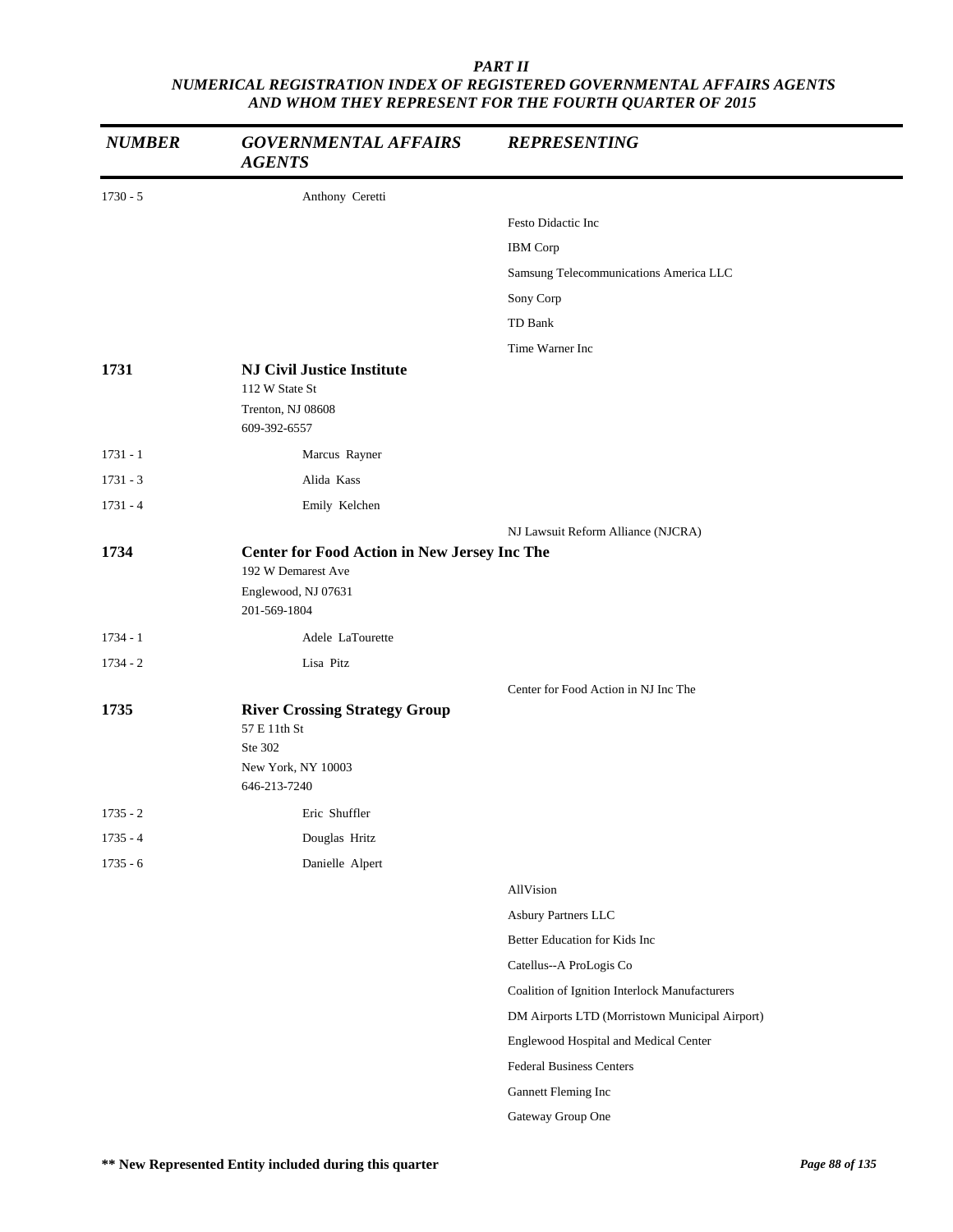| NUMBER | GOVERNMENTAL AFFAIRS AGENTS | REPRESENTING |
|---|---|---|
| 1730 - 5 | Anthony Ceretti | |
| | | Festo Didactic Inc |
| | | IBM Corp |
| | | Samsung Telecommunications America LLC |
| | | Sony Corp |
| | | TD Bank |
| | | Time Warner Inc |
| **1731** | **NJ Civil Justice Institute**<br>112 W State St<br>Trenton, NJ 08608<br>609-392-6557 | |
| 1731 - 1 | Marcus Rayner | |
| 1731 - 3 | Alida Kass | |
| 1731 - 4 | Emily Kelchen | |
| | | NJ Lawsuit Reform Alliance (NJCRA) |
| **1734** | **Center for Food Action in New Jersey Inc The**<br>192 W Demarest Ave<br>Englewood, NJ 07631<br>201-569-1804 | |
| 1734 - 1 | Adele LaTourette | |
| 1734 - 2 | Lisa Pitz | |
| | | Center for Food Action in NJ Inc The |
| **1735** | **River Crossing Strategy Group**<br>57 E 11th St<br>Ste 302<br>New York, NY 10003<br>646-213-7240 | |
| 1735 - 2 | Eric Shuffler | |
| 1735 - 4 | Douglas Hritz | |
| 1735 - 6 | Danielle Alpert | |
| | | AllVision |
| | | Asbury Partners LLC |
| | | Better Education for Kids Inc |
| | | Catellus--A ProLogis Co |
| | | Coalition of Ignition Interlock Manufacturers |
| | | DM Airports LTD (Morristown Municipal Airport) |
| | | Englewood Hospital and Medical Center |
| | | Federal Business Centers |
| | | Gannett Fleming Inc |
| | | Gateway Group One |

** New Represented Entity included during this quarter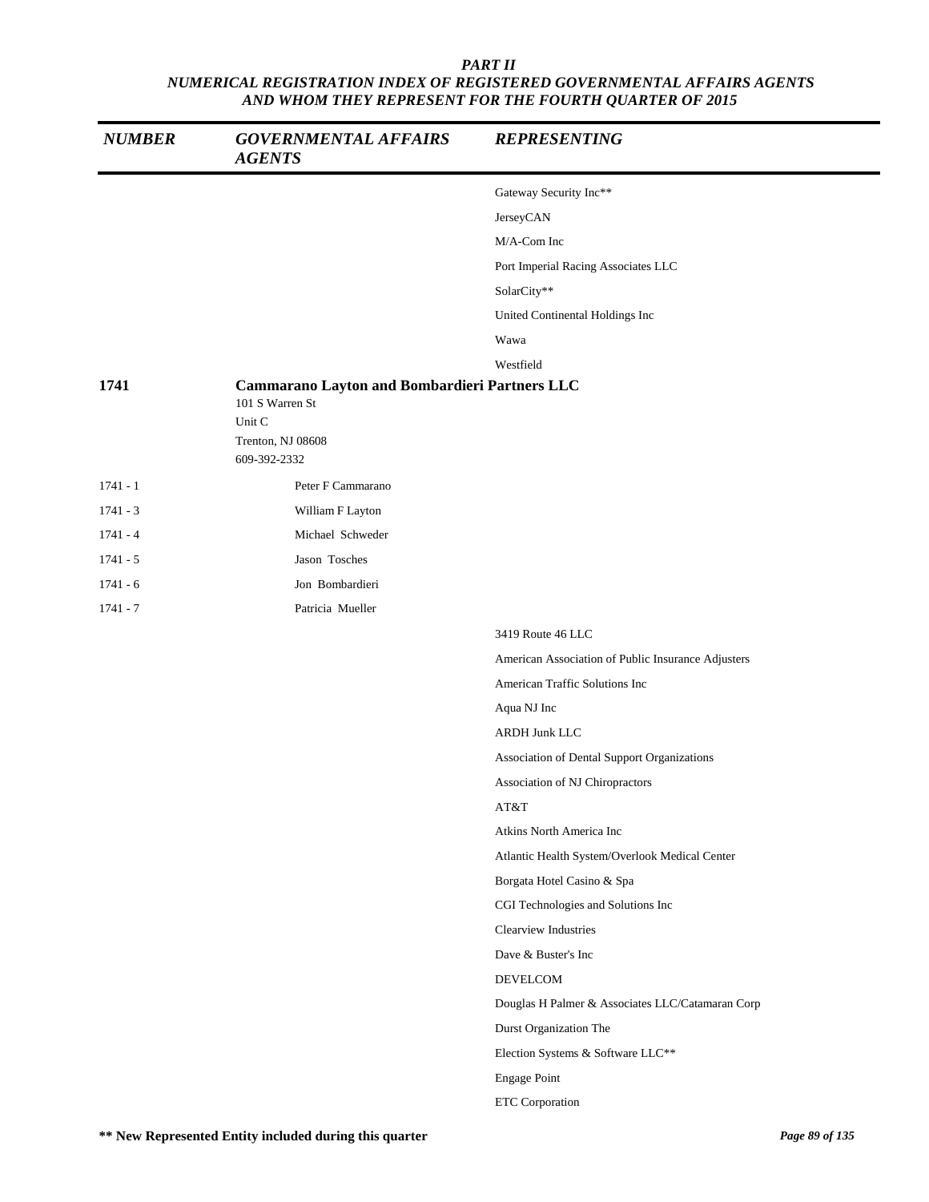*PART II*
*NUMERICAL REGISTRATION INDEX OF REGISTERED GOVERNMENTAL AFFAIRS AGENTS AND WHOM THEY REPRESENT FOR THE FOURTH QUARTER OF 2015*

| NUMBER | GOVERNMENTAL AFFAIRS AGENTS | REPRESENTING |
|---|---|---|
| | | Gateway Security Inc** |
| | | JerseyCAN |
| | | M/A-Com Inc |
| | | Port Imperial Racing Associates LLC |
| | | SolarCity** |
| | | United Continental Holdings Inc |
| | | Wawa |
| | | Westfield |
| **1741** | **Cammarano Layton and Bombardieri Partners LLC**<br>101 S Warren St<br>Unit C<br>Trenton, NJ 08608<br>609-392-2332 | |
| 1741 - 1 | Peter F Cammarano | |
| 1741 - 3 | William F Layton | |
| 1741 - 4 | Michael Schweder | |
| 1741 - 5 | Jason Tosches | |
| 1741 - 6 | Jon Bombardieri | |
| 1741 - 7 | Patricia Mueller | |
| | | 3419 Route 46 LLC |
| | | American Association of Public Insurance Adjusters |
| | | American Traffic Solutions Inc |
| | | Aqua NJ Inc |
| | | ARDH Junk LLC |
| | | Association of Dental Support Organizations |
| | | Association of NJ Chiropractors |
| | | AT&T |
| | | Atkins North America Inc |
| | | Atlantic Health System/Overlook Medical Center |
| | | Borgata Hotel Casino & Spa |
| | | CGI Technologies and Solutions Inc |
| | | Clearview Industries |
| | | Dave & Buster's Inc |
| | | DEVELCOM |
| | | Douglas H Palmer & Associates LLC/Catamaran Corp |
| | | Durst Organization The |
| | | Election Systems & Software LLC** |
| | | Engage Point |
| | | ETC Corporation |

**** New Represented Entity included during this quarter**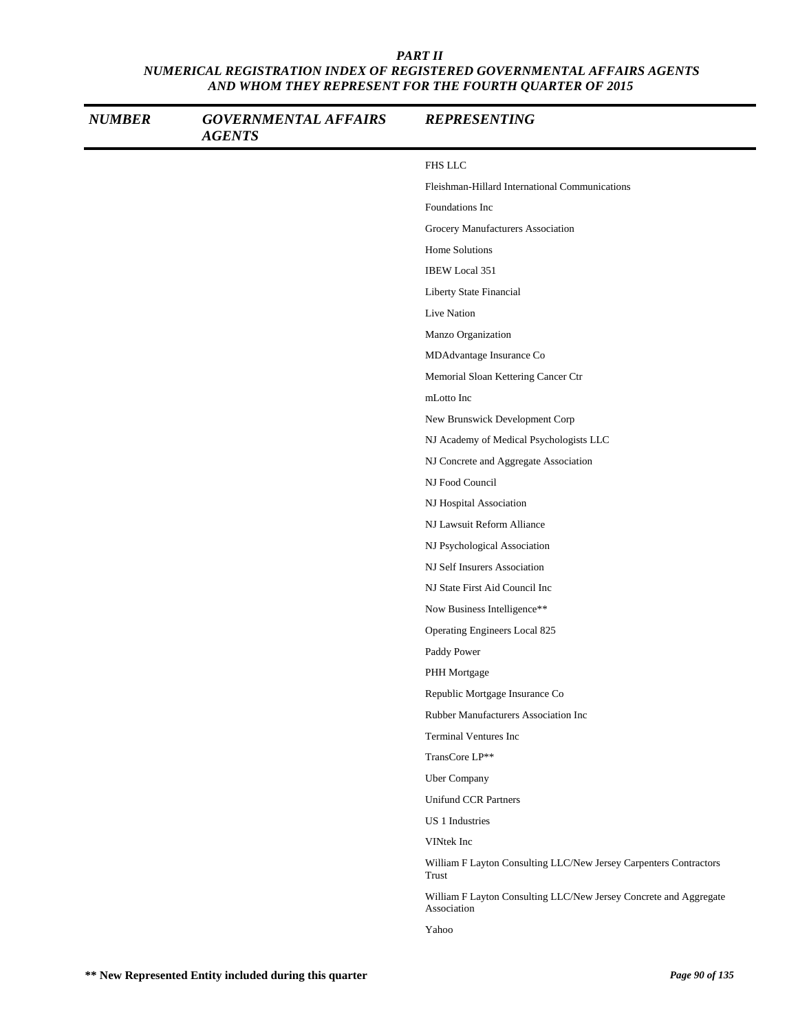# PART II

## NUMERICAL REGISTRATION INDEX OF REGISTERED GOVERNMENTAL AFFAIRS AGENTS AND WHOM THEY REPRESENT FOR THE FOURTH QUARTER OF 2015

| NUMBER | GOVERNMENTAL AFFAIRS AGENTS | REPRESENTING |
|---|---|---|
| | | FHS LLC |
| | | Fleishman-Hillard International Communications |
| | | Foundations Inc |
| | | Grocery Manufacturers Association |
| | | Home Solutions |
| | | IBEW Local 351 |
| | | Liberty State Financial |
| | | Live Nation |
| | | Manzo Organization |
| | | MDAdvantage Insurance Co |
| | | Memorial Sloan Kettering Cancer Ctr |
| | | mLotto Inc |
| | | New Brunswick Development Corp |
| | | NJ Academy of Medical Psychologists LLC |
| | | NJ Concrete and Aggregate Association |
| | | NJ Food Council |
| | | NJ Hospital Association |
| | | NJ Lawsuit Reform Alliance |
| | | NJ Psychological Association |
| | | NJ Self Insurers Association |
| | | NJ State First Aid Council Inc |
| | | Now Business Intelligence** |
| | | Operating Engineers Local 825 |
| | | Paddy Power |
| | | PHH Mortgage |
| | | Republic Mortgage Insurance Co |
| | | Rubber Manufacturers Association Inc |
| | | Terminal Ventures Inc |
| | | TransCore LP** |
| | | Uber Company |
| | | Unifund CCR Partners |
| | | US 1 Industries |
| | | VINtek Inc |
| | | William F Layton Consulting LLC/New Jersey Carpenters Contractors Trust |
| | | William F Layton Consulting LLC/New Jersey Concrete and Aggregate Association |
| | | Yahoo |

** New Represented Entity included during this quarter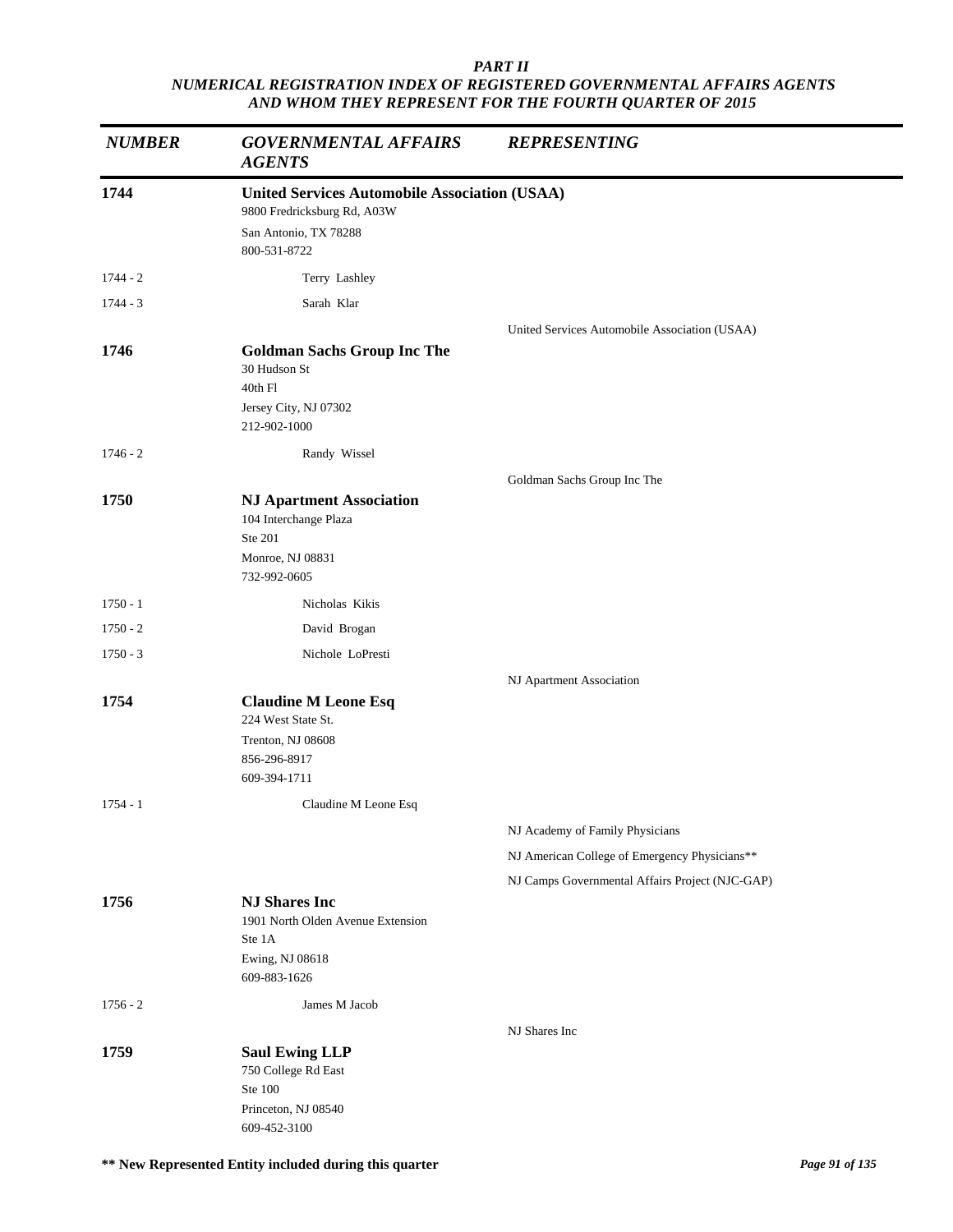***PART II***
***NUMERICAL REGISTRATION INDEX OF REGISTERED GOVERNMENTAL AFFAIRS AGENTS AND WHOM THEY REPRESENT FOR THE FOURTH QUARTER OF 2015***

| *NUMBER* | *GOVERNMENTAL AFFAIRS AGENTS* | *REPRESENTING* |
|---|---|---|
| **1744** | **United Services Automobile Association (USAA)**<br>9800 Fredricksburg Rd, A03W<br>San Antonio, TX 78288<br>800-531-8722 | |
| 1744 - 2 | Terry Lashley | |
| 1744 - 3 | Sarah Klar | |
| | | United Services Automobile Association (USAA) |
| **1746** | **Goldman Sachs Group Inc The**<br>30 Hudson St<br>40th Fl<br>Jersey City, NJ 07302<br>212-902-1000 | |
| 1746 - 2 | Randy Wissel | |
| | | Goldman Sachs Group Inc The |
| **1750** | **NJ Apartment Association**<br>104 Interchange Plaza<br>Ste 201<br>Monroe, NJ 08831<br>732-992-0605 | |
| 1750 - 1 | Nicholas Kikis | |
| 1750 - 2 | David Brogan | |
| 1750 - 3 | Nichole LoPresti | |
| | | NJ Apartment Association |
| **1754** | **Claudine M Leone Esq**<br>224 West State St.<br>Trenton, NJ 08608<br>856-296-8917<br>609-394-1711 | |
| 1754 - 1 | Claudine M Leone Esq | |
| | | NJ Academy of Family Physicians |
| | | NJ American College of Emergency Physicians** |
| | | NJ Camps Governmental Affairs Project (NJC-GAP) |
| **1756** | **NJ Shares Inc**<br>1901 North Olden Avenue Extension<br>Ste 1A<br>Ewing, NJ 08618<br>609-883-1626 | |
| 1756 - 2 | James M Jacob | |
| | | NJ Shares Inc |
| **1759** | **Saul Ewing LLP**<br>750 College Rd East<br>Ste 100<br>Princeton, NJ 08540<br>609-452-3100 | |

**** New Represented Entity included during this quarter**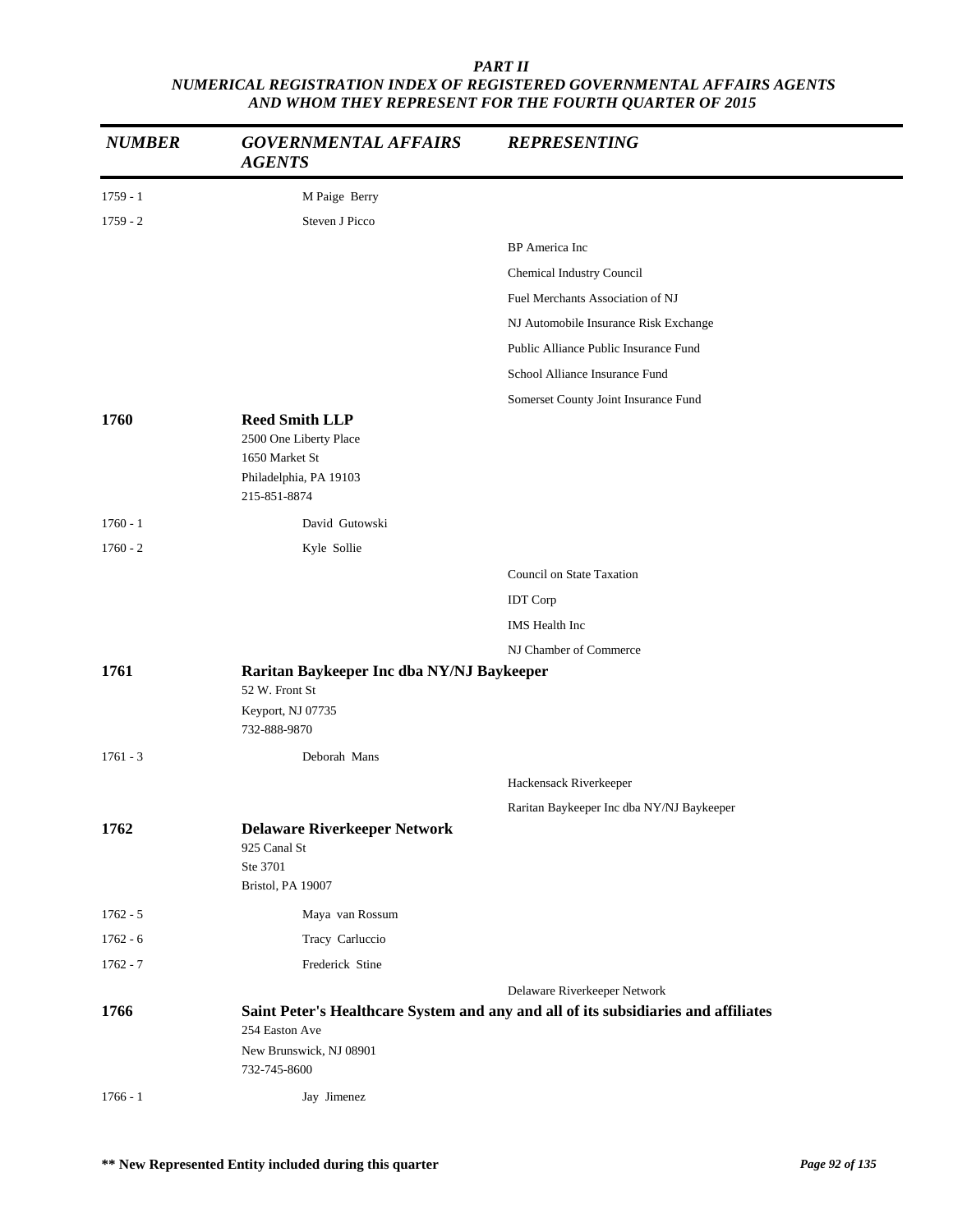***PART II***
***NUMERICAL REGISTRATION INDEX OF REGISTERED GOVERNMENTAL AFFAIRS AGENTS AND WHOM THEY REPRESENT FOR THE FOURTH QUARTER OF 2015***

| *NUMBER* | *GOVERNMENTAL AFFAIRS AGENTS* | *REPRESENTING* |
|---|---|---|
| 1759 - 1 | M Paige Berry | |
| 1759 - 2 | Steven J Picco | |
| | | BP America Inc |
| | | Chemical Industry Council |
| | | Fuel Merchants Association of NJ |
| | | NJ Automobile Insurance Risk Exchange |
| | | Public Alliance Public Insurance Fund |
| | | School Alliance Insurance Fund |
| | | Somerset County Joint Insurance Fund |
| **1760** | **Reed Smith LLP**<br>2500 One Liberty Place<br>1650 Market St<br>Philadelphia, PA 19103<br>215-851-8874 | |
| 1760 - 1 | David Gutowski | |
| 1760 - 2 | Kyle Sollie | |
| | | Council on State Taxation |
| | | IDT Corp |
| | | IMS Health Inc |
| | | NJ Chamber of Commerce |
| **1761** | **Raritan Baykeeper Inc dba NY/NJ Baykeeper**<br>52 W. Front St<br>Keyport, NJ 07735<br>732-888-9870 | |
| 1761 - 3 | Deborah Mans | |
| | | Hackensack Riverkeeper |
| | | Raritan Baykeeper Inc dba NY/NJ Baykeeper |
| **1762** | **Delaware Riverkeeper Network**<br>925 Canal St<br>Ste 3701<br>Bristol, PA 19007 | |
| 1762 - 5 | Maya van Rossum | |
| 1762 - 6 | Tracy Carluccio | |
| 1762 - 7 | Frederick Stine | |
| | | Delaware Riverkeeper Network |
| **1766** | **Saint Peter's Healthcare System and any and all of its subsidiaries and affiliates**<br>254 Easton Ave<br>New Brunswick, NJ 08901<br>732-745-8600 | |
| 1766 - 1 | Jay Jimenez | |

**\*\* New Represented Entity included during this quarter**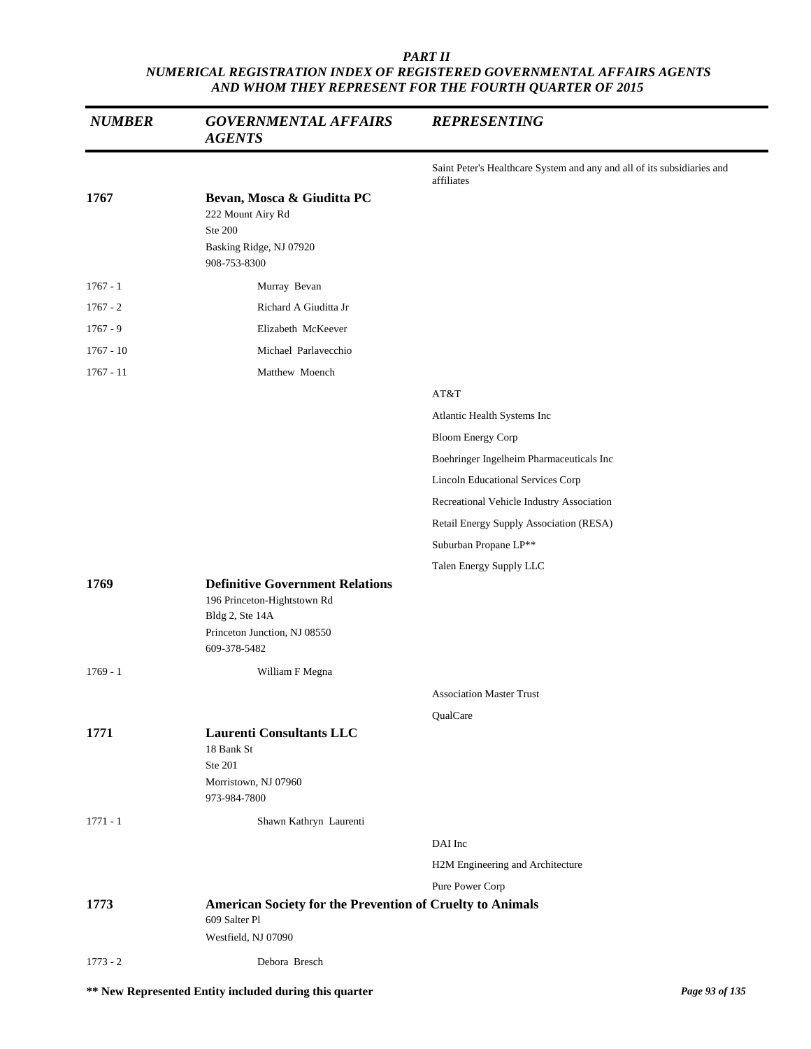*PART II*
*NUMERICAL REGISTRATION INDEX OF REGISTERED GOVERNMENTAL AFFAIRS AGENTS AND WHOM THEY REPRESENT FOR THE FOURTH QUARTER OF 2015*

| NUMBER | GOVERNMENTAL AFFAIRS AGENTS | REPRESENTING |
|---|---|---|
| | | Saint Peter's Healthcare System and any and all of its subsidiaries and affiliates |
| **1767** | **Bevan, Mosca & Giuditta PC**<br>222 Mount Airy Rd<br>Ste 200<br>Basking Ridge, NJ 07920<br>908-753-8300 | |
| 1767 - 1 | Murray Bevan | |
| 1767 - 2 | Richard A Giuditta Jr | |
| 1767 - 9 | Elizabeth McKeever | |
| 1767 - 10 | Michael Parlavecchio | |
| 1767 - 11 | Matthew Moench | |
| | | AT&T |
| | | Atlantic Health Systems Inc |
| | | Bloom Energy Corp |
| | | Boehringer Ingelheim Pharmaceuticals Inc |
| | | Lincoln Educational Services Corp |
| | | Recreational Vehicle Industry Association |
| | | Retail Energy Supply Association (RESA) |
| | | Suburban Propane LP** |
| | | Talen Energy Supply LLC |
| **1769** | **Definitive Government Relations**<br>196 Princeton-Hightstown Rd<br>Bldg 2, Ste 14A<br>Princeton Junction, NJ 08550<br>609-378-5482 | |
| 1769 - 1 | William F Megna | |
| | | Association Master Trust |
| | | QualCare |
| **1771** | **Laurenti Consultants LLC**<br>18 Bank St<br>Ste 201<br>Morristown, NJ 07960<br>973-984-7800 | |
| 1771 - 1 | Shawn Kathryn Laurenti | |
| | | DAI Inc |
| | | H2M Engineering and Architecture |
| | | Pure Power Corp |
| **1773** | **American Society for the Prevention of Cruelty to Animals**<br>609 Salter Pl<br>Westfield, NJ 07090 | |
| 1773 - 2 | Debora Bresch | |

**** New Represented Entity included during this quarter**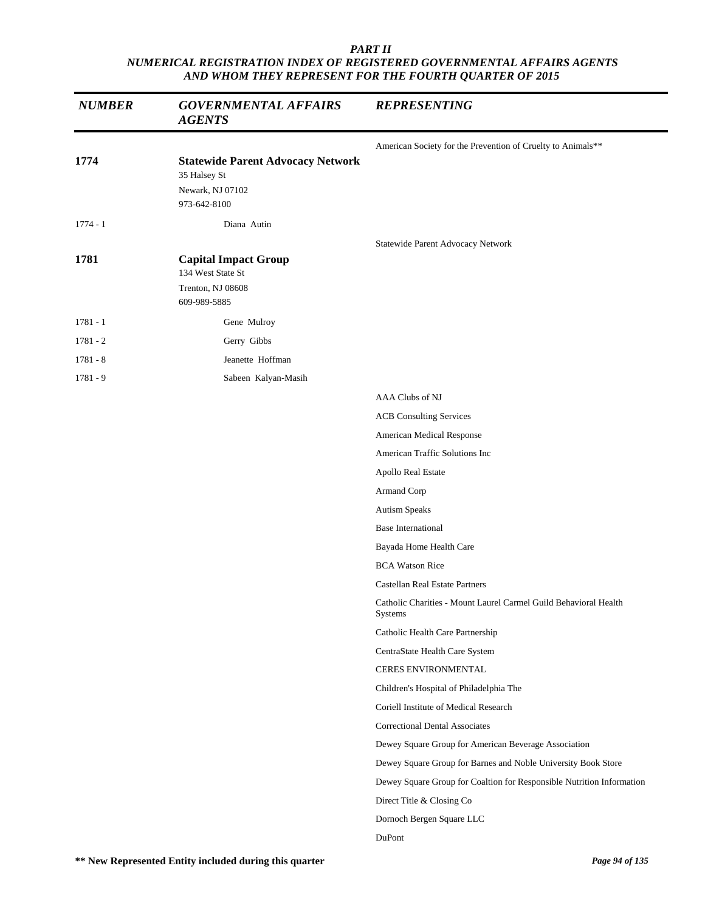| NUMBER | GOVERNMENTAL AFFAIRS AGENTS | REPRESENTING |
|---|---|---|
| | | American Society for the Prevention of Cruelty to Animals** |
| **1774** | **Statewide Parent Advocacy Network**<br>35 Halsey St<br>Newark, NJ 07102<br>973-642-8100 | |
| 1774 - 1 | Diana Autin | |
| | | Statewide Parent Advocacy Network |
| **1781** | **Capital Impact Group**<br>134 West State St<br>Trenton, NJ 08608<br>609-989-5885 | |
| 1781 - 1 | Gene Mulroy | |
| 1781 - 2 | Gerry Gibbs | |
| 1781 - 8 | Jeanette Hoffman | |
| 1781 - 9 | Sabeen Kalyan-Masih | |
| | | AAA Clubs of NJ |
| | | ACB Consulting Services |
| | | American Medical Response |
| | | American Traffic Solutions Inc |
| | | Apollo Real Estate |
| | | Armand Corp |
| | | Autism Speaks |
| | | Base International |
| | | Bayada Home Health Care |
| | | BCA Watson Rice |
| | | Castellan Real Estate Partners |
| | | Catholic Charities - Mount Laurel Carmel Guild Behavioral Health Systems |
| | | Catholic Health Care Partnership |
| | | CentraState Health Care System |
| | | CERES ENVIRONMENTAL |
| | | Children's Hospital of Philadelphia The |
| | | Coriell Institute of Medical Research |
| | | Correctional Dental Associates |
| | | Dewey Square Group for American Beverage Association |
| | | Dewey Square Group for Barnes and Noble University Book Store |
| | | Dewey Square Group for Coaltion for Responsible Nutrition Information |
| | | Direct Title & Closing Co |
| | | Dornoch Bergen Square LLC |
| | | DuPont |

** New Represented Entity included during this quarter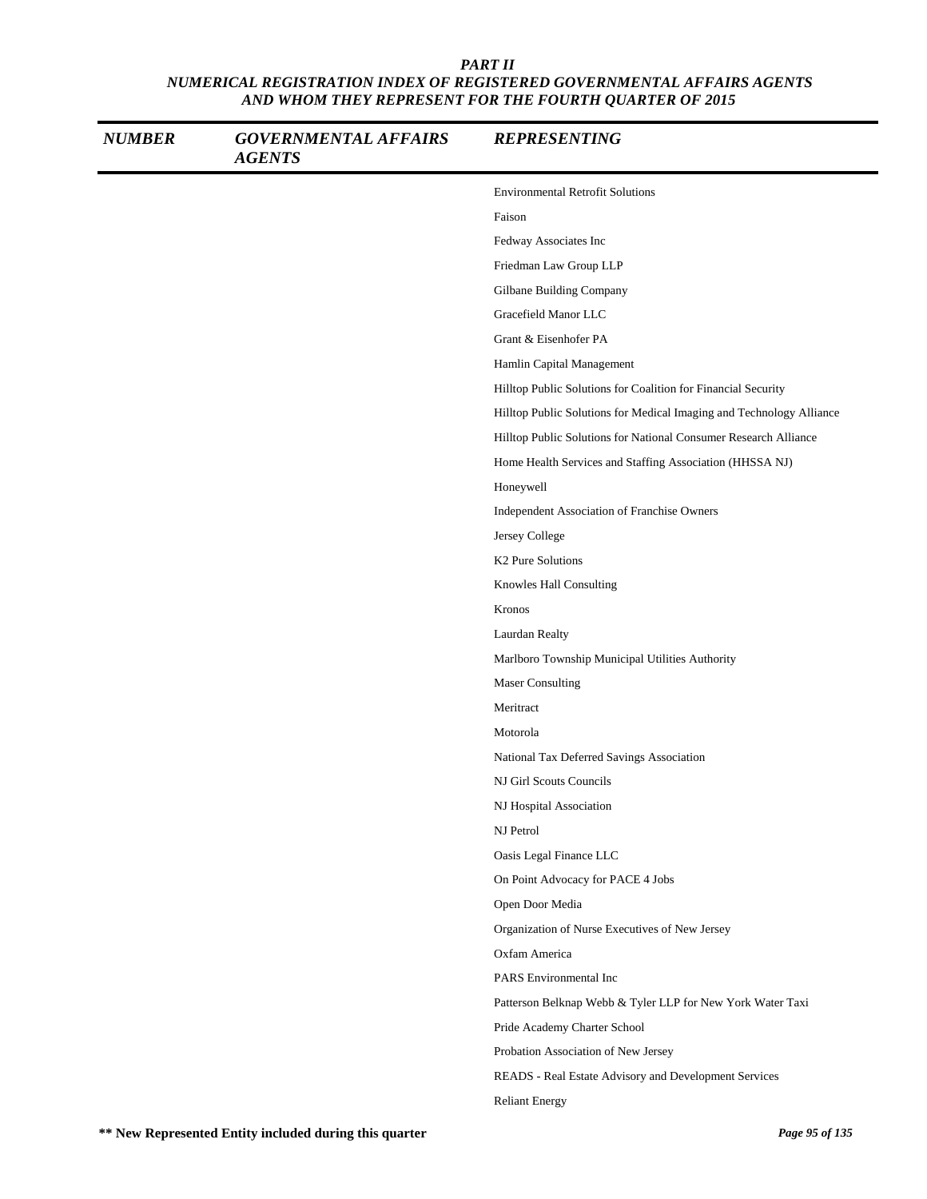*PART II*
*NUMERICAL REGISTRATION INDEX OF REGISTERED GOVERNMENTAL AFFAIRS AGENTS AND WHOM THEY REPRESENT FOR THE FOURTH QUARTER OF 2015*

| NUMBER | GOVERNMENTAL AFFAIRS AGENTS | REPRESENTING |
|---|---|---|
| | | Environmental Retrofit Solutions |
| | | Faison |
| | | Fedway Associates Inc |
| | | Friedman Law Group LLP |
| | | Gilbane Building Company |
| | | Gracefield Manor LLC |
| | | Grant & Eisenhofer PA |
| | | Hamlin Capital Management |
| | | Hilltop Public Solutions for Coalition for Financial Security |
| | | Hilltop Public Solutions for Medical Imaging and Technology Alliance |
| | | Hilltop Public Solutions for National Consumer Research Alliance |
| | | Home Health Services and Staffing Association (HHSSA NJ) |
| | | Honeywell |
| | | Independent Association of Franchise Owners |
| | | Jersey College |
| | | K2 Pure Solutions |
| | | Knowles Hall Consulting |
| | | Kronos |
| | | Laurdan Realty |
| | | Marlboro Township Municipal Utilities Authority |
| | | Maser Consulting |
| | | Meritract |
| | | Motorola |
| | | National Tax Deferred Savings Association |
| | | NJ Girl Scouts Councils |
| | | NJ Hospital Association |
| | | NJ Petrol |
| | | Oasis Legal Finance LLC |
| | | On Point Advocacy for PACE 4 Jobs |
| | | Open Door Media |
| | | Organization of Nurse Executives of New Jersey |
| | | Oxfam America |
| | | PARS Environmental Inc |
| | | Patterson Belknap Webb & Tyler LLP for New York Water Taxi |
| | | Pride Academy Charter School |
| | | Probation Association of New Jersey |
| | | READS - Real Estate Advisory and Development Services |
| | | Reliant Energy |

**\*\* New Represented Entity included during this quarter**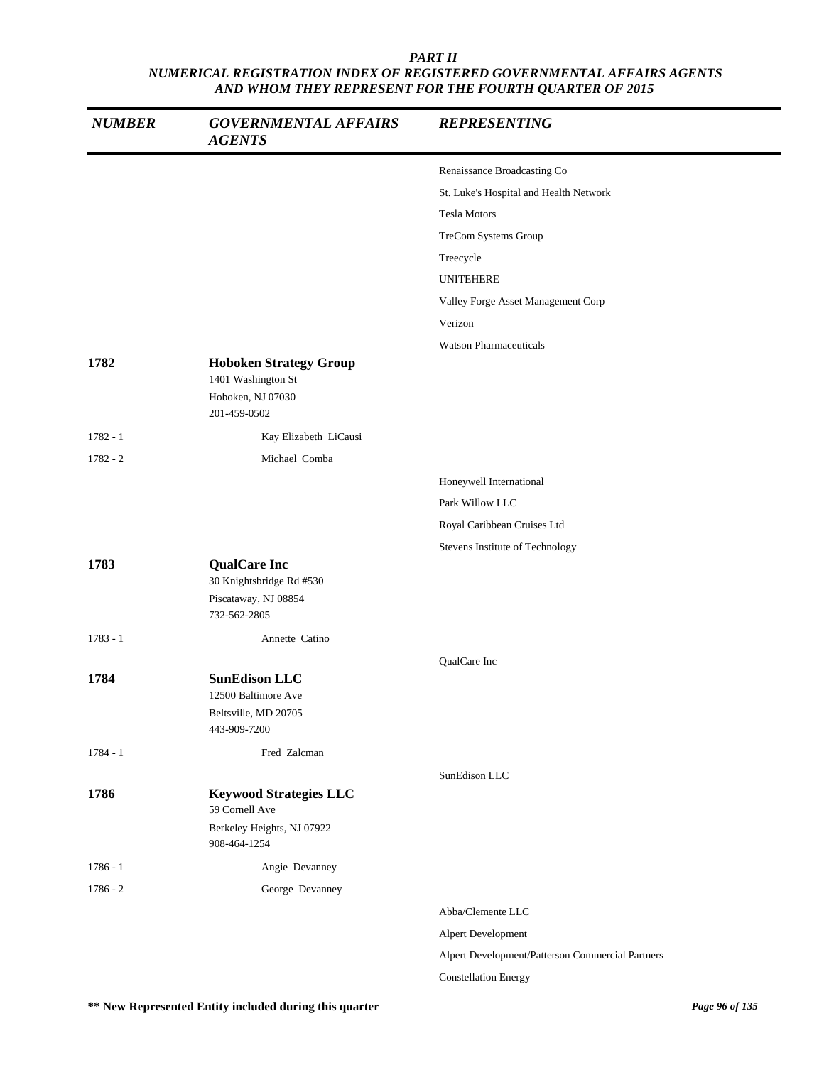*PART II*
*NUMERICAL REGISTRATION INDEX OF REGISTERED GOVERNMENTAL AFFAIRS AGENTS AND WHOM THEY REPRESENT FOR THE FOURTH QUARTER OF 2015*

| NUMBER | GOVERNMENTAL AFFAIRS AGENTS | REPRESENTING |
|---|---|---|
| | | Renaissance Broadcasting Co |
| | | St. Luke's Hospital and Health Network |
| | | Tesla Motors |
| | | TreCom Systems Group |
| | | Treecycle |
| | | UNITEHERE |
| | | Valley Forge Asset Management Corp |
| | | Verizon |
| | | Watson Pharmaceuticals |
| **1782** | **Hoboken Strategy Group**<br>1401 Washington St<br>Hoboken, NJ 07030<br>201-459-0502 | |
| 1782 - 1 | Kay Elizabeth LiCausi | |
| 1782 - 2 | Michael Comba | |
| | | Honeywell International |
| | | Park Willow LLC |
| | | Royal Caribbean Cruises Ltd |
| | | Stevens Institute of Technology |
| **1783** | **QualCare Inc**<br>30 Knightsbridge Rd #530<br>Piscataway, NJ 08854<br>732-562-2805 | |
| 1783 - 1 | Annette Catino | |
| | | QualCare Inc |
| **1784** | **SunEdison LLC**<br>12500 Baltimore Ave<br>Beltsville, MD 20705<br>443-909-7200 | |
| 1784 - 1 | Fred Zalcman | |
| | | SunEdison LLC |
| **1786** | **Keywood Strategies LLC**<br>59 Cornell Ave<br>Berkeley Heights, NJ 07922<br>908-464-1254 | |
| 1786 - 1 | Angie Devanney | |
| 1786 - 2 | George Devanney | |
| | | Abba/Clemente LLC |
| | | Alpert Development |
| | | Alpert Development/Patterson Commercial Partners |
| | | Constellation Energy |

**\*\* New Represented Entity included during this quarter**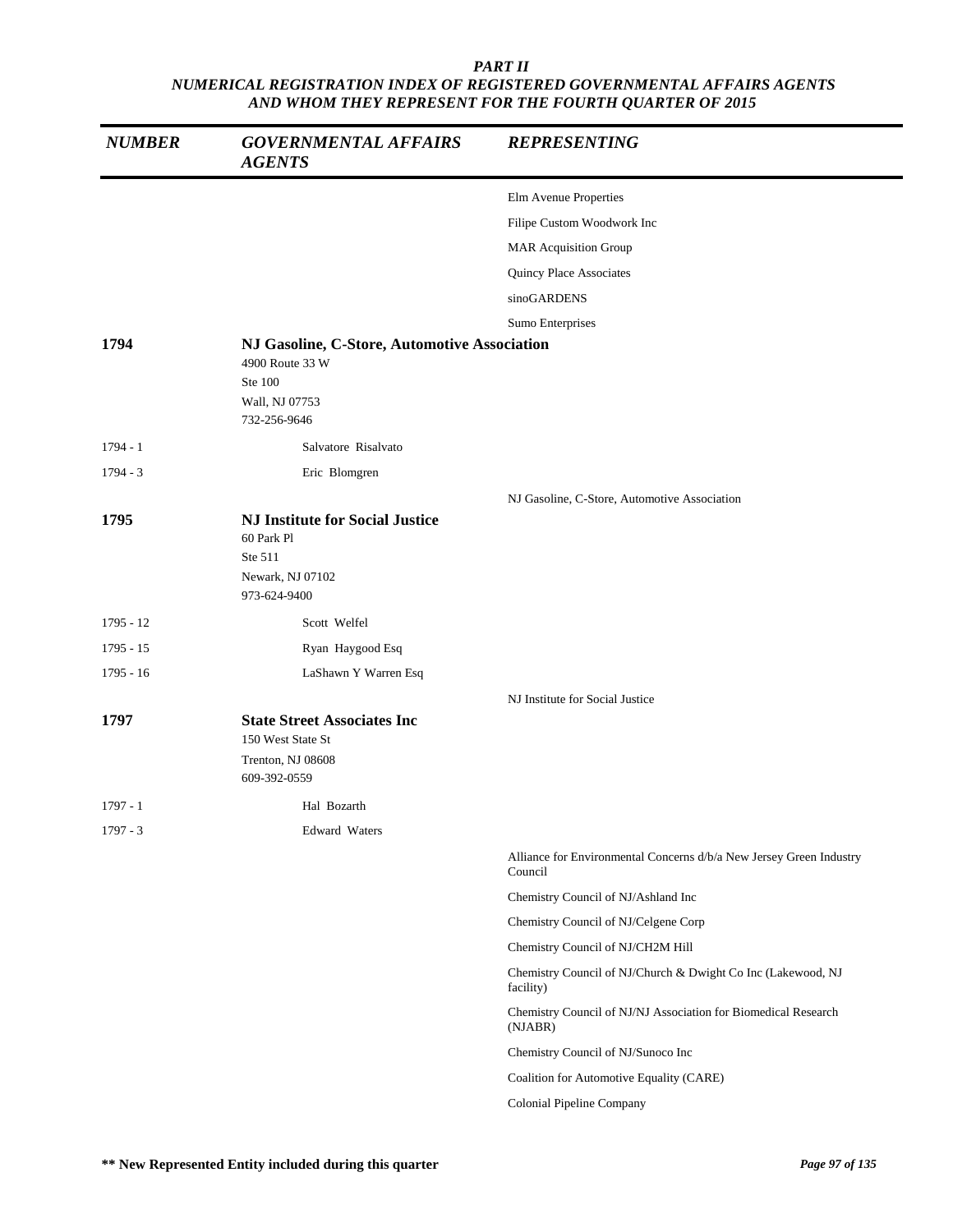**PART II**
***NUMERICAL REGISTRATION INDEX OF REGISTERED GOVERNMENTAL AFFAIRS AGENTS AND WHOM THEY REPRESENT FOR THE FOURTH QUARTER OF 2015***

| *NUMBER* | *GOVERNMENTAL AFFAIRS AGENTS* | *REPRESENTING* |
|---|---|---|
| | | Elm Avenue Properties |
| | | Filipe Custom Woodwork Inc |
| | | MAR Acquisition Group |
| | | Quincy Place Associates |
| | | sinoGARDENS |
| | | Sumo Enterprises |
| **1794** | **NJ Gasoline, C-Store, Automotive Association**<br>4900 Route 33 W<br>Ste 100<br>Wall, NJ 07753<br>732-256-9646 | |
| 1794 - 1 | Salvatore Risalvato | |
| 1794 - 3 | Eric Blomgren | |
| | | NJ Gasoline, C-Store, Automotive Association |
| **1795** | **NJ Institute for Social Justice**<br>60 Park Pl<br>Ste 511<br>Newark, NJ 07102<br>973-624-9400 | |
| 1795 - 12 | Scott Welfel | |
| 1795 - 15 | Ryan Haygood Esq | |
| 1795 - 16 | LaShawn Y Warren Esq | |
| | | NJ Institute for Social Justice |
| **1797** | **State Street Associates Inc**<br>150 West State St<br>Trenton, NJ 08608<br>609-392-0559 | |
| 1797 - 1 | Hal Bozarth | |
| 1797 - 3 | Edward Waters | |
| | | Alliance for Environmental Concerns d/b/a New Jersey Green Industry Council |
| | | Chemistry Council of NJ/Ashland Inc |
| | | Chemistry Council of NJ/Celgene Corp |
| | | Chemistry Council of NJ/CH2M Hill |
| | | Chemistry Council of NJ/Church & Dwight Co Inc (Lakewood, NJ facility) |
| | | Chemistry Council of NJ/NJ Association for Biomedical Research (NJABR) |
| | | Chemistry Council of NJ/Sunoco Inc |
| | | Coalition for Automotive Equality (CARE) |
| | | Colonial Pipeline Company |

**\*\* New Represented Entity included during this quarter**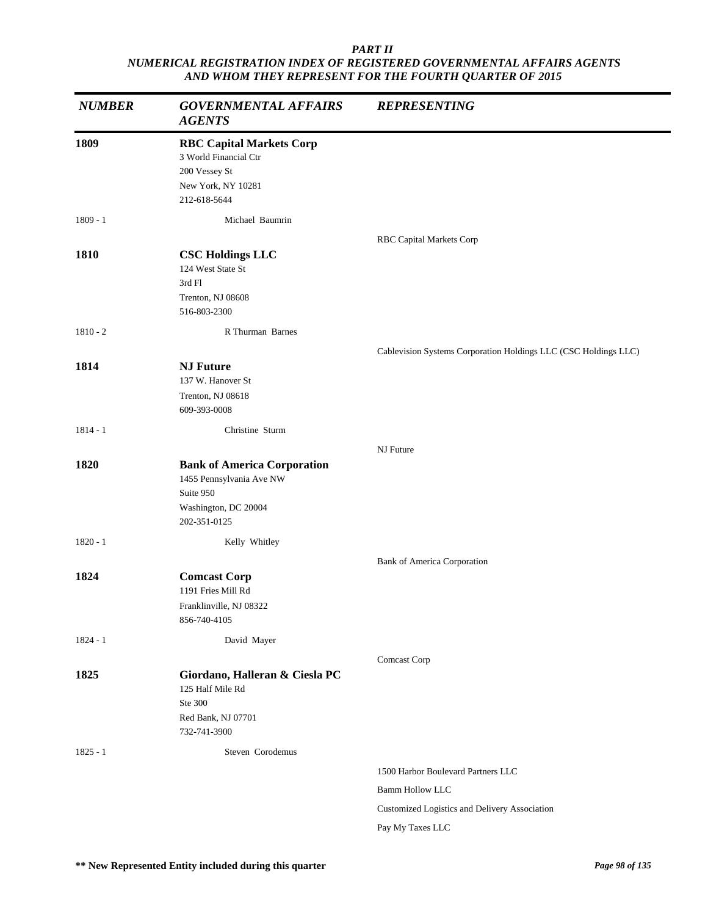***PART II***
***NUMERICAL REGISTRATION INDEX OF REGISTERED GOVERNMENTAL AFFAIRS AGENTS AND WHOM THEY REPRESENT FOR THE FOURTH QUARTER OF 2015***

| *NUMBER* | *GOVERNMENTAL AFFAIRS AGENTS* | *REPRESENTING* |
|---|---|---|
| **1809** | **RBC Capital Markets Corp**<br>3 World Financial Ctr<br>200 Vessey St<br>New York, NY 10281<br>212-618-5644 | |
| 1809 - 1 | Michael Baumrin | |
| | | RBC Capital Markets Corp |
| **1810** | **CSC Holdings LLC**<br>124 West State St<br>3rd Fl<br>Trenton, NJ 08608<br>516-803-2300 | |
| 1810 - 2 | R Thurman Barnes | |
| | | Cablevision Systems Corporation Holdings LLC (CSC Holdings LLC) |
| **1814** | **NJ Future**<br>137 W. Hanover St<br>Trenton, NJ 08618<br>609-393-0008 | |
| 1814 - 1 | Christine Sturm | |
| | | NJ Future |
| **1820** | **Bank of America Corporation**<br>1455 Pennsylvania Ave NW<br>Suite 950<br>Washington, DC 20004<br>202-351-0125 | |
| 1820 - 1 | Kelly Whitley | |
| | | Bank of America Corporation |
| **1824** | **Comcast Corp**<br>1191 Fries Mill Rd<br>Franklinville, NJ 08322<br>856-740-4105 | |
| 1824 - 1 | David Mayer | |
| | | Comcast Corp |
| **1825** | **Giordano, Halleran & Ciesla PC**<br>125 Half Mile Rd<br>Ste 300<br>Red Bank, NJ 07701<br>732-741-3900 | |
| 1825 - 1 | Steven Corodemus | |
| | | 1500 Harbor Boulevard Partners LLC |
| | | Bamm Hollow LLC |
| | | Customized Logistics and Delivery Association |
| | | Pay My Taxes LLC |

**\*\* New Represented Entity included during this quarter**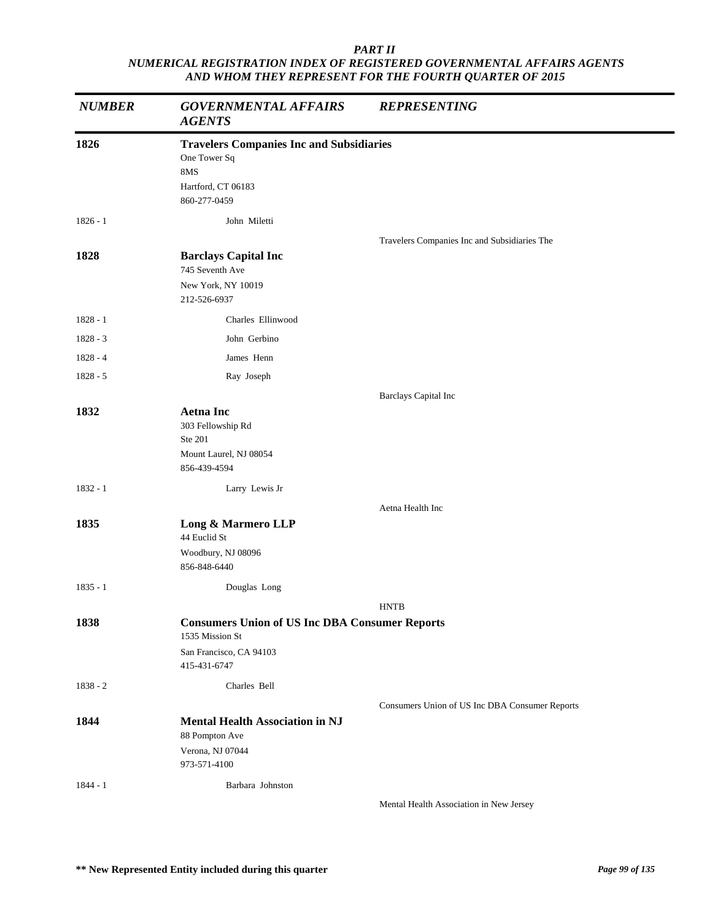*PART II*
*NUMERICAL REGISTRATION INDEX OF REGISTERED GOVERNMENTAL AFFAIRS AGENTS AND WHOM THEY REPRESENT FOR THE FOURTH QUARTER OF 2015*

| *NUMBER* | *GOVERNMENTAL AFFAIRS AGENTS* | *REPRESENTING* |
|---|---|---|
| **1826** | **Travelers Companies Inc and Subsidiaries**<br>One Tower Sq<br>8MS<br>Hartford, CT 06183<br>860-277-0459 | |
| 1826 - 1 | John Miletti | |
| | | Travelers Companies Inc and Subsidiaries The |
| **1828** | **Barclays Capital Inc**<br>745 Seventh Ave<br>New York, NY 10019<br>212-526-6937 | |
| 1828 - 1 | Charles Ellinwood | |
| 1828 - 3 | John Gerbino | |
| 1828 - 4 | James Henn | |
| 1828 - 5 | Ray Joseph | |
| | | Barclays Capital Inc |
| **1832** | **Aetna Inc**<br>303 Fellowship Rd<br>Ste 201<br>Mount Laurel, NJ 08054<br>856-439-4594 | |
| 1832 - 1 | Larry Lewis Jr | |
| | | Aetna Health Inc |
| **1835** | **Long & Marmero LLP**<br>44 Euclid St<br>Woodbury, NJ 08096<br>856-848-6440 | |
| 1835 - 1 | Douglas Long | |
| | | HNTB |
| **1838** | **Consumers Union of US Inc DBA Consumer Reports**<br>1535 Mission St<br>San Francisco, CA 94103<br>415-431-6747 | |
| 1838 - 2 | Charles Bell | |
| | | Consumers Union of US Inc DBA Consumer Reports |
| **1844** | **Mental Health Association in NJ**<br>88 Pompton Ave<br>Verona, NJ 07044<br>973-571-4100 | |
| 1844 - 1 | Barbara Johnston | |
| | | Mental Health Association in New Jersey |

**** New Represented Entity included during this quarter**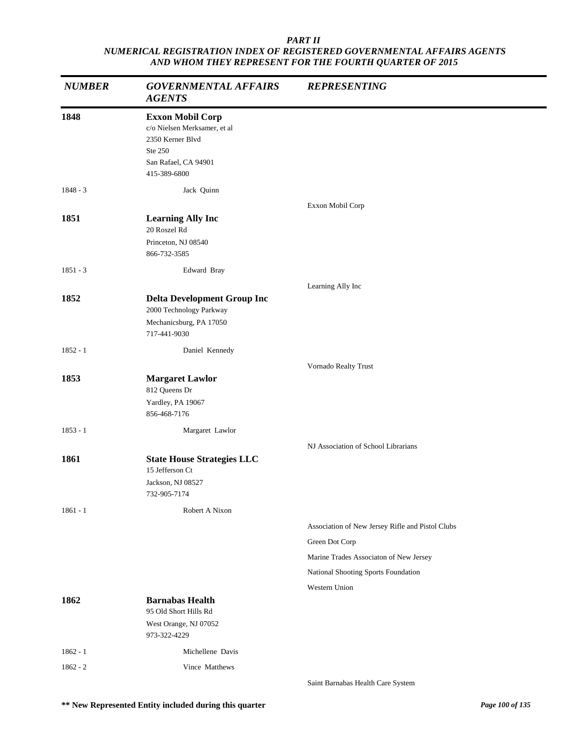*PART II*
*NUMERICAL REGISTRATION INDEX OF REGISTERED GOVERNMENTAL AFFAIRS AGENTS AND WHOM THEY REPRESENT FOR THE FOURTH QUARTER OF 2015*

| *NUMBER* | *GOVERNMENTAL AFFAIRS AGENTS* | *REPRESENTING* |
|---|---|---|
| **1848** | **Exxon Mobil Corp**<br>c/o Nielsen Merksamer, et al<br>2350 Kerner Blvd<br>Ste 250<br>San Rafael, CA 94901<br>415-389-6800 | |
| 1848 - 3 | Jack Quinn | |
| | | Exxon Mobil Corp |
| **1851** | **Learning Ally Inc**<br>20 Roszel Rd<br>Princeton, NJ 08540<br>866-732-3585 | |
| 1851 - 3 | Edward Bray | |
| | | Learning Ally Inc |
| **1852** | **Delta Development Group Inc**<br>2000 Technology Parkway<br>Mechanicsburg, PA 17050<br>717-441-9030 | |
| 1852 - 1 | Daniel Kennedy | |
| | | Vornado Realty Trust |
| **1853** | **Margaret Lawlor**<br>812 Queens Dr<br>Yardley, PA 19067<br>856-468-7176 | |
| 1853 - 1 | Margaret Lawlor | |
| | | NJ Association of School Librarians |
| **1861** | **State House Strategies LLC**<br>15 Jefferson Ct<br>Jackson, NJ 08527<br>732-905-7174 | |
| 1861 - 1 | Robert A Nixon | |
| | | Association of New Jersey Rifle and Pistol Clubs |
| | | Green Dot Corp |
| | | Marine Trades Associaton of New Jersey |
| | | National Shooting Sports Foundation |
| | | Western Union |
| **1862** | **Barnabas Health**<br>95 Old Short Hills Rd<br>West Orange, NJ 07052<br>973-322-4229 | |
| 1862 - 1 | Michellene Davis | |
| 1862 - 2 | Vince Matthews | |
| | | Saint Barnabas Health Care System |

**\*\* New Represented Entity included during this quarter**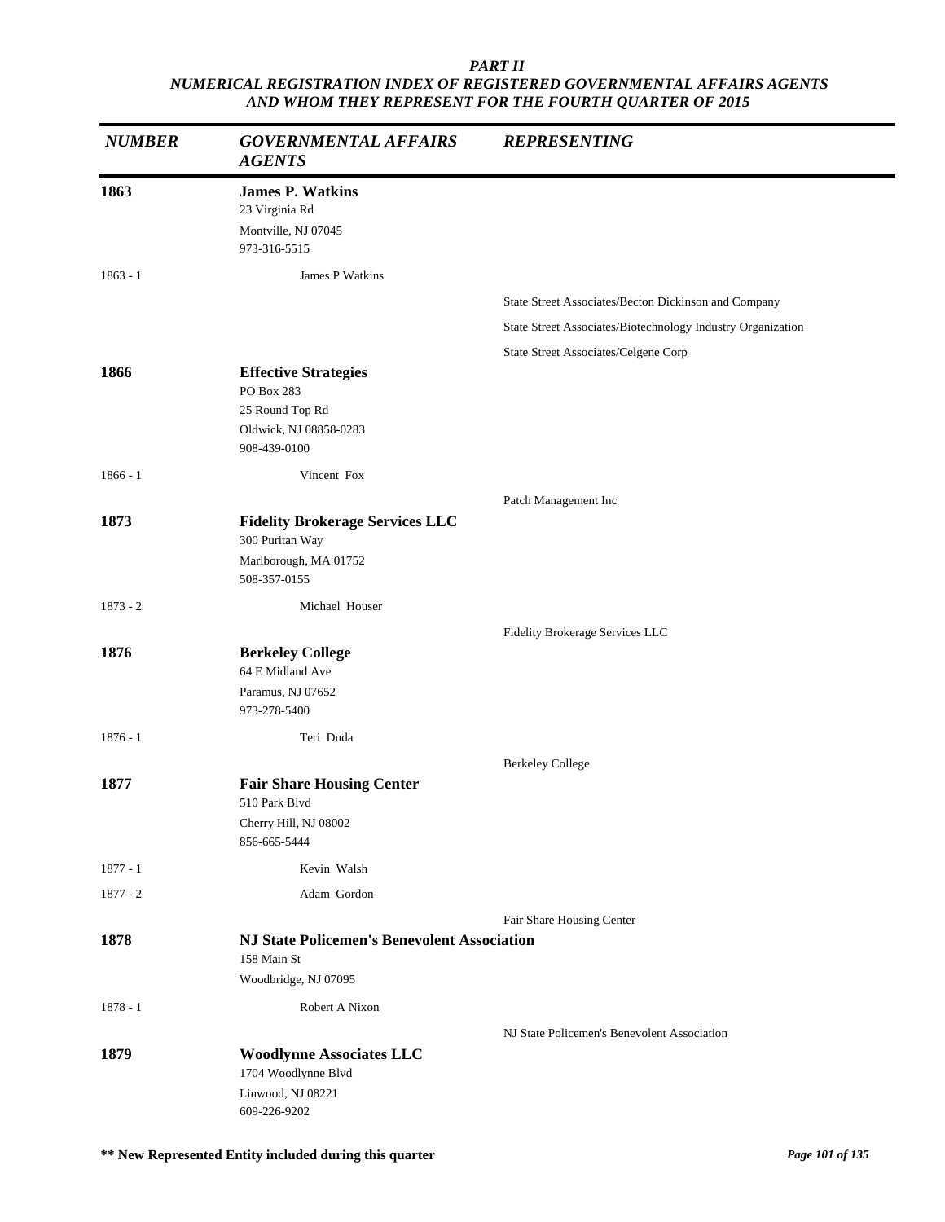*PART II*
*NUMERICAL REGISTRATION INDEX OF REGISTERED GOVERNMENTAL AFFAIRS AGENTS AND WHOM THEY REPRESENT FOR THE FOURTH QUARTER OF 2015*

| *NUMBER* | *GOVERNMENTAL AFFAIRS AGENTS* | *REPRESENTING* |
|---|---|---|
| **1863** | **James P. Watkins**<br>23 Virginia Rd<br>Montville, NJ 07045<br>973-316-5515 | |
| 1863 - 1 | James P Watkins | |
| | | State Street Associates/Becton Dickinson and Company |
| | | State Street Associates/Biotechnology Industry Organization |
| | | State Street Associates/Celgene Corp |
| **1866** | **Effective Strategies**<br>PO Box 283<br>25 Round Top Rd<br>Oldwick, NJ 08858-0283<br>908-439-0100 | |
| 1866 - 1 | Vincent Fox | |
| | | Patch Management Inc |
| **1873** | **Fidelity Brokerage Services LLC**<br>300 Puritan Way<br>Marlborough, MA 01752<br>508-357-0155 | |
| 1873 - 2 | Michael Houser | |
| | | Fidelity Brokerage Services LLC |
| **1876** | **Berkeley College**<br>64 E Midland Ave<br>Paramus, NJ 07652<br>973-278-5400 | |
| 1876 - 1 | Teri Duda | |
| | | Berkeley College |
| **1877** | **Fair Share Housing Center**<br>510 Park Blvd<br>Cherry Hill, NJ 08002<br>856-665-5444 | |
| 1877 - 1 | Kevin Walsh | |
| 1877 - 2 | Adam Gordon | |
| | | Fair Share Housing Center |
| **1878** | **NJ State Policemen's Benevolent Association**<br>158 Main St<br>Woodbridge, NJ 07095 | |
| 1878 - 1 | Robert A Nixon | |
| | | NJ State Policemen's Benevolent Association |
| **1879** | **Woodlynne Associates LLC**<br>1704 Woodlynne Blvd<br>Linwood, NJ 08221<br>609-226-9202 | |

**\*\* New Represented Entity included during this quarter**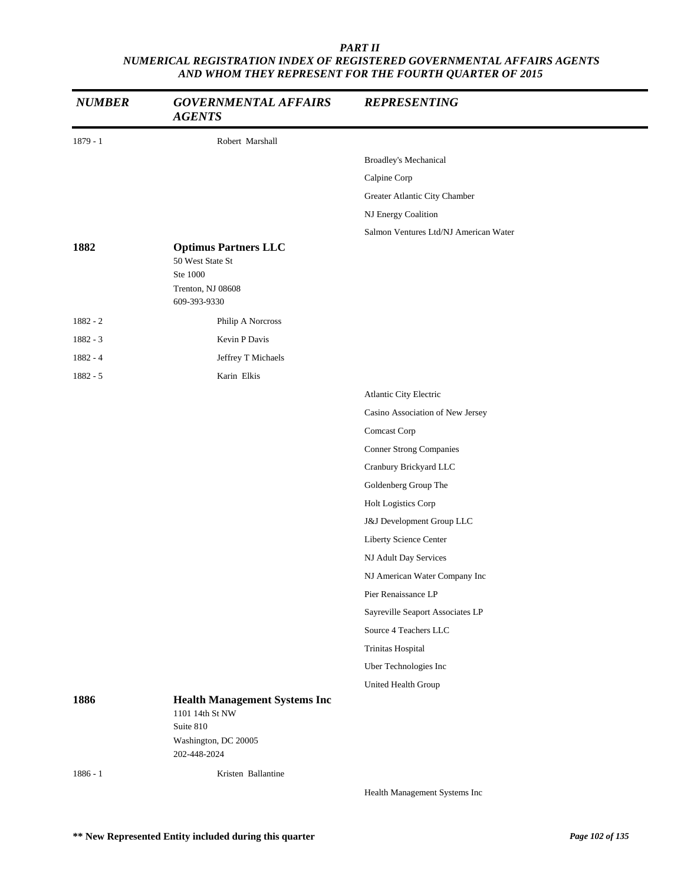***PART II***
***NUMERICAL REGISTRATION INDEX OF REGISTERED GOVERNMENTAL AFFAIRS AGENTS AND WHOM THEY REPRESENT FOR THE FOURTH QUARTER OF 2015***

| *NUMBER* | *GOVERNMENTAL AFFAIRS AGENTS* | *REPRESENTING* |
|---|---|---|
| 1879 - 1 | Robert Marshall | |
| | | Broadley's Mechanical |
| | | Calpine Corp |
| | | Greater Atlantic City Chamber |
| | | NJ Energy Coalition |
| | | Salmon Ventures Ltd/NJ American Water |
| **1882** | **Optimus Partners LLC**<br>50 West State St<br>Ste 1000<br>Trenton, NJ 08608<br>609-393-9330 | |
| 1882 - 2 | Philip A Norcross | |
| 1882 - 3 | Kevin P Davis | |
| 1882 - 4 | Jeffrey T Michaels | |
| 1882 - 5 | Karin Elkis | |
| | | Atlantic City Electric |
| | | Casino Association of New Jersey |
| | | Comcast Corp |
| | | Conner Strong Companies |
| | | Cranbury Brickyard LLC |
| | | Goldenberg Group The |
| | | Holt Logistics Corp |
| | | J&J Development Group LLC |
| | | Liberty Science Center |
| | | NJ Adult Day Services |
| | | NJ American Water Company Inc |
| | | Pier Renaissance LP |
| | | Sayreville Seaport Associates LP |
| | | Source 4 Teachers LLC |
| | | Trinitas Hospital |
| | | Uber Technologies Inc |
| | | United Health Group |
| **1886** | **Health Management Systems Inc**<br>1101 14th St NW<br>Suite 810<br>Washington, DC 20005<br>202-448-2024 | |
| 1886 - 1 | Kristen Ballantine | |
| | | Health Management Systems Inc |

**** New Represented Entity included during this quarter**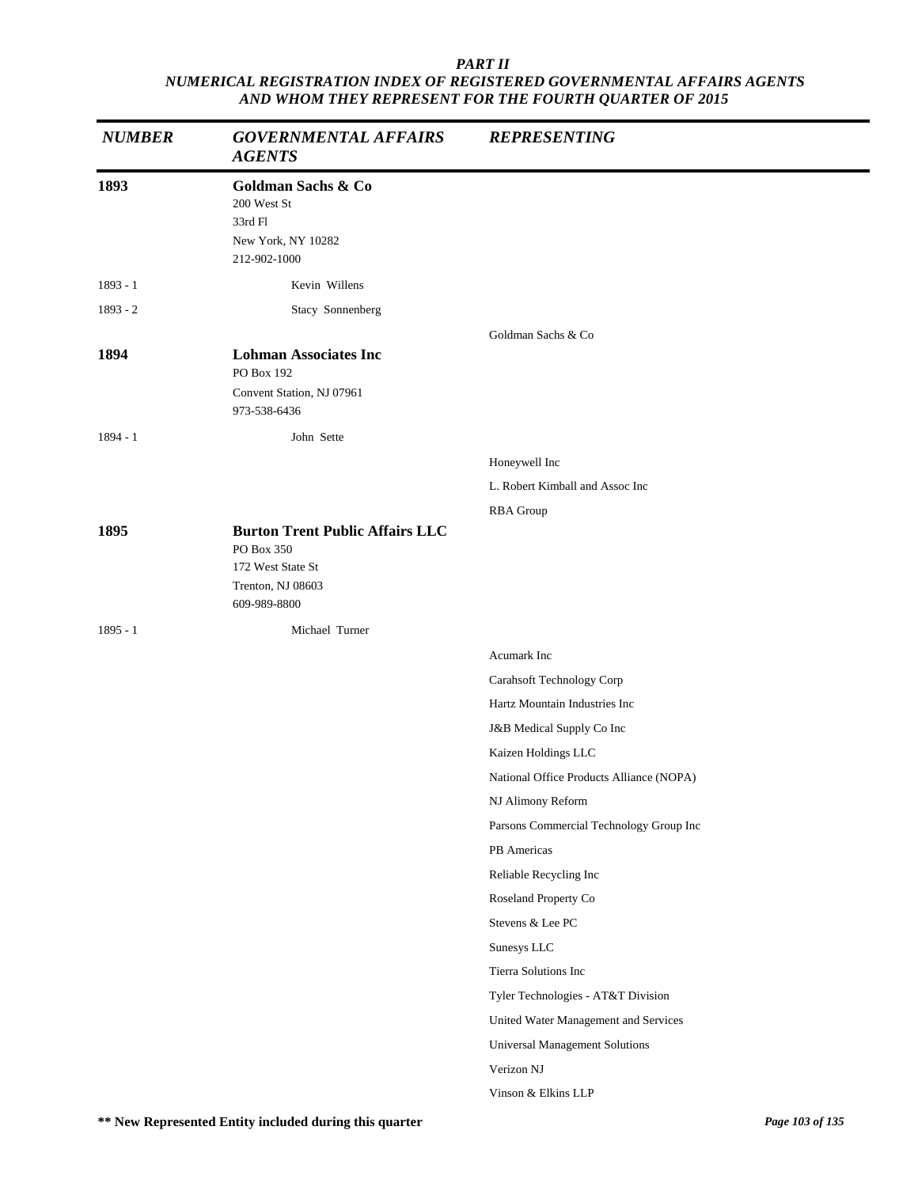*PART II*
*NUMERICAL REGISTRATION INDEX OF REGISTERED GOVERNMENTAL AFFAIRS AGENTS AND WHOM THEY REPRESENT FOR THE FOURTH QUARTER OF 2015*

| *NUMBER* | *GOVERNMENTAL AFFAIRS AGENTS* | *REPRESENTING* |
|---|---|---|
| **1893** | **Goldman Sachs & Co**<br>200 West St<br>33rd Fl<br>New York, NY 10282<br>212-902-1000 | |
| 1893 - 1 | Kevin Willens | |
| 1893 - 2 | Stacy Sonnenberg | |
| | | Goldman Sachs & Co |
| **1894** | **Lohman Associates Inc**<br>PO Box 192<br>Convent Station, NJ 07961<br>973-538-6436 | |
| 1894 - 1 | John Sette | |
| | | Honeywell Inc |
| | | L. Robert Kimball and Assoc Inc |
| | | RBA Group |
| **1895** | **Burton Trent Public Affairs LLC**<br>PO Box 350<br>172 West State St<br>Trenton, NJ 08603<br>609-989-8800 | |
| 1895 - 1 | Michael Turner | |
| | | Acumark Inc |
| | | Carahsoft Technology Corp |
| | | Hartz Mountain Industries Inc |
| | | J&B Medical Supply Co Inc |
| | | Kaizen Holdings LLC |
| | | National Office Products Alliance (NOPA) |
| | | NJ Alimony Reform |
| | | Parsons Commercial Technology Group Inc |
| | | PB Americas |
| | | Reliable Recycling Inc |
| | | Roseland Property Co |
| | | Stevens & Lee PC |
| | | Sunesys LLC |
| | | Tierra Solutions Inc |
| | | Tyler Technologies - AT&T Division |
| | | United Water Management and Services |
| | | Universal Management Solutions |
| | | Verizon NJ |
| | | Vinson & Elkins LLP |

**** New Represented Entity included during this quarter**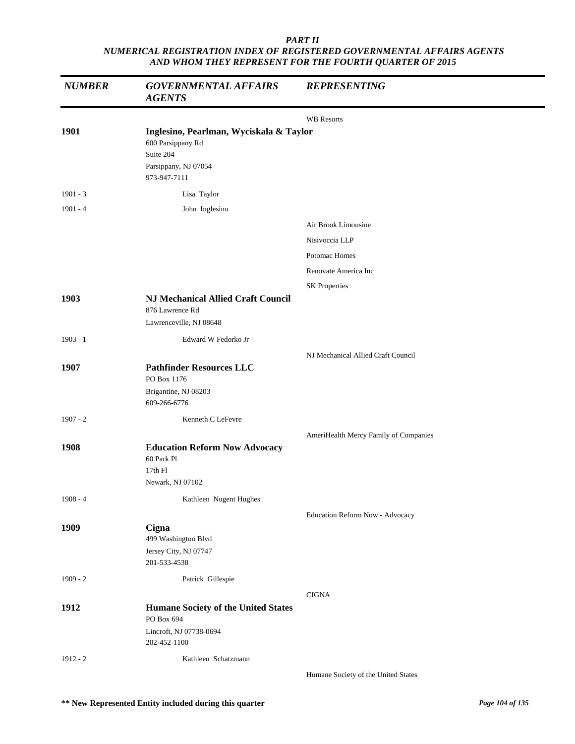**PART II**
***NUMERICAL REGISTRATION INDEX OF REGISTERED GOVERNMENTAL AFFAIRS AGENTS AND WHOM THEY REPRESENT FOR THE FOURTH QUARTER OF 2015***

| *NUMBER* | *GOVERNMENTAL AFFAIRS AGENTS* | *REPRESENTING* |
|---|---|---|
| | | WB Resorts |
| **1901** | **Inglesino, Pearlman, Wyciskala & Taylor**<br>600 Parsippany Rd<br>Suite 204<br>Parsippany, NJ 07054<br>973-947-7111 | |
| 1901 - 3 | Lisa Taylor | |
| 1901 - 4 | John Inglesino | |
| | | Air Brook Limousine |
| | | Nisivoccia LLP |
| | | Potomac Homes |
| | | Renovate America Inc |
| | | SK Properties |
| **1903** | **NJ Mechanical Allied Craft Council**<br>876 Lawrence Rd<br>Lawrenceville, NJ 08648 | |
| 1903 - 1 | Edward W Fedorko Jr | |
| | | NJ Mechanical Allied Craft Council |
| **1907** | **Pathfinder Resources LLC**<br>PO Box 1176<br>Brigantine, NJ 08203<br>609-266-6776 | |
| 1907 - 2 | Kenneth C LeFevre | |
| | | AmeriHealth Mercy Family of Companies |
| **1908** | **Education Reform Now Advocacy**<br>60 Park Pl<br>17th Fl<br>Newark, NJ 07102 | |
| 1908 - 4 | Kathleen Nugent Hughes | |
| | | Education Reform Now - Advocacy |
| **1909** | **Cigna**<br>499 Washington Blvd<br>Jersey City, NJ 07747<br>201-533-4538 | |
| 1909 - 2 | Patrick Gillespie | |
| | | CIGNA |
| **1912** | **Humane Society of the United States**<br>PO Box 694<br>Lincroft, NJ 07738-0694<br>202-452-1100 | |
| 1912 - 2 | Kathleen Schatzmann | |
| | | Humane Society of the United States |

**\*\* New Represented Entity included during this quarter**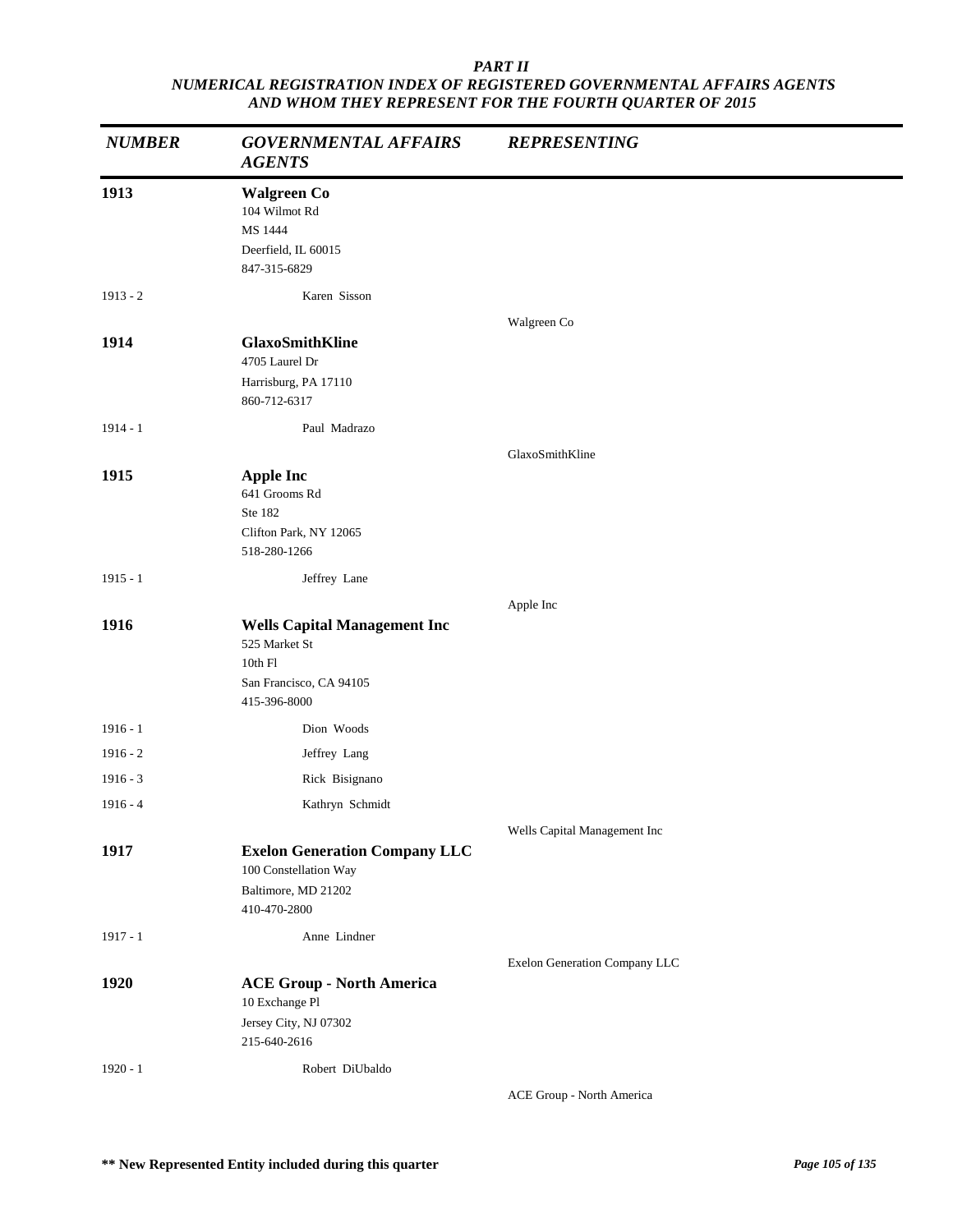***PART II***
***NUMERICAL REGISTRATION INDEX OF REGISTERED GOVERNMENTAL AFFAIRS AGENTS AND WHOM THEY REPRESENT FOR THE FOURTH QUARTER OF 2015***

| *NUMBER* | *GOVERNMENTAL AFFAIRS AGENTS* | *REPRESENTING* |
|---|---|---|
| **1913** | **Walgreen Co**<br>104 Wilmot Rd<br>MS 1444<br>Deerfield, IL 60015<br>847-315-6829 | |
| 1913 - 2 | Karen Sisson | |
| | | Walgreen Co |
| **1914** | **GlaxoSmithKline**<br>4705 Laurel Dr<br>Harrisburg, PA 17110<br>860-712-6317 | |
| 1914 - 1 | Paul Madrazo | |
| | | GlaxoSmithKline |
| **1915** | **Apple Inc**<br>641 Grooms Rd<br>Ste 182<br>Clifton Park, NY 12065<br>518-280-1266 | |
| 1915 - 1 | Jeffrey Lane | |
| | | Apple Inc |
| **1916** | **Wells Capital Management Inc**<br>525 Market St<br>10th Fl<br>San Francisco, CA 94105<br>415-396-8000 | |
| 1916 - 1 | Dion Woods | |
| 1916 - 2 | Jeffrey Lang | |
| 1916 - 3 | Rick Bisignano | |
| 1916 - 4 | Kathryn Schmidt | |
| | | Wells Capital Management Inc |
| **1917** | **Exelon Generation Company LLC**<br>100 Constellation Way<br>Baltimore, MD 21202<br>410-470-2800 | |
| 1917 - 1 | Anne Lindner | |
| | | Exelon Generation Company LLC |
| **1920** | **ACE Group - North America**<br>10 Exchange Pl<br>Jersey City, NJ 07302<br>215-640-2616 | |
| 1920 - 1 | Robert DiUbaldo | |
| | | ACE Group - North America |

**\*\* New Represented Entity included during this quarter**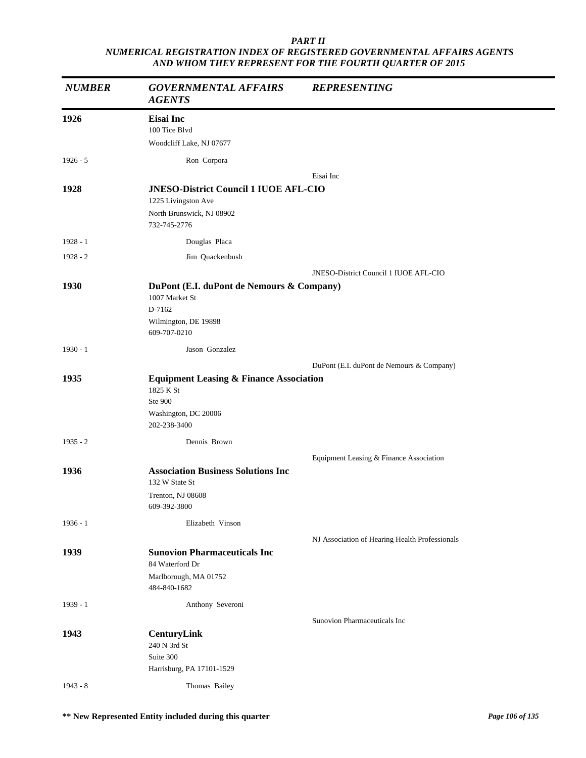*PART II*
*NUMERICAL REGISTRATION INDEX OF REGISTERED GOVERNMENTAL AFFAIRS AGENTS AND WHOM THEY REPRESENT FOR THE FOURTH QUARTER OF 2015*

| *NUMBER* | *GOVERNMENTAL AFFAIRS AGENTS* | *REPRESENTING* |
|---|---|---|
| **1926** | **Eisai Inc**<br>100 Tice Blvd<br>Woodcliff Lake, NJ 07677 | |
| 1926 - 5 | Ron Corpora | |
| | | Eisai Inc |
| **1928** | **JNESO-District Council 1 IUOE AFL-CIO**<br>1225 Livingston Ave<br>North Brunswick, NJ 08902<br>732-745-2776 | |
| 1928 - 1 | Douglas Placa | |
| 1928 - 2 | Jim Quackenbush | |
| | | JNESO-District Council 1 IUOE AFL-CIO |
| **1930** | **DuPont (E.I. duPont de Nemours & Company)**<br>1007 Market St<br>D-7162<br>Wilmington, DE 19898<br>609-707-0210 | |
| 1930 - 1 | Jason Gonzalez | |
| | | DuPont (E.I. duPont de Nemours & Company) |
| **1935** | **Equipment Leasing & Finance Association**<br>1825 K St<br>Ste 900<br>Washington, DC 20006<br>202-238-3400 | |
| 1935 - 2 | Dennis Brown | |
| | | Equipment Leasing & Finance Association |
| **1936** | **Association Business Solutions Inc**<br>132 W State St<br>Trenton, NJ 08608<br>609-392-3800 | |
| 1936 - 1 | Elizabeth Vinson | |
| | | NJ Association of Hearing Health Professionals |
| **1939** | **Sunovion Pharmaceuticals Inc**<br>84 Waterford Dr<br>Marlborough, MA 01752<br>484-840-1682 | |
| 1939 - 1 | Anthony Severoni | |
| | | Sunovion Pharmaceuticals Inc |
| **1943** | **CenturyLink**<br>240 N 3rd St<br>Suite 300<br>Harrisburg, PA 17101-1529 | |
| 1943 - 8 | Thomas Bailey | |

**\*\* New Represented Entity included during this quarter**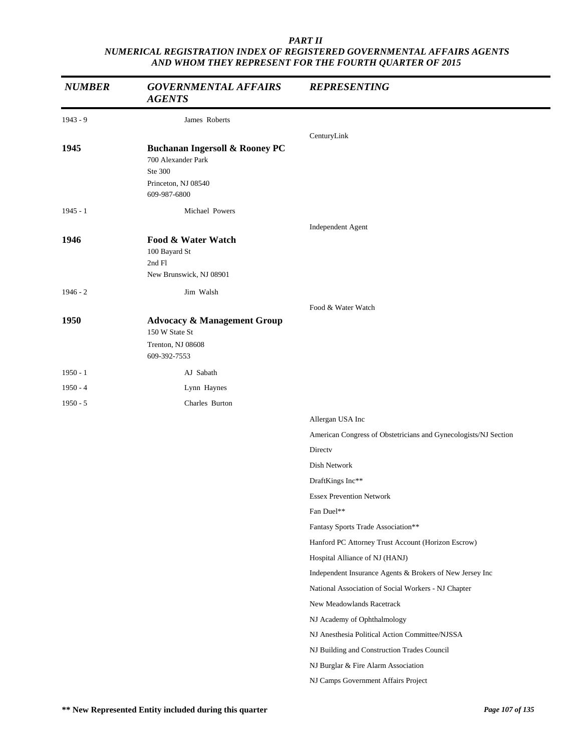***PART II***
***NUMERICAL REGISTRATION INDEX OF REGISTERED GOVERNMENTAL AFFAIRS AGENTS AND WHOM THEY REPRESENT FOR THE FOURTH QUARTER OF 2015***

| *NUMBER* | *GOVERNMENTAL AFFAIRS AGENTS* | *REPRESENTING* |
|---|---|---|
| 1943 - 9 | James Roberts | |
| | | CenturyLink |
| **1945** | **Buchanan Ingersoll & Rooney PC**<br>700 Alexander Park<br>Ste 300<br>Princeton, NJ 08540<br>609-987-6800 | |
| 1945 - 1 | Michael Powers | |
| | | Independent Agent |
| **1946** | **Food & Water Watch**<br>100 Bayard St<br>2nd Fl<br>New Brunswick, NJ 08901 | |
| 1946 - 2 | Jim Walsh | |
| | | Food & Water Watch |
| **1950** | **Advocacy & Management Group**<br>150 W State St<br>Trenton, NJ 08608<br>609-392-7553 | |
| 1950 - 1 | AJ Sabath | |
| 1950 - 4 | Lynn Haynes | |
| 1950 - 5 | Charles Burton | |
| | | Allergan USA Inc |
| | | American Congress of Obstetricians and Gynecologists/NJ Section |
| | | Directv |
| | | Dish Network |
| | | DraftKings Inc** |
| | | Essex Prevention Network |
| | | Fan Duel** |
| | | Fantasy Sports Trade Association** |
| | | Hanford PC Attorney Trust Account (Horizon Escrow) |
| | | Hospital Alliance of NJ (HANJ) |
| | | Independent Insurance Agents & Brokers of New Jersey Inc |
| | | National Association of Social Workers - NJ Chapter |
| | | New Meadowlands Racetrack |
| | | NJ Academy of Ophthalmology |
| | | NJ Anesthesia Political Action Committee/NJSSA |
| | | NJ Building and Construction Trades Council |
| | | NJ Burglar & Fire Alarm Association |
| | | NJ Camps Government Affairs Project |

**** New Represented Entity included during this quarter**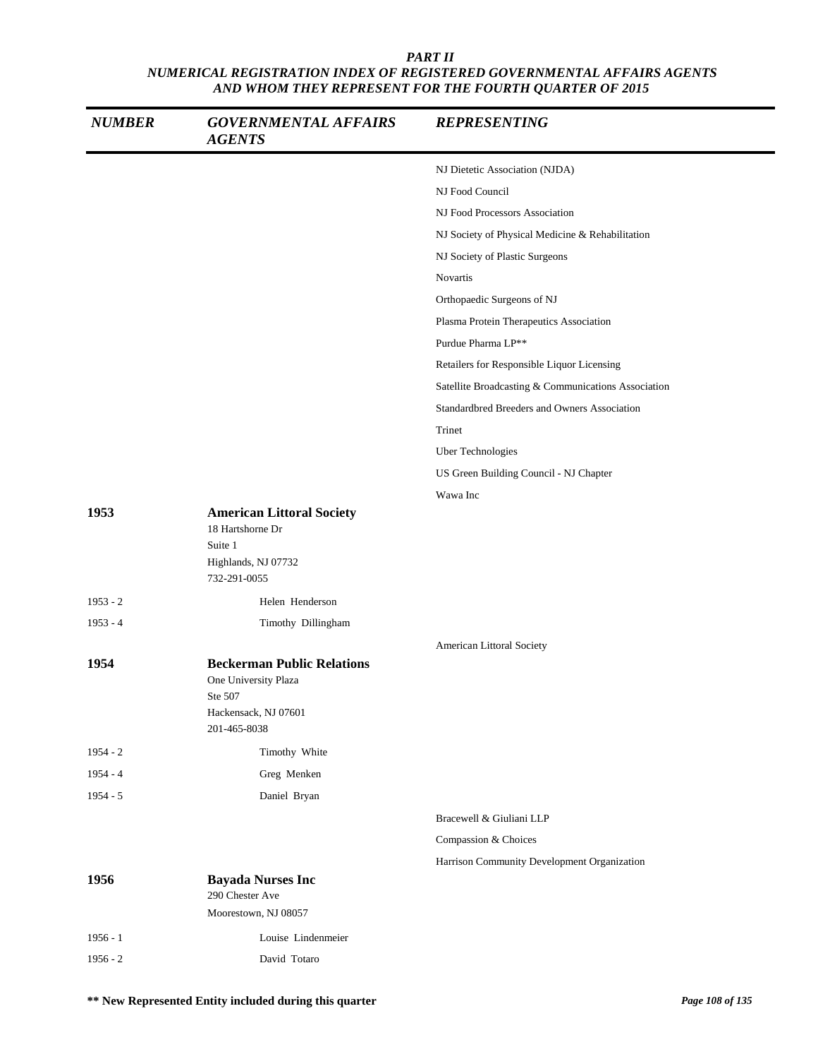*PART II*
*NUMERICAL REGISTRATION INDEX OF REGISTERED GOVERNMENTAL AFFAIRS AGENTS AND WHOM THEY REPRESENT FOR THE FOURTH QUARTER OF 2015*

| *NUMBER* | *GOVERNMENTAL AFFAIRS AGENTS* | *REPRESENTING* |
|---|---|---|
| | | NJ Dietetic Association (NJDA) |
| | | NJ Food Council |
| | | NJ Food Processors Association |
| | | NJ Society of Physical Medicine & Rehabilitation |
| | | NJ Society of Plastic Surgeons |
| | | Novartis |
| | | Orthopaedic Surgeons of NJ |
| | | Plasma Protein Therapeutics Association |
| | | Purdue Pharma LP** |
| | | Retailers for Responsible Liquor Licensing |
| | | Satellite Broadcasting & Communications Association |
| | | Standardbred Breeders and Owners Association |
| | | Trinet |
| | | Uber Technologies |
| | | US Green Building Council - NJ Chapter |
| | | Wawa Inc |
| **1953** | **American Littoral Society**<br>18 Hartshorne Dr<br>Suite 1<br>Highlands, NJ 07732<br>732-291-0055 | |
| 1953 - 2 | Helen Henderson | |
| 1953 - 4 | Timothy Dillingham | |
| | | American Littoral Society |
| **1954** | **Beckerman Public Relations**<br>One University Plaza<br>Ste 507<br>Hackensack, NJ 07601<br>201-465-8038 | |
| 1954 - 2 | Timothy White | |
| 1954 - 4 | Greg Menken | |
| 1954 - 5 | Daniel Bryan | |
| | | Bracewell & Giuliani LLP |
| | | Compassion & Choices |
| | | Harrison Community Development Organization |
| **1956** | **Bayada Nurses Inc**<br>290 Chester Ave<br>Moorestown, NJ 08057 | |
| 1956 - 1 | Louise Lindenmeier | |
| 1956 - 2 | David Totaro | |

**** New Represented Entity included during this quarter**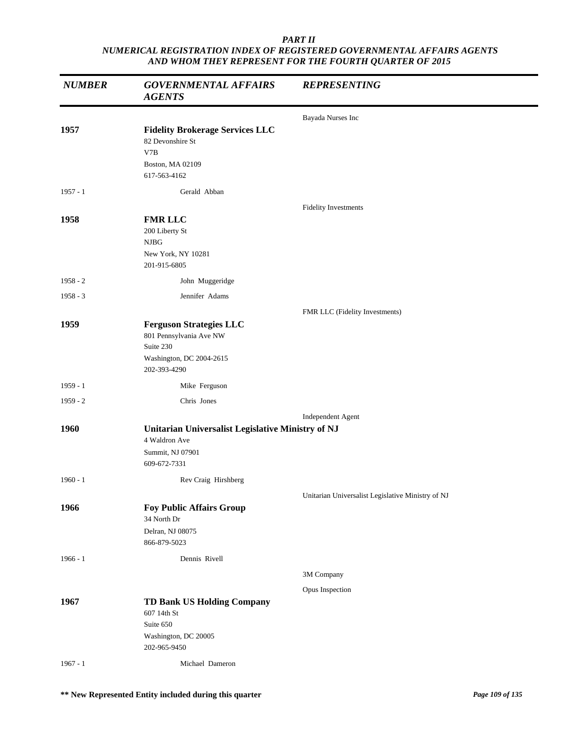*PART II*
*NUMERICAL REGISTRATION INDEX OF REGISTERED GOVERNMENTAL AFFAIRS AGENTS AND WHOM THEY REPRESENT FOR THE FOURTH QUARTER OF 2015*

| *NUMBER* | *GOVERNMENTAL AFFAIRS AGENTS* | *REPRESENTING* |
|---|---|---|
| | | Bayada Nurses Inc |
| **1957** | **Fidelity Brokerage Services LLC**<br>82 Devonshire St<br>V7B<br>Boston, MA 02109<br>617-563-4162 | |
| 1957 - 1 | Gerald Abban | |
| | | Fidelity Investments |
| **1958** | **FMR LLC**<br>200 Liberty St<br>NJBG<br>New York, NY 10281<br>201-915-6805 | |
| 1958 - 2 | John Muggeridge | |
| 1958 - 3 | Jennifer Adams | |
| | | FMR LLC (Fidelity Investments) |
| **1959** | **Ferguson Strategies LLC**<br>801 Pennsylvania Ave NW<br>Suite 230<br>Washington, DC 2004-2615<br>202-393-4290 | |
| 1959 - 1 | Mike Ferguson | |
| 1959 - 2 | Chris Jones | |
| | | Independent Agent |
| **1960** | **Unitarian Universalist Legislative Ministry of NJ**<br>4 Waldron Ave<br>Summit, NJ 07901<br>609-672-7331 | |
| 1960 - 1 | Rev Craig Hirshberg | |
| | | Unitarian Universalist Legislative Ministry of NJ |
| **1966** | **Foy Public Affairs Group**<br>34 North Dr<br>Delran, NJ 08075<br>866-879-5023 | |
| 1966 - 1 | Dennis Rivell | |
| | | 3M Company |
| | | Opus Inspection |
| **1967** | **TD Bank US Holding Company**<br>607 14th St<br>Suite 650<br>Washington, DC 20005<br>202-965-9450 | |
| 1967 - 1 | Michael Dameron | |

**\*\* New Represented Entity included during this quarter**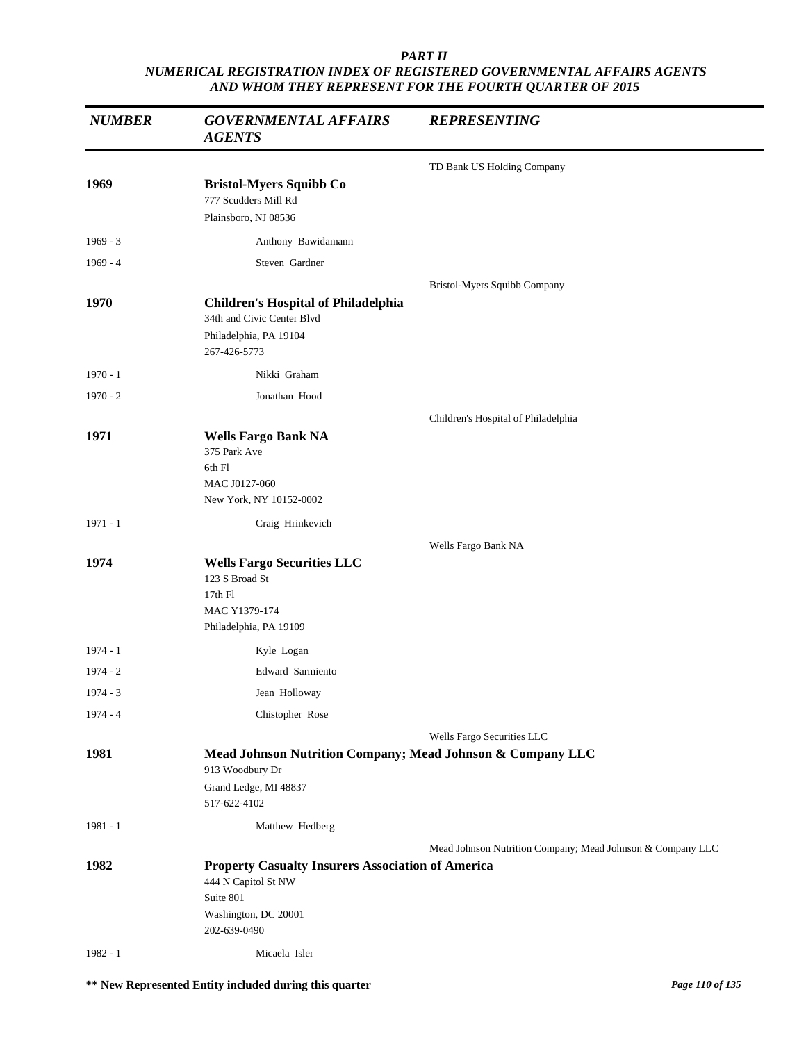*PART II*
*NUMERICAL REGISTRATION INDEX OF REGISTERED GOVERNMENTAL AFFAIRS AGENTS AND WHOM THEY REPRESENT FOR THE FOURTH QUARTER OF 2015*

| *NUMBER* | *GOVERNMENTAL AFFAIRS AGENTS* | *REPRESENTING* |
|---|---|---|
| | | TD Bank US Holding Company |
| **1969** | **Bristol-Myers Squibb Co**<br>777 Scudders Mill Rd<br>Plainsboro, NJ 08536 | |
| 1969 - 3 | Anthony Bawidamann | |
| 1969 - 4 | Steven Gardner | |
| | | Bristol-Myers Squibb Company |
| **1970** | **Children's Hospital of Philadelphia**<br>34th and Civic Center Blvd<br>Philadelphia, PA 19104<br>267-426-5773 | |
| 1970 - 1 | Nikki Graham | |
| 1970 - 2 | Jonathan Hood | |
| | | Children's Hospital of Philadelphia |
| **1971** | **Wells Fargo Bank NA**<br>375 Park Ave<br>6th Fl<br>MAC J0127-060<br>New York, NY 10152-0002 | |
| 1971 - 1 | Craig Hrinkevich | |
| | | Wells Fargo Bank NA |
| **1974** | **Wells Fargo Securities LLC**<br>123 S Broad St<br>17th Fl<br>MAC Y1379-174<br>Philadelphia, PA 19109 | |
| 1974 - 1 | Kyle Logan | |
| 1974 - 2 | Edward Sarmiento | |
| 1974 - 3 | Jean Holloway | |
| 1974 - 4 | Chistopher Rose | |
| | | Wells Fargo Securities LLC |
| **1981** | **Mead Johnson Nutrition Company; Mead Johnson & Company LLC**<br>913 Woodbury Dr<br>Grand Ledge, MI 48837<br>517-622-4102 | |
| 1981 - 1 | Matthew Hedberg | |
| | | Mead Johnson Nutrition Company; Mead Johnson & Company LLC |
| **1982** | **Property Casualty Insurers Association of America**<br>444 N Capitol St NW<br>Suite 801<br>Washington, DC 20001<br>202-639-0490 | |
| 1982 - 1 | Micaela Isler | |

**\*\* New Represented Entity included during this quarter**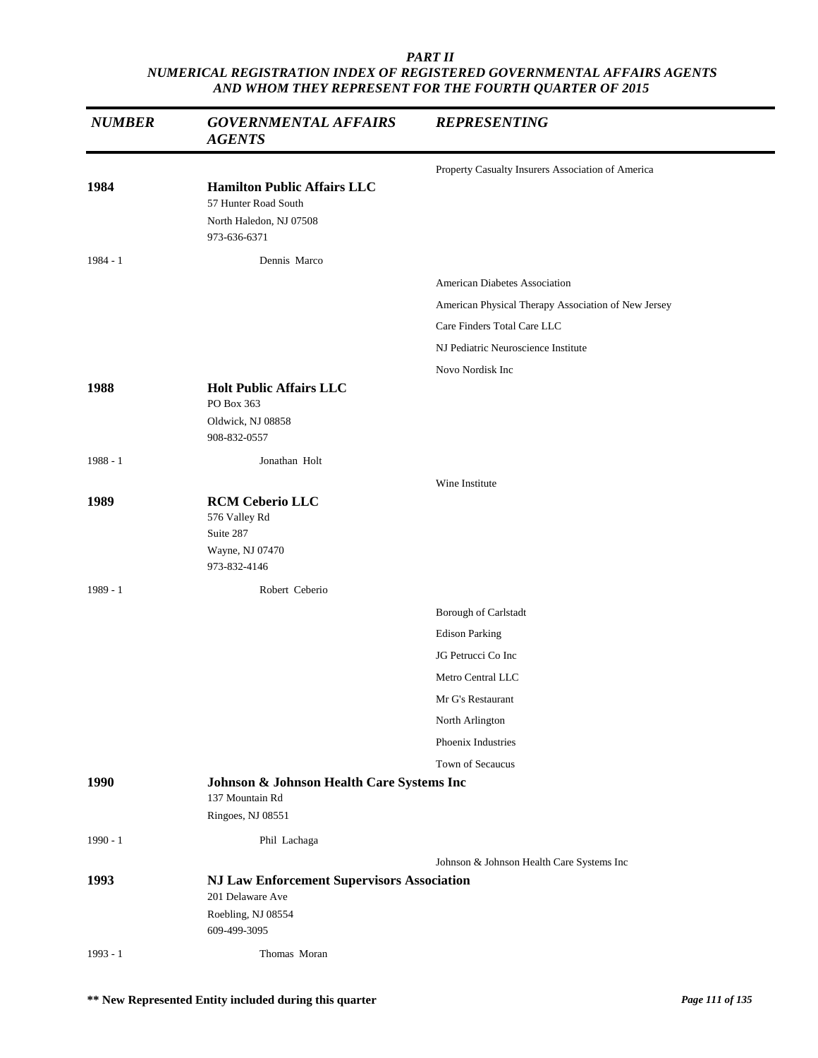**PART II**
***NUMERICAL REGISTRATION INDEX OF REGISTERED GOVERNMENTAL AFFAIRS AGENTS AND WHOM THEY REPRESENT FOR THE FOURTH QUARTER OF 2015***

| *NUMBER* | *GOVERNMENTAL AFFAIRS AGENTS* | *REPRESENTING* |
|---|---|---|
| | | Property Casualty Insurers Association of America |
| **1984** | **Hamilton Public Affairs LLC**<br>57 Hunter Road South<br>North Haledon, NJ 07508<br>973-636-6371 | |
| 1984 - 1 | Dennis Marco | |
| | | American Diabetes Association |
| | | American Physical Therapy Association of New Jersey |
| | | Care Finders Total Care LLC |
| | | NJ Pediatric Neuroscience Institute |
| | | Novo Nordisk Inc |
| **1988** | **Holt Public Affairs LLC**<br>PO Box 363<br>Oldwick, NJ 08858<br>908-832-0557 | |
| 1988 - 1 | Jonathan Holt | |
| | | Wine Institute |
| **1989** | **RCM Ceberio LLC**<br>576 Valley Rd<br>Suite 287<br>Wayne, NJ 07470<br>973-832-4146 | |
| 1989 - 1 | Robert Ceberio | |
| | | Borough of Carlstadt |
| | | Edison Parking |
| | | JG Petrucci Co Inc |
| | | Metro Central LLC |
| | | Mr G's Restaurant |
| | | North Arlington |
| | | Phoenix Industries |
| | | Town of Secaucus |
| **1990** | **Johnson & Johnson Health Care Systems Inc**<br>137 Mountain Rd<br>Ringoes, NJ 08551 | |
| 1990 - 1 | Phil Lachaga | |
| | | Johnson & Johnson Health Care Systems Inc |
| **1993** | **NJ Law Enforcement Supervisors Association**<br>201 Delaware Ave<br>Roebling, NJ 08554<br>609-499-3095 | |
| 1993 - 1 | Thomas Moran | |

**\*\* New Represented Entity included during this quarter**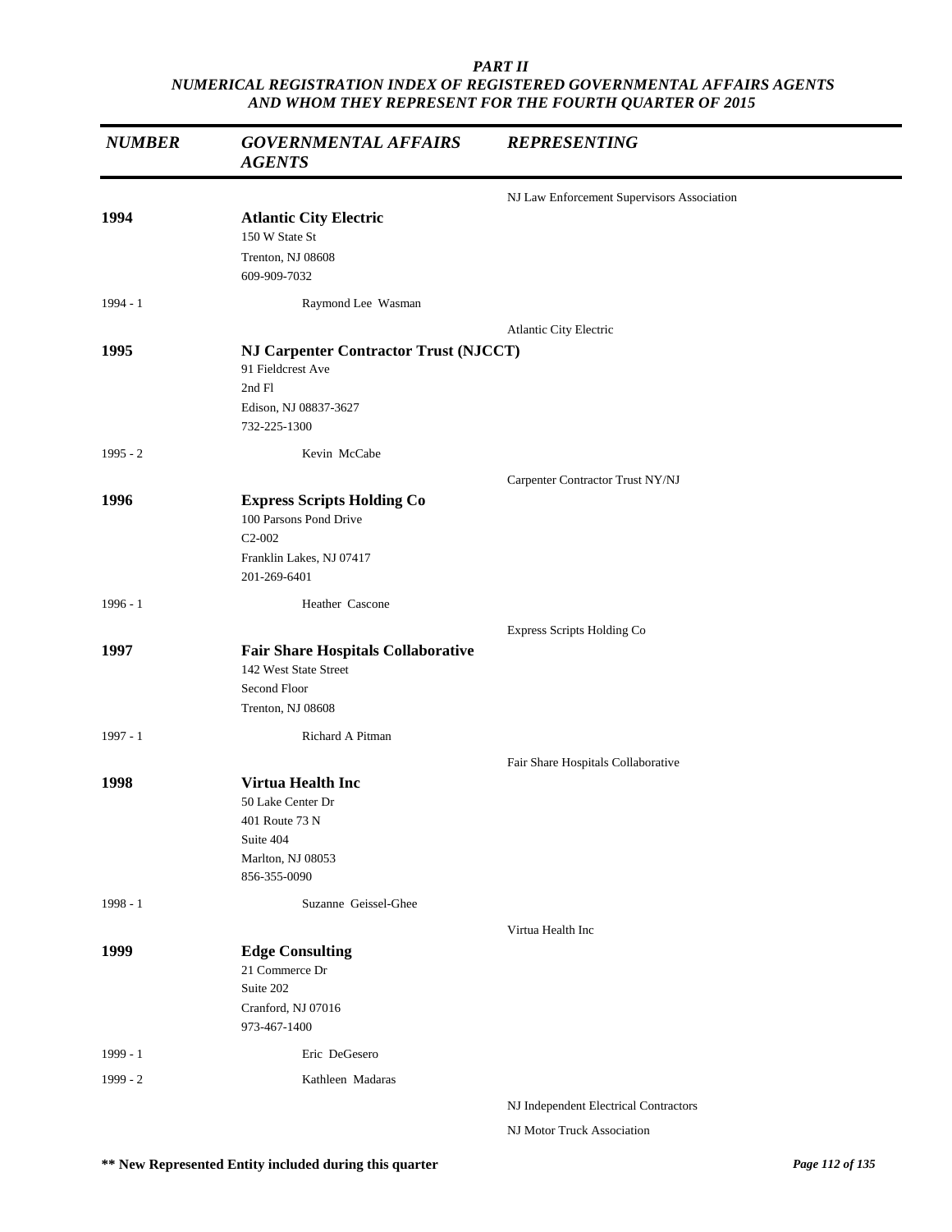*PART II*
*NUMERICAL REGISTRATION INDEX OF REGISTERED GOVERNMENTAL AFFAIRS AGENTS AND WHOM THEY REPRESENT FOR THE FOURTH QUARTER OF 2015*

| *NUMBER* | *GOVERNMENTAL AFFAIRS AGENTS* | *REPRESENTING* |
|---|---|---|
| | | NJ Law Enforcement Supervisors Association |
| **1994** | **Atlantic City Electric**<br>150 W State St<br>Trenton, NJ 08608<br>609-909-7032 | |
| 1994 - 1 | Raymond Lee Wasman | |
| | | Atlantic City Electric |
| **1995** | **NJ Carpenter Contractor Trust (NJCCT)**<br>91 Fieldcrest Ave<br>2nd Fl<br>Edison, NJ 08837-3627<br>732-225-1300 | |
| 1995 - 2 | Kevin McCabe | |
| | | Carpenter Contractor Trust NY/NJ |
| **1996** | **Express Scripts Holding Co**<br>100 Parsons Pond Drive<br>C2-002<br>Franklin Lakes, NJ 07417<br>201-269-6401 | |
| 1996 - 1 | Heather Cascone | |
| | | Express Scripts Holding Co |
| **1997** | **Fair Share Hospitals Collaborative**<br>142 West State Street<br>Second Floor<br>Trenton, NJ 08608 | |
| 1997 - 1 | Richard A Pitman | |
| | | Fair Share Hospitals Collaborative |
| **1998** | **Virtua Health Inc**<br>50 Lake Center Dr<br>401 Route 73 N<br>Suite 404<br>Marlton, NJ 08053<br>856-355-0090 | |
| 1998 - 1 | Suzanne Geissel-Ghee | |
| | | Virtua Health Inc |
| **1999** | **Edge Consulting**<br>21 Commerce Dr<br>Suite 202<br>Cranford, NJ 07016<br>973-467-1400 | |
| 1999 - 1 | Eric DeGesero | |
| 1999 - 2 | Kathleen Madaras | |
| | | NJ Independent Electrical Contractors |
| | | NJ Motor Truck Association |

**\*\* New Represented Entity included during this quarter**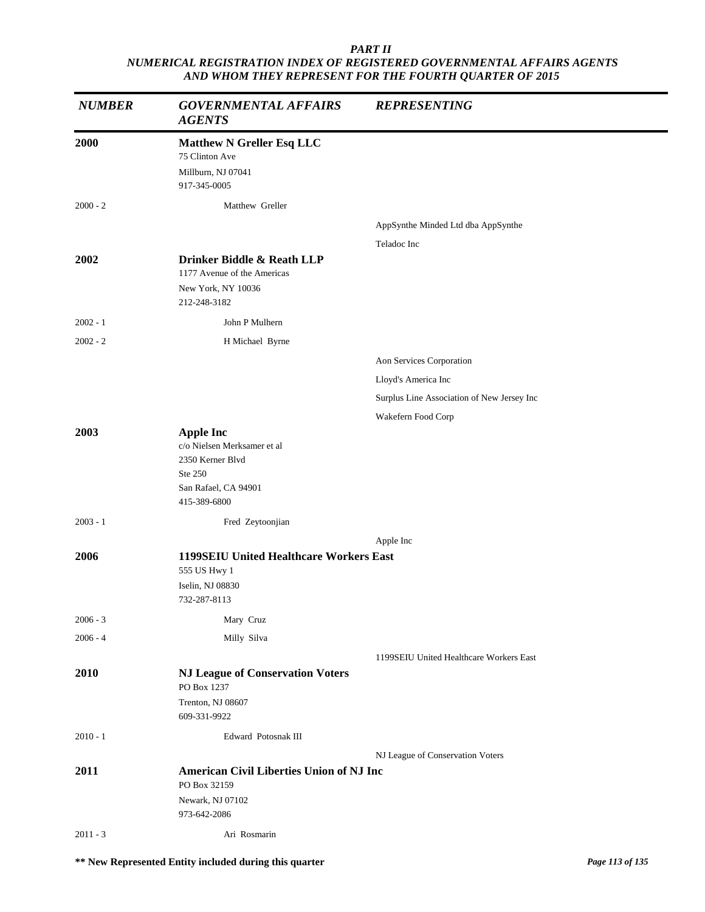***PART II***
***NUMERICAL REGISTRATION INDEX OF REGISTERED GOVERNMENTAL AFFAIRS AGENTS AND WHOM THEY REPRESENT FOR THE FOURTH QUARTER OF 2015***

| *NUMBER* | *GOVERNMENTAL AFFAIRS AGENTS* | *REPRESENTING* |
|---|---|---|
| **2000** | **Matthew N Greller Esq LLC**<br>75 Clinton Ave<br>Millburn, NJ 07041<br>917-345-0005 | |
| 2000 - 2 | Matthew Greller | |
| | | AppSynthe Minded Ltd dba AppSynthe |
| | | Teladoc Inc |
| **2002** | **Drinker Biddle & Reath LLP**<br>1177 Avenue of the Americas<br>New York, NY 10036<br>212-248-3182 | |
| 2002 - 1 | John P Mulhern | |
| 2002 - 2 | H Michael Byrne | |
| | | Aon Services Corporation |
| | | Lloyd's America Inc |
| | | Surplus Line Association of New Jersey Inc |
| | | Wakefern Food Corp |
| **2003** | **Apple Inc**<br>c/o Nielsen Merksamer et al<br>2350 Kerner Blvd<br>Ste 250<br>San Rafael, CA 94901<br>415-389-6800 | |
| 2003 - 1 | Fred Zeytoonjian | |
| | | Apple Inc |
| **2006** | **1199SEIU United Healthcare Workers East**<br>555 US Hwy 1<br>Iselin, NJ 08830<br>732-287-8113 | |
| 2006 - 3 | Mary Cruz | |
| 2006 - 4 | Milly Silva | |
| | | 1199SEIU United Healthcare Workers East |
| **2010** | **NJ League of Conservation Voters**<br>PO Box 1237<br>Trenton, NJ 08607<br>609-331-9922 | |
| 2010 - 1 | Edward Potosnak III | |
| | | NJ League of Conservation Voters |
| **2011** | **American Civil Liberties Union of NJ Inc**<br>PO Box 32159<br>Newark, NJ 07102<br>973-642-2086 | |
| 2011 - 3 | Ari Rosmarin | |

**\*\* New Represented Entity included during this quarter**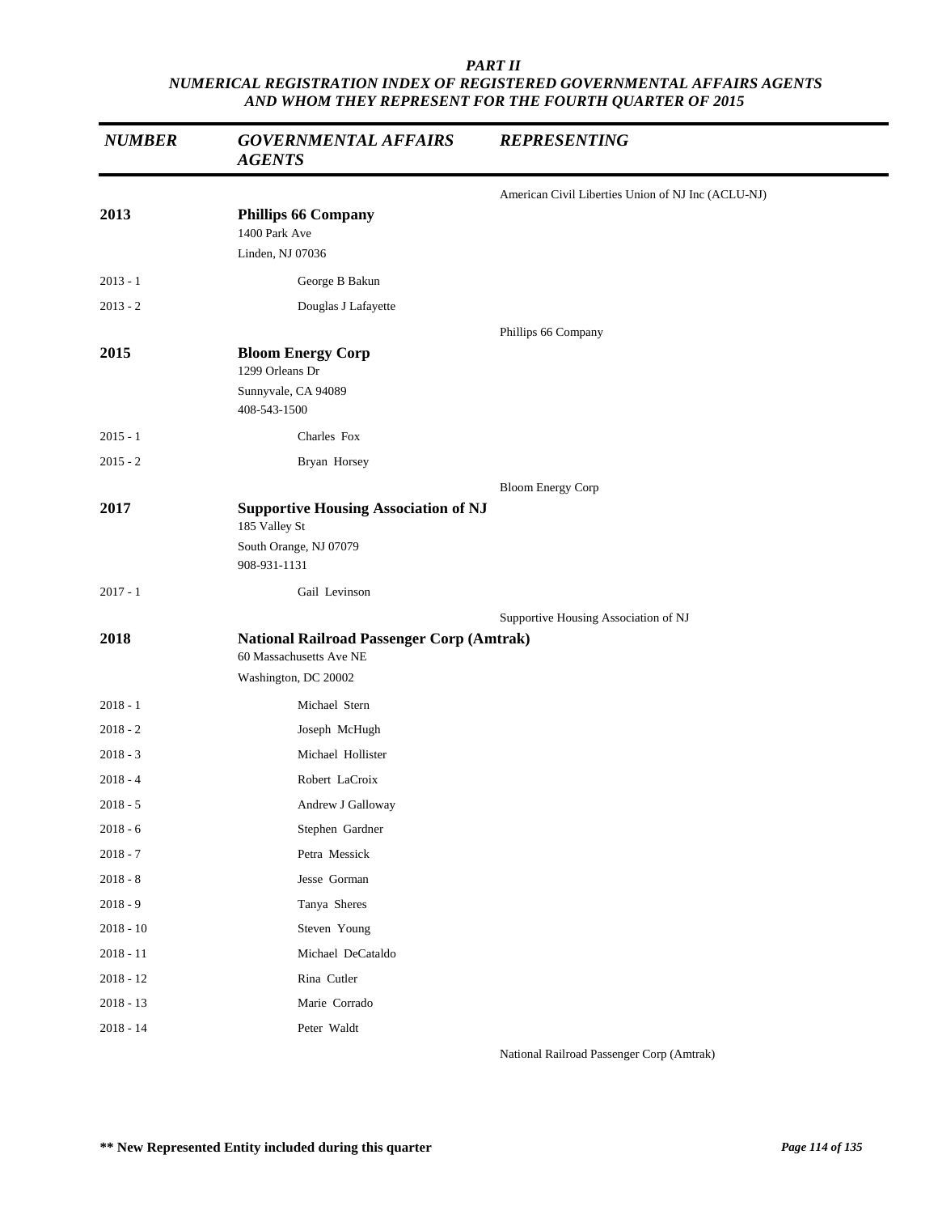***PART II***
***NUMERICAL REGISTRATION INDEX OF REGISTERED GOVERNMENTAL AFFAIRS AGENTS AND WHOM THEY REPRESENT FOR THE FOURTH QUARTER OF 2015***

| *NUMBER* | *GOVERNMENTAL AFFAIRS AGENTS* | *REPRESENTING* |
|---|---|---|
| | | American Civil Liberties Union of NJ Inc (ACLU-NJ) |
| **2013** | **Phillips 66 Company**<br>1400 Park Ave<br>Linden, NJ 07036 | |
| 2013 - 1 | George B Bakun | |
| 2013 - 2 | Douglas J Lafayette | |
| | | Phillips 66 Company |
| **2015** | **Bloom Energy Corp**<br>1299 Orleans Dr<br>Sunnyvale, CA 94089<br>408-543-1500 | |
| 2015 - 1 | Charles Fox | |
| 2015 - 2 | Bryan Horsey | |
| | | Bloom Energy Corp |
| **2017** | **Supportive Housing Association of NJ**<br>185 Valley St<br>South Orange, NJ 07079<br>908-931-1131 | |
| 2017 - 1 | Gail Levinson | |
| | | Supportive Housing Association of NJ |
| **2018** | **National Railroad Passenger Corp (Amtrak)**<br>60 Massachusetts Ave NE<br>Washington, DC 20002 | |
| 2018 - 1 | Michael Stern | |
| 2018 - 2 | Joseph McHugh | |
| 2018 - 3 | Michael Hollister | |
| 2018 - 4 | Robert LaCroix | |
| 2018 - 5 | Andrew J Galloway | |
| 2018 - 6 | Stephen Gardner | |
| 2018 - 7 | Petra Messick | |
| 2018 - 8 | Jesse Gorman | |
| 2018 - 9 | Tanya Sheres | |
| 2018 - 10 | Steven Young | |
| 2018 - 11 | Michael DeCataldo | |
| 2018 - 12 | Rina Cutler | |
| 2018 - 13 | Marie Corrado | |
| 2018 - 14 | Peter Waldt | |
| | | National Railroad Passenger Corp (Amtrak) |

**\*\* New Represented Entity included during this quarter**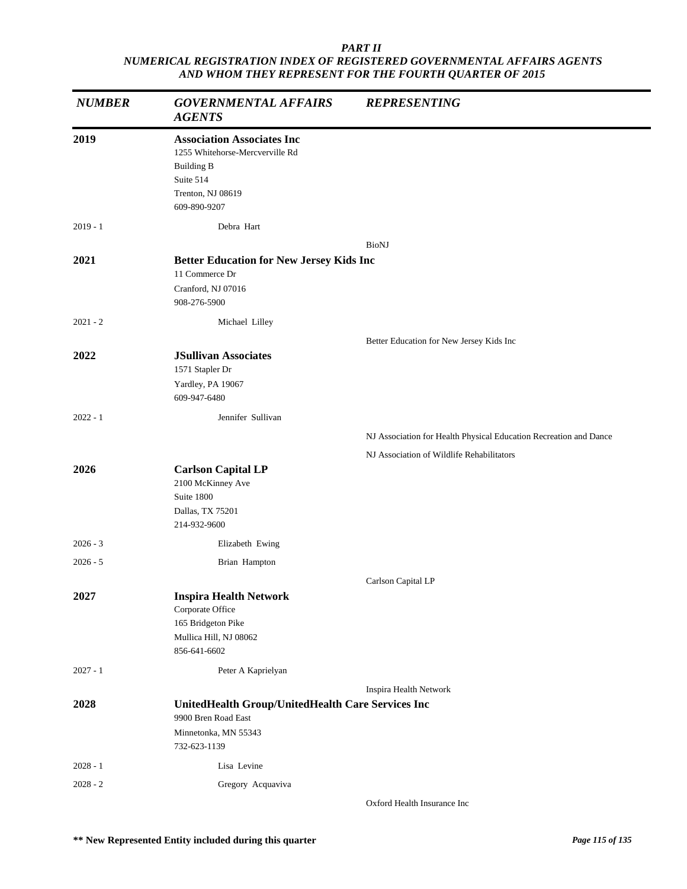***PART II***
***NUMERICAL REGISTRATION INDEX OF REGISTERED GOVERNMENTAL AFFAIRS AGENTS AND WHOM THEY REPRESENT FOR THE FOURTH QUARTER OF 2015***

| *NUMBER* | *GOVERNMENTAL AFFAIRS AGENTS* | *REPRESENTING* |
|---|---|---|
| **2019** | **Association Associates Inc**<br>1255 Whitehorse-Mercverville Rd<br>Building B<br>Suite 514<br>Trenton, NJ 08619<br>609-890-9207 | |
| 2019 - 1 | Debra Hart | |
| | | BioNJ |
| **2021** | **Better Education for New Jersey Kids Inc**<br>11 Commerce Dr<br>Cranford, NJ 07016<br>908-276-5900 | |
| 2021 - 2 | Michael Lilley | |
| | | Better Education for New Jersey Kids Inc |
| **2022** | **JSullivan Associates**<br>1571 Stapler Dr<br>Yardley, PA 19067<br>609-947-6480 | |
| 2022 - 1 | Jennifer Sullivan | |
| | | NJ Association for Health Physical Education Recreation and Dance |
| | | NJ Association of Wildlife Rehabilitators |
| **2026** | **Carlson Capital LP**<br>2100 McKinney Ave<br>Suite 1800<br>Dallas, TX 75201<br>214-932-9600 | |
| 2026 - 3 | Elizabeth Ewing | |
| 2026 - 5 | Brian Hampton | |
| | | Carlson Capital LP |
| **2027** | **Inspira Health Network**<br>Corporate Office<br>165 Bridgeton Pike<br>Mullica Hill, NJ 08062<br>856-641-6602 | |
| 2027 - 1 | Peter A Kaprielyan | |
| | | Inspira Health Network |
| **2028** | **UnitedHealth Group/UnitedHealth Care Services Inc**<br>9900 Bren Road East<br>Minnetonka, MN 55343<br>732-623-1139 | |
| 2028 - 1 | Lisa Levine | |
| 2028 - 2 | Gregory Acquaviva | |
| | | Oxford Health Insurance Inc |

**** New Represented Entity included during this quarter**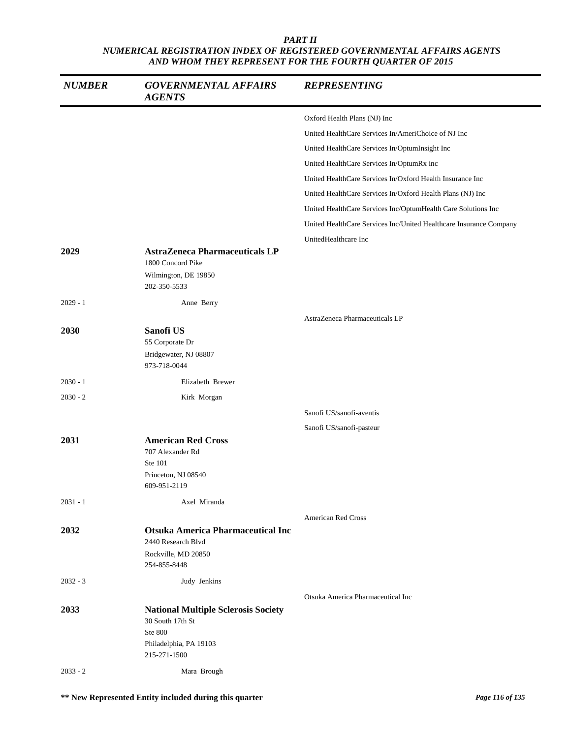*PART II*
*NUMERICAL REGISTRATION INDEX OF REGISTERED GOVERNMENTAL AFFAIRS AGENTS AND WHOM THEY REPRESENT FOR THE FOURTH QUARTER OF 2015*

| *NUMBER* | *GOVERNMENTAL AFFAIRS AGENTS* | *REPRESENTING* |
|---|---|---|
| | | Oxford Health Plans (NJ) Inc |
| | | United HealthCare Services In/AmeriChoice of NJ Inc |
| | | United HealthCare Services In/OptumInsight Inc |
| | | United HealthCare Services In/OptumRx inc |
| | | United HealthCare Services In/Oxford Health Insurance Inc |
| | | United HealthCare Services In/Oxford Health Plans (NJ) Inc |
| | | United HealthCare Services Inc/OptumHealth Care Solutions Inc |
| | | United HealthCare Services Inc/United Healthcare Insurance Company |
| | | UnitedHealthcare Inc |
| **2029** | **AstraZeneca Pharmaceuticals LP**<br>1800 Concord Pike<br>Wilmington, DE 19850<br>202-350-5533 | |
| 2029 - 1 | Anne Berry | |
| | | AstraZeneca Pharmaceuticals LP |
| **2030** | **Sanofi US**<br>55 Corporate Dr<br>Bridgewater, NJ 08807<br>973-718-0044 | |
| 2030 - 1 | Elizabeth Brewer | |
| 2030 - 2 | Kirk Morgan | |
| | | Sanofi US/sanofi-aventis |
| | | Sanofi US/sanofi-pasteur |
| **2031** | **American Red Cross**<br>707 Alexander Rd<br>Ste 101<br>Princeton, NJ 08540<br>609-951-2119 | |
| 2031 - 1 | Axel Miranda | |
| | | American Red Cross |
| **2032** | **Otsuka America Pharmaceutical Inc**<br>2440 Research Blvd<br>Rockville, MD 20850<br>254-855-8448 | |
| 2032 - 3 | Judy Jenkins | |
| | | Otsuka America Pharmaceutical Inc |
| **2033** | **National Multiple Sclerosis Society**<br>30 South 17th St<br>Ste 800<br>Philadelphia, PA 19103<br>215-271-1500 | |
| 2033 - 2 | Mara Brough | |

**** New Represented Entity included during this quarter**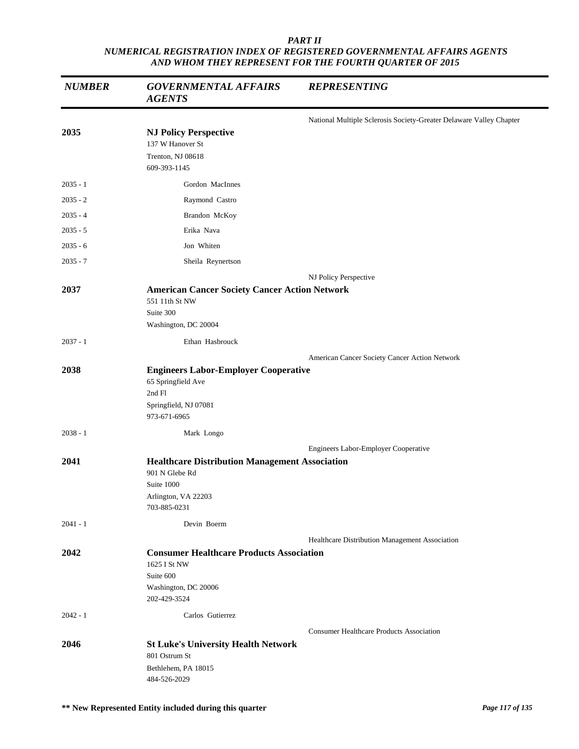*PART II*
*NUMERICAL REGISTRATION INDEX OF REGISTERED GOVERNMENTAL AFFAIRS AGENTS AND WHOM THEY REPRESENT FOR THE FOURTH QUARTER OF 2015*

| *NUMBER* | *GOVERNMENTAL AFFAIRS AGENTS* | *REPRESENTING* |
|---|---|---|
| | | National Multiple Sclerosis Society-Greater Delaware Valley Chapter |
| **2035** | **NJ Policy Perspective**<br>137 W Hanover St<br>Trenton, NJ 08618<br>609-393-1145 | |
| 2035 - 1 | Gordon MacInnes | |
| 2035 - 2 | Raymond Castro | |
| 2035 - 4 | Brandon McKoy | |
| 2035 - 5 | Erika Nava | |
| 2035 - 6 | Jon Whiten | |
| 2035 - 7 | Sheila Reynertson | |
| | | NJ Policy Perspective |
| **2037** | **American Cancer Society Cancer Action Network**<br>551 11th St NW<br>Suite 300<br>Washington, DC 20004 | |
| 2037 - 1 | Ethan Hasbrouck | |
| | | American Cancer Society Cancer Action Network |
| **2038** | **Engineers Labor-Employer Cooperative**<br>65 Springfield Ave<br>2nd Fl<br>Springfield, NJ 07081<br>973-671-6965 | |
| 2038 - 1 | Mark Longo | |
| | | Engineers Labor-Employer Cooperative |
| **2041** | **Healthcare Distribution Management Association**<br>901 N Glebe Rd<br>Suite 1000<br>Arlington, VA 22203<br>703-885-0231 | |
| 2041 - 1 | Devin Boerm | |
| | | Healthcare Distribution Management Association |
| **2042** | **Consumer Healthcare Products Association**<br>1625 I St NW<br>Suite 600<br>Washington, DC 20006<br>202-429-3524 | |
| 2042 - 1 | Carlos Gutierrez | |
| | | Consumer Healthcare Products Association |
| **2046** | **St Luke's University Health Network**<br>801 Ostrum St<br>Bethlehem, PA 18015<br>484-526-2029 | |

**** New Represented Entity included during this quarter**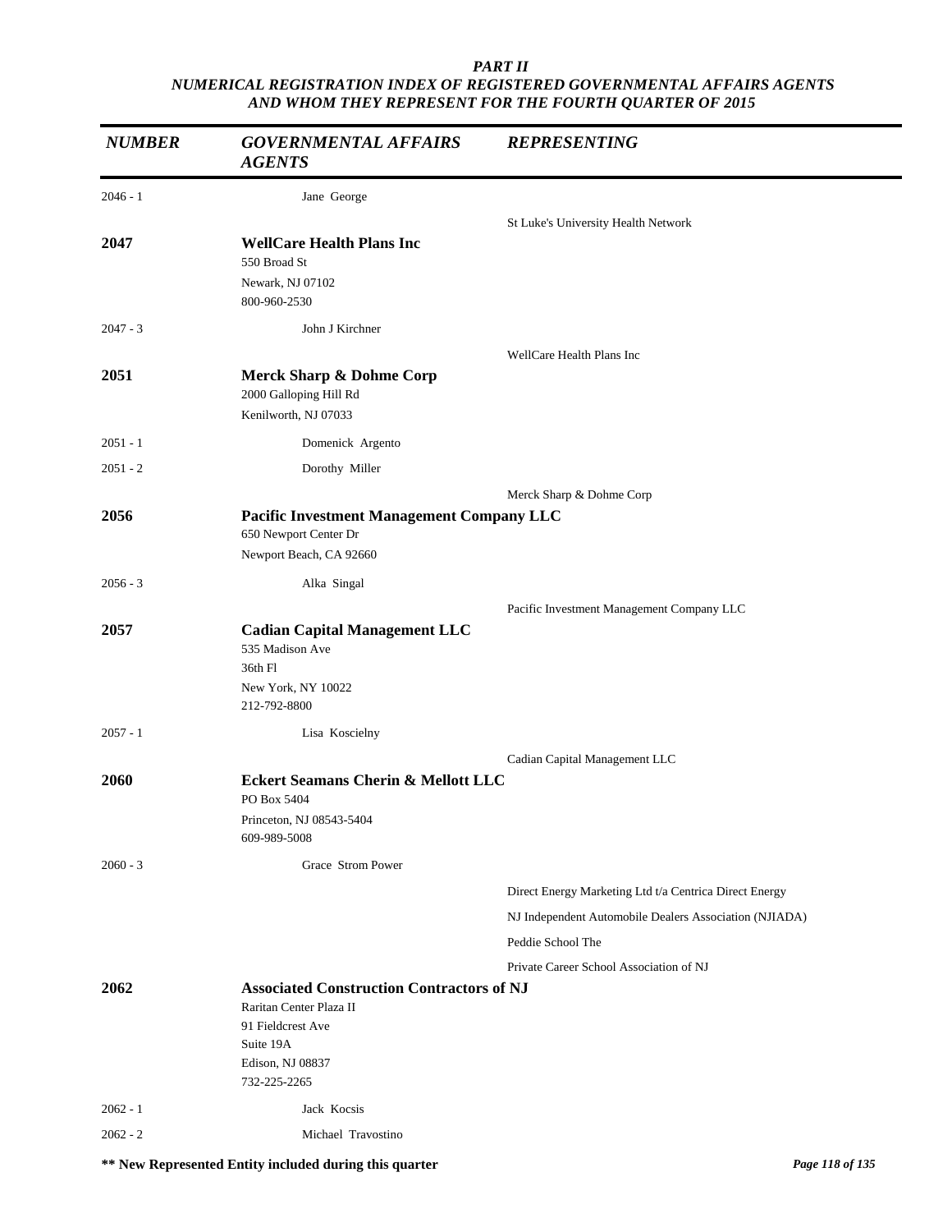*PART II*
*NUMERICAL REGISTRATION INDEX OF REGISTERED GOVERNMENTAL AFFAIRS AGENTS AND WHOM THEY REPRESENT FOR THE FOURTH QUARTER OF 2015*

| *NUMBER* | *GOVERNMENTAL AFFAIRS AGENTS* | *REPRESENTING* |
|---|---|---|
| 2046 - 1 | Jane George | |
| | | St Luke's University Health Network |
| **2047** | **WellCare Health Plans Inc**<br>550 Broad St<br>Newark, NJ 07102<br>800-960-2530 | |
| 2047 - 3 | John J Kirchner | |
| | | WellCare Health Plans Inc |
| **2051** | **Merck Sharp & Dohme Corp**<br>2000 Galloping Hill Rd<br>Kenilworth, NJ 07033 | |
| 2051 - 1 | Domenick Argento | |
| 2051 - 2 | Dorothy Miller | |
| | | Merck Sharp & Dohme Corp |
| **2056** | **Pacific Investment Management Company LLC**<br>650 Newport Center Dr<br>Newport Beach, CA 92660 | |
| 2056 - 3 | Alka Singal | |
| | | Pacific Investment Management Company LLC |
| **2057** | **Cadian Capital Management LLC**<br>535 Madison Ave<br>36th Fl<br>New York, NY 10022<br>212-792-8800 | |
| 2057 - 1 | Lisa Koscielny | |
| | | Cadian Capital Management LLC |
| **2060** | **Eckert Seamans Cherin & Mellott LLC**<br>PO Box 5404<br>Princeton, NJ 08543-5404<br>609-989-5008 | |
| 2060 - 3 | Grace Strom Power | |
| | | Direct Energy Marketing Ltd t/a Centrica Direct Energy |
| | | NJ Independent Automobile Dealers Association (NJIADA) |
| | | Peddie School The |
| | | Private Career School Association of NJ |
| **2062** | **Associated Construction Contractors of NJ**<br>Raritan Center Plaza II<br>91 Fieldcrest Ave<br>Suite 19A<br>Edison, NJ 08837<br>732-225-2265 | |
| 2062 - 1 | Jack Kocsis | |
| 2062 - 2 | Michael Travostino | |

**\*\* New Represented Entity included during this quarter**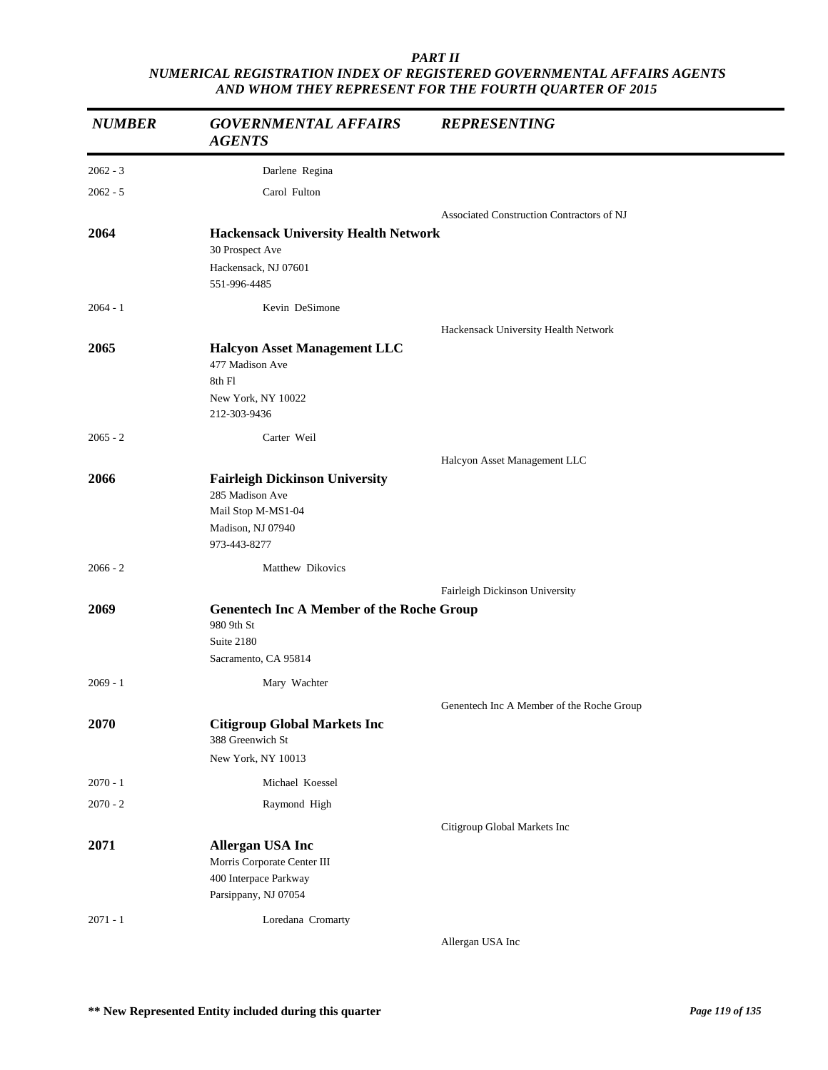*PART II*
*NUMERICAL REGISTRATION INDEX OF REGISTERED GOVERNMENTAL AFFAIRS AGENTS AND WHOM THEY REPRESENT FOR THE FOURTH QUARTER OF 2015*

| NUMBER | GOVERNMENTAL AFFAIRS AGENTS | REPRESENTING |
|---|---|---|
| 2062 - 3 | Darlene Regina | |
| 2062 - 5 | Carol Fulton | |
| | | Associated Construction Contractors of NJ |
| **2064** | **Hackensack University Health Network**<br>30 Prospect Ave<br>Hackensack, NJ 07601<br>551-996-4485 | |
| 2064 - 1 | Kevin DeSimone | |
| | | Hackensack University Health Network |
| **2065** | **Halcyon Asset Management LLC**<br>477 Madison Ave<br>8th Fl<br>New York, NY 10022<br>212-303-9436 | |
| 2065 - 2 | Carter Weil | |
| | | Halcyon Asset Management LLC |
| **2066** | **Fairleigh Dickinson University**<br>285 Madison Ave<br>Mail Stop M-MS1-04<br>Madison, NJ 07940<br>973-443-8277 | |
| 2066 - 2 | Matthew Dikovics | |
| | | Fairleigh Dickinson University |
| **2069** | **Genentech Inc A Member of the Roche Group**<br>980 9th St<br>Suite 2180<br>Sacramento, CA 95814 | |
| 2069 - 1 | Mary Wachter | |
| | | Genentech Inc A Member of the Roche Group |
| **2070** | **Citigroup Global Markets Inc**<br>388 Greenwich St<br>New York, NY 10013 | |
| 2070 - 1 | Michael Koessel | |
| 2070 - 2 | Raymond High | |
| | | Citigroup Global Markets Inc |
| **2071** | **Allergan USA Inc**<br>Morris Corporate Center III<br>400 Interpace Parkway<br>Parsippany, NJ 07054 | |
| 2071 - 1 | Loredana Cromarty | |
| | | Allergan USA Inc |

**\*\* New Represented Entity included during this quarter**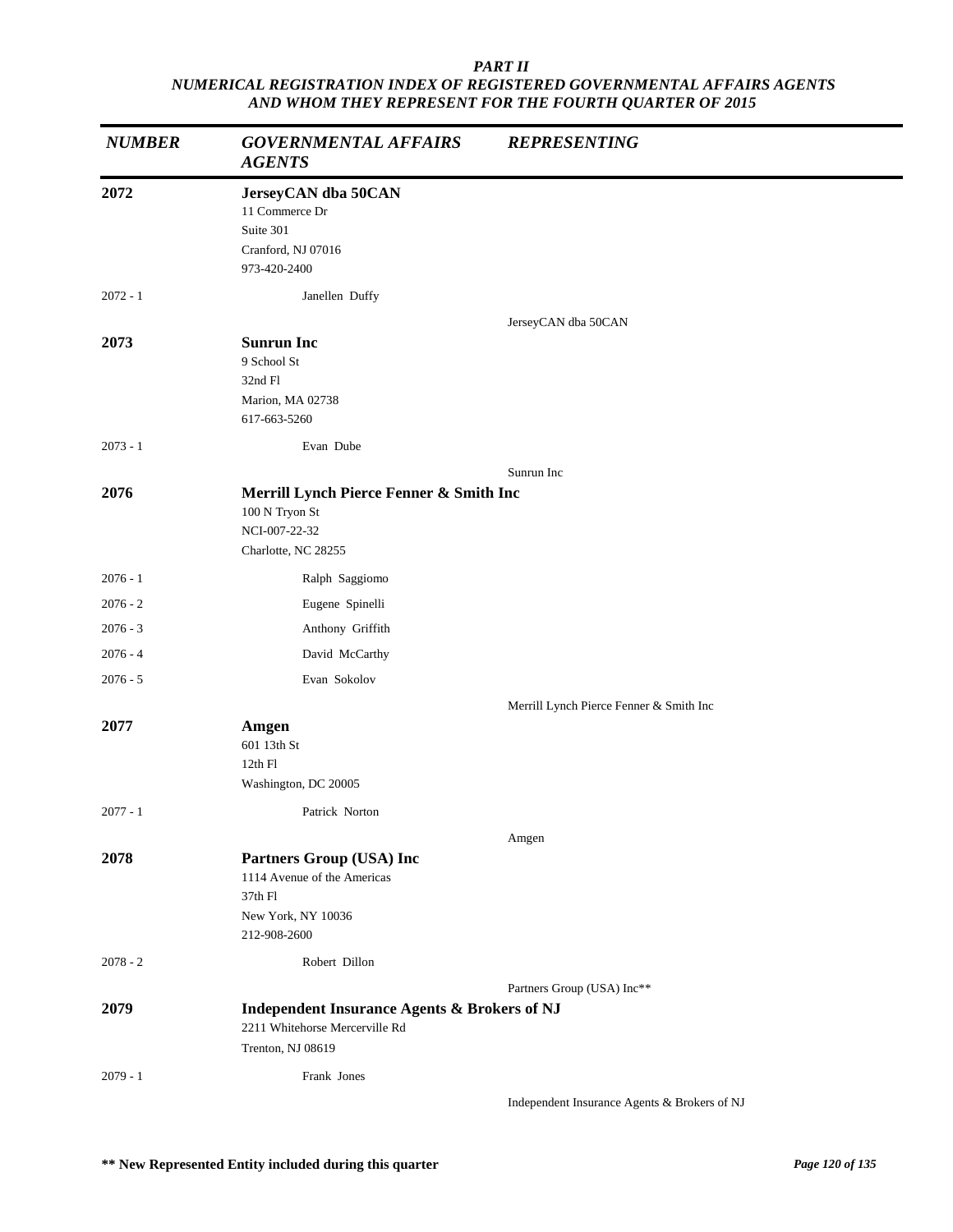*PART II*
*NUMERICAL REGISTRATION INDEX OF REGISTERED GOVERNMENTAL AFFAIRS AGENTS AND WHOM THEY REPRESENT FOR THE FOURTH QUARTER OF 2015*

| *NUMBER* | *GOVERNMENTAL AFFAIRS AGENTS* | *REPRESENTING* |
|---|---|---|
| **2072** | **JerseyCAN dba 50CAN**<br>11 Commerce Dr<br>Suite 301<br>Cranford, NJ 07016<br>973-420-2400 | |
| 2072 - 1 | Janellen Duffy | |
| | | JerseyCAN dba 50CAN |
| **2073** | **Sunrun Inc**<br>9 School St<br>32nd Fl<br>Marion, MA 02738<br>617-663-5260 | |
| 2073 - 1 | Evan Dube | |
| | | Sunrun Inc |
| **2076** | **Merrill Lynch Pierce Fenner & Smith Inc**<br>100 N Tryon St<br>NCI-007-22-32<br>Charlotte, NC 28255 | |
| 2076 - 1 | Ralph Saggiomo | |
| 2076 - 2 | Eugene Spinelli | |
| 2076 - 3 | Anthony Griffith | |
| 2076 - 4 | David McCarthy | |
| 2076 - 5 | Evan Sokolov | |
| | | Merrill Lynch Pierce Fenner & Smith Inc |
| **2077** | **Amgen**<br>601 13th St<br>12th Fl<br>Washington, DC 20005 | |
| 2077 - 1 | Patrick Norton | |
| | | Amgen |
| **2078** | **Partners Group (USA) Inc**<br>1114 Avenue of the Americas<br>37th Fl<br>New York, NY 10036<br>212-908-2600 | |
| 2078 - 2 | Robert Dillon | |
| | | Partners Group (USA) Inc** |
| **2079** | **Independent Insurance Agents & Brokers of NJ**<br>2211 Whitehorse Mercerville Rd<br>Trenton, NJ 08619 | |
| 2079 - 1 | Frank Jones | |
| | | Independent Insurance Agents & Brokers of NJ |

**** New Represented Entity included during this quarter**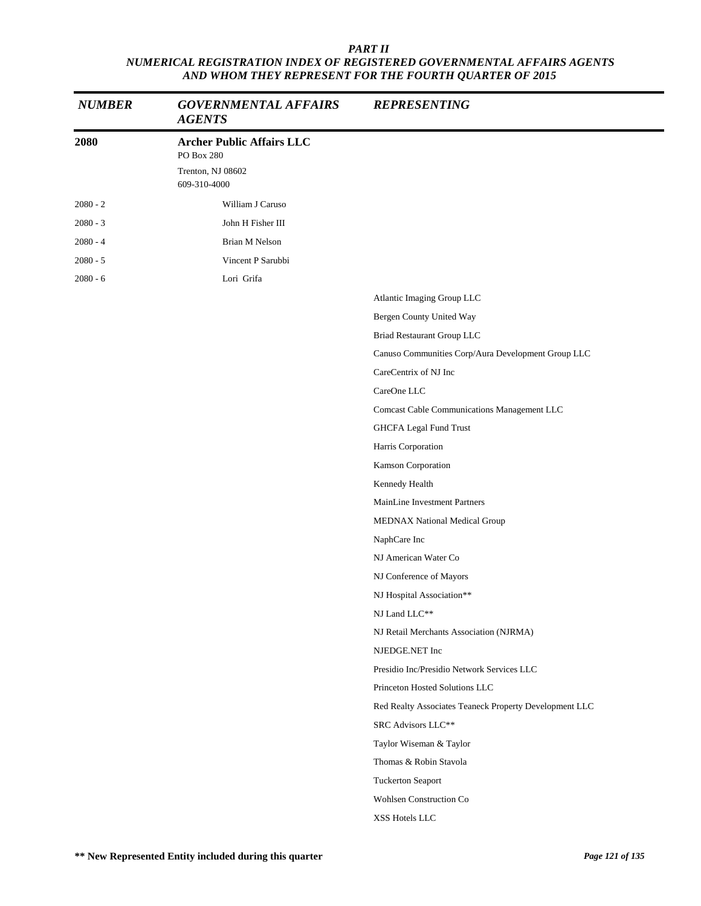*PART II*
*NUMERICAL REGISTRATION INDEX OF REGISTERED GOVERNMENTAL AFFAIRS AGENTS AND WHOM THEY REPRESENT FOR THE FOURTH QUARTER OF 2015*

| *NUMBER* | *GOVERNMENTAL AFFAIRS AGENTS* | *REPRESENTING* |
|---|---|---|
| **2080** | **Archer Public Affairs LLC**<br>PO Box 280<br>Trenton, NJ 08602<br>609-310-4000 | |
| 2080 - 2 | William J Caruso | |
| 2080 - 3 | John H Fisher III | |
| 2080 - 4 | Brian M Nelson | |
| 2080 - 5 | Vincent P Sarubbi | |
| 2080 - 6 | Lori Grifa | |
| | | Atlantic Imaging Group LLC |
| | | Bergen County United Way |
| | | Briad Restaurant Group LLC |
| | | Canuso Communities Corp/Aura Development Group LLC |
| | | CareCentrix of NJ Inc |
| | | CareOne LLC |
| | | Comcast Cable Communications Management LLC |
| | | GHCFA Legal Fund Trust |
| | | Harris Corporation |
| | | Kamson Corporation |
| | | Kennedy Health |
| | | MainLine Investment Partners |
| | | MEDNAX National Medical Group |
| | | NaphCare Inc |
| | | NJ American Water Co |
| | | NJ Conference of Mayors |
| | | NJ Hospital Association** |
| | | NJ Land LLC** |
| | | NJ Retail Merchants Association (NJRMA) |
| | | NJEDGE.NET Inc |
| | | Presidio Inc/Presidio Network Services LLC |
| | | Princeton Hosted Solutions LLC |
| | | Red Realty Associates Teaneck Property Development LLC |
| | | SRC Advisors LLC** |
| | | Taylor Wiseman & Taylor |
| | | Thomas & Robin Stavola |
| | | Tuckerton Seaport |
| | | Wohlsen Construction Co |
| | | XSS Hotels LLC |

**** New Represented Entity included during this quarter**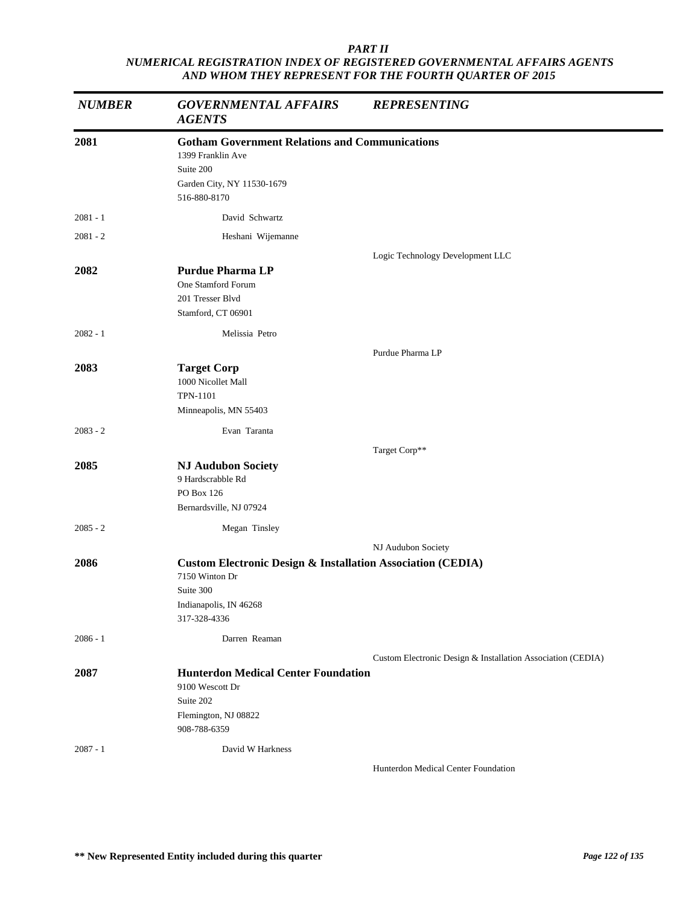*PART II*
*NUMERICAL REGISTRATION INDEX OF REGISTERED GOVERNMENTAL AFFAIRS AGENTS AND WHOM THEY REPRESENT FOR THE FOURTH QUARTER OF 2015*

| *NUMBER* | *GOVERNMENTAL AFFAIRS AGENTS* | *REPRESENTING* |
|---|---|---|
| **2081** | **Gotham Government Relations and Communications**<br>1399 Franklin Ave<br>Suite 200<br>Garden City, NY 11530-1679<br>516-880-8170 | |
| 2081 - 1 | David Schwartz | |
| 2081 - 2 | Heshani Wijemanne | |
| | | Logic Technology Development LLC |
| **2082** | **Purdue Pharma LP**<br>One Stamford Forum<br>201 Tresser Blvd<br>Stamford, CT 06901 | |
| 2082 - 1 | Melissia Petro | |
| | | Purdue Pharma LP |
| **2083** | **Target Corp**<br>1000 Nicollet Mall<br>TPN-1101<br>Minneapolis, MN 55403 | |
| 2083 - 2 | Evan Taranta | |
| | | Target Corp** |
| **2085** | **NJ Audubon Society**<br>9 Hardscrabble Rd<br>PO Box 126<br>Bernardsville, NJ 07924 | |
| 2085 - 2 | Megan Tinsley | |
| | | NJ Audubon Society |
| **2086** | **Custom Electronic Design & Installation Association (CEDIA)**<br>7150 Winton Dr<br>Suite 300<br>Indianapolis, IN 46268<br>317-328-4336 | |
| 2086 - 1 | Darren Reaman | |
| | | Custom Electronic Design & Installation Association (CEDIA) |
| **2087** | **Hunterdon Medical Center Foundation**<br>9100 Wescott Dr<br>Suite 202<br>Flemington, NJ 08822<br>908-788-6359 | |
| 2087 - 1 | David W Harkness | |
| | | Hunterdon Medical Center Foundation |

**\*\* New Represented Entity included during this quarter**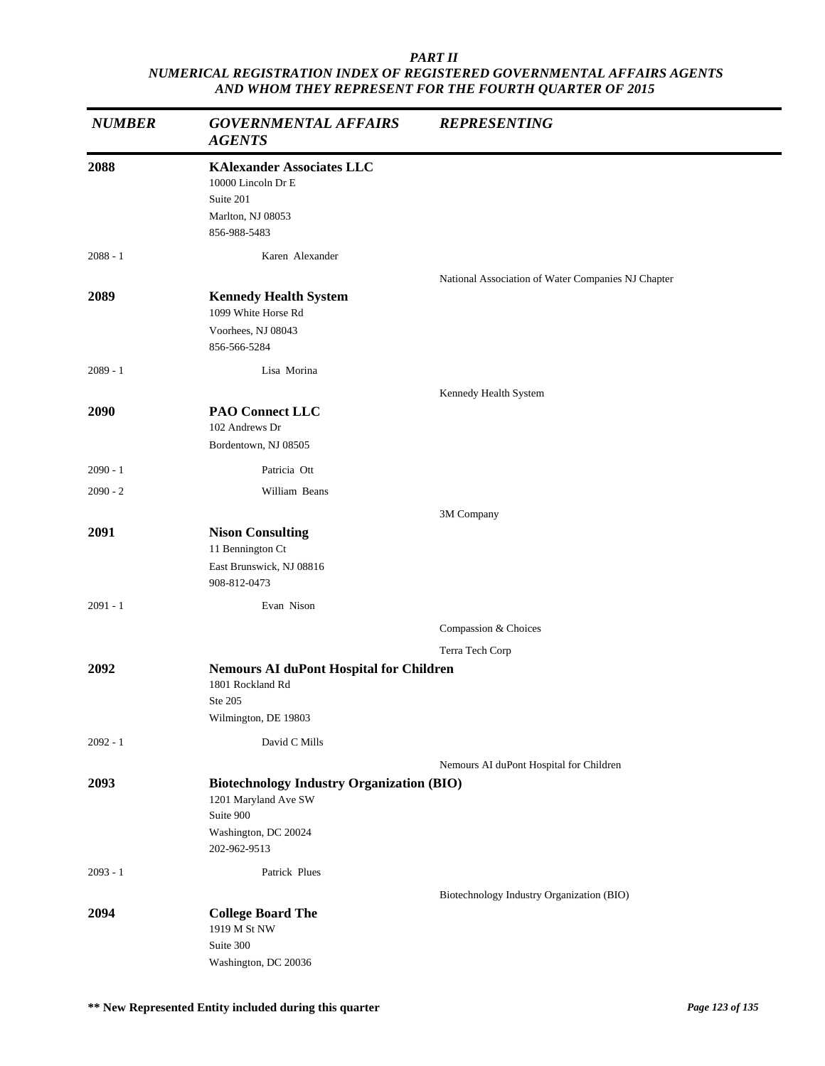**PART II**
***NUMERICAL REGISTRATION INDEX OF REGISTERED GOVERNMENTAL AFFAIRS AGENTS AND WHOM THEY REPRESENT FOR THE FOURTH QUARTER OF 2015***

| *NUMBER* | *GOVERNMENTAL AFFAIRS AGENTS* | *REPRESENTING* |
|---|---|---|
| **2088** | **KAlexander Associates LLC**<br>10000 Lincoln Dr E<br>Suite 201<br>Marlton, NJ 08053<br>856-988-5483 | |
| 2088 - 1 | Karen Alexander | |
| | | National Association of Water Companies NJ Chapter |
| **2089** | **Kennedy Health System**<br>1099 White Horse Rd<br>Voorhees, NJ 08043<br>856-566-5284 | |
| 2089 - 1 | Lisa Morina | |
| | | Kennedy Health System |
| **2090** | **PAO Connect LLC**<br>102 Andrews Dr<br>Bordentown, NJ 08505 | |
| 2090 - 1 | Patricia Ott | |
| 2090 - 2 | William Beans | |
| | | 3M Company |
| **2091** | **Nison Consulting**<br>11 Bennington Ct<br>East Brunswick, NJ 08816<br>908-812-0473 | |
| 2091 - 1 | Evan Nison | |
| | | Compassion & Choices |
| | | Terra Tech Corp |
| **2092** | **Nemours AI duPont Hospital for Children**<br>1801 Rockland Rd<br>Ste 205<br>Wilmington, DE 19803 | |
| 2092 - 1 | David C Mills | |
| | | Nemours AI duPont Hospital for Children |
| **2093** | **Biotechnology Industry Organization (BIO)**<br>1201 Maryland Ave SW<br>Suite 900<br>Washington, DC 20024<br>202-962-9513 | |
| 2093 - 1 | Patrick Plues | |
| | | Biotechnology Industry Organization (BIO) |
| **2094** | **College Board The**<br>1919 M St NW<br>Suite 300<br>Washington, DC 20036 | |

**\*\* New Represented Entity included during this quarter**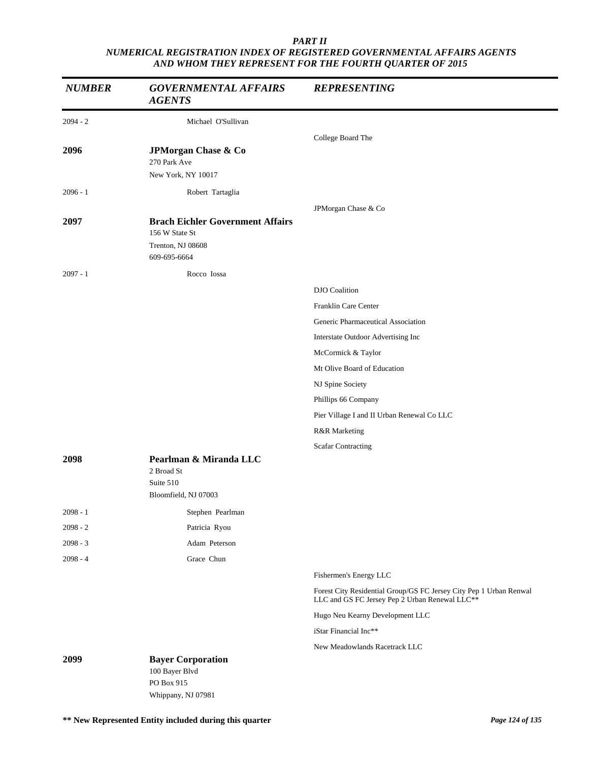*PART II*
*NUMERICAL REGISTRATION INDEX OF REGISTERED GOVERNMENTAL AFFAIRS AGENTS AND WHOM THEY REPRESENT FOR THE FOURTH QUARTER OF 2015*

| NUMBER | GOVERNMENTAL AFFAIRS AGENTS | REPRESENTING |
|---|---|---|
| 2094 - 2 | Michael O'Sullivan | |
| | | College Board The |
| **2096** | **JPMorgan Chase & Co**<br>270 Park Ave<br>New York, NY 10017 | |
| 2096 - 1 | Robert Tartaglia | |
| | | JPMorgan Chase & Co |
| **2097** | **Brach Eichler Government Affairs**<br>156 W State St<br>Trenton, NJ 08608<br>609-695-6664 | |
| 2097 - 1 | Rocco Iossa | |
| | | DJO Coalition |
| | | Franklin Care Center |
| | | Generic Pharmaceutical Association |
| | | Interstate Outdoor Advertising Inc |
| | | McCormick & Taylor |
| | | Mt Olive Board of Education |
| | | NJ Spine Society |
| | | Phillips 66 Company |
| | | Pier Village I and II Urban Renewal Co LLC |
| | | R&R Marketing |
| | | Scafar Contracting |
| **2098** | **Pearlman & Miranda LLC**<br>2 Broad St<br>Suite 510<br>Bloomfield, NJ 07003 | |
| 2098 - 1 | Stephen Pearlman | |
| 2098 - 2 | Patricia Ryou | |
| 2098 - 3 | Adam Peterson | |
| 2098 - 4 | Grace Chun | |
| | | Fishermen's Energy LLC |
| | | Forest City Residential Group/GS FC Jersey City Pep 1 Urban Renwal LLC and GS FC Jersey Pep 2 Urban Renewal LLC** |
| | | Hugo Neu Kearny Development LLC |
| | | iStar Financial Inc** |
| | | New Meadowlands Racetrack LLC |
| **2099** | **Bayer Corporation**<br>100 Bayer Blvd<br>PO Box 915<br>Whippany, NJ 07981 | |

**** New Represented Entity included during this quarter**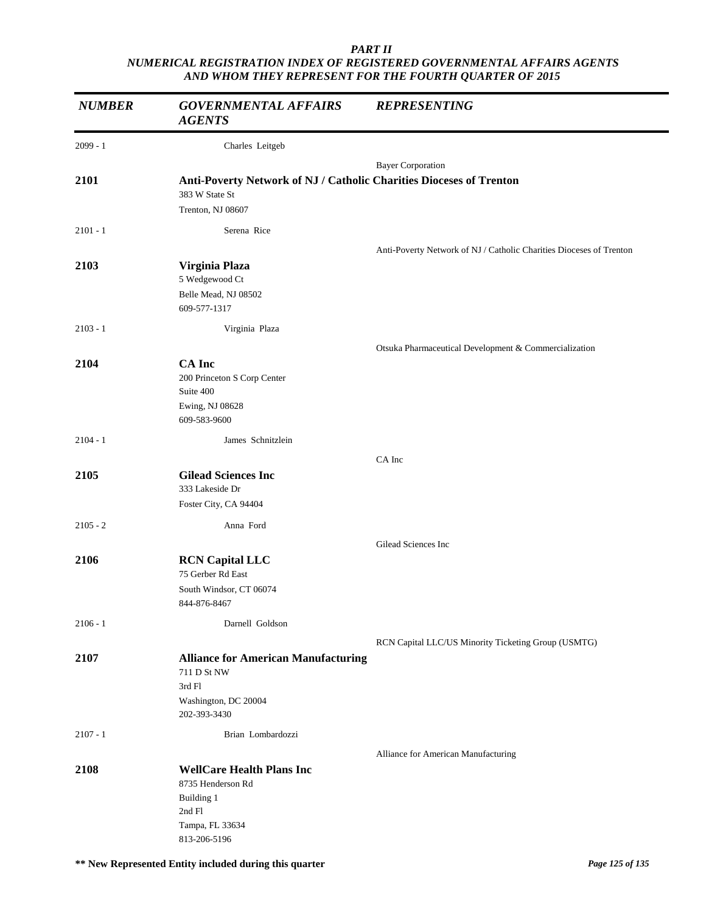*PART II*
*NUMERICAL REGISTRATION INDEX OF REGISTERED GOVERNMENTAL AFFAIRS AGENTS AND WHOM THEY REPRESENT FOR THE FOURTH QUARTER OF 2015*

| *NUMBER* | *GOVERNMENTAL AFFAIRS AGENTS* | *REPRESENTING* |
|---|---|---|
| 2099 - 1 | Charles Leitgeb | |
| | | Bayer Corporation |
| **2101** | **Anti-Poverty Network of NJ / Catholic Charities Dioceses of Trenton**<br>383 W State St<br>Trenton, NJ 08607 | |
| 2101 - 1 | Serena Rice | |
| | | Anti-Poverty Network of NJ / Catholic Charities Dioceses of Trenton |
| **2103** | **Virginia Plaza**<br>5 Wedgewood Ct<br>Belle Mead, NJ 08502<br>609-577-1317 | |
| 2103 - 1 | Virginia Plaza | |
| | | Otsuka Pharmaceutical Development & Commercialization |
| **2104** | **CA Inc**<br>200 Princeton S Corp Center<br>Suite 400<br>Ewing, NJ 08628<br>609-583-9600 | |
| 2104 - 1 | James Schnitzlein | |
| | | CA Inc |
| **2105** | **Gilead Sciences Inc**<br>333 Lakeside Dr<br>Foster City, CA 94404 | |
| 2105 - 2 | Anna Ford | |
| | | Gilead Sciences Inc |
| **2106** | **RCN Capital LLC**<br>75 Gerber Rd East<br>South Windsor, CT 06074<br>844-876-8467 | |
| 2106 - 1 | Darnell Goldson | |
| | | RCN Capital LLC/US Minority Ticketing Group (USMTG) |
| **2107** | **Alliance for American Manufacturing**<br>711 D St NW<br>3rd Fl<br>Washington, DC 20004<br>202-393-3430 | |
| 2107 - 1 | Brian Lombardozzi | |
| | | Alliance for American Manufacturing |
| **2108** | **WellCare Health Plans Inc**<br>8735 Henderson Rd<br>Building 1<br>2nd Fl<br>Tampa, FL 33634<br>813-206-5196 | |

**\** New Represented Entity included during this quarter**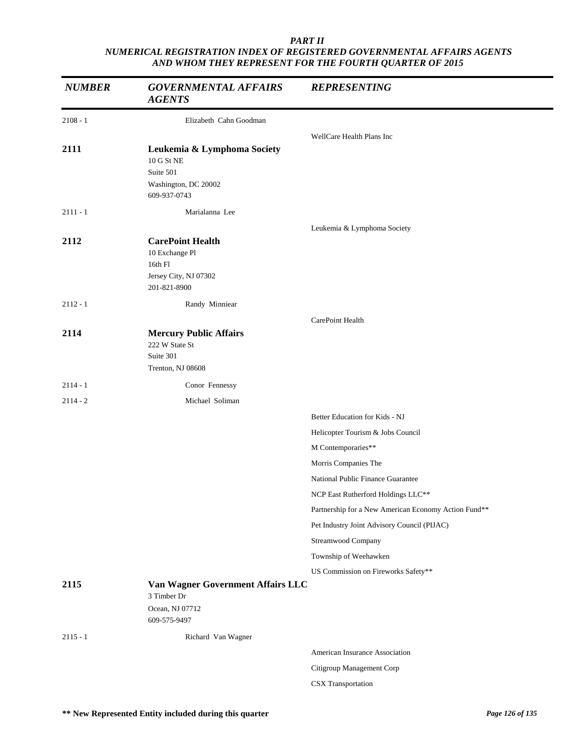# PART II
## NUMERICAL REGISTRATION INDEX OF REGISTERED GOVERNMENTAL AFFAIRS AGENTS AND WHOM THEY REPRESENT FOR THE FOURTH QUARTER OF 2015

| NUMBER | GOVERNMENTAL AFFAIRS AGENTS | REPRESENTING |
|---|---|---|
| 2108 - 1 | Elizabeth Cahn Goodman | |
| | | WellCare Health Plans Inc |
| **2111** | **Leukemia & Lymphoma Society**<br>10 G St NE<br>Suite 501<br>Washington, DC 20002<br>609-937-0743 | |
| 2111 - 1 | Marialanna Lee | |
| | | Leukemia & Lymphoma Society |
| **2112** | **CarePoint Health**<br>10 Exchange Pl<br>16th Fl<br>Jersey City, NJ 07302<br>201-821-8900 | |
| 2112 - 1 | Randy Minniear | |
| | | CarePoint Health |
| **2114** | **Mercury Public Affairs**<br>222 W State St<br>Suite 301<br>Trenton, NJ 08608 | |
| 2114 - 1 | Conor Fennessy | |
| 2114 - 2 | Michael Soliman | |
| | | Better Education for Kids - NJ |
| | | Helicopter Tourism & Jobs Council |
| | | M Contemporaries** |
| | | Morris Companies The |
| | | National Public Finance Guarantee |
| | | NCP East Rutherford Holdings LLC** |
| | | Partnership for a New American Economy Action Fund** |
| | | Pet Industry Joint Advisory Council (PIJAC) |
| | | Streamwood Company |
| | | Township of Weehawken |
| | | US Commission on Fireworks Safety** |
| **2115** | **Van Wagner Government Affairs LLC**<br>3 Timber Dr<br>Ocean, NJ 07712<br>609-575-9497 | |
| 2115 - 1 | Richard Van Wagner | |
| | | American Insurance Association |
| | | Citigroup Management Corp |
| | | CSX Transportation |

**\*\* New Represented Entity included during this quarter**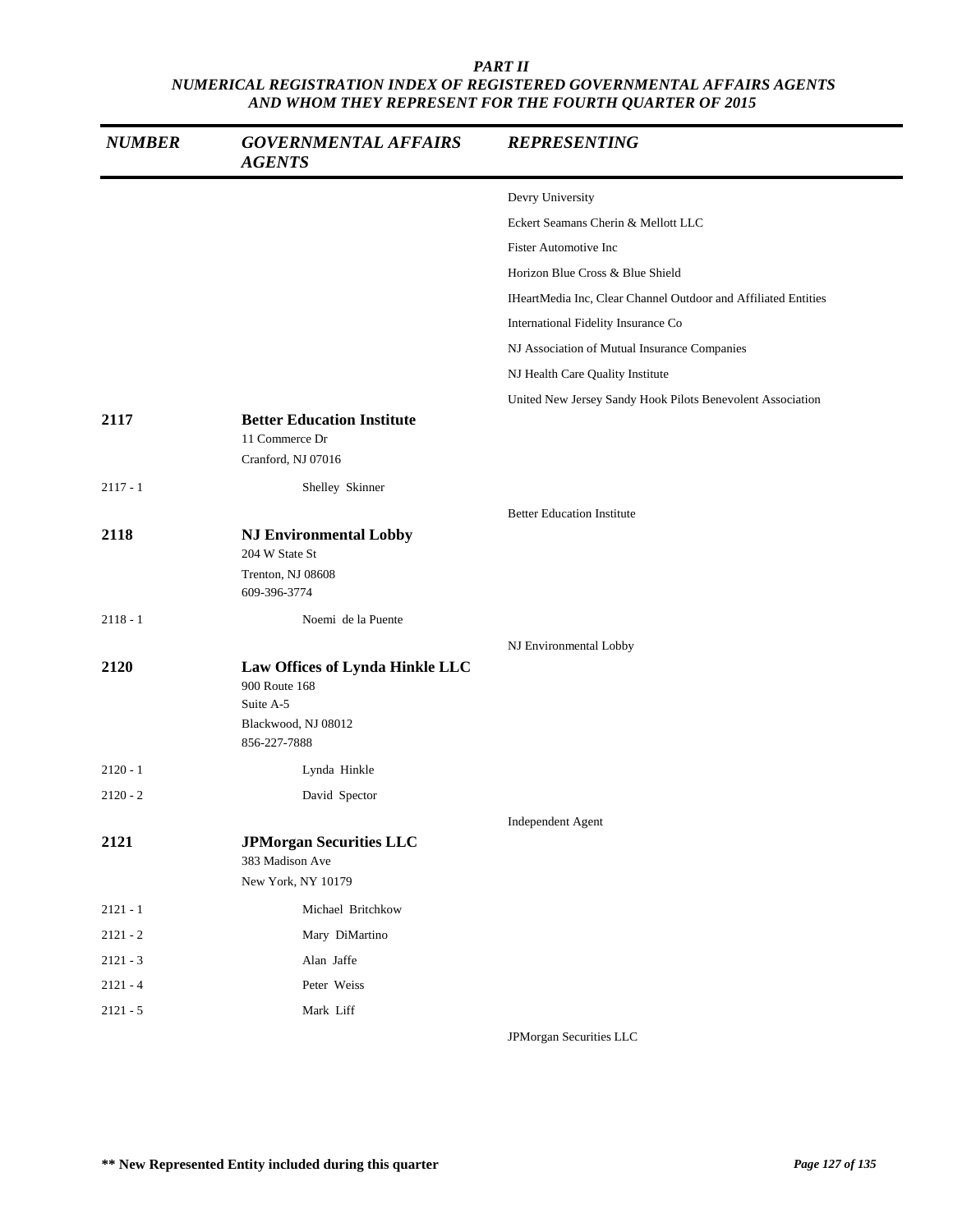*PART II*
*NUMERICAL REGISTRATION INDEX OF REGISTERED GOVERNMENTAL AFFAIRS AGENTS AND WHOM THEY REPRESENT FOR THE FOURTH QUARTER OF 2015*

| NUMBER | GOVERNMENTAL AFFAIRS AGENTS | REPRESENTING |
|---|---|---|
| | | Devry University |
| | | Eckert Seamans Cherin & Mellott LLC |
| | | Fister Automotive Inc |
| | | Horizon Blue Cross & Blue Shield |
| | | IHeartMedia Inc, Clear Channel Outdoor and Affiliated Entities |
| | | International Fidelity Insurance Co |
| | | NJ Association of Mutual Insurance Companies |
| | | NJ Health Care Quality Institute |
| | | United New Jersey Sandy Hook Pilots Benevolent Association |
| **2117** | **Better Education Institute**<br>11 Commerce Dr<br>Cranford, NJ 07016 | |
| 2117 - 1 | Shelley Skinner | |
| | | Better Education Institute |
| **2118** | **NJ Environmental Lobby**<br>204 W State St<br>Trenton, NJ 08608<br>609-396-3774 | |
| 2118 - 1 | Noemi de la Puente | |
| | | NJ Environmental Lobby |
| **2120** | **Law Offices of Lynda Hinkle LLC**<br>900 Route 168<br>Suite A-5<br>Blackwood, NJ 08012<br>856-227-7888 | |
| 2120 - 1 | Lynda Hinkle | |
| 2120 - 2 | David Spector | |
| | | Independent Agent |
| **2121** | **JPMorgan Securities LLC**<br>383 Madison Ave<br>New York, NY 10179 | |
| 2121 - 1 | Michael Britchkow | |
| 2121 - 2 | Mary DiMartino | |
| 2121 - 3 | Alan Jaffe | |
| 2121 - 4 | Peter Weiss | |
| 2121 - 5 | Mark Liff | |
| | | JPMorgan Securities LLC |

**\*\* New Represented Entity included during this quarter**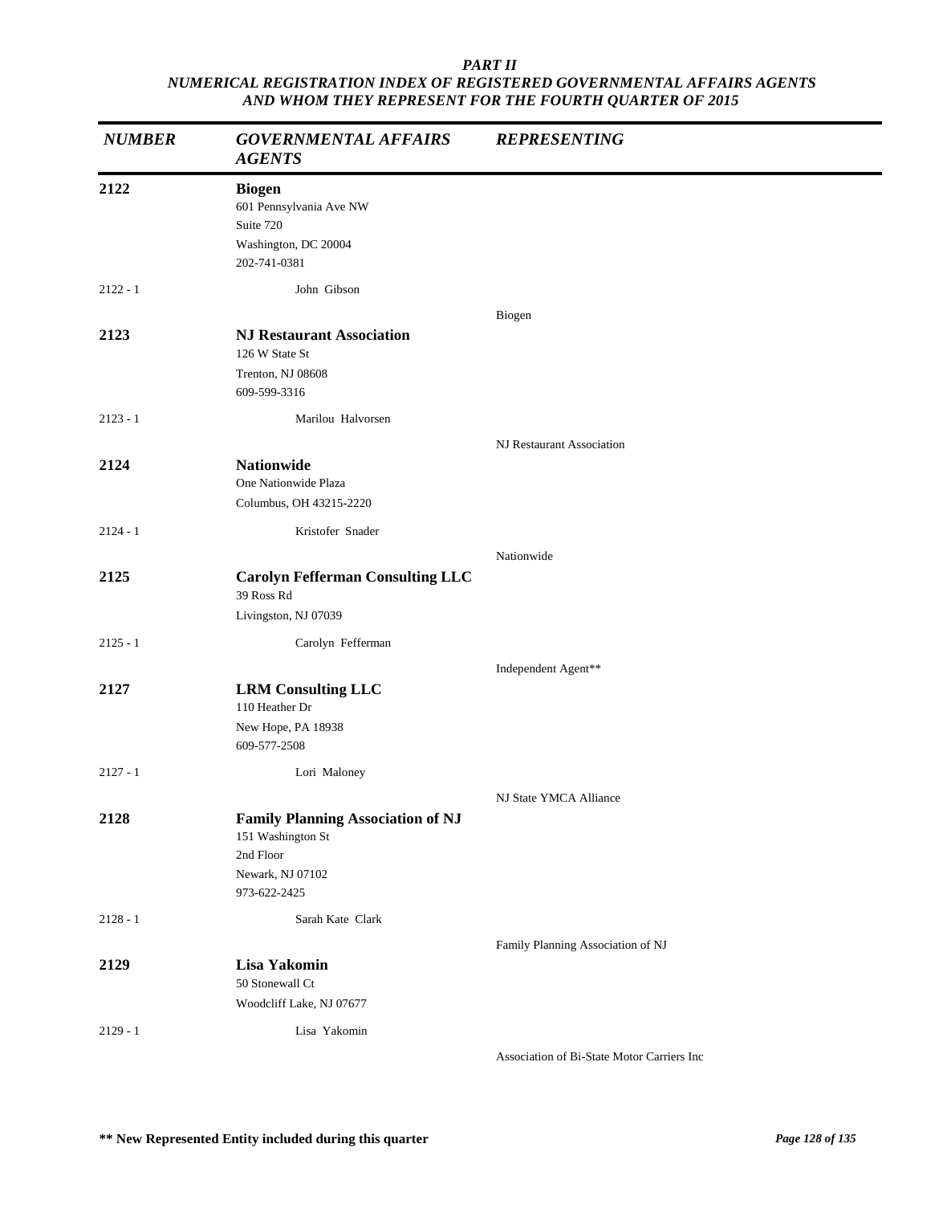***PART II***
***NUMERICAL REGISTRATION INDEX OF REGISTERED GOVERNMENTAL AFFAIRS AGENTS AND WHOM THEY REPRESENT FOR THE FOURTH QUARTER OF 2015***

| *NUMBER* | *GOVERNMENTAL AFFAIRS AGENTS* | *REPRESENTING* |
|---|---|---|
| **2122** | **Biogen**<br>601 Pennsylvania Ave NW<br>Suite 720<br>Washington, DC 20004<br>202-741-0381 | |
| 2122 - 1 | John Gibson | |
| | | Biogen |
| **2123** | **NJ Restaurant Association**<br>126 W State St<br>Trenton, NJ 08608<br>609-599-3316 | |
| 2123 - 1 | Marilou Halvorsen | |
| | | NJ Restaurant Association |
| **2124** | **Nationwide**<br>One Nationwide Plaza<br>Columbus, OH 43215-2220 | |
| 2124 - 1 | Kristofer Snader | |
| | | Nationwide |
| **2125** | **Carolyn Fefferman Consulting LLC**<br>39 Ross Rd<br>Livingston, NJ 07039 | |
| 2125 - 1 | Carolyn Fefferman | |
| | | Independent Agent** |
| **2127** | **LRM Consulting LLC**<br>110 Heather Dr<br>New Hope, PA 18938<br>609-577-2508 | |
| 2127 - 1 | Lori Maloney | |
| | | NJ State YMCA Alliance |
| **2128** | **Family Planning Association of NJ**<br>151 Washington St<br>2nd Floor<br>Newark, NJ 07102<br>973-622-2425 | |
| 2128 - 1 | Sarah Kate Clark | |
| | | Family Planning Association of NJ |
| **2129** | **Lisa Yakomin**<br>50 Stonewall Ct<br>Woodcliff Lake, NJ 07677 | |
| 2129 - 1 | Lisa Yakomin | |
| | | Association of Bi-State Motor Carriers Inc |

**\*\* New Represented Entity included during this quarter**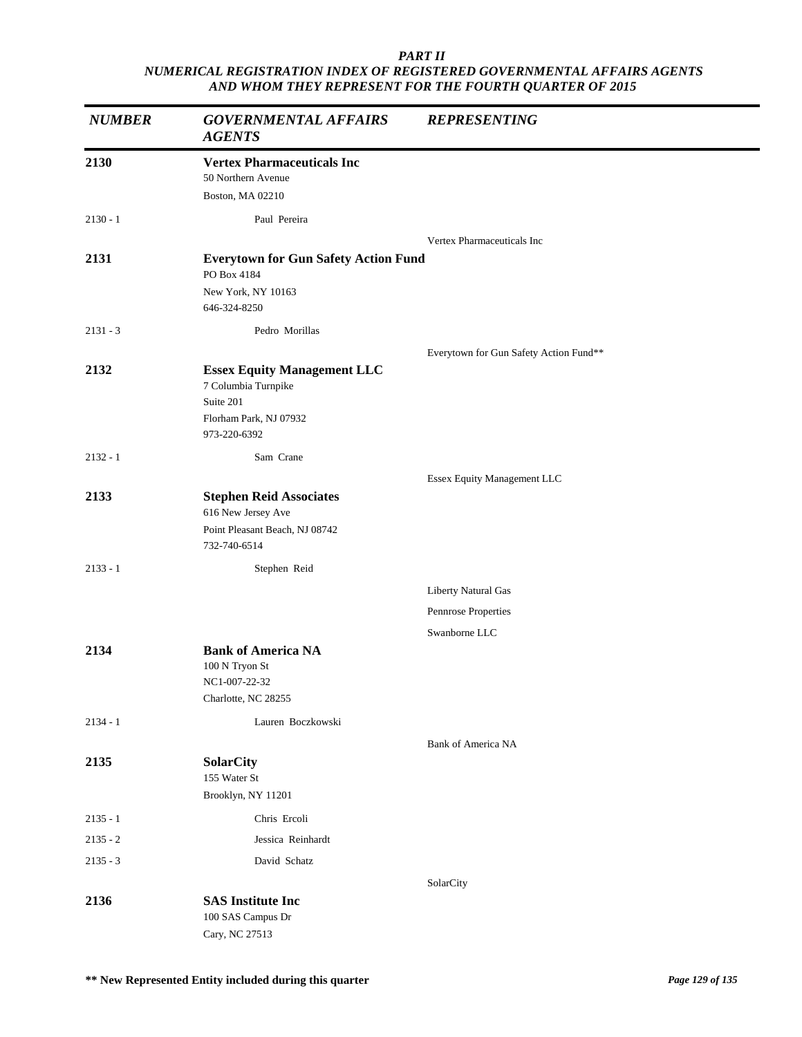# PART II

## NUMERICAL REGISTRATION INDEX OF REGISTERED GOVERNMENTAL AFFAIRS AGENTS AND WHOM THEY REPRESENT FOR THE FOURTH QUARTER OF 2015

| NUMBER | GOVERNMENTAL AFFAIRS AGENTS | REPRESENTING |
|---|---|---|
| **2130** | **Vertex Pharmaceuticals Inc**<br>50 Northern Avenue<br>Boston, MA 02210 | |
| 2130 - 1 | Paul Pereira | |
| | | Vertex Pharmaceuticals Inc |
| **2131** | **Everytown for Gun Safety Action Fund**<br>PO Box 4184<br>New York, NY 10163<br>646-324-8250 | |
| 2131 - 3 | Pedro Morillas | |
| | | Everytown for Gun Safety Action Fund** |
| **2132** | **Essex Equity Management LLC**<br>7 Columbia Turnpike<br>Suite 201<br>Florham Park, NJ 07932<br>973-220-6392 | |
| 2132 - 1 | Sam Crane | |
| | | Essex Equity Management LLC |
| **2133** | **Stephen Reid Associates**<br>616 New Jersey Ave<br>Point Pleasant Beach, NJ 08742<br>732-740-6514 | |
| 2133 - 1 | Stephen Reid | |
| | | Liberty Natural Gas |
| | | Pennrose Properties |
| | | Swanborne LLC |
| **2134** | **Bank of America NA**<br>100 N Tryon St<br>NC1-007-22-32<br>Charlotte, NC 28255 | |
| 2134 - 1 | Lauren Boczkowski | |
| | | Bank of America NA |
| **2135** | **SolarCity**<br>155 Water St<br>Brooklyn, NY 11201 | |
| 2135 - 1 | Chris Ercoli | |
| 2135 - 2 | Jessica Reinhardt | |
| 2135 - 3 | David Schatz | |
| | | SolarCity |
| **2136** | **SAS Institute Inc**<br>100 SAS Campus Dr<br>Cary, NC 27513 | |

** New Represented Entity included during this quarter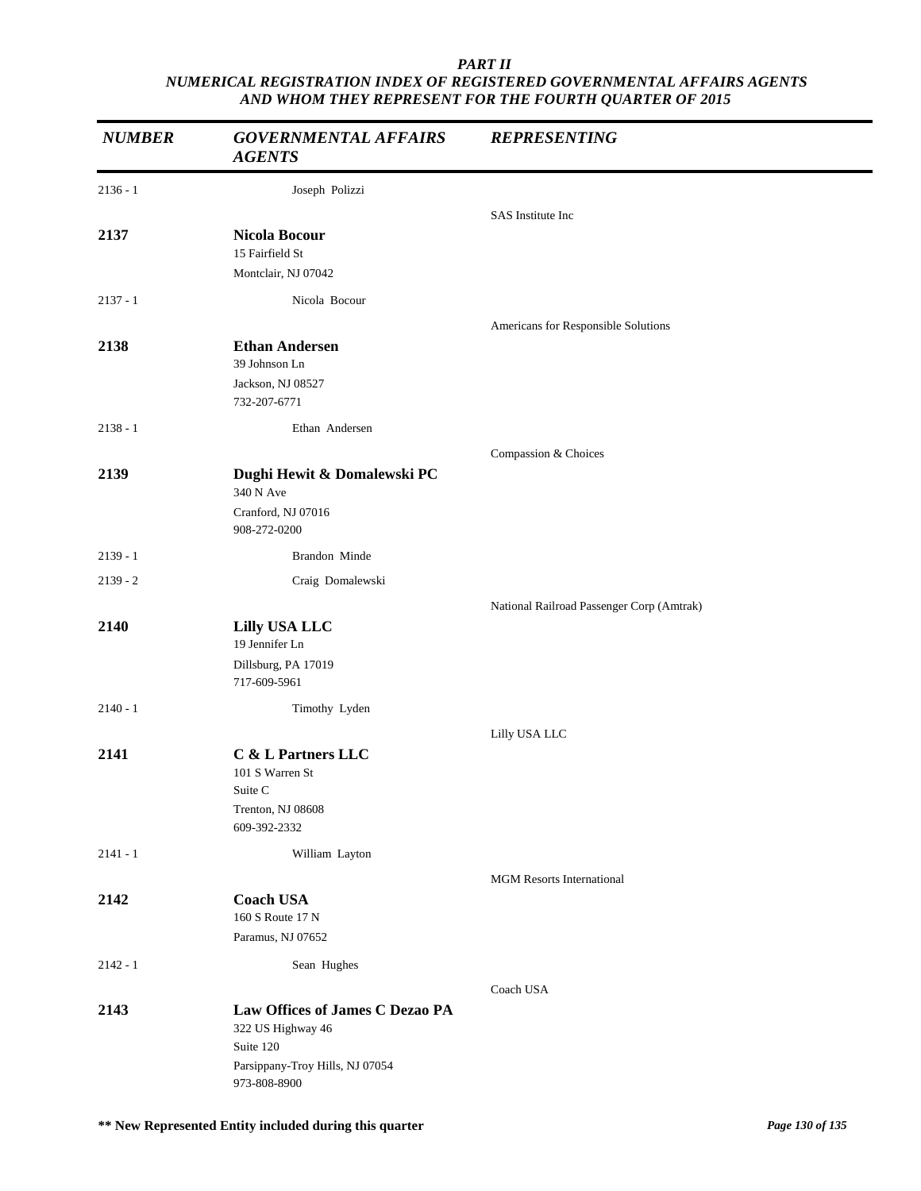***PART II***
***NUMERICAL REGISTRATION INDEX OF REGISTERED GOVERNMENTAL AFFAIRS AGENTS AND WHOM THEY REPRESENT FOR THE FOURTH QUARTER OF 2015***

| *NUMBER* | *GOVERNMENTAL AFFAIRS AGENTS* | *REPRESENTING* |
|---|---|---|
| 2136 - 1 | Joseph Polizzi | |
| | | SAS Institute Inc |
| **2137** | **Nicola Bocour**<br>15 Fairfield St<br>Montclair, NJ 07042 | |
| 2137 - 1 | Nicola Bocour | |
| | | Americans for Responsible Solutions |
| **2138** | **Ethan Andersen**<br>39 Johnson Ln<br>Jackson, NJ 08527<br>732-207-6771 | |
| 2138 - 1 | Ethan Andersen | |
| | | Compassion & Choices |
| **2139** | **Dughi Hewit & Domalewski PC**<br>340 N Ave<br>Cranford, NJ 07016<br>908-272-0200 | |
| 2139 - 1 | Brandon Minde | |
| 2139 - 2 | Craig Domalewski | |
| | | National Railroad Passenger Corp (Amtrak) |
| **2140** | **Lilly USA LLC**<br>19 Jennifer Ln<br>Dillsburg, PA 17019<br>717-609-5961 | |
| 2140 - 1 | Timothy Lyden | |
| | | Lilly USA LLC |
| **2141** | **C & L Partners LLC**<br>101 S Warren St<br>Suite C<br>Trenton, NJ 08608<br>609-392-2332 | |
| 2141 - 1 | William Layton | |
| | | MGM Resorts International |
| **2142** | **Coach USA**<br>160 S Route 17 N<br>Paramus, NJ 07652 | |
| 2142 - 1 | Sean Hughes | |
| | | Coach USA |
| **2143** | **Law Offices of James C Dezao PA**<br>322 US Highway 46<br>Suite 120<br>Parsippany-Troy Hills, NJ 07054<br>973-808-8900 | |

**\*\* New Represented Entity included during this quarter**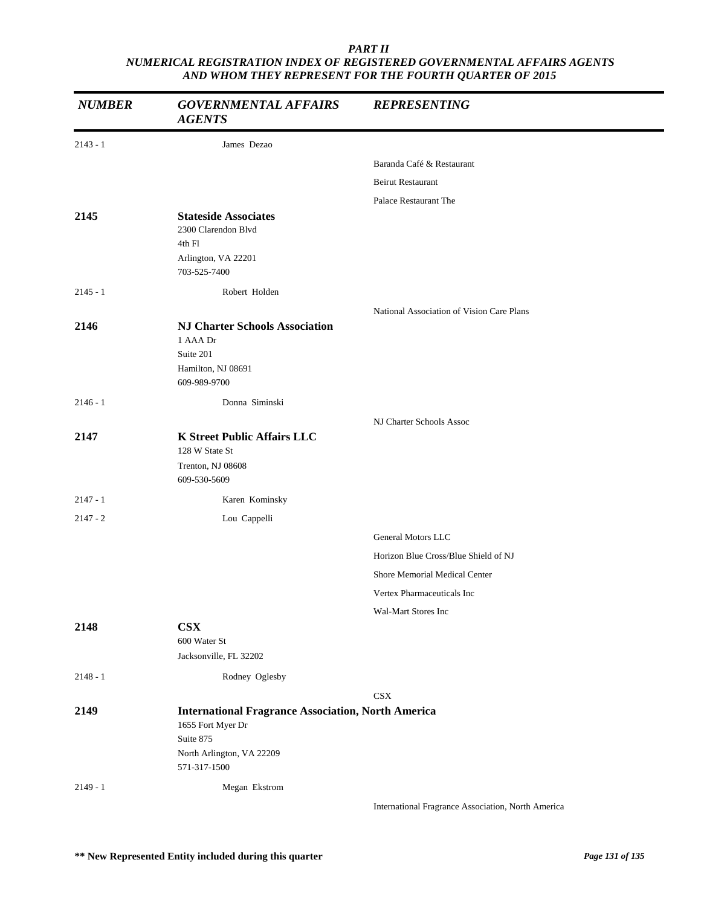*PART II*
*NUMERICAL REGISTRATION INDEX OF REGISTERED GOVERNMENTAL AFFAIRS AGENTS AND WHOM THEY REPRESENT FOR THE FOURTH QUARTER OF 2015*

| *NUMBER* | *GOVERNMENTAL AFFAIRS AGENTS* | *REPRESENTING* |
|---|---|---|
| 2143 - 1 | James Dezao | |
| | | Baranda Café & Restaurant |
| | | Beirut Restaurant |
| | | Palace Restaurant The |
| **2145** | **Stateside Associates**<br>2300 Clarendon Blvd<br>4th Fl<br>Arlington, VA 22201<br>703-525-7400 | |
| 2145 - 1 | Robert Holden | |
| | | National Association of Vision Care Plans |
| **2146** | **NJ Charter Schools Association**<br>1 AAA Dr<br>Suite 201<br>Hamilton, NJ 08691<br>609-989-9700 | |
| 2146 - 1 | Donna Siminski | |
| | | NJ Charter Schools Assoc |
| **2147** | **K Street Public Affairs LLC**<br>128 W State St<br>Trenton, NJ 08608<br>609-530-5609 | |
| 2147 - 1 | Karen Kominsky | |
| 2147 - 2 | Lou Cappelli | |
| | | General Motors LLC |
| | | Horizon Blue Cross/Blue Shield of NJ |
| | | Shore Memorial Medical Center |
| | | Vertex Pharmaceuticals Inc |
| | | Wal-Mart Stores Inc |
| **2148** | **CSX**<br>600 Water St<br>Jacksonville, FL 32202 | |
| 2148 - 1 | Rodney Oglesby | |
| | | CSX |
| **2149** | **International Fragrance Association, North America**<br>1655 Fort Myer Dr<br>Suite 875<br>North Arlington, VA 22209<br>571-317-1500 | |
| 2149 - 1 | Megan Ekstrom | |
| | | International Fragrance Association, North America |

**\*\* New Represented Entity included during this quarter**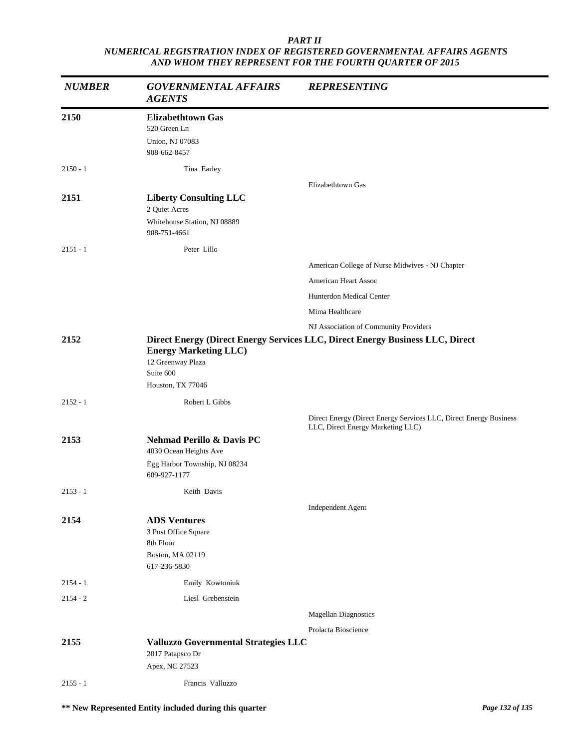***PART II***
***NUMERICAL REGISTRATION INDEX OF REGISTERED GOVERNMENTAL AFFAIRS AGENTS AND WHOM THEY REPRESENT FOR THE FOURTH QUARTER OF 2015***

| *NUMBER* | *GOVERNMENTAL AFFAIRS AGENTS* | *REPRESENTING* |
|---|---|---|
| **2150** | **Elizabethtown Gas**<br>520 Green Ln<br>Union, NJ 07083<br>908-662-8457 | |
| 2150 - 1 | Tina Earley | |
| | | Elizabethtown Gas |
| **2151** | **Liberty Consulting LLC**<br>2 Quiet Acres<br>Whitehouse Station, NJ 08889<br>908-751-4661 | |
| 2151 - 1 | Peter Lillo | |
| | | American College of Nurse Midwives - NJ Chapter |
| | | American Heart Assoc |
| | | Hunterdon Medical Center |
| | | Mima Healthcare |
| | | NJ Association of Community Providers |
| **2152** | **Direct Energy (Direct Energy Services LLC, Direct Energy Business LLC, Direct Energy Marketing LLC)**<br>12 Greenway Plaza<br>Suite 600<br>Houston, TX 77046 | |
| 2152 - 1 | Robert L Gibbs | |
| | | Direct Energy (Direct Energy Services LLC, Direct Energy Business LLC, Direct Energy Marketing LLC) |
| **2153** | **Nehmad Perillo & Davis PC**<br>4030 Ocean Heights Ave<br>Egg Harbor Township, NJ 08234<br>609-927-1177 | |
| 2153 - 1 | Keith Davis | |
| | | Independent Agent |
| **2154** | **ADS Ventures**<br>3 Post Office Square<br>8th Floor<br>Boston, MA 02119<br>617-236-5830 | |
| 2154 - 1 | Emily Kowtoniuk | |
| 2154 - 2 | Liesl Grebenstein | |
| | | Magellan Diagnostics |
| | | Prolacta Bioscience |
| **2155** | **Valluzzo Governmental Strategies LLC**<br>2017 Patapsco Dr<br>Apex, NC 27523 | |
| 2155 - 1 | Francis Valluzzo | |

**\*\* New Represented Entity included during this quarter**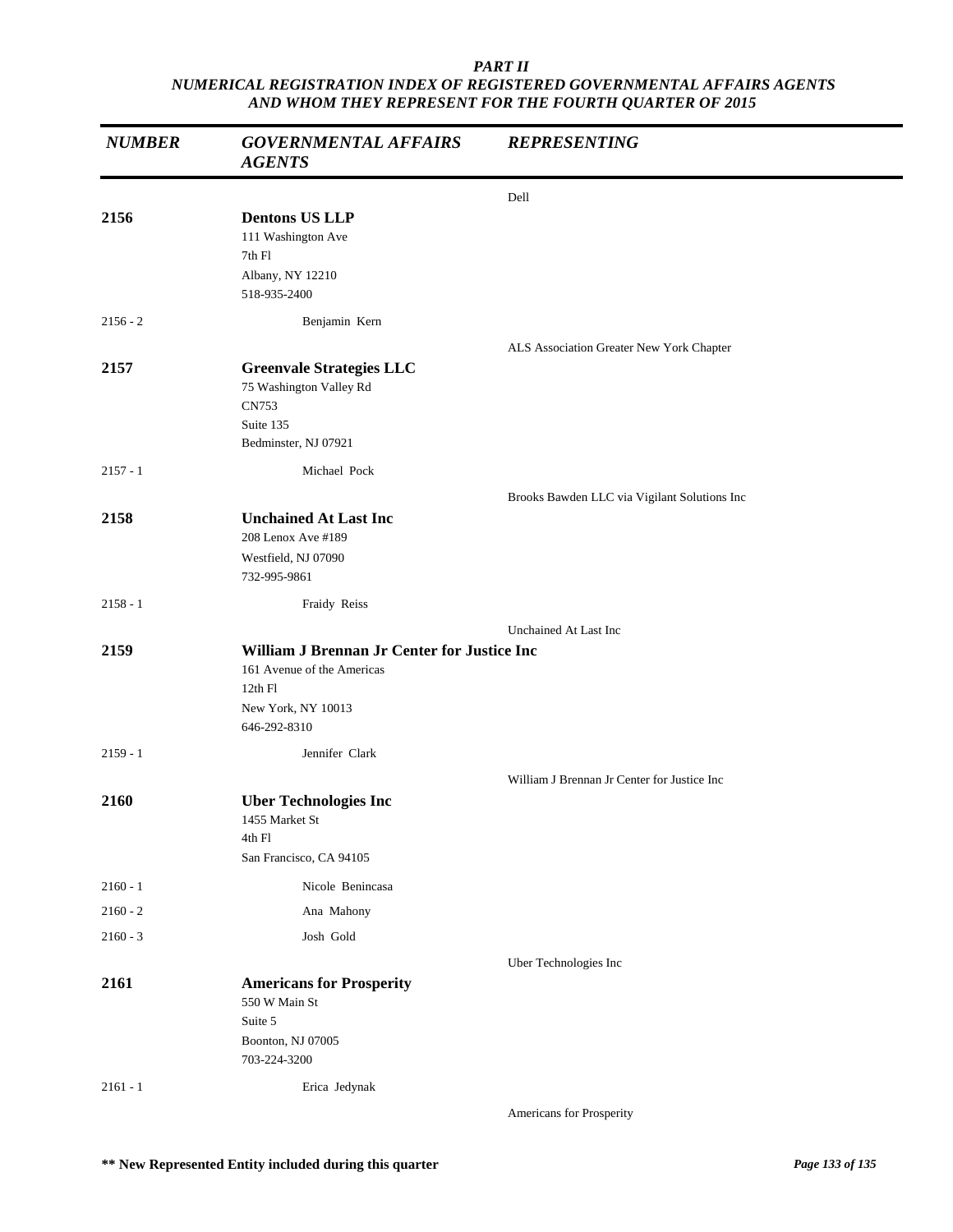*PART II*
*NUMERICAL REGISTRATION INDEX OF REGISTERED GOVERNMENTAL AFFAIRS AGENTS AND WHOM THEY REPRESENT FOR THE FOURTH QUARTER OF 2015*

| *NUMBER* | *GOVERNMENTAL AFFAIRS AGENTS* | *REPRESENTING* |
|---|---|---|
| | | Dell |
| **2156** | **Dentons US LLP**<br>111 Washington Ave<br>7th Fl<br>Albany, NY 12210<br>518-935-2400 | |
| 2156 - 2 | Benjamin Kern | |
| | | ALS Association Greater New York Chapter |
| **2157** | **Greenvale Strategies LLC**<br>75 Washington Valley Rd<br>CN753<br>Suite 135<br>Bedminster, NJ 07921 | |
| 2157 - 1 | Michael Pock | |
| | | Brooks Bawden LLC via Vigilant Solutions Inc |
| **2158** | **Unchained At Last Inc**<br>208 Lenox Ave #189<br>Westfield, NJ 07090<br>732-995-9861 | |
| 2158 - 1 | Fraidy Reiss | |
| | | Unchained At Last Inc |
| **2159** | **William J Brennan Jr Center for Justice Inc**<br>161 Avenue of the Americas<br>12th Fl<br>New York, NY 10013<br>646-292-8310 | |
| 2159 - 1 | Jennifer Clark | |
| | | William J Brennan Jr Center for Justice Inc |
| **2160** | **Uber Technologies Inc**<br>1455 Market St<br>4th Fl<br>San Francisco, CA 94105 | |
| 2160 - 1 | Nicole Benincasa | |
| 2160 - 2 | Ana Mahony | |
| 2160 - 3 | Josh Gold | |
| | | Uber Technologies Inc |
| **2161** | **Americans for Prosperity**<br>550 W Main St<br>Suite 5<br>Boonton, NJ 07005<br>703-224-3200 | |
| 2161 - 1 | Erica Jedynak | |
| | | Americans for Prosperity |

**\*\* New Represented Entity included during this quarter**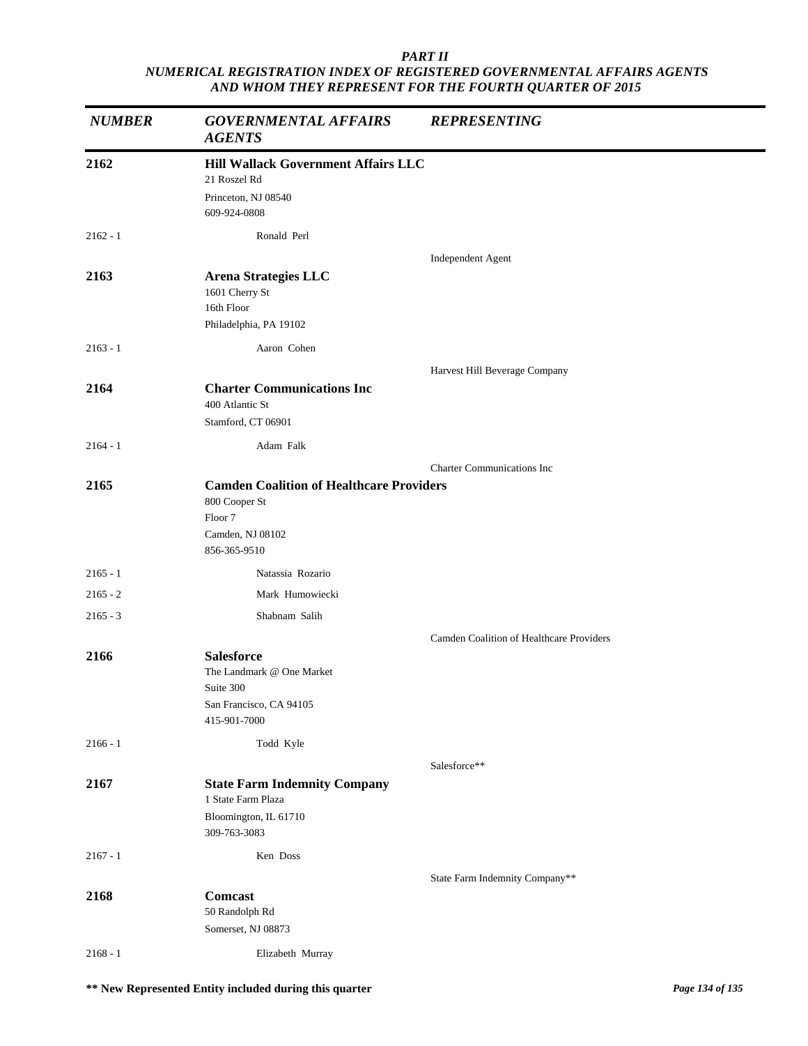***PART II***
***NUMERICAL REGISTRATION INDEX OF REGISTERED GOVERNMENTAL AFFAIRS AGENTS AND WHOM THEY REPRESENT FOR THE FOURTH QUARTER OF 2015***

| *NUMBER* | *GOVERNMENTAL AFFAIRS AGENTS* | *REPRESENTING* |
|---|---|---|
| **2162** | **Hill Wallack Government Affairs LLC**<br>21 Roszel Rd<br>Princeton, NJ 08540<br>609-924-0808 | |
| 2162 - 1 | Ronald Perl | |
| | | Independent Agent |
| **2163** | **Arena Strategies LLC**<br>1601 Cherry St<br>16th Floor<br>Philadelphia, PA 19102 | |
| 2163 - 1 | Aaron Cohen | |
| | | Harvest Hill Beverage Company |
| **2164** | **Charter Communications Inc**<br>400 Atlantic St<br>Stamford, CT 06901 | |
| 2164 - 1 | Adam Falk | |
| | | Charter Communications Inc |
| **2165** | **Camden Coalition of Healthcare Providers**<br>800 Cooper St<br>Floor 7<br>Camden, NJ 08102<br>856-365-9510 | |
| 2165 - 1 | Natassia Rozario | |
| 2165 - 2 | Mark Humowiecki | |
| 2165 - 3 | Shabnam Salih | |
| | | Camden Coalition of Healthcare Providers |
| **2166** | **Salesforce**<br>The Landmark @ One Market<br>Suite 300<br>San Francisco, CA 94105<br>415-901-7000 | |
| 2166 - 1 | Todd Kyle | |
| | | Salesforce** |
| **2167** | **State Farm Indemnity Company**<br>1 State Farm Plaza<br>Bloomington, IL 61710<br>309-763-3083 | |
| 2167 - 1 | Ken Doss | |
| | | State Farm Indemnity Company** |
| **2168** | **Comcast**<br>50 Randolph Rd<br>Somerset, NJ 08873 | |
| 2168 - 1 | Elizabeth Murray | |

**** New Represented Entity included during this quarter**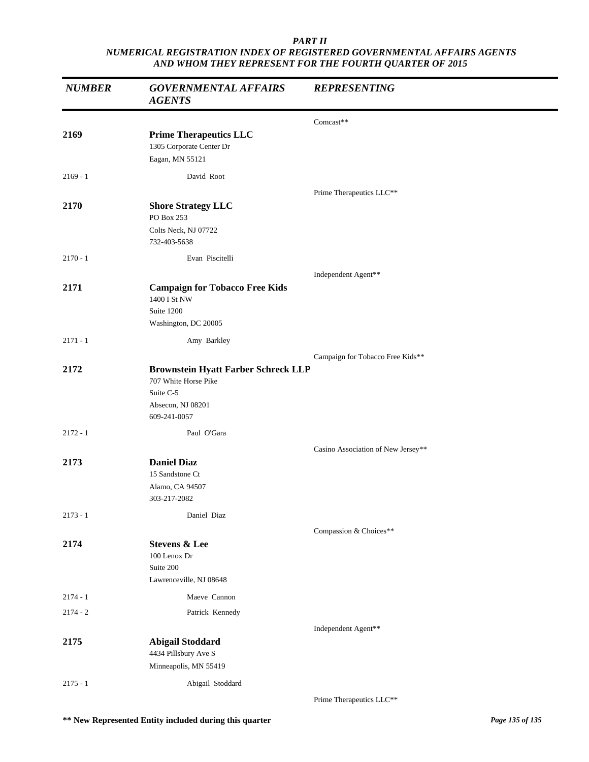*PART II*
*NUMERICAL REGISTRATION INDEX OF REGISTERED GOVERNMENTAL AFFAIRS AGENTS AND WHOM THEY REPRESENT FOR THE FOURTH QUARTER OF 2015*

| *NUMBER* | *GOVERNMENTAL AFFAIRS AGENTS* | *REPRESENTING* |
|---|---|---|
| | | Comcast** |
| **2169** | **Prime Therapeutics LLC**<br>1305 Corporate Center Dr<br>Eagan, MN 55121 | |
| 2169 - 1 | David Root | |
| | | Prime Therapeutics LLC** |
| **2170** | **Shore Strategy LLC**<br>PO Box 253<br>Colts Neck, NJ 07722<br>732-403-5638 | |
| 2170 - 1 | Evan Piscitelli | |
| | | Independent Agent** |
| **2171** | **Campaign for Tobacco Free Kids**<br>1400 I St NW<br>Suite 1200<br>Washington, DC 20005 | |
| 2171 - 1 | Amy Barkley | |
| | | Campaign for Tobacco Free Kids** |
| **2172** | **Brownstein Hyatt Farber Schreck LLP**<br>707 White Horse Pike<br>Suite C-5<br>Absecon, NJ 08201<br>609-241-0057 | |
| 2172 - 1 | Paul O'Gara | |
| | | Casino Association of New Jersey** |
| **2173** | **Daniel Diaz**<br>15 Sandstone Ct<br>Alamo, CA 94507<br>303-217-2082 | |
| 2173 - 1 | Daniel Diaz | |
| | | Compassion & Choices** |
| **2174** | **Stevens & Lee**<br>100 Lenox Dr<br>Suite 200<br>Lawrenceville, NJ 08648 | |
| 2174 - 1 | Maeve Cannon | |
| 2174 - 2 | Patrick Kennedy | |
| | | Independent Agent** |
| **2175** | **Abigail Stoddard**<br>4434 Pillsbury Ave S<br>Minneapolis, MN 55419 | |
| 2175 - 1 | Abigail Stoddard | |
| | | Prime Therapeutics LLC** |

**** New Represented Entity included during this quarter**